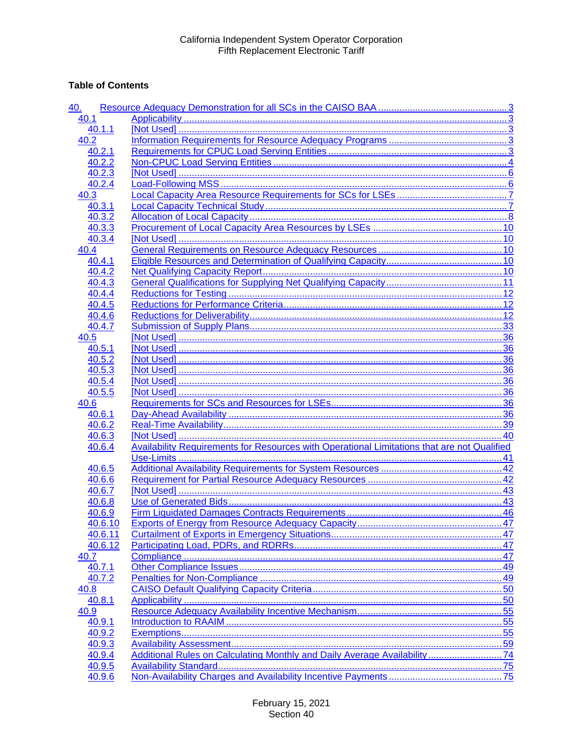California Independent System Operator Corporation
Fifth Replacement Electronic Tariff

**Table of Contents**

| | | |
|---|---|---|
| 40. | Resource Adequacy Demonstration for all SCs in the CAISO BAA | 3 |
| 40.1 | Applicability | 3 |
| 40.1.1 | [Not Used] | 3 |
| 40.2 | Information Requirements for Resource Adequacy Programs | 3 |
| 40.2.1 | Requirements for CPUC Load Serving Entities | 3 |
| 40.2.2 | Non-CPUC Load Serving Entities | 4 |
| 40.2.3 | [Not Used] | 6 |
| 40.2.4 | Load-Following MSS | 6 |
| 40.3 | Local Capacity Area Resource Requirements for SCs for LSEs | 7 |
| 40.3.1 | Local Capacity Technical Study | 7 |
| 40.3.2 | Allocation of Local Capacity | 8 |
| 40.3.3 | Procurement of Local Capacity Area Resources by LSEs | 10 |
| 40.3.4 | [Not Used] | 10 |
| 40.4 | General Requirements on Resource Adequacy Resources | 10 |
| 40.4.1 | Eligible Resources and Determination of Qualifying Capacity | 10 |
| 40.4.2 | Net Qualifying Capacity Report | 10 |
| 40.4.3 | General Qualifications for Supplying Net Qualifying Capacity | 11 |
| 40.4.4 | Reductions for Testing | 12 |
| 40.4.5 | Reductions for Performance Criteria | 12 |
| 40.4.6 | Reductions for Deliverability | 12 |
| 40.4.7 | Submission of Supply Plans | 33 |
| 40.5 | [Not Used] | 36 |
| 40.5.1 | [Not Used] | 36 |
| 40.5.2 | [Not Used] | 36 |
| 40.5.3 | [Not Used] | 36 |
| 40.5.4 | [Not Used] | 36 |
| 40.5.5 | [Not Used] | 36 |
| 40.6 | Requirements for SCs and Resources for LSEs | 36 |
| 40.6.1 | Day-Ahead Availability | 36 |
| 40.6.2 | Real-Time Availability | 39 |
| 40.6.3 | [Not Used] | 40 |
| 40.6.4 | Availability Requirements for Resources with Operational Limitations that are not Qualified Use-Limits | 41 |
| 40.6.5 | Additional Availability Requirements for System Resources | 42 |
| 40.6.6 | Requirement for Partial Resource Adequacy Resources | 42 |
| 40.6.7 | [Not Used] | 43 |
| 40.6.8 | Use of Generated Bids | 43 |
| 40.6.9 | Firm Liquidated Damages Contracts Requirements | 46 |
| 40.6.10 | Exports of Energy from Resource Adequacy Capacity | 47 |
| 40.6.11 | Curtailment of Exports in Emergency Situations | 47 |
| 40.6.12 | Participating Load, PDRs, and RDRRs | 47 |
| 40.7 | Compliance | 47 |
| 40.7.1 | Other Compliance Issues | 49 |
| 40.7.2 | Penalties for Non-Compliance | 49 |
| 40.8 | CAISO Default Qualifying Capacity Criteria | 50 |
| 40.8.1 | Applicability | 50 |
| 40.9 | Resource Adequacy Availability Incentive Mechanism | 55 |
| 40.9.1 | Introduction to RAAIM | 55 |
| 40.9.2 | Exemptions | 55 |
| 40.9.3 | Availability Assessment | 59 |
| 40.9.4 | Additional Rules on Calculating Monthly and Daily Average Availability | 74 |
| 40.9.5 | Availability Standard | 75 |
| 40.9.6 | Non-Availability Charges and Availability Incentive Payments | 75 |

February 15, 2021
Section 40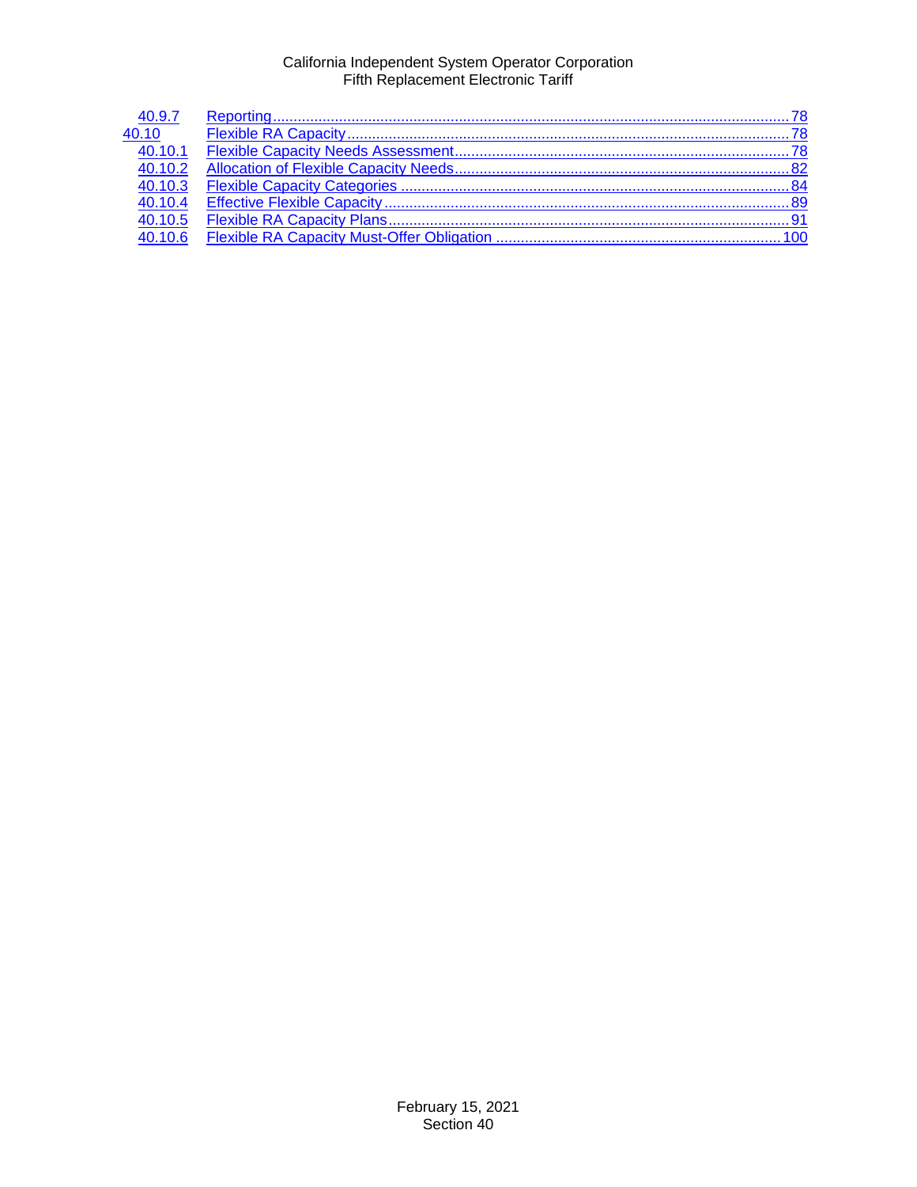| | | |
|---|---|---|
| 40.9.7 | Reporting | 78 |
| 40.10 | Flexible RA Capacity | 78 |
| 40.10.1 | Flexible Capacity Needs Assessment | 78 |
| 40.10.2 | Allocation of Flexible Capacity Needs | 82 |
| 40.10.3 | Flexible Capacity Categories | 84 |
| 40.10.4 | Effective Flexible Capacity | 89 |
| 40.10.5 | Flexible RA Capacity Plans | 91 |
| 40.10.6 | Flexible RA Capacity Must-Offer Obligation | 100 |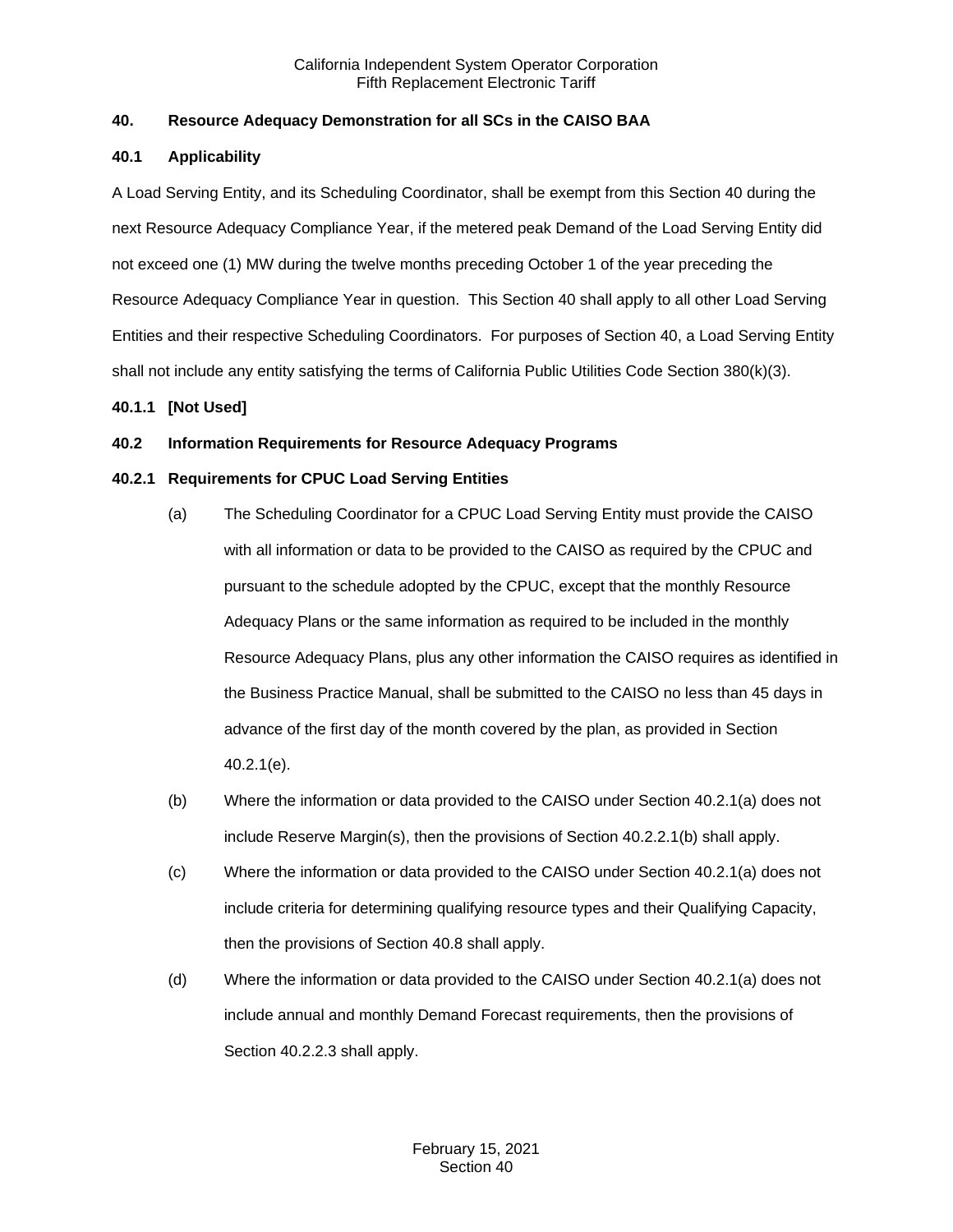## 40. Resource Adequacy Demonstration for all SCs in the CAISO BAA

### 40.1 Applicability

A Load Serving Entity, and its Scheduling Coordinator, shall be exempt from this Section 40 during the next Resource Adequacy Compliance Year, if the metered peak Demand of the Load Serving Entity did not exceed one (1) MW during the twelve months preceding October 1 of the year preceding the Resource Adequacy Compliance Year in question. This Section 40 shall apply to all other Load Serving Entities and their respective Scheduling Coordinators. For purposes of Section 40, a Load Serving Entity shall not include any entity satisfying the terms of California Public Utilities Code Section 380(k)(3).

#### 40.1.1 [Not Used]

### 40.2 Information Requirements for Resource Adequacy Programs

#### 40.2.1 Requirements for CPUC Load Serving Entities

(a) The Scheduling Coordinator for a CPUC Load Serving Entity must provide the CAISO with all information or data to be provided to the CAISO as required by the CPUC and pursuant to the schedule adopted by the CPUC, except that the monthly Resource Adequacy Plans or the same information as required to be included in the monthly Resource Adequacy Plans, plus any other information the CAISO requires as identified in the Business Practice Manual, shall be submitted to the CAISO no less than 45 days in advance of the first day of the month covered by the plan, as provided in Section 40.2.1(e).

(b) Where the information or data provided to the CAISO under Section 40.2.1(a) does not include Reserve Margin(s), then the provisions of Section 40.2.2.1(b) shall apply.

(c) Where the information or data provided to the CAISO under Section 40.2.1(a) does not include criteria for determining qualifying resource types and their Qualifying Capacity, then the provisions of Section 40.8 shall apply.

(d) Where the information or data provided to the CAISO under Section 40.2.1(a) does not include annual and monthly Demand Forecast requirements, then the provisions of Section 40.2.2.3 shall apply.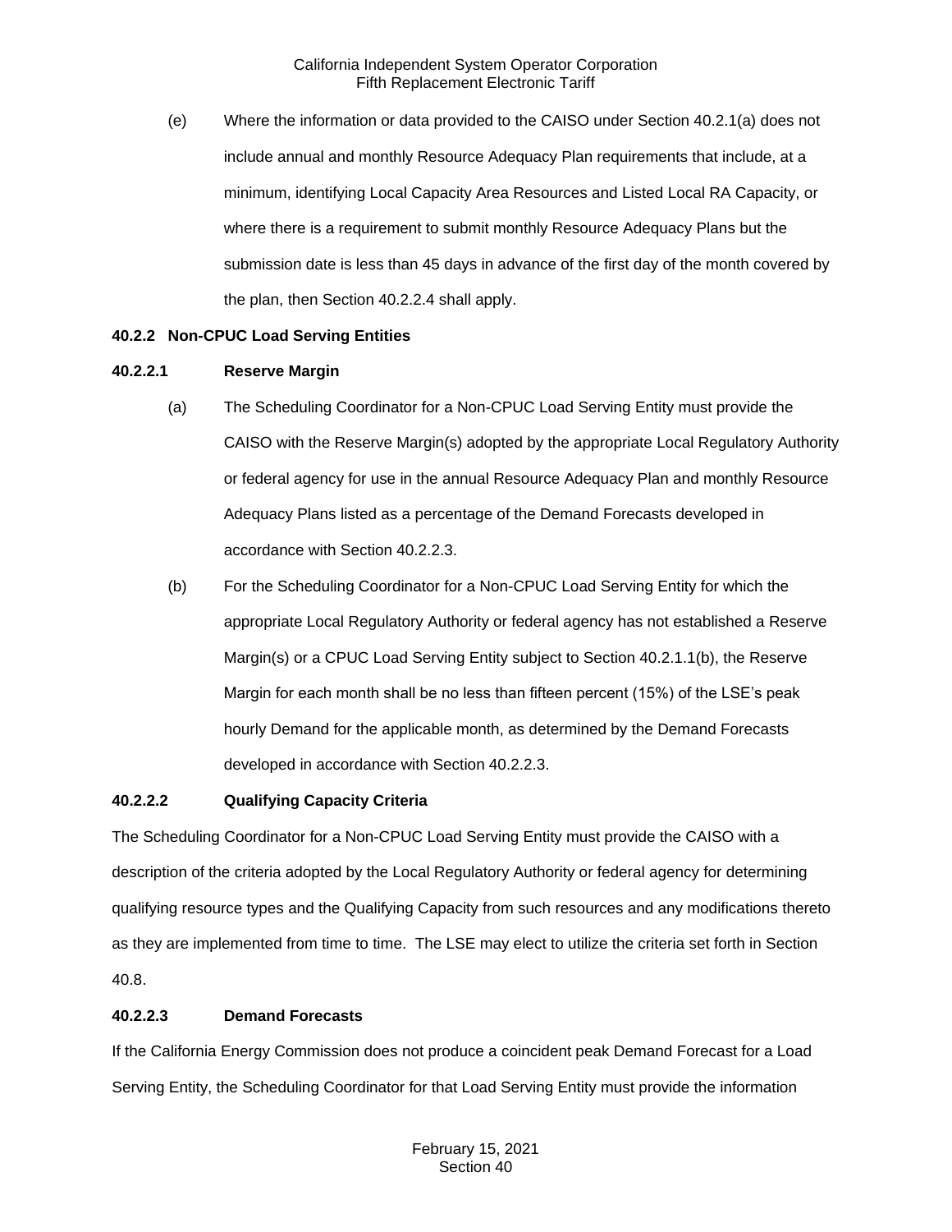(e) Where the information or data provided to the CAISO under Section 40.2.1(a) does not include annual and monthly Resource Adequacy Plan requirements that include, at a minimum, identifying Local Capacity Area Resources and Listed Local RA Capacity, or where there is a requirement to submit monthly Resource Adequacy Plans but the submission date is less than 45 days in advance of the first day of the month covered by the plan, then Section 40.2.2.4 shall apply.

### 40.2.2 Non-CPUC Load Serving Entities

#### 40.2.2.1 Reserve Margin

(a) The Scheduling Coordinator for a Non-CPUC Load Serving Entity must provide the CAISO with the Reserve Margin(s) adopted by the appropriate Local Regulatory Authority or federal agency for use in the annual Resource Adequacy Plan and monthly Resource Adequacy Plans listed as a percentage of the Demand Forecasts developed in accordance with Section 40.2.2.3.

(b) For the Scheduling Coordinator for a Non-CPUC Load Serving Entity for which the appropriate Local Regulatory Authority or federal agency has not established a Reserve Margin(s) or a CPUC Load Serving Entity subject to Section 40.2.1.1(b), the Reserve Margin for each month shall be no less than fifteen percent (15%) of the LSE's peak hourly Demand for the applicable month, as determined by the Demand Forecasts developed in accordance with Section 40.2.2.3.

#### 40.2.2.2 Qualifying Capacity Criteria

The Scheduling Coordinator for a Non-CPUC Load Serving Entity must provide the CAISO with a description of the criteria adopted by the Local Regulatory Authority or federal agency for determining qualifying resource types and the Qualifying Capacity from such resources and any modifications thereto as they are implemented from time to time. The LSE may elect to utilize the criteria set forth in Section 40.8.

#### 40.2.2.3 Demand Forecasts

If the California Energy Commission does not produce a coincident peak Demand Forecast for a Load Serving Entity, the Scheduling Coordinator for that Load Serving Entity must provide the information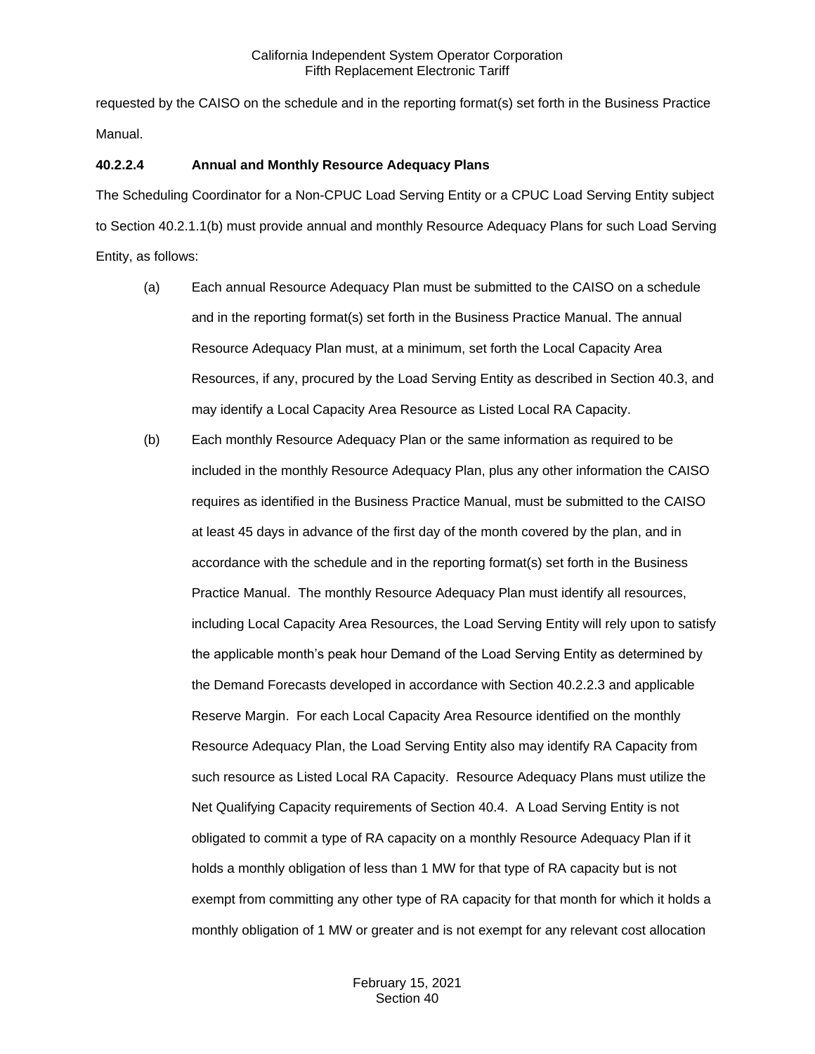requested by the CAISO on the schedule and in the reporting format(s) set forth in the Business Practice Manual.

**40.2.2.4 Annual and Monthly Resource Adequacy Plans**

The Scheduling Coordinator for a Non-CPUC Load Serving Entity or a CPUC Load Serving Entity subject to Section 40.2.1.1(b) must provide annual and monthly Resource Adequacy Plans for such Load Serving Entity, as follows:

(a) Each annual Resource Adequacy Plan must be submitted to the CAISO on a schedule and in the reporting format(s) set forth in the Business Practice Manual. The annual Resource Adequacy Plan must, at a minimum, set forth the Local Capacity Area Resources, if any, procured by the Load Serving Entity as described in Section 40.3, and may identify a Local Capacity Area Resource as Listed Local RA Capacity.

(b) Each monthly Resource Adequacy Plan or the same information as required to be included in the monthly Resource Adequacy Plan, plus any other information the CAISO requires as identified in the Business Practice Manual, must be submitted to the CAISO at least 45 days in advance of the first day of the month covered by the plan, and in accordance with the schedule and in the reporting format(s) set forth in the Business Practice Manual. The monthly Resource Adequacy Plan must identify all resources, including Local Capacity Area Resources, the Load Serving Entity will rely upon to satisfy the applicable month's peak hour Demand of the Load Serving Entity as determined by the Demand Forecasts developed in accordance with Section 40.2.2.3 and applicable Reserve Margin. For each Local Capacity Area Resource identified on the monthly Resource Adequacy Plan, the Load Serving Entity also may identify RA Capacity from such resource as Listed Local RA Capacity. Resource Adequacy Plans must utilize the Net Qualifying Capacity requirements of Section 40.4. A Load Serving Entity is not obligated to commit a type of RA capacity on a monthly Resource Adequacy Plan if it holds a monthly obligation of less than 1 MW for that type of RA capacity but is not exempt from committing any other type of RA capacity for that month for which it holds a monthly obligation of 1 MW or greater and is not exempt for any relevant cost allocation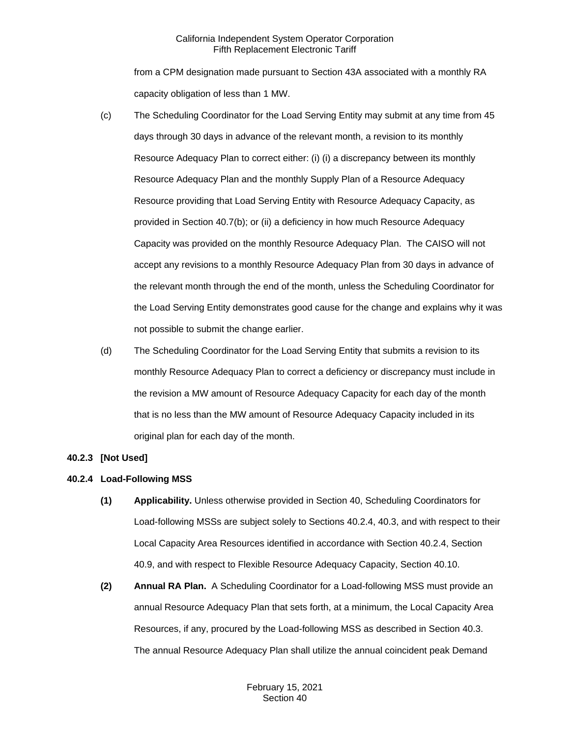from a CPM designation made pursuant to Section 43A associated with a monthly RA capacity obligation of less than 1 MW.

(c) The Scheduling Coordinator for the Load Serving Entity may submit at any time from 45 days through 30 days in advance of the relevant month, a revision to its monthly Resource Adequacy Plan to correct either: (i) (i) a discrepancy between its monthly Resource Adequacy Plan and the monthly Supply Plan of a Resource Adequacy Resource providing that Load Serving Entity with Resource Adequacy Capacity, as provided in Section 40.7(b); or (ii) a deficiency in how much Resource Adequacy Capacity was provided on the monthly Resource Adequacy Plan. The CAISO will not accept any revisions to a monthly Resource Adequacy Plan from 30 days in advance of the relevant month through the end of the month, unless the Scheduling Coordinator for the Load Serving Entity demonstrates good cause for the change and explains why it was not possible to submit the change earlier.

(d) The Scheduling Coordinator for the Load Serving Entity that submits a revision to its monthly Resource Adequacy Plan to correct a deficiency or discrepancy must include in the revision a MW amount of Resource Adequacy Capacity for each day of the month that is no less than the MW amount of Resource Adequacy Capacity included in its original plan for each day of the month.

**40.2.3 [Not Used]**

**40.2.4 Load-Following MSS**

**(1) Applicability.** Unless otherwise provided in Section 40, Scheduling Coordinators for Load-following MSSs are subject solely to Sections 40.2.4, 40.3, and with respect to their Local Capacity Area Resources identified in accordance with Section 40.2.4, Section 40.9, and with respect to Flexible Resource Adequacy Capacity, Section 40.10.

**(2) Annual RA Plan.** A Scheduling Coordinator for a Load-following MSS must provide an annual Resource Adequacy Plan that sets forth, at a minimum, the Local Capacity Area Resources, if any, procured by the Load-following MSS as described in Section 40.3. The annual Resource Adequacy Plan shall utilize the annual coincident peak Demand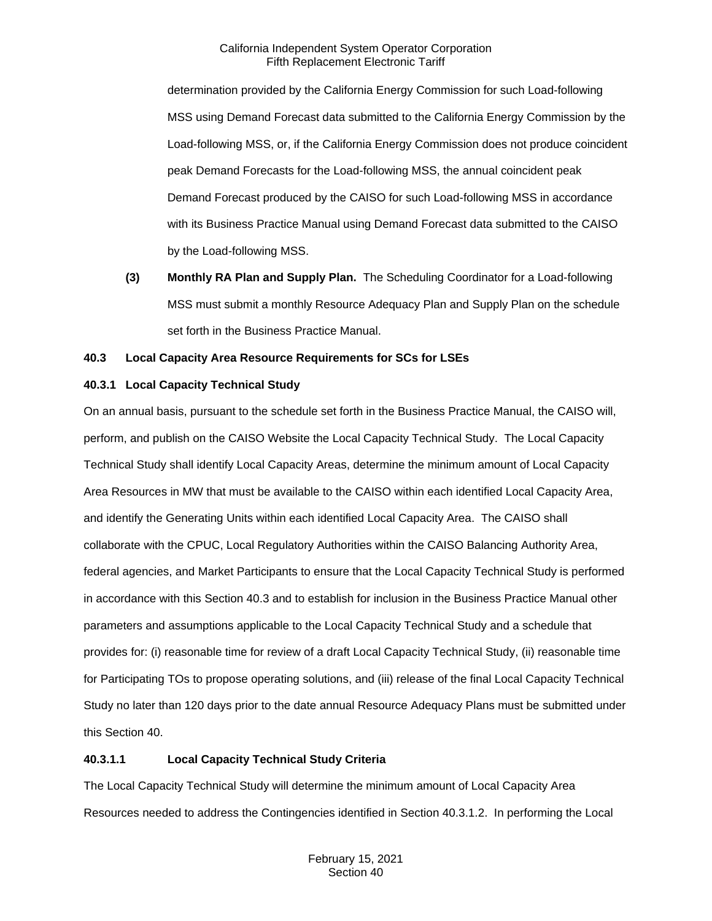determination provided by the California Energy Commission for such Load-following MSS using Demand Forecast data submitted to the California Energy Commission by the Load-following MSS, or, if the California Energy Commission does not produce coincident peak Demand Forecasts for the Load-following MSS, the annual coincident peak Demand Forecast produced by the CAISO for such Load-following MSS in accordance with its Business Practice Manual using Demand Forecast data submitted to the CAISO by the Load-following MSS.

**(3) Monthly RA Plan and Supply Plan.** The Scheduling Coordinator for a Load-following MSS must submit a monthly Resource Adequacy Plan and Supply Plan on the schedule set forth in the Business Practice Manual.

## 40.3 Local Capacity Area Resource Requirements for SCs for LSEs

### 40.3.1 Local Capacity Technical Study

On an annual basis, pursuant to the schedule set forth in the Business Practice Manual, the CAISO will, perform, and publish on the CAISO Website the Local Capacity Technical Study. The Local Capacity Technical Study shall identify Local Capacity Areas, determine the minimum amount of Local Capacity Area Resources in MW that must be available to the CAISO within each identified Local Capacity Area, and identify the Generating Units within each identified Local Capacity Area. The CAISO shall collaborate with the CPUC, Local Regulatory Authorities within the CAISO Balancing Authority Area, federal agencies, and Market Participants to ensure that the Local Capacity Technical Study is performed in accordance with this Section 40.3 and to establish for inclusion in the Business Practice Manual other parameters and assumptions applicable to the Local Capacity Technical Study and a schedule that provides for: (i) reasonable time for review of a draft Local Capacity Technical Study, (ii) reasonable time for Participating TOs to propose operating solutions, and (iii) release of the final Local Capacity Technical Study no later than 120 days prior to the date annual Resource Adequacy Plans must be submitted under this Section 40.

#### 40.3.1.1 Local Capacity Technical Study Criteria

The Local Capacity Technical Study will determine the minimum amount of Local Capacity Area Resources needed to address the Contingencies identified in Section 40.3.1.2. In performing the Local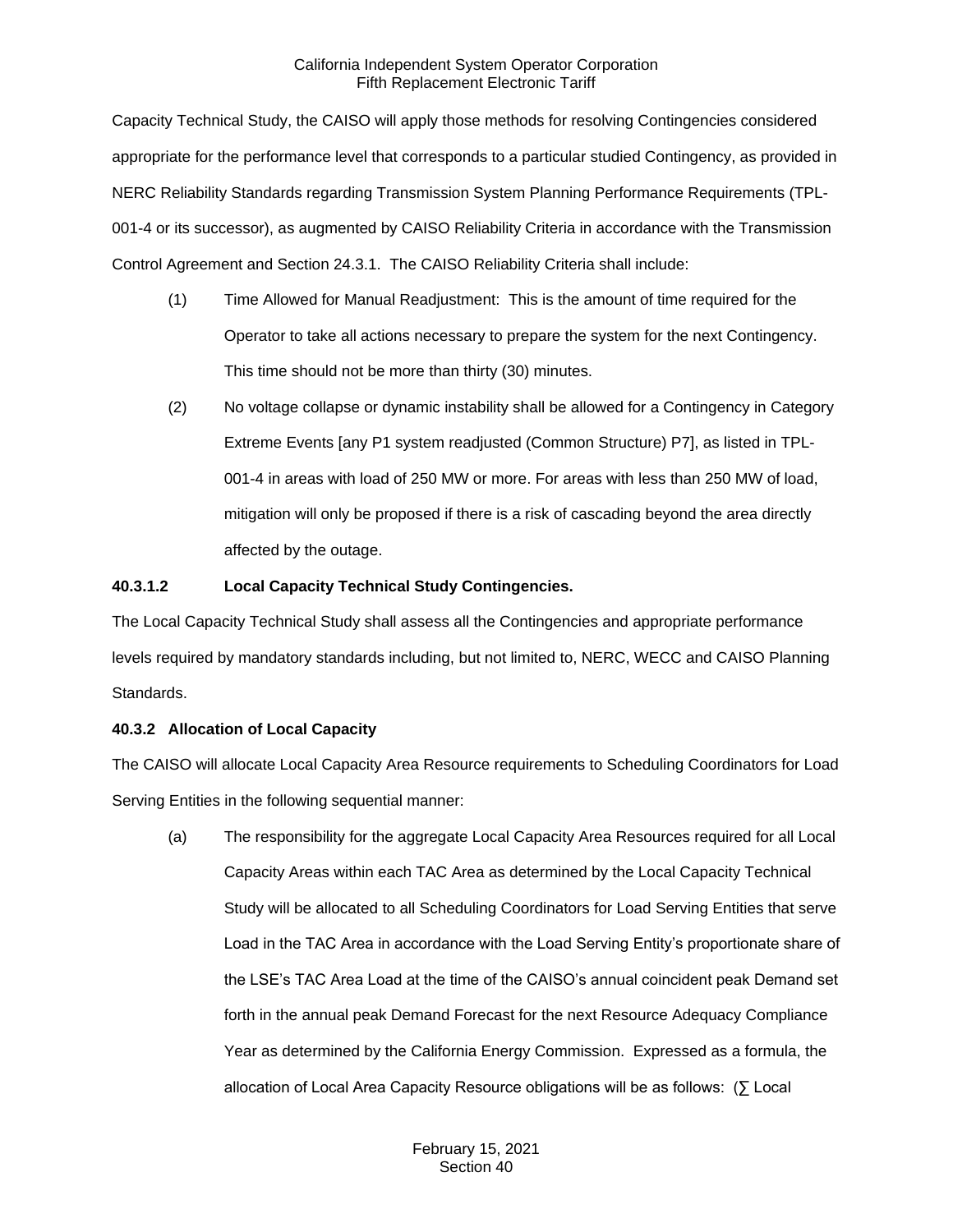Capacity Technical Study, the CAISO will apply those methods for resolving Contingencies considered appropriate for the performance level that corresponds to a particular studied Contingency, as provided in NERC Reliability Standards regarding Transmission System Planning Performance Requirements (TPL-001-4 or its successor), as augmented by CAISO Reliability Criteria in accordance with the Transmission Control Agreement and Section 24.3.1. The CAISO Reliability Criteria shall include:

(1) Time Allowed for Manual Readjustment: This is the amount of time required for the Operator to take all actions necessary to prepare the system for the next Contingency. This time should not be more than thirty (30) minutes.

(2) No voltage collapse or dynamic instability shall be allowed for a Contingency in Category Extreme Events [any P1 system readjusted (Common Structure) P7], as listed in TPL-001-4 in areas with load of 250 MW or more. For areas with less than 250 MW of load, mitigation will only be proposed if there is a risk of cascading beyond the area directly affected by the outage.

**40.3.1.2 Local Capacity Technical Study Contingencies.**

The Local Capacity Technical Study shall assess all the Contingencies and appropriate performance levels required by mandatory standards including, but not limited to, NERC, WECC and CAISO Planning Standards.

**40.3.2 Allocation of Local Capacity**

The CAISO will allocate Local Capacity Area Resource requirements to Scheduling Coordinators for Load Serving Entities in the following sequential manner:

(a) The responsibility for the aggregate Local Capacity Area Resources required for all Local Capacity Areas within each TAC Area as determined by the Local Capacity Technical Study will be allocated to all Scheduling Coordinators for Load Serving Entities that serve Load in the TAC Area in accordance with the Load Serving Entity's proportionate share of the LSE's TAC Area Load at the time of the CAISO's annual coincident peak Demand set forth in the annual peak Demand Forecast for the next Resource Adequacy Compliance Year as determined by the California Energy Commission. Expressed as a formula, the allocation of Local Area Capacity Resource obligations will be as follows: (∑ Local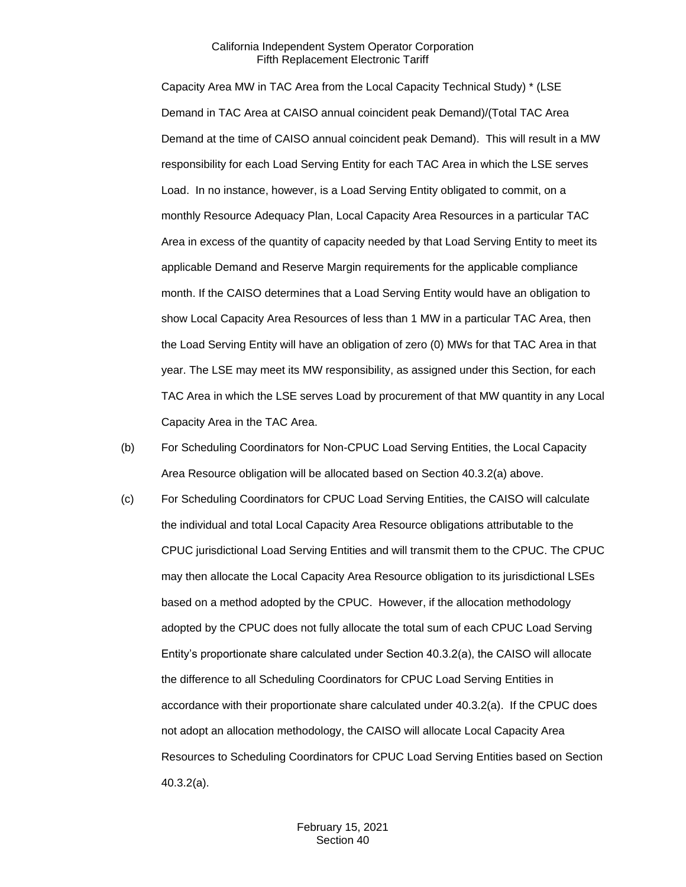Capacity Area MW in TAC Area from the Local Capacity Technical Study) * (LSE Demand in TAC Area at CAISO annual coincident peak Demand)/(Total TAC Area Demand at the time of CAISO annual coincident peak Demand). This will result in a MW responsibility for each Load Serving Entity for each TAC Area in which the LSE serves Load. In no instance, however, is a Load Serving Entity obligated to commit, on a monthly Resource Adequacy Plan, Local Capacity Area Resources in a particular TAC Area in excess of the quantity of capacity needed by that Load Serving Entity to meet its applicable Demand and Reserve Margin requirements for the applicable compliance month. If the CAISO determines that a Load Serving Entity would have an obligation to show Local Capacity Area Resources of less than 1 MW in a particular TAC Area, then the Load Serving Entity will have an obligation of zero (0) MWs for that TAC Area in that year. The LSE may meet its MW responsibility, as assigned under this Section, for each TAC Area in which the LSE serves Load by procurement of that MW quantity in any Local Capacity Area in the TAC Area.

(b) For Scheduling Coordinators for Non-CPUC Load Serving Entities, the Local Capacity Area Resource obligation will be allocated based on Section 40.3.2(a) above.

(c) For Scheduling Coordinators for CPUC Load Serving Entities, the CAISO will calculate the individual and total Local Capacity Area Resource obligations attributable to the CPUC jurisdictional Load Serving Entities and will transmit them to the CPUC. The CPUC may then allocate the Local Capacity Area Resource obligation to its jurisdictional LSEs based on a method adopted by the CPUC. However, if the allocation methodology adopted by the CPUC does not fully allocate the total sum of each CPUC Load Serving Entity's proportionate share calculated under Section 40.3.2(a), the CAISO will allocate the difference to all Scheduling Coordinators for CPUC Load Serving Entities in accordance with their proportionate share calculated under 40.3.2(a). If the CPUC does not adopt an allocation methodology, the CAISO will allocate Local Capacity Area Resources to Scheduling Coordinators for CPUC Load Serving Entities based on Section 40.3.2(a).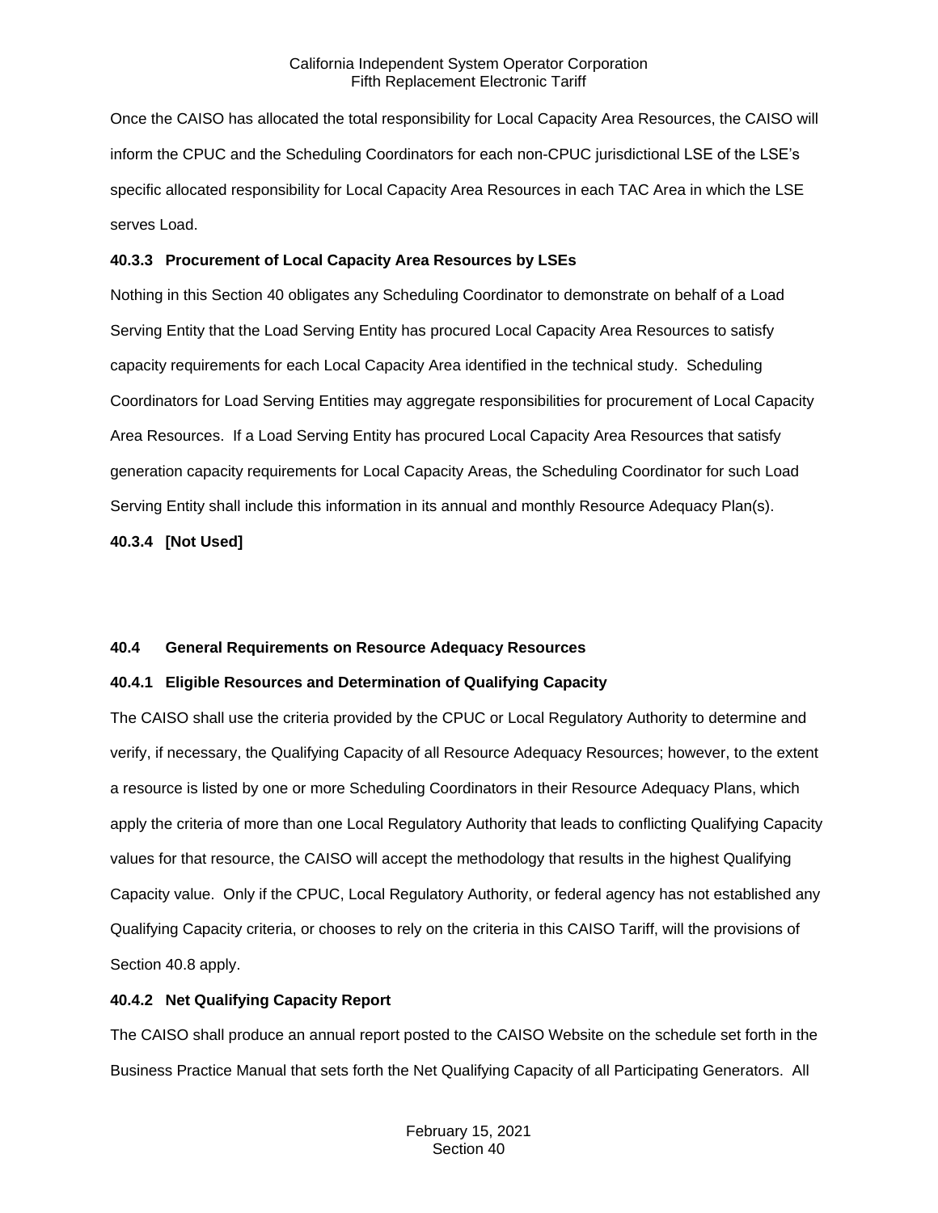Once the CAISO has allocated the total responsibility for Local Capacity Area Resources, the CAISO will inform the CPUC and the Scheduling Coordinators for each non-CPUC jurisdictional LSE of the LSE's specific allocated responsibility for Local Capacity Area Resources in each TAC Area in which the LSE serves Load.

### 40.3.3 Procurement of Local Capacity Area Resources by LSEs

Nothing in this Section 40 obligates any Scheduling Coordinator to demonstrate on behalf of a Load Serving Entity that the Load Serving Entity has procured Local Capacity Area Resources to satisfy capacity requirements for each Local Capacity Area identified in the technical study. Scheduling Coordinators for Load Serving Entities may aggregate responsibilities for procurement of Local Capacity Area Resources. If a Load Serving Entity has procured Local Capacity Area Resources that satisfy generation capacity requirements for Local Capacity Areas, the Scheduling Coordinator for such Load Serving Entity shall include this information in its annual and monthly Resource Adequacy Plan(s).

### 40.3.4 [Not Used]

## 40.4 General Requirements on Resource Adequacy Resources

### 40.4.1 Eligible Resources and Determination of Qualifying Capacity

The CAISO shall use the criteria provided by the CPUC or Local Regulatory Authority to determine and verify, if necessary, the Qualifying Capacity of all Resource Adequacy Resources; however, to the extent a resource is listed by one or more Scheduling Coordinators in their Resource Adequacy Plans, which apply the criteria of more than one Local Regulatory Authority that leads to conflicting Qualifying Capacity values for that resource, the CAISO will accept the methodology that results in the highest Qualifying Capacity value. Only if the CPUC, Local Regulatory Authority, or federal agency has not established any Qualifying Capacity criteria, or chooses to rely on the criteria in this CAISO Tariff, will the provisions of Section 40.8 apply.

### 40.4.2 Net Qualifying Capacity Report

The CAISO shall produce an annual report posted to the CAISO Website on the schedule set forth in the Business Practice Manual that sets forth the Net Qualifying Capacity of all Participating Generators. All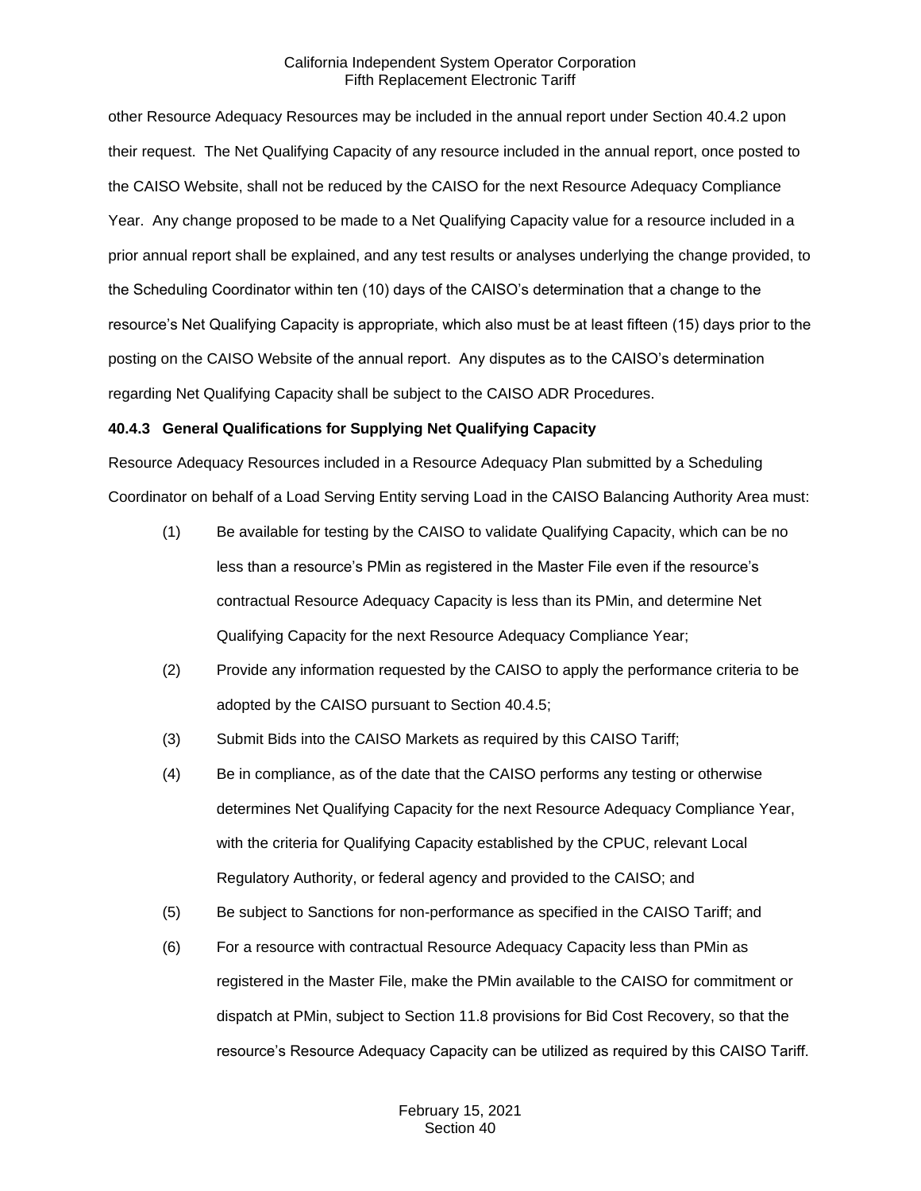other Resource Adequacy Resources may be included in the annual report under Section 40.4.2 upon their request. The Net Qualifying Capacity of any resource included in the annual report, once posted to the CAISO Website, shall not be reduced by the CAISO for the next Resource Adequacy Compliance Year. Any change proposed to be made to a Net Qualifying Capacity value for a resource included in a prior annual report shall be explained, and any test results or analyses underlying the change provided, to the Scheduling Coordinator within ten (10) days of the CAISO's determination that a change to the resource's Net Qualifying Capacity is appropriate, which also must be at least fifteen (15) days prior to the posting on the CAISO Website of the annual report. Any disputes as to the CAISO's determination regarding Net Qualifying Capacity shall be subject to the CAISO ADR Procedures.

**40.4.3 General Qualifications for Supplying Net Qualifying Capacity**

Resource Adequacy Resources included in a Resource Adequacy Plan submitted by a Scheduling Coordinator on behalf of a Load Serving Entity serving Load in the CAISO Balancing Authority Area must:

(1) Be available for testing by the CAISO to validate Qualifying Capacity, which can be no less than a resource's PMin as registered in the Master File even if the resource's contractual Resource Adequacy Capacity is less than its PMin, and determine Net Qualifying Capacity for the next Resource Adequacy Compliance Year;

(2) Provide any information requested by the CAISO to apply the performance criteria to be adopted by the CAISO pursuant to Section 40.4.5;

(3) Submit Bids into the CAISO Markets as required by this CAISO Tariff;

(4) Be in compliance, as of the date that the CAISO performs any testing or otherwise determines Net Qualifying Capacity for the next Resource Adequacy Compliance Year, with the criteria for Qualifying Capacity established by the CPUC, relevant Local Regulatory Authority, or federal agency and provided to the CAISO; and

(5) Be subject to Sanctions for non-performance as specified in the CAISO Tariff; and

(6) For a resource with contractual Resource Adequacy Capacity less than PMin as registered in the Master File, make the PMin available to the CAISO for commitment or dispatch at PMin, subject to Section 11.8 provisions for Bid Cost Recovery, so that the resource's Resource Adequacy Capacity can be utilized as required by this CAISO Tariff.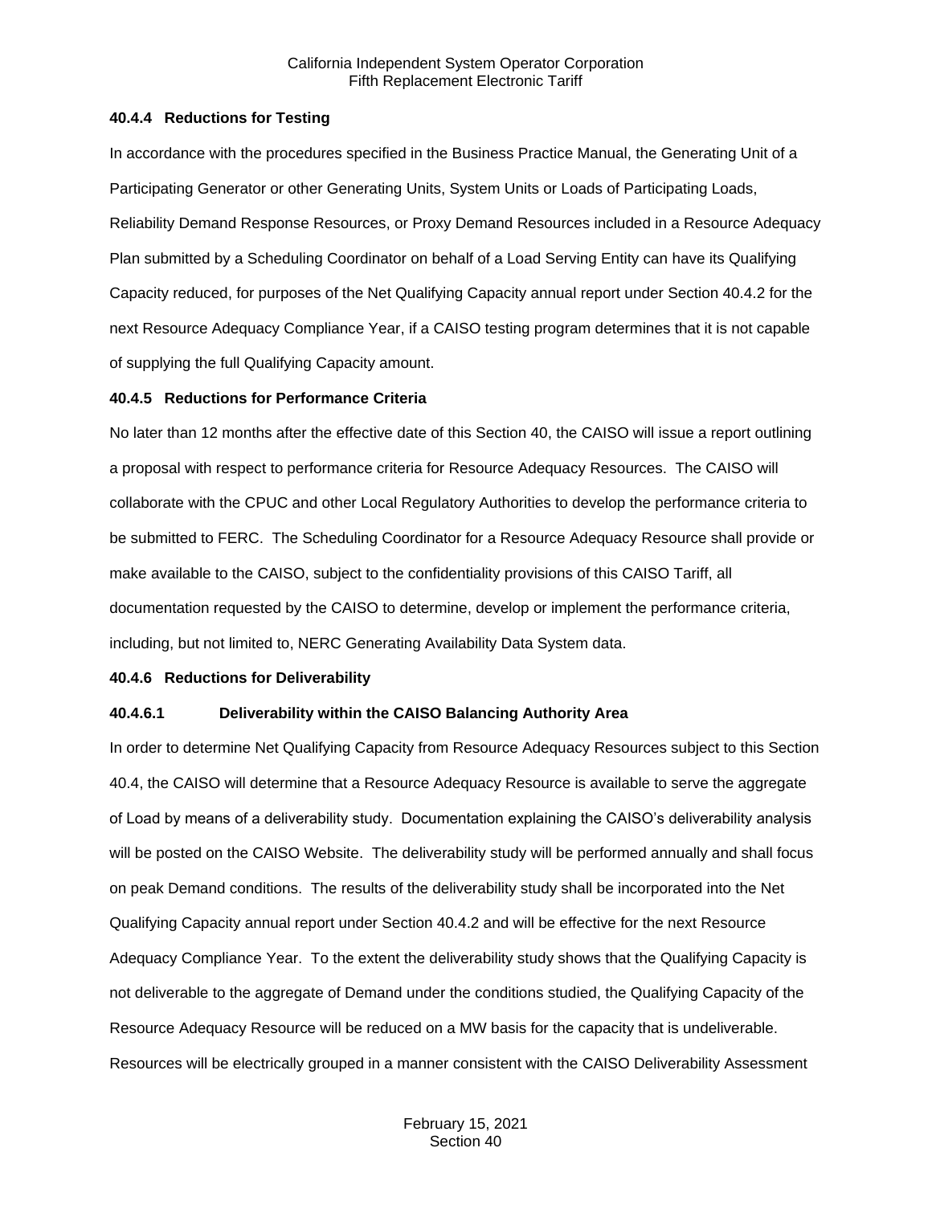#### 40.4.4 Reductions for Testing

In accordance with the procedures specified in the Business Practice Manual, the Generating Unit of a Participating Generator or other Generating Units, System Units or Loads of Participating Loads, Reliability Demand Response Resources, or Proxy Demand Resources included in a Resource Adequacy Plan submitted by a Scheduling Coordinator on behalf of a Load Serving Entity can have its Qualifying Capacity reduced, for purposes of the Net Qualifying Capacity annual report under Section 40.4.2 for the next Resource Adequacy Compliance Year, if a CAISO testing program determines that it is not capable of supplying the full Qualifying Capacity amount.

#### 40.4.5 Reductions for Performance Criteria

No later than 12 months after the effective date of this Section 40, the CAISO will issue a report outlining a proposal with respect to performance criteria for Resource Adequacy Resources. The CAISO will collaborate with the CPUC and other Local Regulatory Authorities to develop the performance criteria to be submitted to FERC. The Scheduling Coordinator for a Resource Adequacy Resource shall provide or make available to the CAISO, subject to the confidentiality provisions of this CAISO Tariff, all documentation requested by the CAISO to determine, develop or implement the performance criteria, including, but not limited to, NERC Generating Availability Data System data.

#### 40.4.6 Reductions for Deliverability

##### 40.4.6.1 Deliverability within the CAISO Balancing Authority Area

In order to determine Net Qualifying Capacity from Resource Adequacy Resources subject to this Section 40.4, the CAISO will determine that a Resource Adequacy Resource is available to serve the aggregate of Load by means of a deliverability study. Documentation explaining the CAISO's deliverability analysis will be posted on the CAISO Website. The deliverability study will be performed annually and shall focus on peak Demand conditions. The results of the deliverability study shall be incorporated into the Net Qualifying Capacity annual report under Section 40.4.2 and will be effective for the next Resource Adequacy Compliance Year. To the extent the deliverability study shows that the Qualifying Capacity is not deliverable to the aggregate of Demand under the conditions studied, the Qualifying Capacity of the Resource Adequacy Resource will be reduced on a MW basis for the capacity that is undeliverable. Resources will be electrically grouped in a manner consistent with the CAISO Deliverability Assessment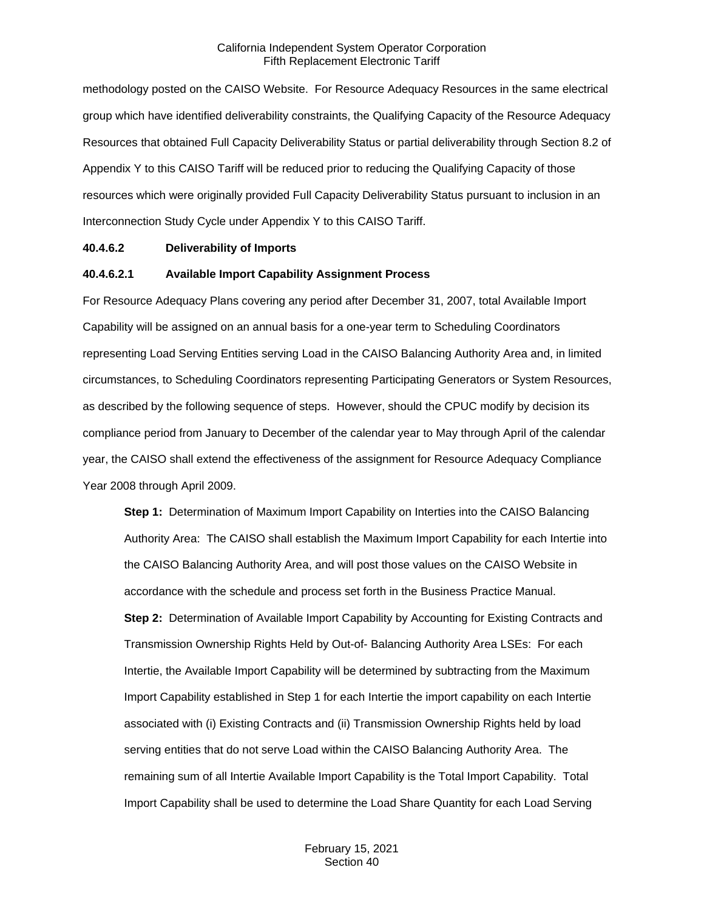methodology posted on the CAISO Website. For Resource Adequacy Resources in the same electrical group which have identified deliverability constraints, the Qualifying Capacity of the Resource Adequacy Resources that obtained Full Capacity Deliverability Status or partial deliverability through Section 8.2 of Appendix Y to this CAISO Tariff will be reduced prior to reducing the Qualifying Capacity of those resources which were originally provided Full Capacity Deliverability Status pursuant to inclusion in an Interconnection Study Cycle under Appendix Y to this CAISO Tariff.

**40.4.6.2 Deliverability of Imports**

**40.4.6.2.1 Available Import Capability Assignment Process**

For Resource Adequacy Plans covering any period after December 31, 2007, total Available Import Capability will be assigned on an annual basis for a one-year term to Scheduling Coordinators representing Load Serving Entities serving Load in the CAISO Balancing Authority Area and, in limited circumstances, to Scheduling Coordinators representing Participating Generators or System Resources, as described by the following sequence of steps. However, should the CPUC modify by decision its compliance period from January to December of the calendar year to May through April of the calendar year, the CAISO shall extend the effectiveness of the assignment for Resource Adequacy Compliance Year 2008 through April 2009.

**Step 1:** Determination of Maximum Import Capability on Interties into the CAISO Balancing Authority Area: The CAISO shall establish the Maximum Import Capability for each Intertie into the CAISO Balancing Authority Area, and will post those values on the CAISO Website in accordance with the schedule and process set forth in the Business Practice Manual.

**Step 2:** Determination of Available Import Capability by Accounting for Existing Contracts and Transmission Ownership Rights Held by Out-of- Balancing Authority Area LSEs: For each Intertie, the Available Import Capability will be determined by subtracting from the Maximum Import Capability established in Step 1 for each Intertie the import capability on each Intertie associated with (i) Existing Contracts and (ii) Transmission Ownership Rights held by load serving entities that do not serve Load within the CAISO Balancing Authority Area. The remaining sum of all Intertie Available Import Capability is the Total Import Capability. Total Import Capability shall be used to determine the Load Share Quantity for each Load Serving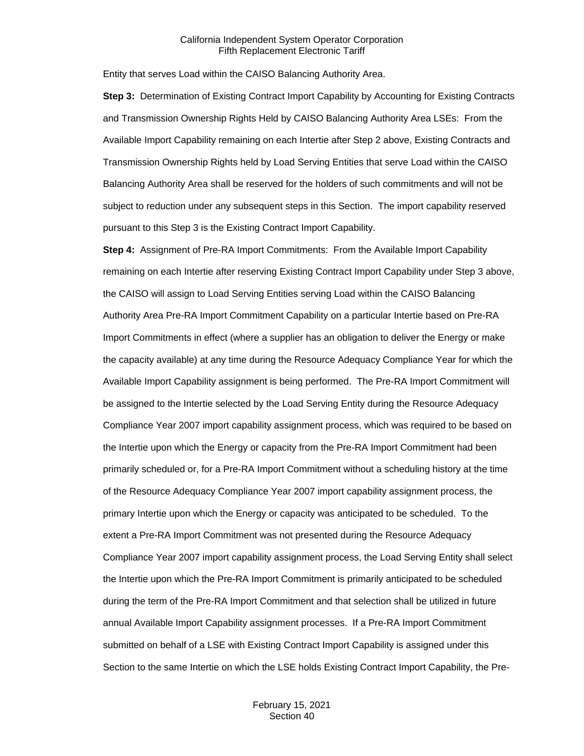Entity that serves Load within the CAISO Balancing Authority Area.

**Step 3:** Determination of Existing Contract Import Capability by Accounting for Existing Contracts and Transmission Ownership Rights Held by CAISO Balancing Authority Area LSEs: From the Available Import Capability remaining on each Intertie after Step 2 above, Existing Contracts and Transmission Ownership Rights held by Load Serving Entities that serve Load within the CAISO Balancing Authority Area shall be reserved for the holders of such commitments and will not be subject to reduction under any subsequent steps in this Section. The import capability reserved pursuant to this Step 3 is the Existing Contract Import Capability.

**Step 4:** Assignment of Pre-RA Import Commitments: From the Available Import Capability remaining on each Intertie after reserving Existing Contract Import Capability under Step 3 above, the CAISO will assign to Load Serving Entities serving Load within the CAISO Balancing Authority Area Pre-RA Import Commitment Capability on a particular Intertie based on Pre-RA Import Commitments in effect (where a supplier has an obligation to deliver the Energy or make the capacity available) at any time during the Resource Adequacy Compliance Year for which the Available Import Capability assignment is being performed. The Pre-RA Import Commitment will be assigned to the Intertie selected by the Load Serving Entity during the Resource Adequacy Compliance Year 2007 import capability assignment process, which was required to be based on the Intertie upon which the Energy or capacity from the Pre-RA Import Commitment had been primarily scheduled or, for a Pre-RA Import Commitment without a scheduling history at the time of the Resource Adequacy Compliance Year 2007 import capability assignment process, the primary Intertie upon which the Energy or capacity was anticipated to be scheduled. To the extent a Pre-RA Import Commitment was not presented during the Resource Adequacy Compliance Year 2007 import capability assignment process, the Load Serving Entity shall select the Intertie upon which the Pre-RA Import Commitment is primarily anticipated to be scheduled during the term of the Pre-RA Import Commitment and that selection shall be utilized in future annual Available Import Capability assignment processes. If a Pre-RA Import Commitment submitted on behalf of a LSE with Existing Contract Import Capability is assigned under this Section to the same Intertie on which the LSE holds Existing Contract Import Capability, the Pre-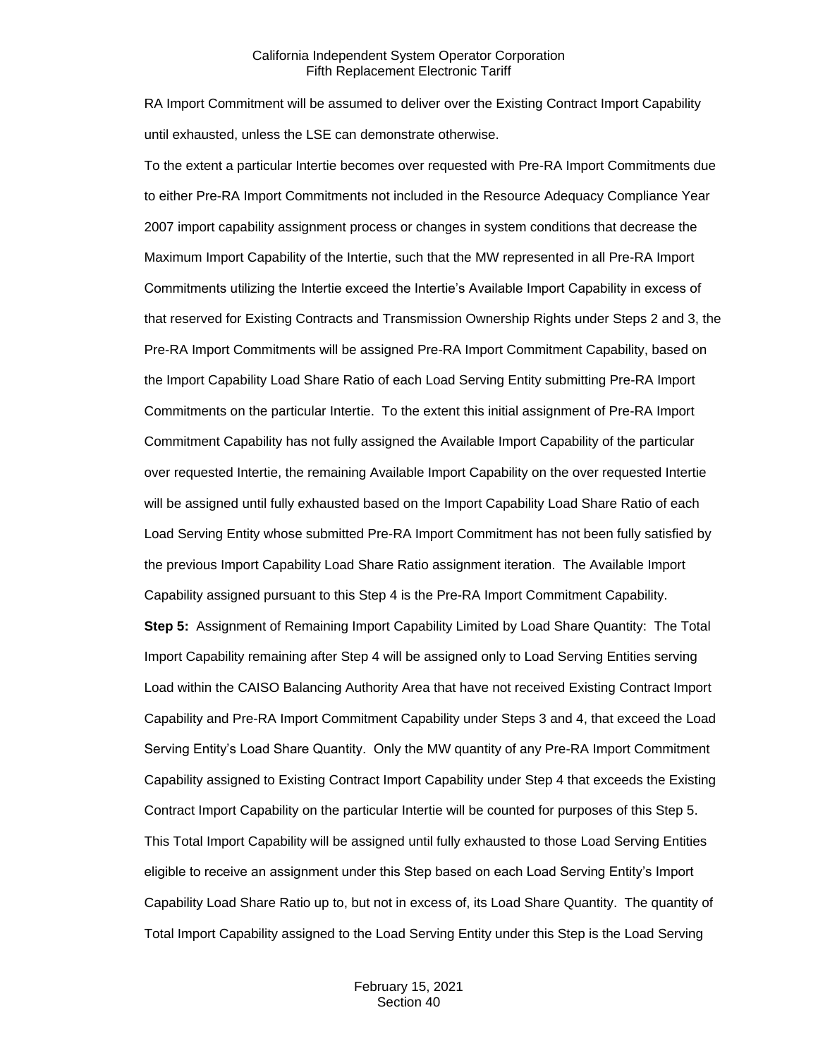RA Import Commitment will be assumed to deliver over the Existing Contract Import Capability until exhausted, unless the LSE can demonstrate otherwise.

To the extent a particular Intertie becomes over requested with Pre-RA Import Commitments due to either Pre-RA Import Commitments not included in the Resource Adequacy Compliance Year 2007 import capability assignment process or changes in system conditions that decrease the Maximum Import Capability of the Intertie, such that the MW represented in all Pre-RA Import Commitments utilizing the Intertie exceed the Intertie's Available Import Capability in excess of that reserved for Existing Contracts and Transmission Ownership Rights under Steps 2 and 3, the Pre-RA Import Commitments will be assigned Pre-RA Import Commitment Capability, based on the Import Capability Load Share Ratio of each Load Serving Entity submitting Pre-RA Import Commitments on the particular Intertie. To the extent this initial assignment of Pre-RA Import Commitment Capability has not fully assigned the Available Import Capability of the particular over requested Intertie, the remaining Available Import Capability on the over requested Intertie will be assigned until fully exhausted based on the Import Capability Load Share Ratio of each Load Serving Entity whose submitted Pre-RA Import Commitment has not been fully satisfied by the previous Import Capability Load Share Ratio assignment iteration. The Available Import Capability assigned pursuant to this Step 4 is the Pre-RA Import Commitment Capability.

**Step 5:** Assignment of Remaining Import Capability Limited by Load Share Quantity: The Total Import Capability remaining after Step 4 will be assigned only to Load Serving Entities serving Load within the CAISO Balancing Authority Area that have not received Existing Contract Import Capability and Pre-RA Import Commitment Capability under Steps 3 and 4, that exceed the Load Serving Entity's Load Share Quantity. Only the MW quantity of any Pre-RA Import Commitment Capability assigned to Existing Contract Import Capability under Step 4 that exceeds the Existing Contract Import Capability on the particular Intertie will be counted for purposes of this Step 5. This Total Import Capability will be assigned until fully exhausted to those Load Serving Entities eligible to receive an assignment under this Step based on each Load Serving Entity's Import Capability Load Share Ratio up to, but not in excess of, its Load Share Quantity. The quantity of Total Import Capability assigned to the Load Serving Entity under this Step is the Load Serving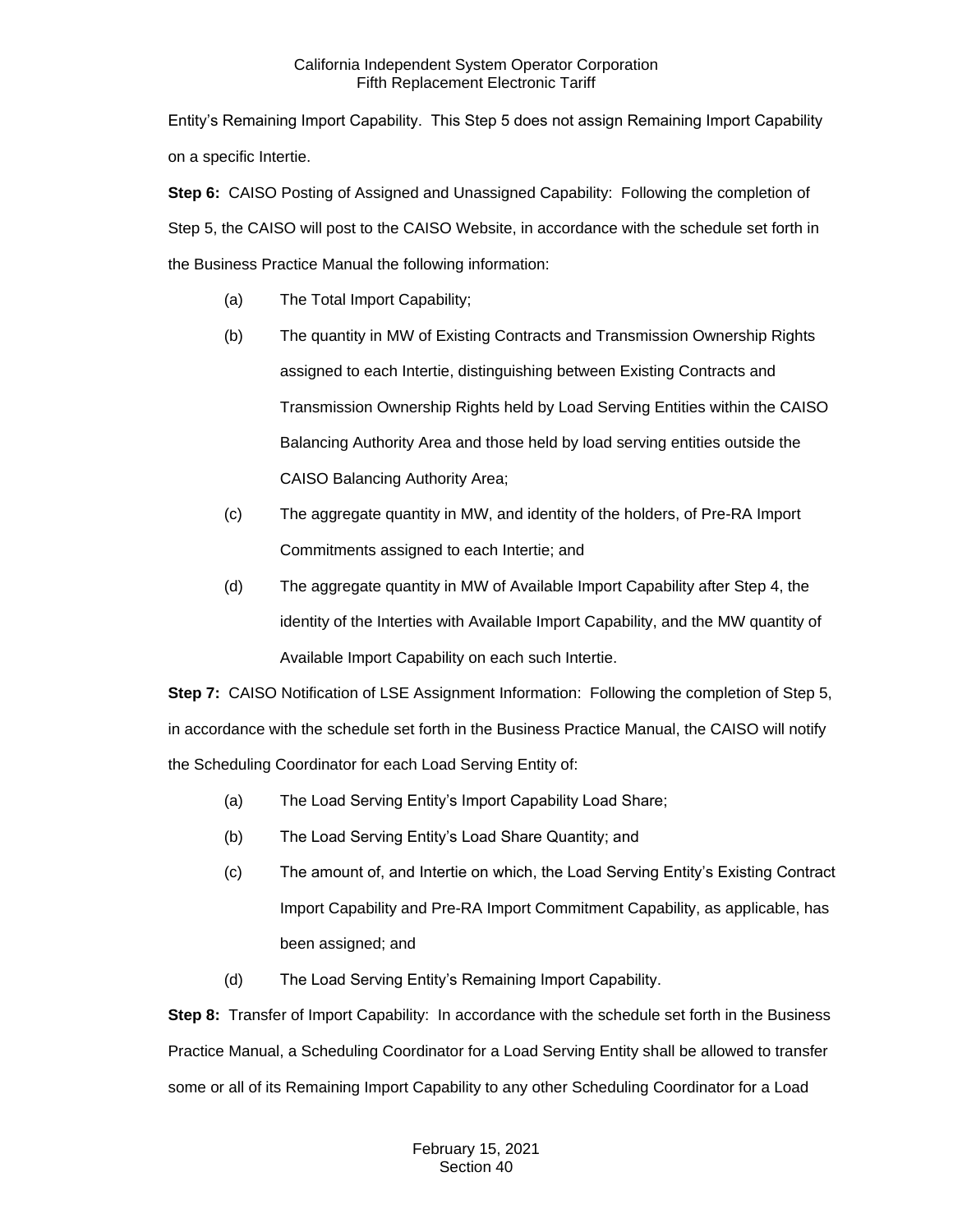Entity's Remaining Import Capability. This Step 5 does not assign Remaining Import Capability on a specific Intertie.

**Step 6:** CAISO Posting of Assigned and Unassigned Capability: Following the completion of Step 5, the CAISO will post to the CAISO Website, in accordance with the schedule set forth in the Business Practice Manual the following information:

(a) The Total Import Capability;

(b) The quantity in MW of Existing Contracts and Transmission Ownership Rights assigned to each Intertie, distinguishing between Existing Contracts and Transmission Ownership Rights held by Load Serving Entities within the CAISO Balancing Authority Area and those held by load serving entities outside the CAISO Balancing Authority Area;

(c) The aggregate quantity in MW, and identity of the holders, of Pre-RA Import Commitments assigned to each Intertie; and

(d) The aggregate quantity in MW of Available Import Capability after Step 4, the identity of the Interties with Available Import Capability, and the MW quantity of Available Import Capability on each such Intertie.

**Step 7:** CAISO Notification of LSE Assignment Information: Following the completion of Step 5, in accordance with the schedule set forth in the Business Practice Manual, the CAISO will notify the Scheduling Coordinator for each Load Serving Entity of:

(a) The Load Serving Entity's Import Capability Load Share;

(b) The Load Serving Entity's Load Share Quantity; and

(c) The amount of, and Intertie on which, the Load Serving Entity's Existing Contract Import Capability and Pre-RA Import Commitment Capability, as applicable, has been assigned; and

(d) The Load Serving Entity's Remaining Import Capability.

**Step 8:** Transfer of Import Capability: In accordance with the schedule set forth in the Business Practice Manual, a Scheduling Coordinator for a Load Serving Entity shall be allowed to transfer some or all of its Remaining Import Capability to any other Scheduling Coordinator for a Load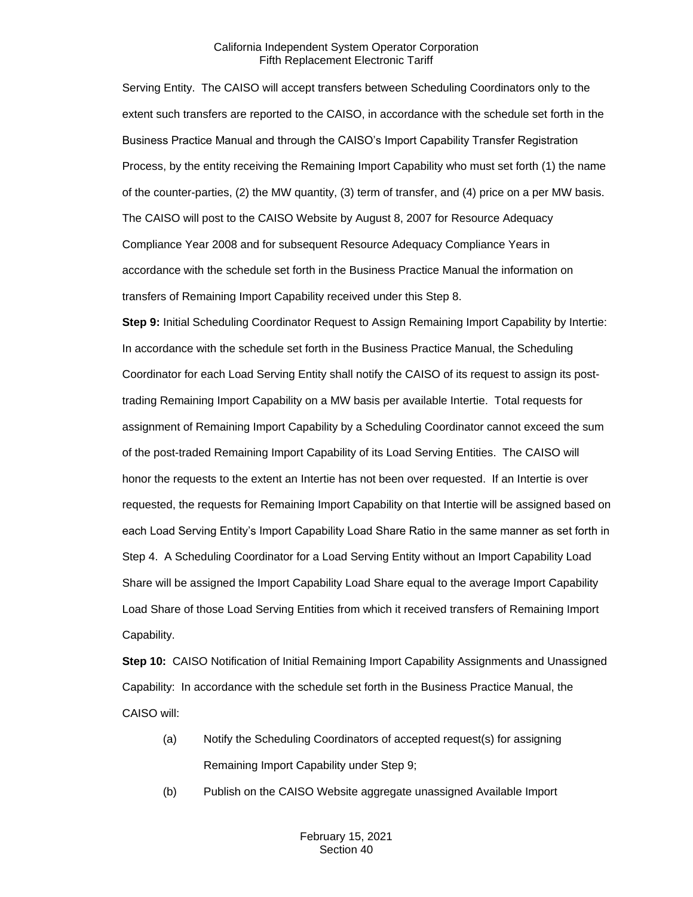Serving Entity. The CAISO will accept transfers between Scheduling Coordinators only to the extent such transfers are reported to the CAISO, in accordance with the schedule set forth in the Business Practice Manual and through the CAISO's Import Capability Transfer Registration Process, by the entity receiving the Remaining Import Capability who must set forth (1) the name of the counter-parties, (2) the MW quantity, (3) term of transfer, and (4) price on a per MW basis. The CAISO will post to the CAISO Website by August 8, 2007 for Resource Adequacy Compliance Year 2008 and for subsequent Resource Adequacy Compliance Years in accordance with the schedule set forth in the Business Practice Manual the information on transfers of Remaining Import Capability received under this Step 8.

**Step 9:** Initial Scheduling Coordinator Request to Assign Remaining Import Capability by Intertie: In accordance with the schedule set forth in the Business Practice Manual, the Scheduling Coordinator for each Load Serving Entity shall notify the CAISO of its request to assign its post-trading Remaining Import Capability on a MW basis per available Intertie. Total requests for assignment of Remaining Import Capability by a Scheduling Coordinator cannot exceed the sum of the post-traded Remaining Import Capability of its Load Serving Entities. The CAISO will honor the requests to the extent an Intertie has not been over requested. If an Intertie is over requested, the requests for Remaining Import Capability on that Intertie will be assigned based on each Load Serving Entity's Import Capability Load Share Ratio in the same manner as set forth in Step 4. A Scheduling Coordinator for a Load Serving Entity without an Import Capability Load Share will be assigned the Import Capability Load Share equal to the average Import Capability Load Share of those Load Serving Entities from which it received transfers of Remaining Import Capability.

**Step 10:** CAISO Notification of Initial Remaining Import Capability Assignments and Unassigned Capability: In accordance with the schedule set forth in the Business Practice Manual, the CAISO will:

(a) Notify the Scheduling Coordinators of accepted request(s) for assigning Remaining Import Capability under Step 9;

(b) Publish on the CAISO Website aggregate unassigned Available Import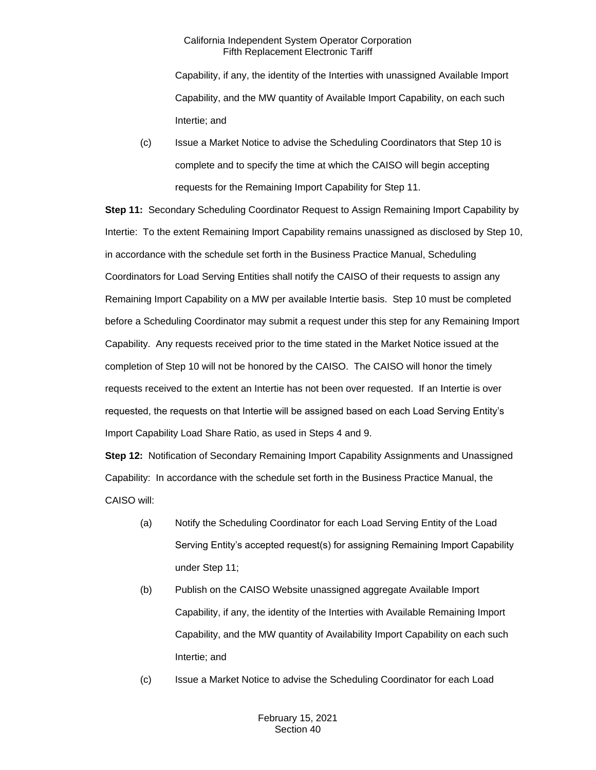Capability, if any, the identity of the Interties with unassigned Available Import Capability, and the MW quantity of Available Import Capability, on each such Intertie; and

(c) Issue a Market Notice to advise the Scheduling Coordinators that Step 10 is complete and to specify the time at which the CAISO will begin accepting requests for the Remaining Import Capability for Step 11.

**Step 11:** Secondary Scheduling Coordinator Request to Assign Remaining Import Capability by Intertie: To the extent Remaining Import Capability remains unassigned as disclosed by Step 10, in accordance with the schedule set forth in the Business Practice Manual, Scheduling Coordinators for Load Serving Entities shall notify the CAISO of their requests to assign any Remaining Import Capability on a MW per available Intertie basis. Step 10 must be completed before a Scheduling Coordinator may submit a request under this step for any Remaining Import Capability. Any requests received prior to the time stated in the Market Notice issued at the completion of Step 10 will not be honored by the CAISO. The CAISO will honor the timely requests received to the extent an Intertie has not been over requested. If an Intertie is over requested, the requests on that Intertie will be assigned based on each Load Serving Entity's Import Capability Load Share Ratio, as used in Steps 4 and 9.

**Step 12:** Notification of Secondary Remaining Import Capability Assignments and Unassigned Capability: In accordance with the schedule set forth in the Business Practice Manual, the CAISO will:

(a) Notify the Scheduling Coordinator for each Load Serving Entity of the Load Serving Entity's accepted request(s) for assigning Remaining Import Capability under Step 11;

(b) Publish on the CAISO Website unassigned aggregate Available Import Capability, if any, the identity of the Interties with Available Remaining Import Capability, and the MW quantity of Availability Import Capability on each such Intertie; and

(c) Issue a Market Notice to advise the Scheduling Coordinator for each Load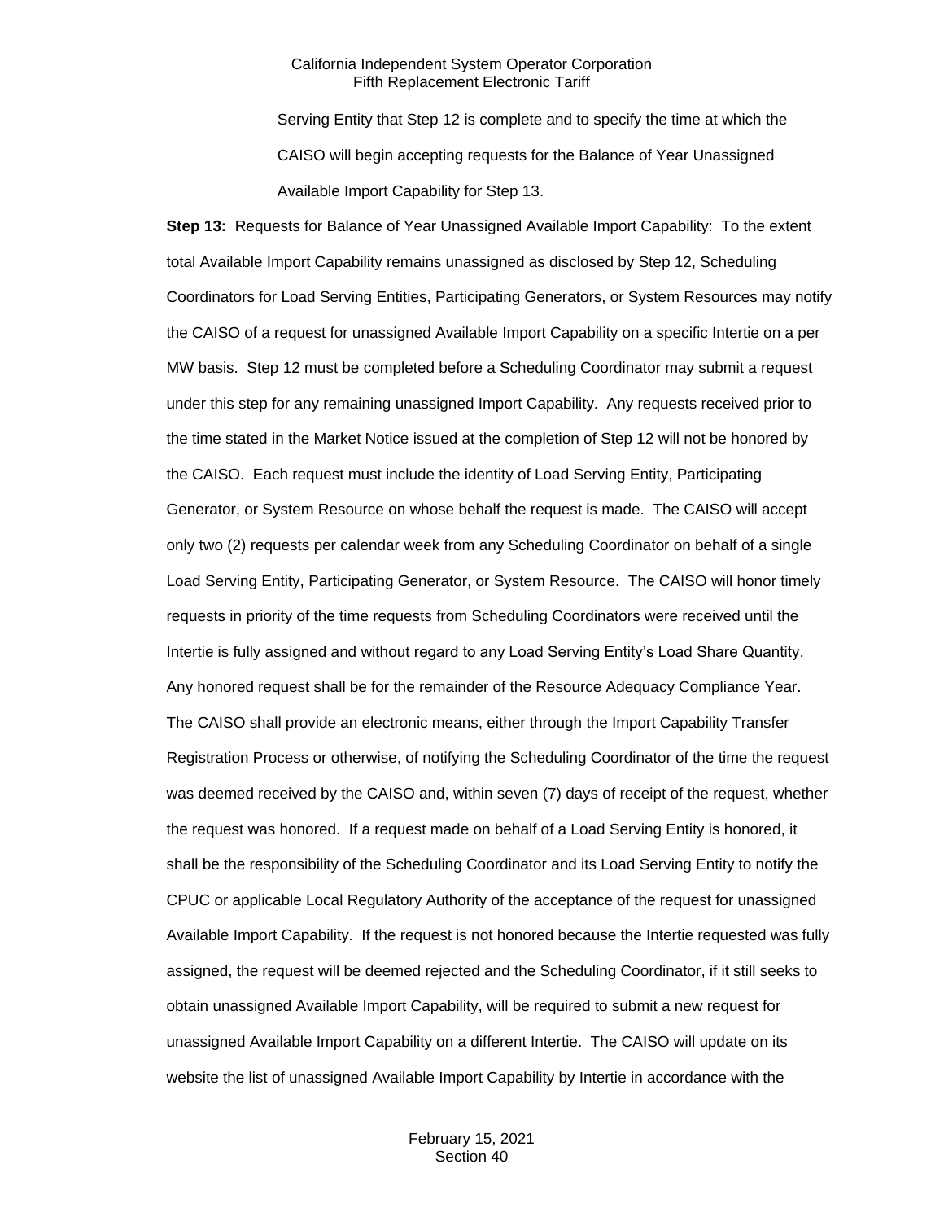Serving Entity that Step 12 is complete and to specify the time at which the CAISO will begin accepting requests for the Balance of Year Unassigned Available Import Capability for Step 13.

**Step 13:** Requests for Balance of Year Unassigned Available Import Capability: To the extent total Available Import Capability remains unassigned as disclosed by Step 12, Scheduling Coordinators for Load Serving Entities, Participating Generators, or System Resources may notify the CAISO of a request for unassigned Available Import Capability on a specific Intertie on a per MW basis. Step 12 must be completed before a Scheduling Coordinator may submit a request under this step for any remaining unassigned Import Capability. Any requests received prior to the time stated in the Market Notice issued at the completion of Step 12 will not be honored by the CAISO. Each request must include the identity of Load Serving Entity, Participating Generator, or System Resource on whose behalf the request is made. The CAISO will accept only two (2) requests per calendar week from any Scheduling Coordinator on behalf of a single Load Serving Entity, Participating Generator, or System Resource. The CAISO will honor timely requests in priority of the time requests from Scheduling Coordinators were received until the Intertie is fully assigned and without regard to any Load Serving Entity's Load Share Quantity. Any honored request shall be for the remainder of the Resource Adequacy Compliance Year. The CAISO shall provide an electronic means, either through the Import Capability Transfer Registration Process or otherwise, of notifying the Scheduling Coordinator of the time the request was deemed received by the CAISO and, within seven (7) days of receipt of the request, whether the request was honored. If a request made on behalf of a Load Serving Entity is honored, it shall be the responsibility of the Scheduling Coordinator and its Load Serving Entity to notify the CPUC or applicable Local Regulatory Authority of the acceptance of the request for unassigned Available Import Capability. If the request is not honored because the Intertie requested was fully assigned, the request will be deemed rejected and the Scheduling Coordinator, if it still seeks to obtain unassigned Available Import Capability, will be required to submit a new request for unassigned Available Import Capability on a different Intertie. The CAISO will update on its website the list of unassigned Available Import Capability by Intertie in accordance with the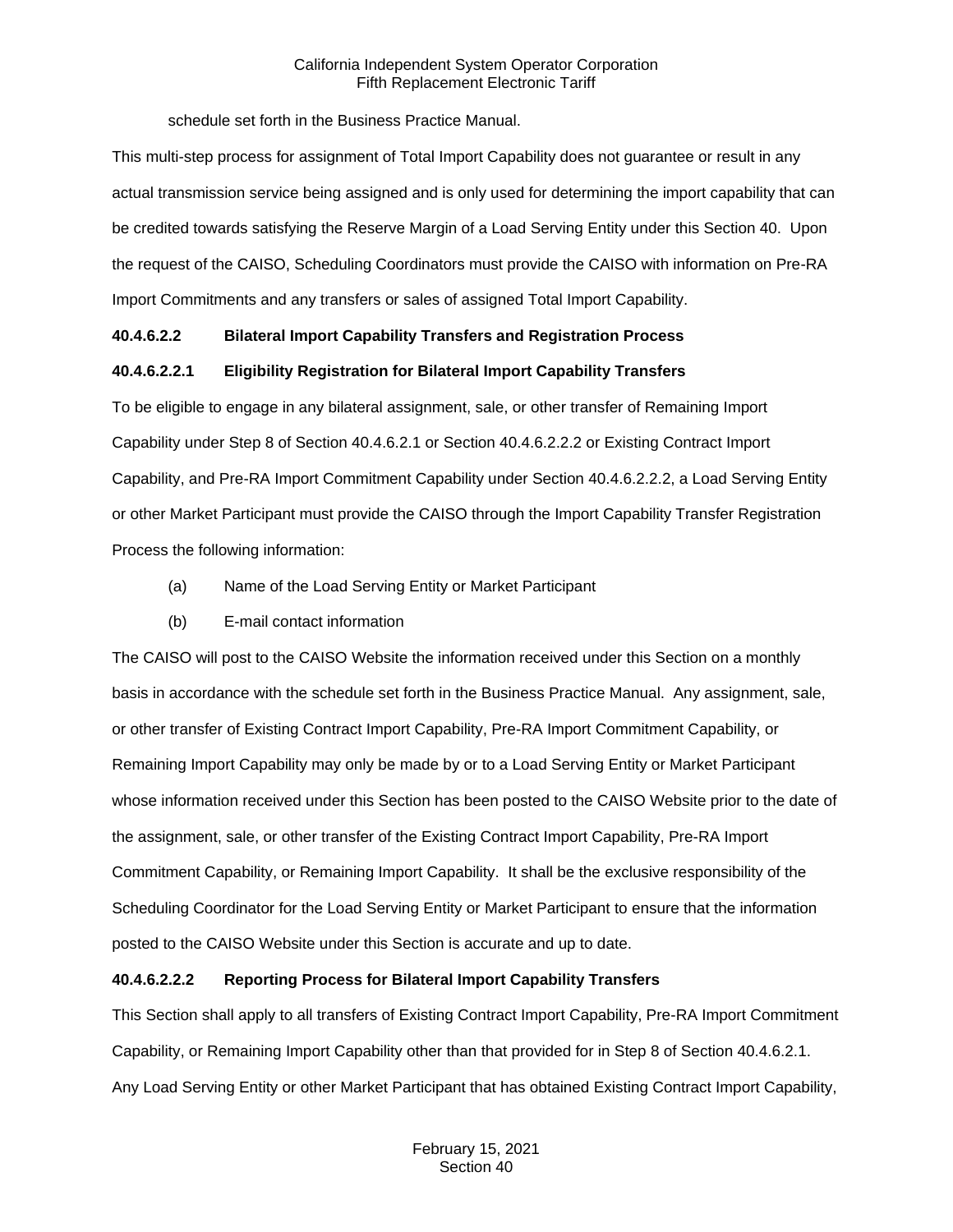schedule set forth in the Business Practice Manual.

This multi-step process for assignment of Total Import Capability does not guarantee or result in any actual transmission service being assigned and is only used for determining the import capability that can be credited towards satisfying the Reserve Margin of a Load Serving Entity under this Section 40. Upon the request of the CAISO, Scheduling Coordinators must provide the CAISO with information on Pre-RA Import Commitments and any transfers or sales of assigned Total Import Capability.

**40.4.6.2.2 Bilateral Import Capability Transfers and Registration Process**

**40.4.6.2.2.1 Eligibility Registration for Bilateral Import Capability Transfers**

To be eligible to engage in any bilateral assignment, sale, or other transfer of Remaining Import Capability under Step 8 of Section 40.4.6.2.1 or Section 40.4.6.2.2.2 or Existing Contract Import Capability, and Pre-RA Import Commitment Capability under Section 40.4.6.2.2.2, a Load Serving Entity or other Market Participant must provide the CAISO through the Import Capability Transfer Registration Process the following information:

(a) Name of the Load Serving Entity or Market Participant

(b) E-mail contact information

The CAISO will post to the CAISO Website the information received under this Section on a monthly basis in accordance with the schedule set forth in the Business Practice Manual. Any assignment, sale, or other transfer of Existing Contract Import Capability, Pre-RA Import Commitment Capability, or Remaining Import Capability may only be made by or to a Load Serving Entity or Market Participant whose information received under this Section has been posted to the CAISO Website prior to the date of the assignment, sale, or other transfer of the Existing Contract Import Capability, Pre-RA Import Commitment Capability, or Remaining Import Capability. It shall be the exclusive responsibility of the Scheduling Coordinator for the Load Serving Entity or Market Participant to ensure that the information posted to the CAISO Website under this Section is accurate and up to date.

**40.4.6.2.2.2 Reporting Process for Bilateral Import Capability Transfers**

This Section shall apply to all transfers of Existing Contract Import Capability, Pre-RA Import Commitment Capability, or Remaining Import Capability other than that provided for in Step 8 of Section 40.4.6.2.1. Any Load Serving Entity or other Market Participant that has obtained Existing Contract Import Capability,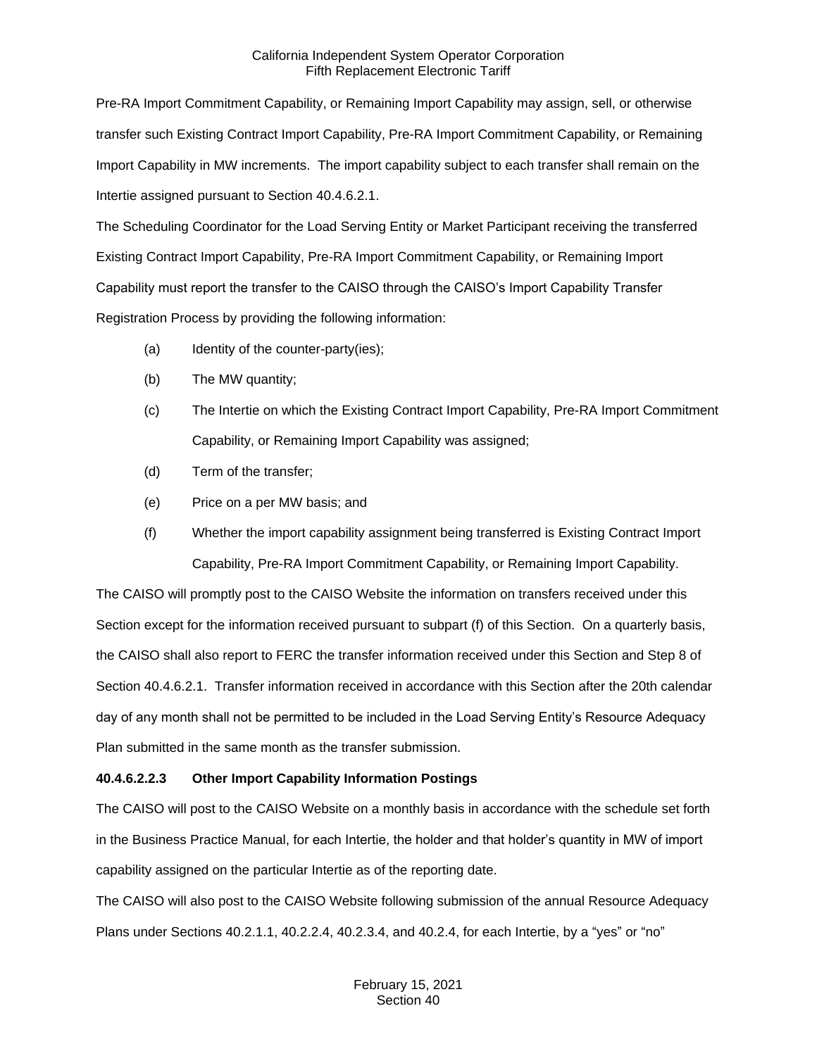Pre-RA Import Commitment Capability, or Remaining Import Capability may assign, sell, or otherwise transfer such Existing Contract Import Capability, Pre-RA Import Commitment Capability, or Remaining Import Capability in MW increments. The import capability subject to each transfer shall remain on the Intertie assigned pursuant to Section 40.4.6.2.1.

The Scheduling Coordinator for the Load Serving Entity or Market Participant receiving the transferred Existing Contract Import Capability, Pre-RA Import Commitment Capability, or Remaining Import Capability must report the transfer to the CAISO through the CAISO's Import Capability Transfer Registration Process by providing the following information:

(a) Identity of the counter-party(ies);

(b) The MW quantity;

(c) The Intertie on which the Existing Contract Import Capability, Pre-RA Import Commitment Capability, or Remaining Import Capability was assigned;

(d) Term of the transfer;

(e) Price on a per MW basis; and

(f) Whether the import capability assignment being transferred is Existing Contract Import Capability, Pre-RA Import Commitment Capability, or Remaining Import Capability.

The CAISO will promptly post to the CAISO Website the information on transfers received under this Section except for the information received pursuant to subpart (f) of this Section. On a quarterly basis, the CAISO shall also report to FERC the transfer information received under this Section and Step 8 of Section 40.4.6.2.1. Transfer information received in accordance with this Section after the 20th calendar day of any month shall not be permitted to be included in the Load Serving Entity's Resource Adequacy Plan submitted in the same month as the transfer submission.

**40.4.6.2.2.3 Other Import Capability Information Postings**

The CAISO will post to the CAISO Website on a monthly basis in accordance with the schedule set forth in the Business Practice Manual, for each Intertie, the holder and that holder's quantity in MW of import capability assigned on the particular Intertie as of the reporting date.

The CAISO will also post to the CAISO Website following submission of the annual Resource Adequacy Plans under Sections 40.2.1.1, 40.2.2.4, 40.2.3.4, and 40.2.4, for each Intertie, by a "yes" or "no"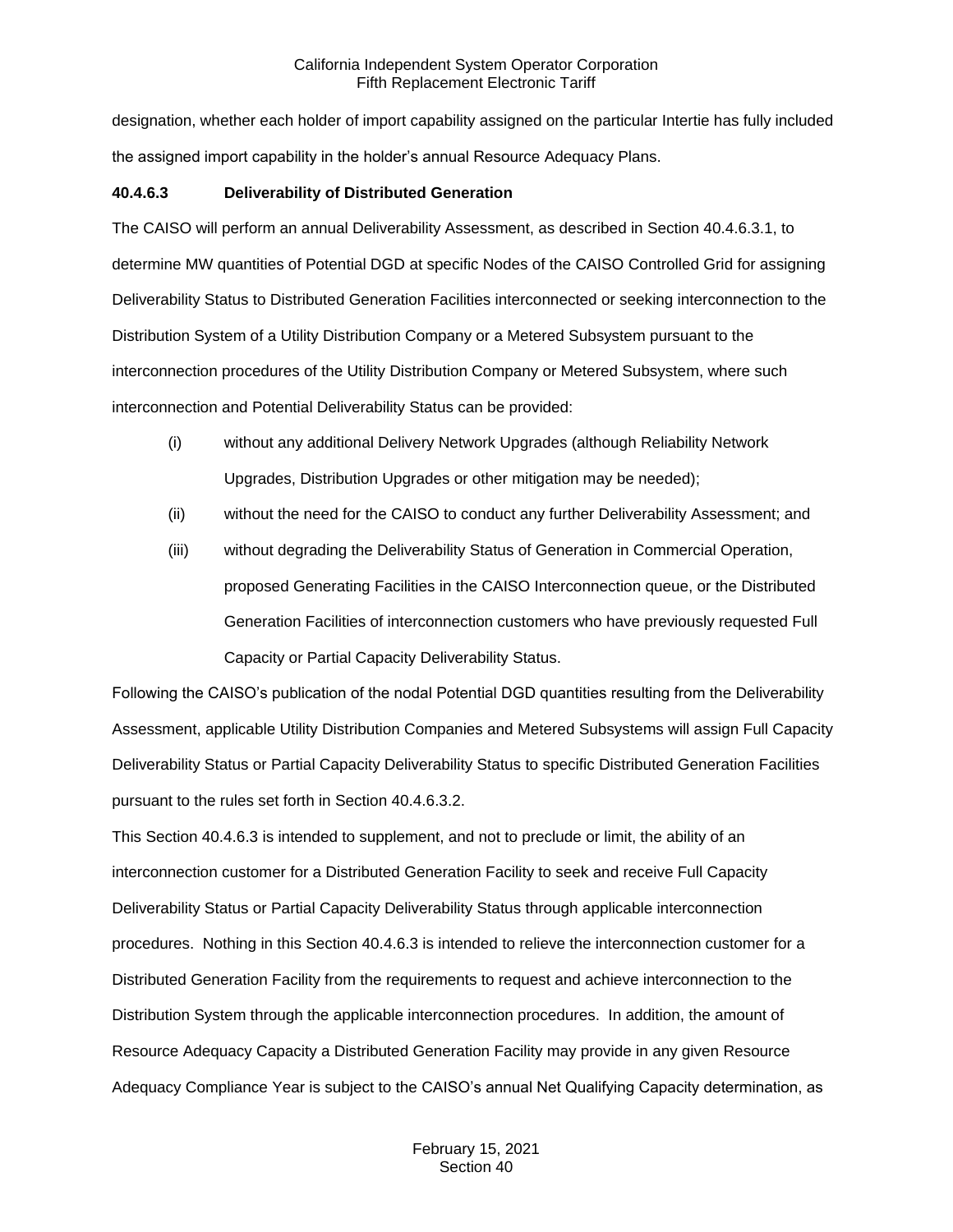designation, whether each holder of import capability assigned on the particular Intertie has fully included the assigned import capability in the holder's annual Resource Adequacy Plans.

**40.4.6.3 Deliverability of Distributed Generation**

The CAISO will perform an annual Deliverability Assessment, as described in Section 40.4.6.3.1, to determine MW quantities of Potential DGD at specific Nodes of the CAISO Controlled Grid for assigning Deliverability Status to Distributed Generation Facilities interconnected or seeking interconnection to the Distribution System of a Utility Distribution Company or a Metered Subsystem pursuant to the interconnection procedures of the Utility Distribution Company or Metered Subsystem, where such interconnection and Potential Deliverability Status can be provided:

(i) without any additional Delivery Network Upgrades (although Reliability Network Upgrades, Distribution Upgrades or other mitigation may be needed);

(ii) without the need for the CAISO to conduct any further Deliverability Assessment; and

(iii) without degrading the Deliverability Status of Generation in Commercial Operation, proposed Generating Facilities in the CAISO Interconnection queue, or the Distributed Generation Facilities of interconnection customers who have previously requested Full Capacity or Partial Capacity Deliverability Status.

Following the CAISO's publication of the nodal Potential DGD quantities resulting from the Deliverability Assessment, applicable Utility Distribution Companies and Metered Subsystems will assign Full Capacity Deliverability Status or Partial Capacity Deliverability Status to specific Distributed Generation Facilities pursuant to the rules set forth in Section 40.4.6.3.2.

This Section 40.4.6.3 is intended to supplement, and not to preclude or limit, the ability of an interconnection customer for a Distributed Generation Facility to seek and receive Full Capacity Deliverability Status or Partial Capacity Deliverability Status through applicable interconnection procedures. Nothing in this Section 40.4.6.3 is intended to relieve the interconnection customer for a Distributed Generation Facility from the requirements to request and achieve interconnection to the Distribution System through the applicable interconnection procedures. In addition, the amount of Resource Adequacy Capacity a Distributed Generation Facility may provide in any given Resource Adequacy Compliance Year is subject to the CAISO's annual Net Qualifying Capacity determination, as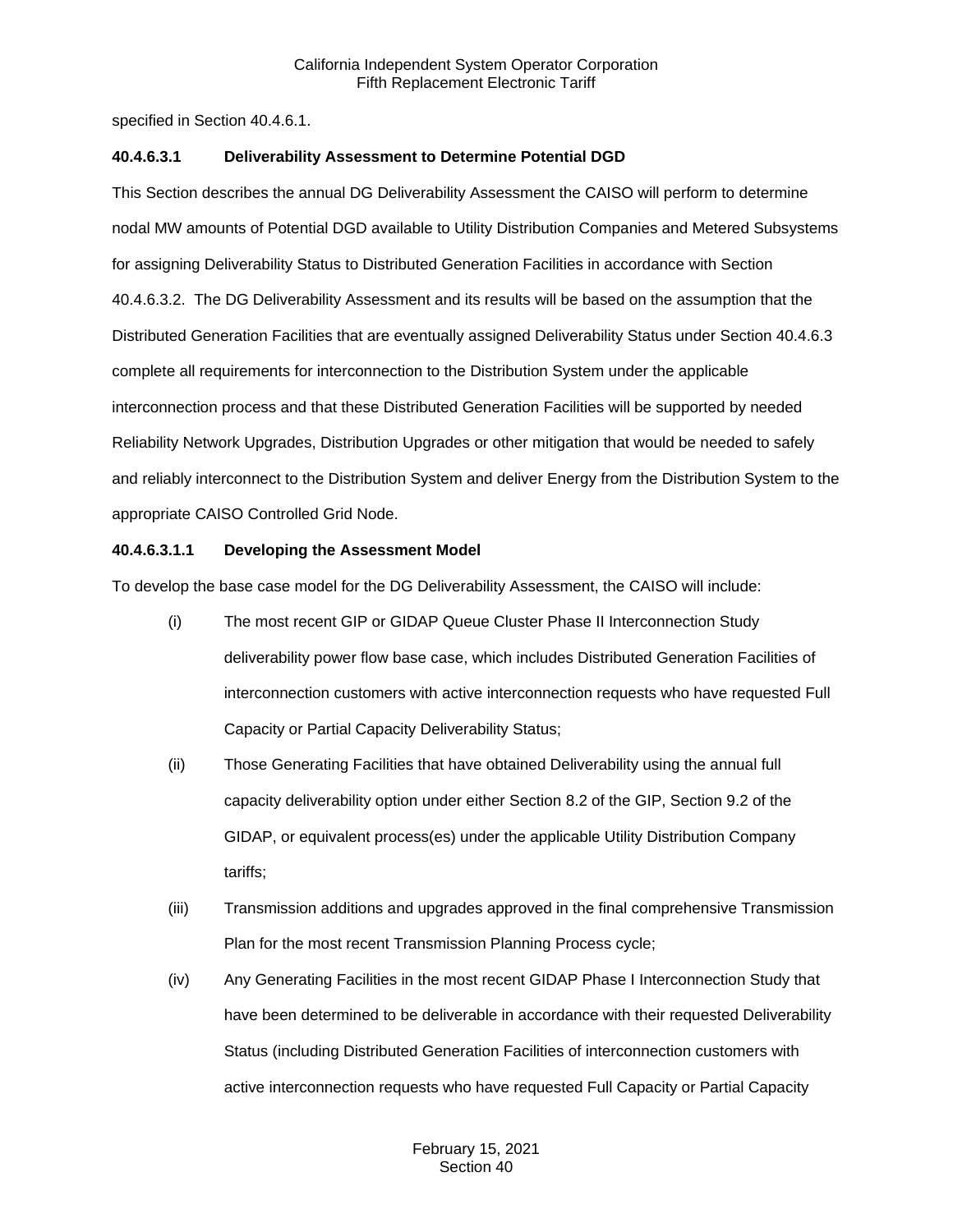specified in Section 40.4.6.1.

**40.4.6.3.1 Deliverability Assessment to Determine Potential DGD**

This Section describes the annual DG Deliverability Assessment the CAISO will perform to determine nodal MW amounts of Potential DGD available to Utility Distribution Companies and Metered Subsystems for assigning Deliverability Status to Distributed Generation Facilities in accordance with Section 40.4.6.3.2. The DG Deliverability Assessment and its results will be based on the assumption that the Distributed Generation Facilities that are eventually assigned Deliverability Status under Section 40.4.6.3 complete all requirements for interconnection to the Distribution System under the applicable interconnection process and that these Distributed Generation Facilities will be supported by needed Reliability Network Upgrades, Distribution Upgrades or other mitigation that would be needed to safely and reliably interconnect to the Distribution System and deliver Energy from the Distribution System to the appropriate CAISO Controlled Grid Node.

**40.4.6.3.1.1 Developing the Assessment Model**

To develop the base case model for the DG Deliverability Assessment, the CAISO will include:

(i) The most recent GIP or GIDAP Queue Cluster Phase II Interconnection Study deliverability power flow base case, which includes Distributed Generation Facilities of interconnection customers with active interconnection requests who have requested Full Capacity or Partial Capacity Deliverability Status;

(ii) Those Generating Facilities that have obtained Deliverability using the annual full capacity deliverability option under either Section 8.2 of the GIP, Section 9.2 of the GIDAP, or equivalent process(es) under the applicable Utility Distribution Company tariffs;

(iii) Transmission additions and upgrades approved in the final comprehensive Transmission Plan for the most recent Transmission Planning Process cycle;

(iv) Any Generating Facilities in the most recent GIDAP Phase I Interconnection Study that have been determined to be deliverable in accordance with their requested Deliverability Status (including Distributed Generation Facilities of interconnection customers with active interconnection requests who have requested Full Capacity or Partial Capacity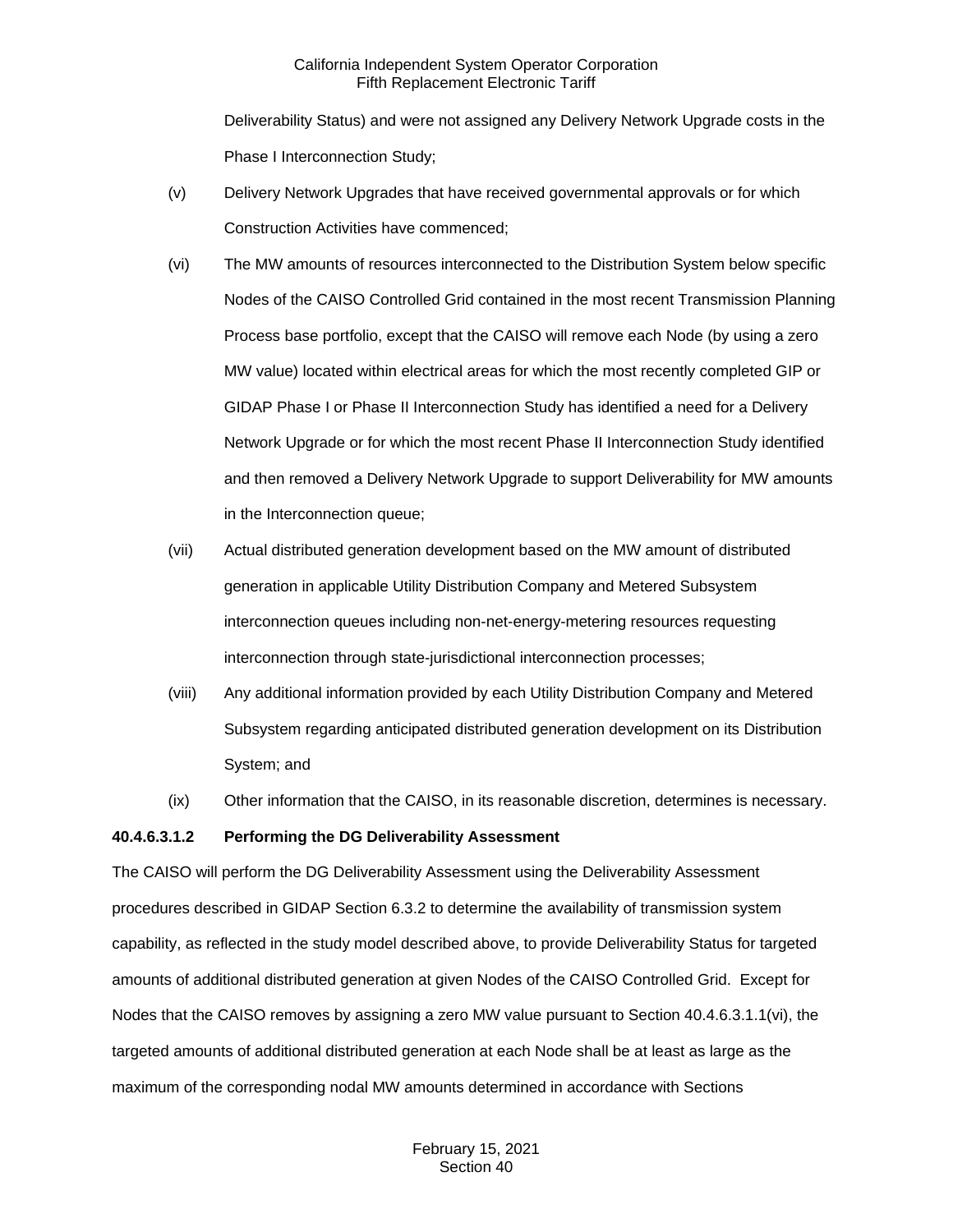Deliverability Status) and were not assigned any Delivery Network Upgrade costs in the Phase I Interconnection Study;

(v) Delivery Network Upgrades that have received governmental approvals or for which Construction Activities have commenced;

(vi) The MW amounts of resources interconnected to the Distribution System below specific Nodes of the CAISO Controlled Grid contained in the most recent Transmission Planning Process base portfolio, except that the CAISO will remove each Node (by using a zero MW value) located within electrical areas for which the most recently completed GIP or GIDAP Phase I or Phase II Interconnection Study has identified a need for a Delivery Network Upgrade or for which the most recent Phase II Interconnection Study identified and then removed a Delivery Network Upgrade to support Deliverability for MW amounts in the Interconnection queue;

(vii) Actual distributed generation development based on the MW amount of distributed generation in applicable Utility Distribution Company and Metered Subsystem interconnection queues including non-net-energy-metering resources requesting interconnection through state-jurisdictional interconnection processes;

(viii) Any additional information provided by each Utility Distribution Company and Metered Subsystem regarding anticipated distributed generation development on its Distribution System; and

(ix) Other information that the CAISO, in its reasonable discretion, determines is necessary.

**40.4.6.3.1.2 Performing the DG Deliverability Assessment**

The CAISO will perform the DG Deliverability Assessment using the Deliverability Assessment procedures described in GIDAP Section 6.3.2 to determine the availability of transmission system capability, as reflected in the study model described above, to provide Deliverability Status for targeted amounts of additional distributed generation at given Nodes of the CAISO Controlled Grid. Except for Nodes that the CAISO removes by assigning a zero MW value pursuant to Section 40.4.6.3.1.1(vi), the targeted amounts of additional distributed generation at each Node shall be at least as large as the maximum of the corresponding nodal MW amounts determined in accordance with Sections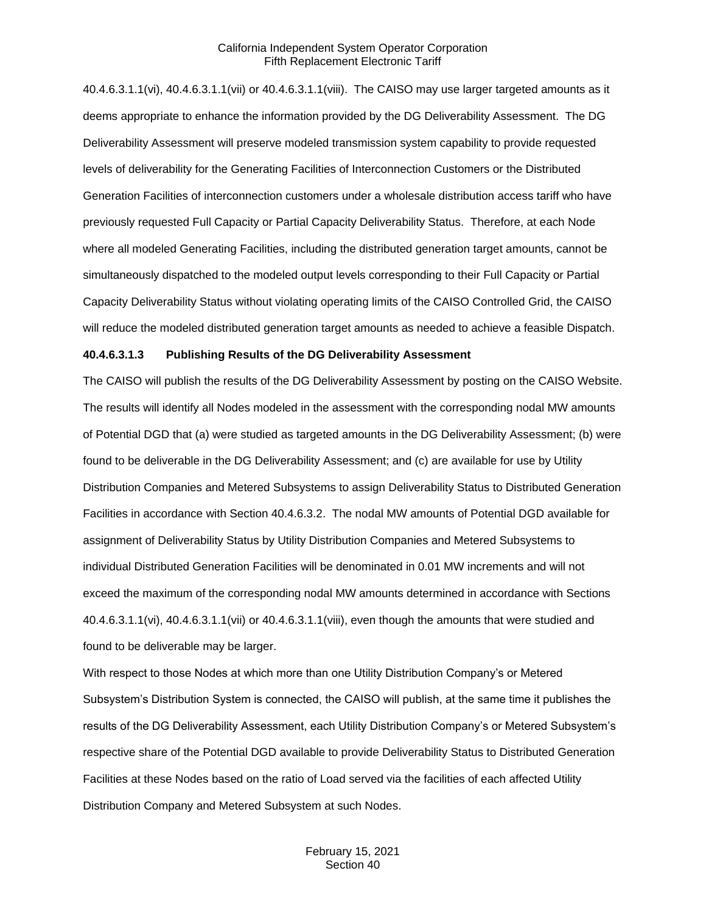40.4.6.3.1.1(vi), 40.4.6.3.1.1(vii) or 40.4.6.3.1.1(viii). The CAISO may use larger targeted amounts as it deems appropriate to enhance the information provided by the DG Deliverability Assessment. The DG Deliverability Assessment will preserve modeled transmission system capability to provide requested levels of deliverability for the Generating Facilities of Interconnection Customers or the Distributed Generation Facilities of interconnection customers under a wholesale distribution access tariff who have previously requested Full Capacity or Partial Capacity Deliverability Status. Therefore, at each Node where all modeled Generating Facilities, including the distributed generation target amounts, cannot be simultaneously dispatched to the modeled output levels corresponding to their Full Capacity or Partial Capacity Deliverability Status without violating operating limits of the CAISO Controlled Grid, the CAISO will reduce the modeled distributed generation target amounts as needed to achieve a feasible Dispatch.

**40.4.6.3.1.3 Publishing Results of the DG Deliverability Assessment**

The CAISO will publish the results of the DG Deliverability Assessment by posting on the CAISO Website. The results will identify all Nodes modeled in the assessment with the corresponding nodal MW amounts of Potential DGD that (a) were studied as targeted amounts in the DG Deliverability Assessment; (b) were found to be deliverable in the DG Deliverability Assessment; and (c) are available for use by Utility Distribution Companies and Metered Subsystems to assign Deliverability Status to Distributed Generation Facilities in accordance with Section 40.4.6.3.2. The nodal MW amounts of Potential DGD available for assignment of Deliverability Status by Utility Distribution Companies and Metered Subsystems to individual Distributed Generation Facilities will be denominated in 0.01 MW increments and will not exceed the maximum of the corresponding nodal MW amounts determined in accordance with Sections 40.4.6.3.1.1(vi), 40.4.6.3.1.1(vii) or 40.4.6.3.1.1(viii), even though the amounts that were studied and found to be deliverable may be larger.

With respect to those Nodes at which more than one Utility Distribution Company's or Metered Subsystem's Distribution System is connected, the CAISO will publish, at the same time it publishes the results of the DG Deliverability Assessment, each Utility Distribution Company's or Metered Subsystem's respective share of the Potential DGD available to provide Deliverability Status to Distributed Generation Facilities at these Nodes based on the ratio of Load served via the facilities of each affected Utility Distribution Company and Metered Subsystem at such Nodes.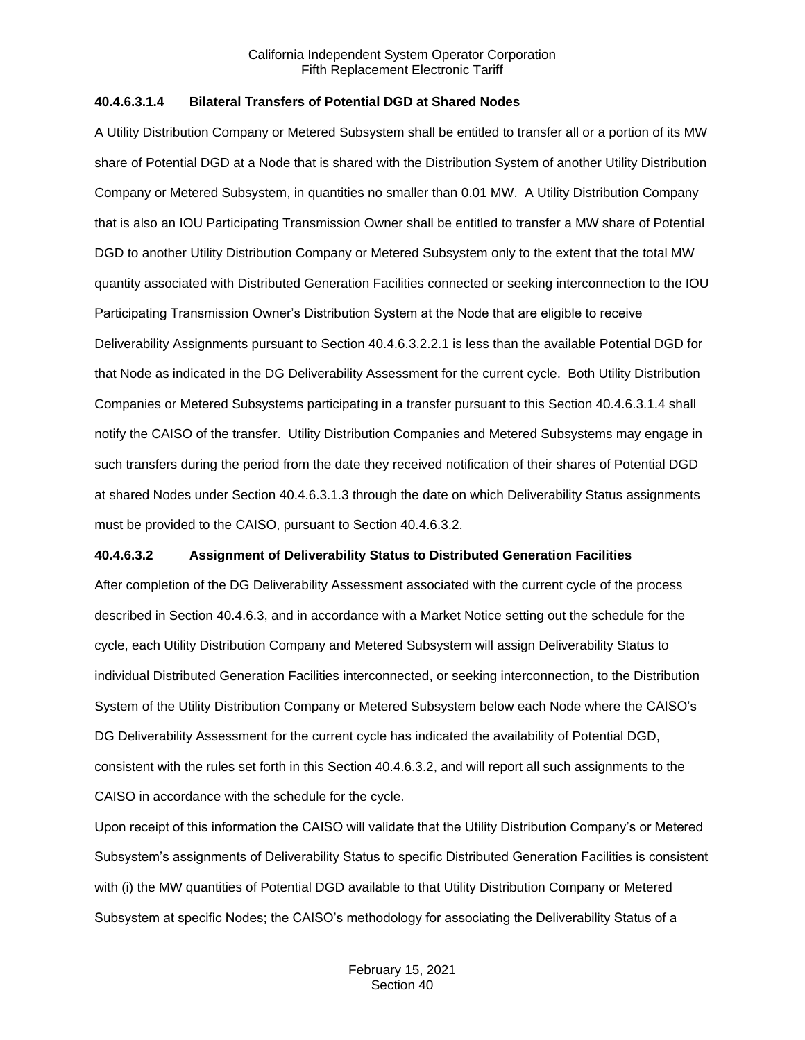#### 40.4.6.3.1.4 Bilateral Transfers of Potential DGD at Shared Nodes

A Utility Distribution Company or Metered Subsystem shall be entitled to transfer all or a portion of its MW share of Potential DGD at a Node that is shared with the Distribution System of another Utility Distribution Company or Metered Subsystem, in quantities no smaller than 0.01 MW. A Utility Distribution Company that is also an IOU Participating Transmission Owner shall be entitled to transfer a MW share of Potential DGD to another Utility Distribution Company or Metered Subsystem only to the extent that the total MW quantity associated with Distributed Generation Facilities connected or seeking interconnection to the IOU Participating Transmission Owner's Distribution System at the Node that are eligible to receive Deliverability Assignments pursuant to Section 40.4.6.3.2.2.1 is less than the available Potential DGD for that Node as indicated in the DG Deliverability Assessment for the current cycle. Both Utility Distribution Companies or Metered Subsystems participating in a transfer pursuant to this Section 40.4.6.3.1.4 shall notify the CAISO of the transfer. Utility Distribution Companies and Metered Subsystems may engage in such transfers during the period from the date they received notification of their shares of Potential DGD at shared Nodes under Section 40.4.6.3.1.3 through the date on which Deliverability Status assignments must be provided to the CAISO, pursuant to Section 40.4.6.3.2.

#### 40.4.6.3.2 Assignment of Deliverability Status to Distributed Generation Facilities

After completion of the DG Deliverability Assessment associated with the current cycle of the process described in Section 40.4.6.3, and in accordance with a Market Notice setting out the schedule for the cycle, each Utility Distribution Company and Metered Subsystem will assign Deliverability Status to individual Distributed Generation Facilities interconnected, or seeking interconnection, to the Distribution System of the Utility Distribution Company or Metered Subsystem below each Node where the CAISO's DG Deliverability Assessment for the current cycle has indicated the availability of Potential DGD, consistent with the rules set forth in this Section 40.4.6.3.2, and will report all such assignments to the CAISO in accordance with the schedule for the cycle.

Upon receipt of this information the CAISO will validate that the Utility Distribution Company's or Metered Subsystem's assignments of Deliverability Status to specific Distributed Generation Facilities is consistent with (i) the MW quantities of Potential DGD available to that Utility Distribution Company or Metered Subsystem at specific Nodes; the CAISO's methodology for associating the Deliverability Status of a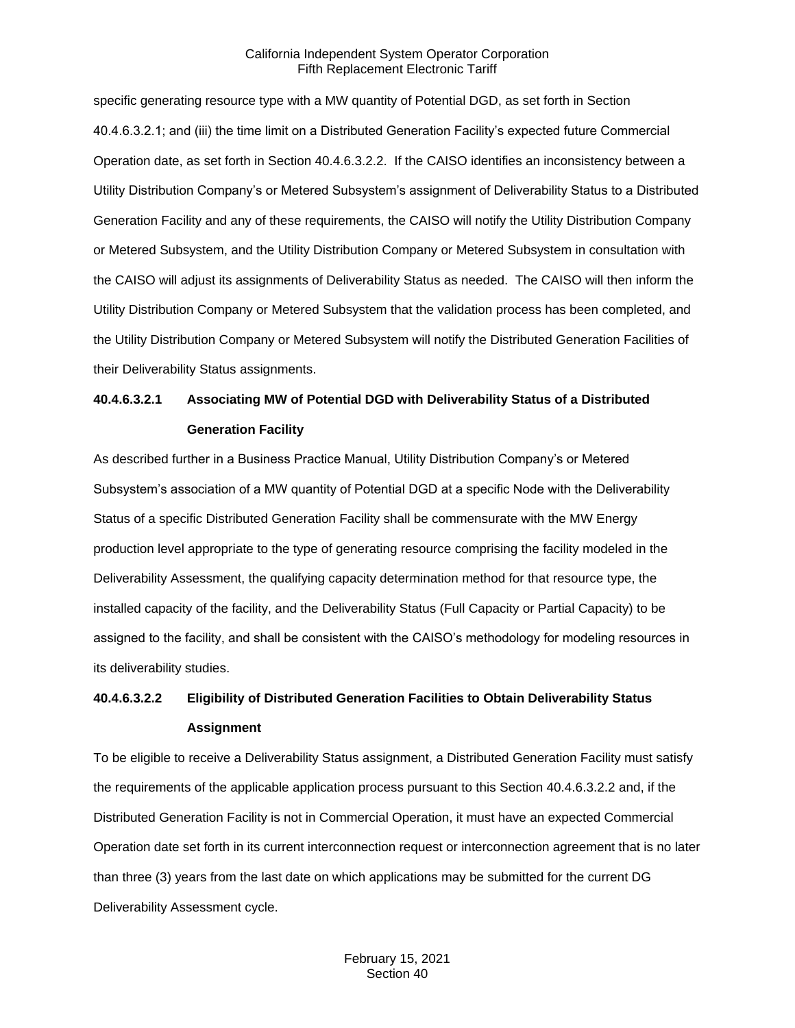specific generating resource type with a MW quantity of Potential DGD, as set forth in Section 40.4.6.3.2.1; and (iii) the time limit on a Distributed Generation Facility's expected future Commercial Operation date, as set forth in Section 40.4.6.3.2.2. If the CAISO identifies an inconsistency between a Utility Distribution Company's or Metered Subsystem's assignment of Deliverability Status to a Distributed Generation Facility and any of these requirements, the CAISO will notify the Utility Distribution Company or Metered Subsystem, and the Utility Distribution Company or Metered Subsystem in consultation with the CAISO will adjust its assignments of Deliverability Status as needed. The CAISO will then inform the Utility Distribution Company or Metered Subsystem that the validation process has been completed, and the Utility Distribution Company or Metered Subsystem will notify the Distributed Generation Facilities of their Deliverability Status assignments.

**40.4.6.3.2.1 Associating MW of Potential DGD with Deliverability Status of a Distributed Generation Facility**

As described further in a Business Practice Manual, Utility Distribution Company's or Metered Subsystem's association of a MW quantity of Potential DGD at a specific Node with the Deliverability Status of a specific Distributed Generation Facility shall be commensurate with the MW Energy production level appropriate to the type of generating resource comprising the facility modeled in the Deliverability Assessment, the qualifying capacity determination method for that resource type, the installed capacity of the facility, and the Deliverability Status (Full Capacity or Partial Capacity) to be assigned to the facility, and shall be consistent with the CAISO's methodology for modeling resources in its deliverability studies.

**40.4.6.3.2.2 Eligibility of Distributed Generation Facilities to Obtain Deliverability Status Assignment**

To be eligible to receive a Deliverability Status assignment, a Distributed Generation Facility must satisfy the requirements of the applicable application process pursuant to this Section 40.4.6.3.2.2 and, if the Distributed Generation Facility is not in Commercial Operation, it must have an expected Commercial Operation date set forth in its current interconnection request or interconnection agreement that is no later than three (3) years from the last date on which applications may be submitted for the current DG Deliverability Assessment cycle.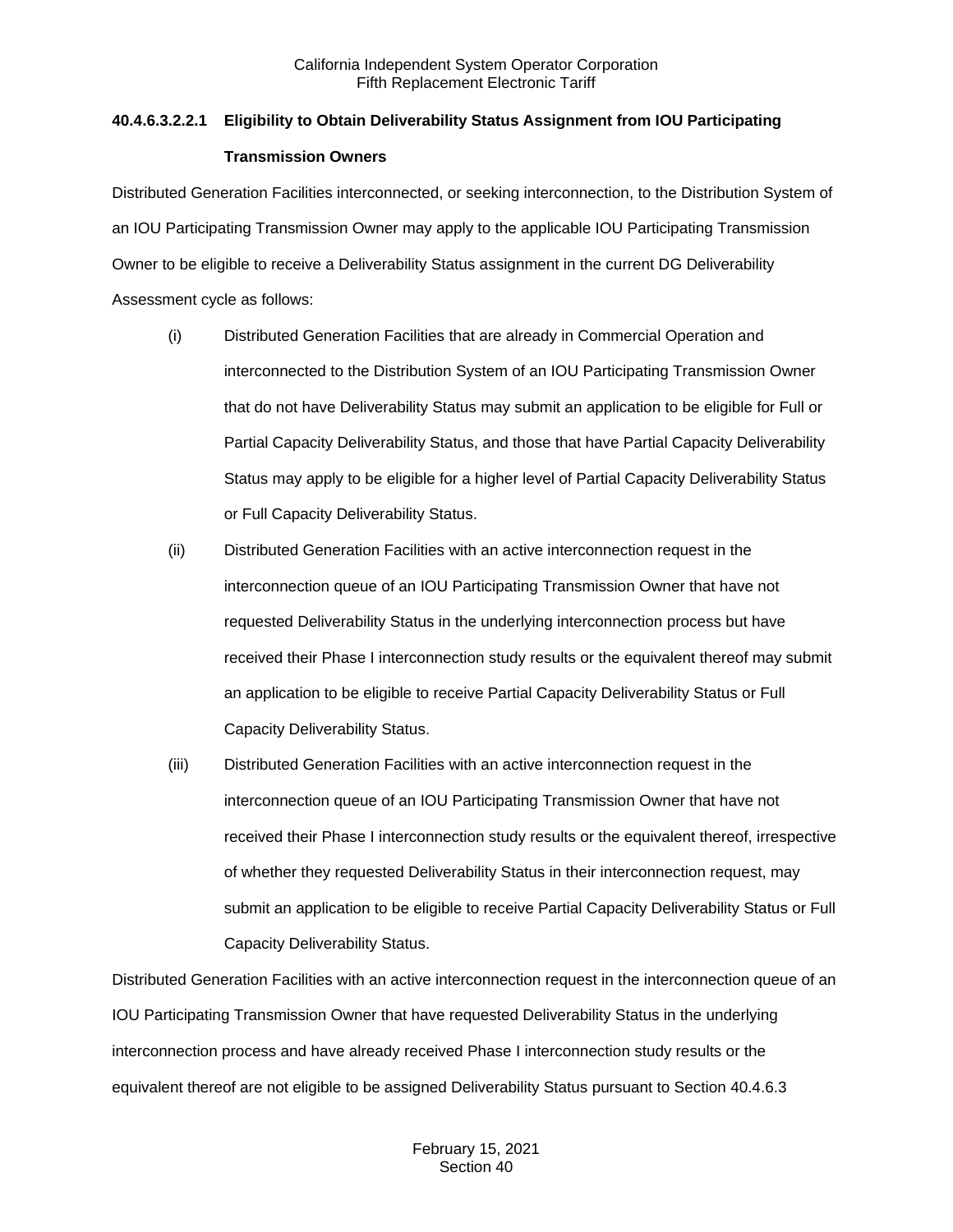#### 40.4.6.3.2.2.1 Eligibility to Obtain Deliverability Status Assignment from IOU Participating Transmission Owners

Distributed Generation Facilities interconnected, or seeking interconnection, to the Distribution System of an IOU Participating Transmission Owner may apply to the applicable IOU Participating Transmission Owner to be eligible to receive a Deliverability Status assignment in the current DG Deliverability Assessment cycle as follows:

(i) Distributed Generation Facilities that are already in Commercial Operation and interconnected to the Distribution System of an IOU Participating Transmission Owner that do not have Deliverability Status may submit an application to be eligible for Full or Partial Capacity Deliverability Status, and those that have Partial Capacity Deliverability Status may apply to be eligible for a higher level of Partial Capacity Deliverability Status or Full Capacity Deliverability Status.

(ii) Distributed Generation Facilities with an active interconnection request in the interconnection queue of an IOU Participating Transmission Owner that have not requested Deliverability Status in the underlying interconnection process but have received their Phase I interconnection study results or the equivalent thereof may submit an application to be eligible to receive Partial Capacity Deliverability Status or Full Capacity Deliverability Status.

(iii) Distributed Generation Facilities with an active interconnection request in the interconnection queue of an IOU Participating Transmission Owner that have not received their Phase I interconnection study results or the equivalent thereof, irrespective of whether they requested Deliverability Status in their interconnection request, may submit an application to be eligible to receive Partial Capacity Deliverability Status or Full Capacity Deliverability Status.

Distributed Generation Facilities with an active interconnection request in the interconnection queue of an IOU Participating Transmission Owner that have requested Deliverability Status in the underlying interconnection process and have already received Phase I interconnection study results or the equivalent thereof are not eligible to be assigned Deliverability Status pursuant to Section 40.4.6.3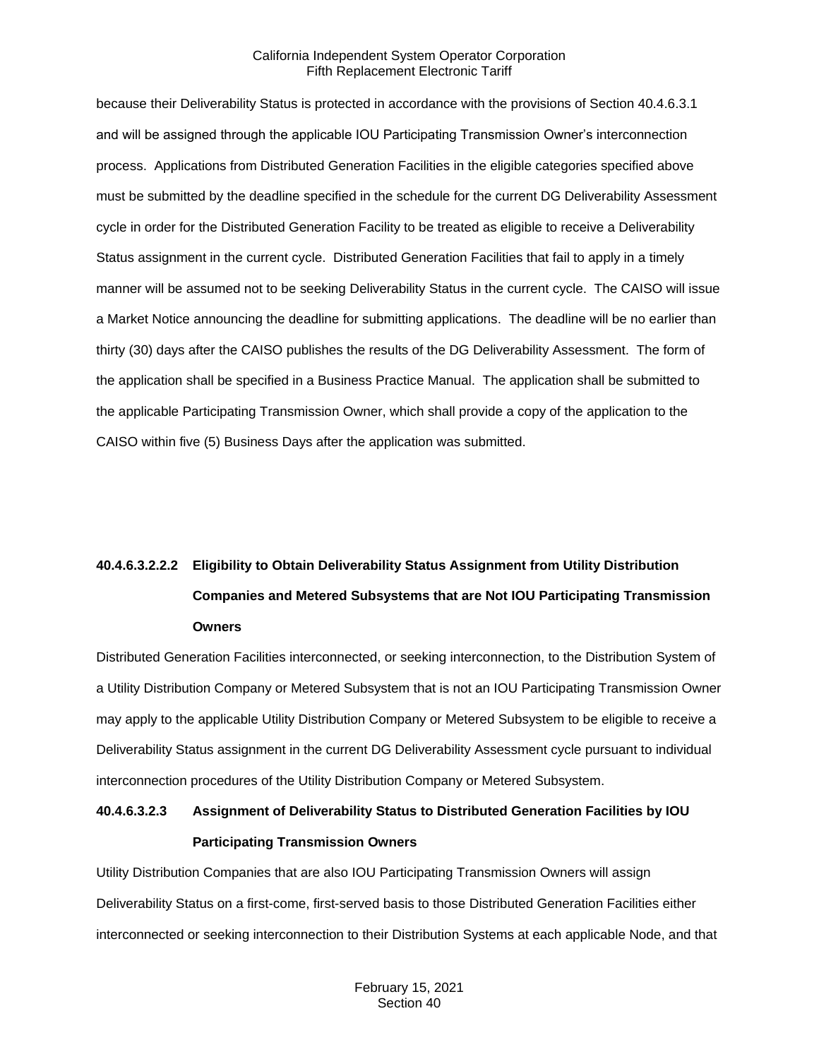because their Deliverability Status is protected in accordance with the provisions of Section 40.4.6.3.1 and will be assigned through the applicable IOU Participating Transmission Owner's interconnection process. Applications from Distributed Generation Facilities in the eligible categories specified above must be submitted by the deadline specified in the schedule for the current DG Deliverability Assessment cycle in order for the Distributed Generation Facility to be treated as eligible to receive a Deliverability Status assignment in the current cycle. Distributed Generation Facilities that fail to apply in a timely manner will be assumed not to be seeking Deliverability Status in the current cycle. The CAISO will issue a Market Notice announcing the deadline for submitting applications. The deadline will be no earlier than thirty (30) days after the CAISO publishes the results of the DG Deliverability Assessment. The form of the application shall be specified in a Business Practice Manual. The application shall be submitted to the applicable Participating Transmission Owner, which shall provide a copy of the application to the CAISO within five (5) Business Days after the application was submitted.

**40.4.6.3.2.2.2 Eligibility to Obtain Deliverability Status Assignment from Utility Distribution Companies and Metered Subsystems that are Not IOU Participating Transmission Owners**

Distributed Generation Facilities interconnected, or seeking interconnection, to the Distribution System of a Utility Distribution Company or Metered Subsystem that is not an IOU Participating Transmission Owner may apply to the applicable Utility Distribution Company or Metered Subsystem to be eligible to receive a Deliverability Status assignment in the current DG Deliverability Assessment cycle pursuant to individual interconnection procedures of the Utility Distribution Company or Metered Subsystem.

**40.4.6.3.2.3 Assignment of Deliverability Status to Distributed Generation Facilities by IOU Participating Transmission Owners**

Utility Distribution Companies that are also IOU Participating Transmission Owners will assign Deliverability Status on a first-come, first-served basis to those Distributed Generation Facilities either interconnected or seeking interconnection to their Distribution Systems at each applicable Node, and that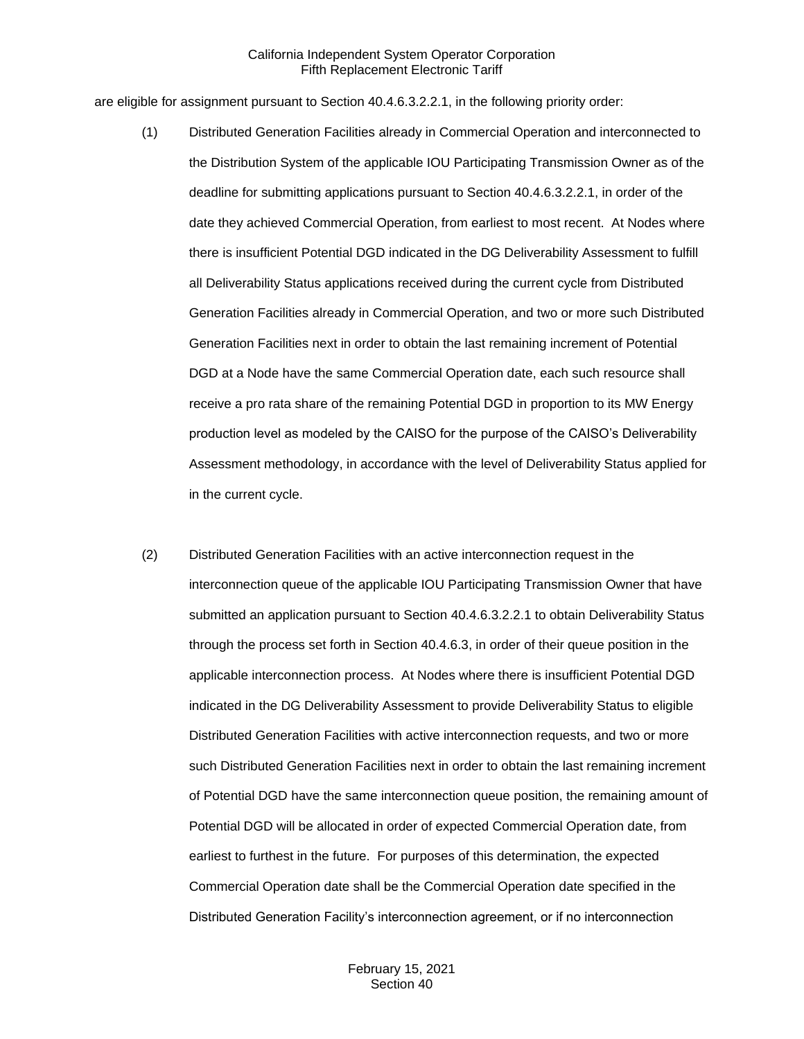are eligible for assignment pursuant to Section 40.4.6.3.2.2.1, in the following priority order:

(1) Distributed Generation Facilities already in Commercial Operation and interconnected to the Distribution System of the applicable IOU Participating Transmission Owner as of the deadline for submitting applications pursuant to Section 40.4.6.3.2.2.1, in order of the date they achieved Commercial Operation, from earliest to most recent. At Nodes where there is insufficient Potential DGD indicated in the DG Deliverability Assessment to fulfill all Deliverability Status applications received during the current cycle from Distributed Generation Facilities already in Commercial Operation, and two or more such Distributed Generation Facilities next in order to obtain the last remaining increment of Potential DGD at a Node have the same Commercial Operation date, each such resource shall receive a pro rata share of the remaining Potential DGD in proportion to its MW Energy production level as modeled by the CAISO for the purpose of the CAISO's Deliverability Assessment methodology, in accordance with the level of Deliverability Status applied for in the current cycle.

(2) Distributed Generation Facilities with an active interconnection request in the interconnection queue of the applicable IOU Participating Transmission Owner that have submitted an application pursuant to Section 40.4.6.3.2.2.1 to obtain Deliverability Status through the process set forth in Section 40.4.6.3, in order of their queue position in the applicable interconnection process. At Nodes where there is insufficient Potential DGD indicated in the DG Deliverability Assessment to provide Deliverability Status to eligible Distributed Generation Facilities with active interconnection requests, and two or more such Distributed Generation Facilities next in order to obtain the last remaining increment of Potential DGD have the same interconnection queue position, the remaining amount of Potential DGD will be allocated in order of expected Commercial Operation date, from earliest to furthest in the future. For purposes of this determination, the expected Commercial Operation date shall be the Commercial Operation date specified in the Distributed Generation Facility's interconnection agreement, or if no interconnection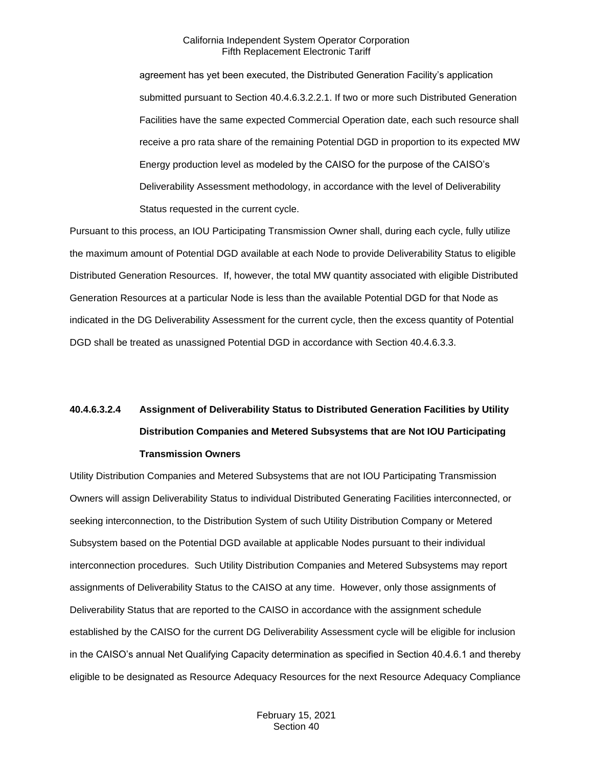agreement has yet been executed, the Distributed Generation Facility's application submitted pursuant to Section 40.4.6.3.2.2.1. If two or more such Distributed Generation Facilities have the same expected Commercial Operation date, each such resource shall receive a pro rata share of the remaining Potential DGD in proportion to its expected MW Energy production level as modeled by the CAISO for the purpose of the CAISO's Deliverability Assessment methodology, in accordance with the level of Deliverability Status requested in the current cycle.

Pursuant to this process, an IOU Participating Transmission Owner shall, during each cycle, fully utilize the maximum amount of Potential DGD available at each Node to provide Deliverability Status to eligible Distributed Generation Resources. If, however, the total MW quantity associated with eligible Distributed Generation Resources at a particular Node is less than the available Potential DGD for that Node as indicated in the DG Deliverability Assessment for the current cycle, then the excess quantity of Potential DGD shall be treated as unassigned Potential DGD in accordance with Section 40.4.6.3.3.

**40.4.6.3.2.4 Assignment of Deliverability Status to Distributed Generation Facilities by Utility Distribution Companies and Metered Subsystems that are Not IOU Participating Transmission Owners**

Utility Distribution Companies and Metered Subsystems that are not IOU Participating Transmission Owners will assign Deliverability Status to individual Distributed Generating Facilities interconnected, or seeking interconnection, to the Distribution System of such Utility Distribution Company or Metered Subsystem based on the Potential DGD available at applicable Nodes pursuant to their individual interconnection procedures. Such Utility Distribution Companies and Metered Subsystems may report assignments of Deliverability Status to the CAISO at any time. However, only those assignments of Deliverability Status that are reported to the CAISO in accordance with the assignment schedule established by the CAISO for the current DG Deliverability Assessment cycle will be eligible for inclusion in the CAISO's annual Net Qualifying Capacity determination as specified in Section 40.4.6.1 and thereby eligible to be designated as Resource Adequacy Resources for the next Resource Adequacy Compliance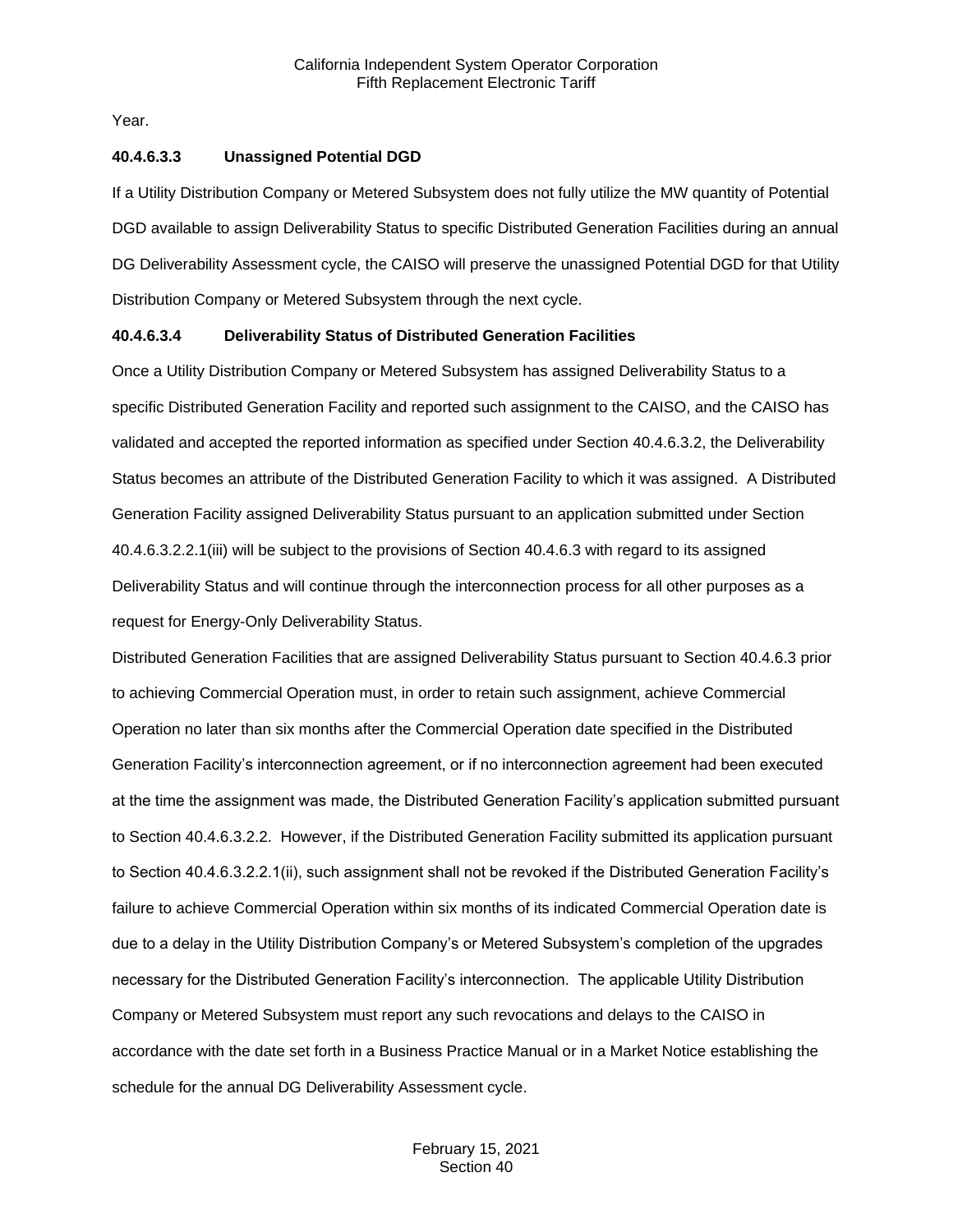Year.

**40.4.6.3.3 Unassigned Potential DGD**

If a Utility Distribution Company or Metered Subsystem does not fully utilize the MW quantity of Potential DGD available to assign Deliverability Status to specific Distributed Generation Facilities during an annual DG Deliverability Assessment cycle, the CAISO will preserve the unassigned Potential DGD for that Utility Distribution Company or Metered Subsystem through the next cycle.

**40.4.6.3.4 Deliverability Status of Distributed Generation Facilities**

Once a Utility Distribution Company or Metered Subsystem has assigned Deliverability Status to a specific Distributed Generation Facility and reported such assignment to the CAISO, and the CAISO has validated and accepted the reported information as specified under Section 40.4.6.3.2, the Deliverability Status becomes an attribute of the Distributed Generation Facility to which it was assigned. A Distributed Generation Facility assigned Deliverability Status pursuant to an application submitted under Section 40.4.6.3.2.2.1(iii) will be subject to the provisions of Section 40.4.6.3 with regard to its assigned Deliverability Status and will continue through the interconnection process for all other purposes as a request for Energy-Only Deliverability Status.

Distributed Generation Facilities that are assigned Deliverability Status pursuant to Section 40.4.6.3 prior to achieving Commercial Operation must, in order to retain such assignment, achieve Commercial Operation no later than six months after the Commercial Operation date specified in the Distributed Generation Facility's interconnection agreement, or if no interconnection agreement had been executed at the time the assignment was made, the Distributed Generation Facility's application submitted pursuant to Section 40.4.6.3.2.2. However, if the Distributed Generation Facility submitted its application pursuant to Section 40.4.6.3.2.2.1(ii), such assignment shall not be revoked if the Distributed Generation Facility's failure to achieve Commercial Operation within six months of its indicated Commercial Operation date is due to a delay in the Utility Distribution Company's or Metered Subsystem's completion of the upgrades necessary for the Distributed Generation Facility's interconnection. The applicable Utility Distribution Company or Metered Subsystem must report any such revocations and delays to the CAISO in accordance with the date set forth in a Business Practice Manual or in a Market Notice establishing the schedule for the annual DG Deliverability Assessment cycle.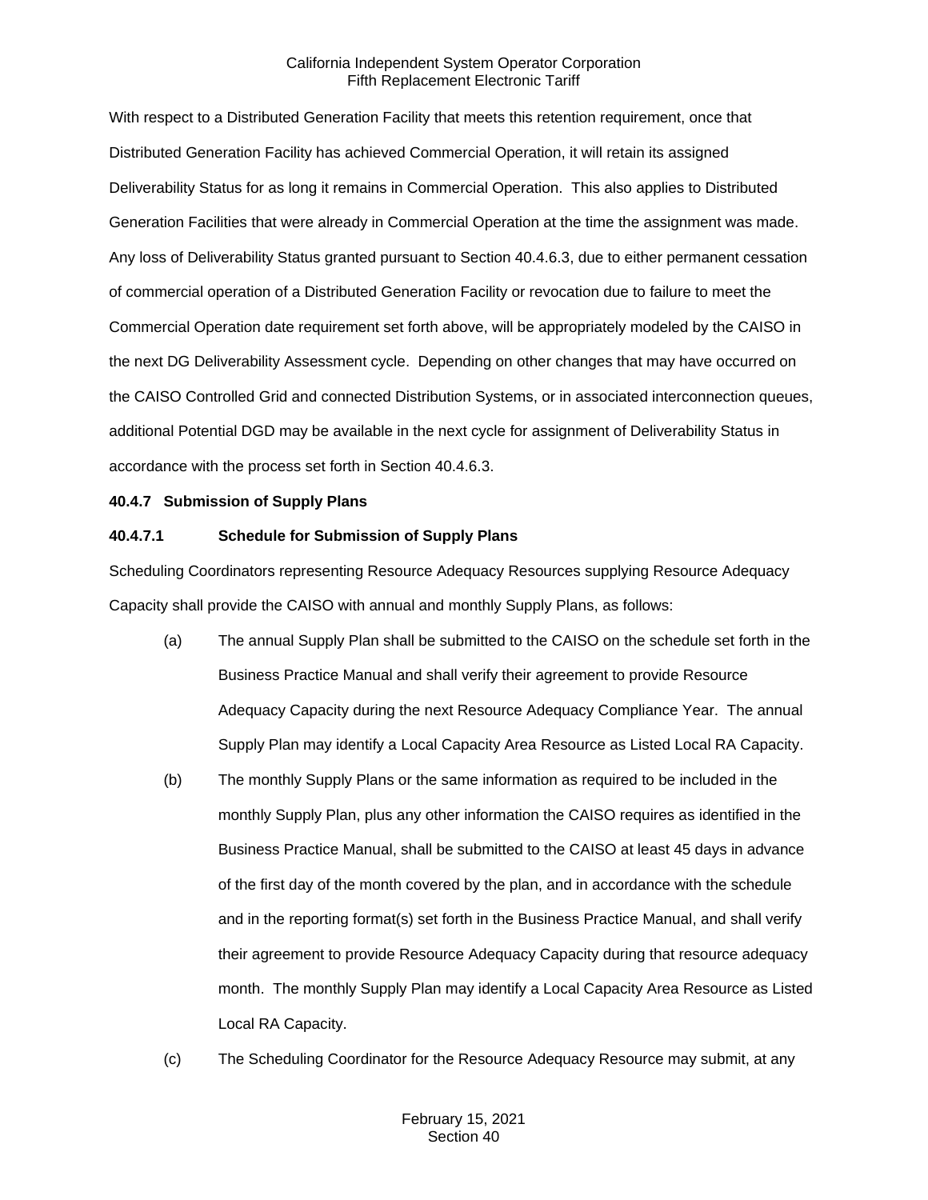With respect to a Distributed Generation Facility that meets this retention requirement, once that Distributed Generation Facility has achieved Commercial Operation, it will retain its assigned Deliverability Status for as long it remains in Commercial Operation. This also applies to Distributed Generation Facilities that were already in Commercial Operation at the time the assignment was made. Any loss of Deliverability Status granted pursuant to Section 40.4.6.3, due to either permanent cessation of commercial operation of a Distributed Generation Facility or revocation due to failure to meet the Commercial Operation date requirement set forth above, will be appropriately modeled by the CAISO in the next DG Deliverability Assessment cycle. Depending on other changes that may have occurred on the CAISO Controlled Grid and connected Distribution Systems, or in associated interconnection queues, additional Potential DGD may be available in the next cycle for assignment of Deliverability Status in accordance with the process set forth in Section 40.4.6.3.

**40.4.7 Submission of Supply Plans**

**40.4.7.1 Schedule for Submission of Supply Plans**

Scheduling Coordinators representing Resource Adequacy Resources supplying Resource Adequacy Capacity shall provide the CAISO with annual and monthly Supply Plans, as follows:

(a) The annual Supply Plan shall be submitted to the CAISO on the schedule set forth in the Business Practice Manual and shall verify their agreement to provide Resource Adequacy Capacity during the next Resource Adequacy Compliance Year. The annual Supply Plan may identify a Local Capacity Area Resource as Listed Local RA Capacity.

(b) The monthly Supply Plans or the same information as required to be included in the monthly Supply Plan, plus any other information the CAISO requires as identified in the Business Practice Manual, shall be submitted to the CAISO at least 45 days in advance of the first day of the month covered by the plan, and in accordance with the schedule and in the reporting format(s) set forth in the Business Practice Manual, and shall verify their agreement to provide Resource Adequacy Capacity during that resource adequacy month. The monthly Supply Plan may identify a Local Capacity Area Resource as Listed Local RA Capacity.

(c) The Scheduling Coordinator for the Resource Adequacy Resource may submit, at any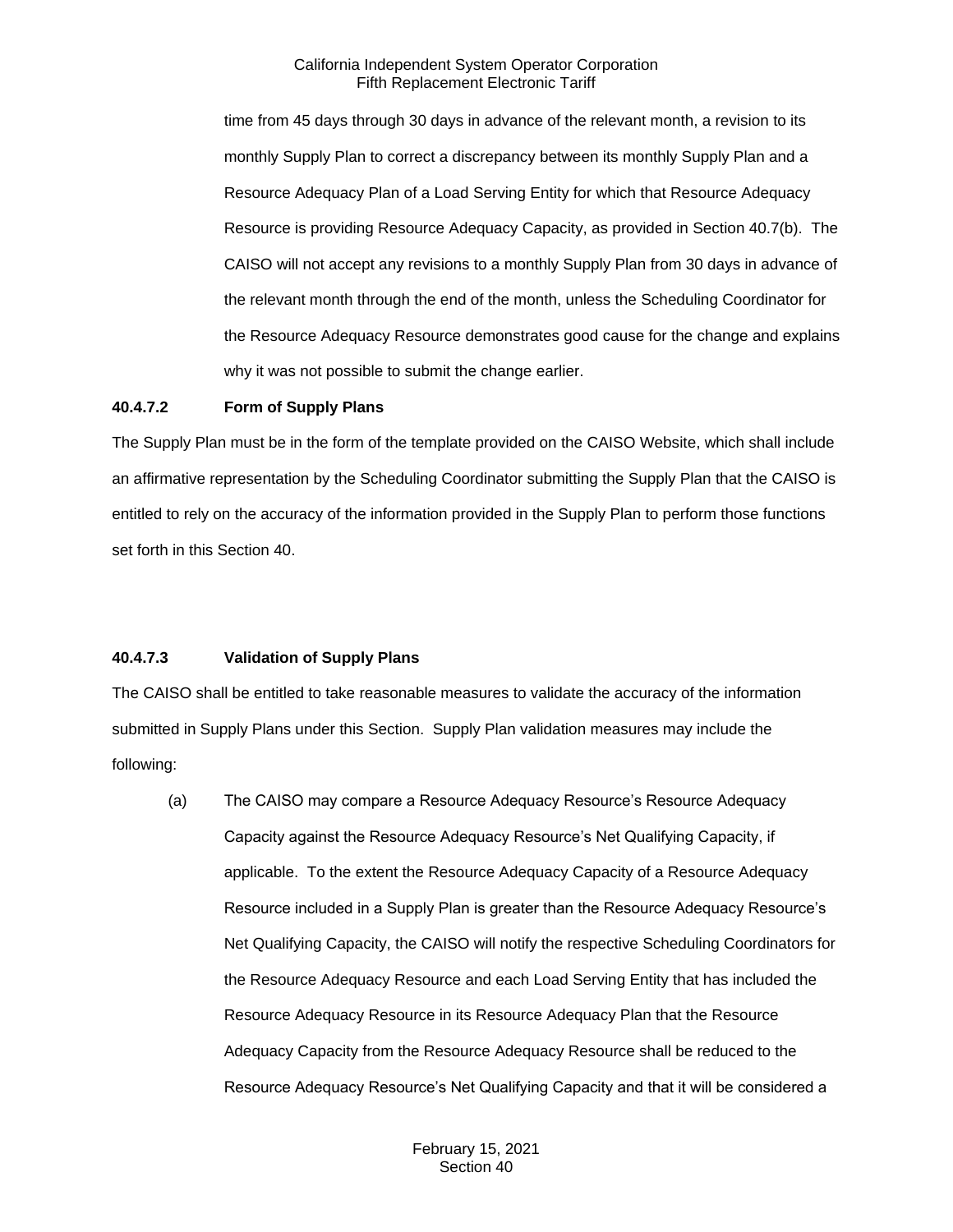time from 45 days through 30 days in advance of the relevant month, a revision to its monthly Supply Plan to correct a discrepancy between its monthly Supply Plan and a Resource Adequacy Plan of a Load Serving Entity for which that Resource Adequacy Resource is providing Resource Adequacy Capacity, as provided in Section 40.7(b). The CAISO will not accept any revisions to a monthly Supply Plan from 30 days in advance of the relevant month through the end of the month, unless the Scheduling Coordinator for the Resource Adequacy Resource demonstrates good cause for the change and explains why it was not possible to submit the change earlier.

**40.4.7.2 Form of Supply Plans**

The Supply Plan must be in the form of the template provided on the CAISO Website, which shall include an affirmative representation by the Scheduling Coordinator submitting the Supply Plan that the CAISO is entitled to rely on the accuracy of the information provided in the Supply Plan to perform those functions set forth in this Section 40.

**40.4.7.3 Validation of Supply Plans**

The CAISO shall be entitled to take reasonable measures to validate the accuracy of the information submitted in Supply Plans under this Section. Supply Plan validation measures may include the following:

(a) The CAISO may compare a Resource Adequacy Resource's Resource Adequacy Capacity against the Resource Adequacy Resource's Net Qualifying Capacity, if applicable. To the extent the Resource Adequacy Capacity of a Resource Adequacy Resource included in a Supply Plan is greater than the Resource Adequacy Resource's Net Qualifying Capacity, the CAISO will notify the respective Scheduling Coordinators for the Resource Adequacy Resource and each Load Serving Entity that has included the Resource Adequacy Resource in its Resource Adequacy Plan that the Resource Adequacy Capacity from the Resource Adequacy Resource shall be reduced to the Resource Adequacy Resource's Net Qualifying Capacity and that it will be considered a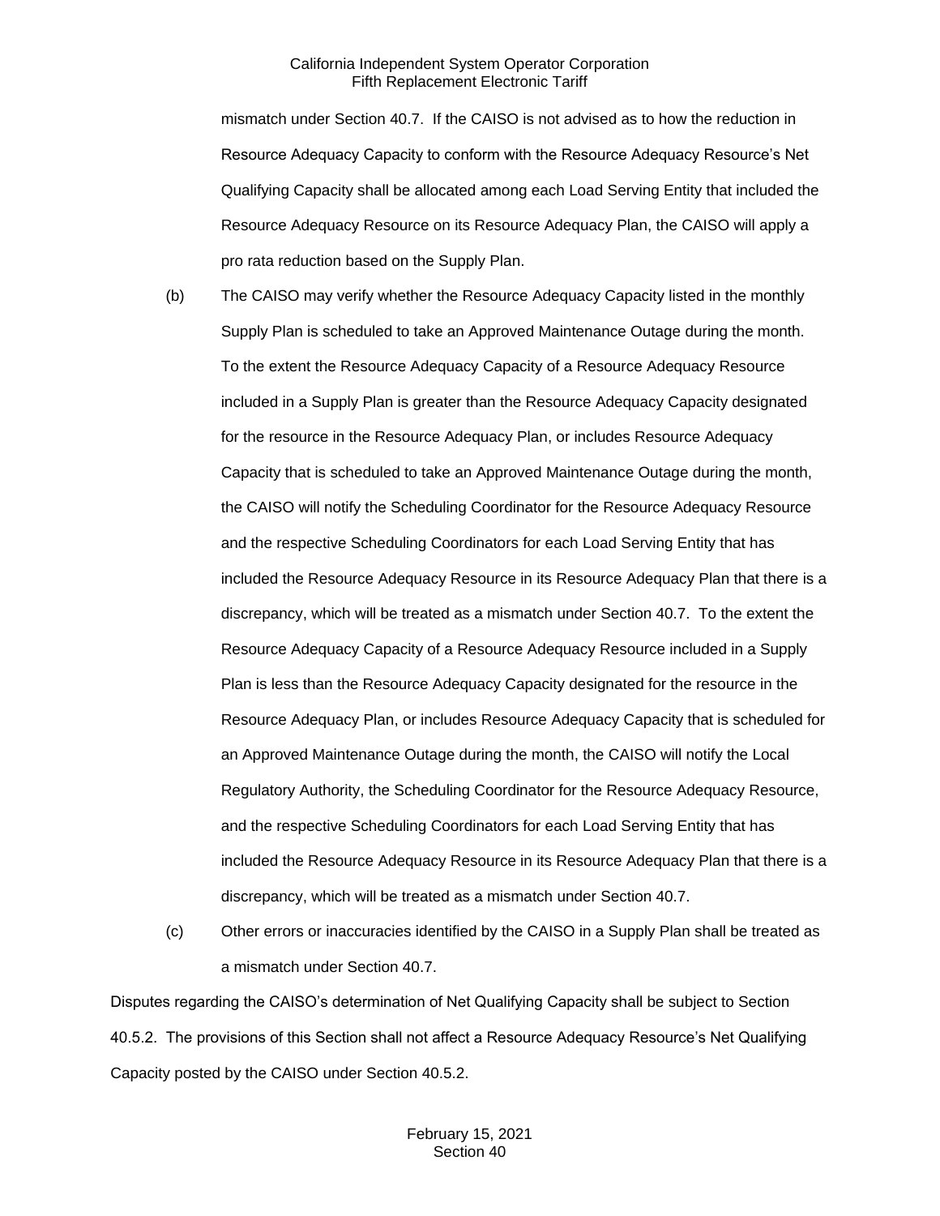mismatch under Section 40.7. If the CAISO is not advised as to how the reduction in Resource Adequacy Capacity to conform with the Resource Adequacy Resource's Net Qualifying Capacity shall be allocated among each Load Serving Entity that included the Resource Adequacy Resource on its Resource Adequacy Plan, the CAISO will apply a pro rata reduction based on the Supply Plan.

(b) The CAISO may verify whether the Resource Adequacy Capacity listed in the monthly Supply Plan is scheduled to take an Approved Maintenance Outage during the month. To the extent the Resource Adequacy Capacity of a Resource Adequacy Resource included in a Supply Plan is greater than the Resource Adequacy Capacity designated for the resource in the Resource Adequacy Plan, or includes Resource Adequacy Capacity that is scheduled to take an Approved Maintenance Outage during the month, the CAISO will notify the Scheduling Coordinator for the Resource Adequacy Resource and the respective Scheduling Coordinators for each Load Serving Entity that has included the Resource Adequacy Resource in its Resource Adequacy Plan that there is a discrepancy, which will be treated as a mismatch under Section 40.7. To the extent the Resource Adequacy Capacity of a Resource Adequacy Resource included in a Supply Plan is less than the Resource Adequacy Capacity designated for the resource in the Resource Adequacy Plan, or includes Resource Adequacy Capacity that is scheduled for an Approved Maintenance Outage during the month, the CAISO will notify the Local Regulatory Authority, the Scheduling Coordinator for the Resource Adequacy Resource, and the respective Scheduling Coordinators for each Load Serving Entity that has included the Resource Adequacy Resource in its Resource Adequacy Plan that there is a discrepancy, which will be treated as a mismatch under Section 40.7.

(c) Other errors or inaccuracies identified by the CAISO in a Supply Plan shall be treated as a mismatch under Section 40.7.

Disputes regarding the CAISO's determination of Net Qualifying Capacity shall be subject to Section 40.5.2. The provisions of this Section shall not affect a Resource Adequacy Resource's Net Qualifying Capacity posted by the CAISO under Section 40.5.2.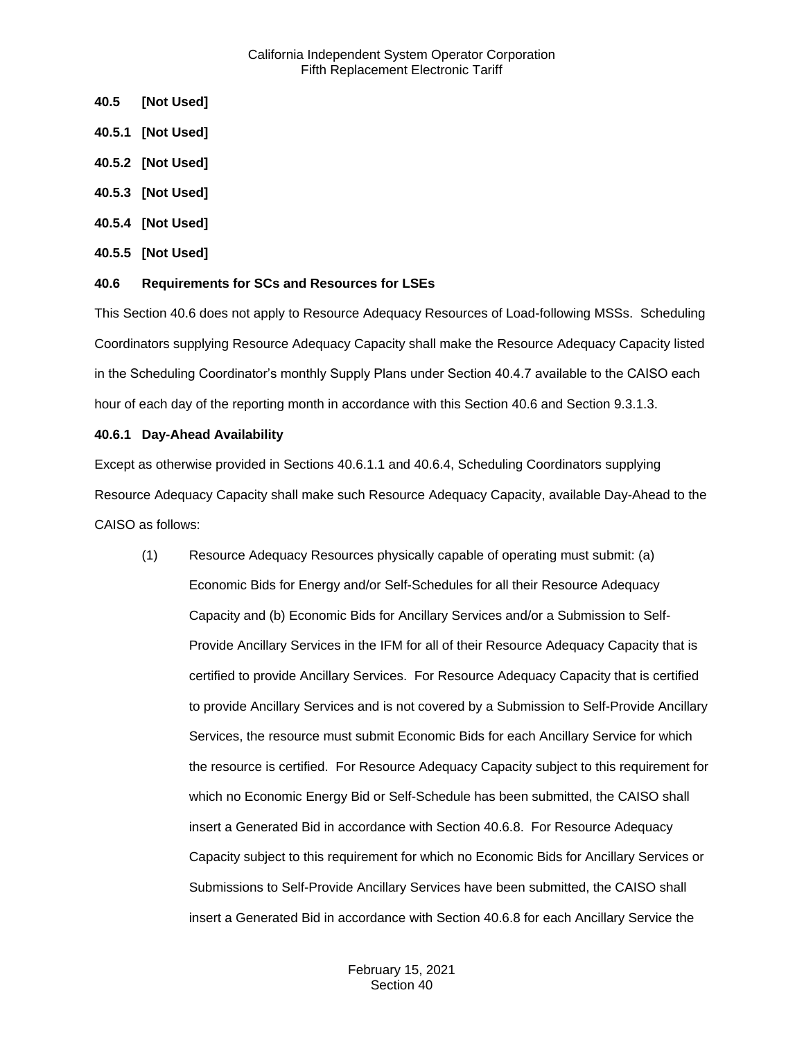**40.5 [Not Used]**

**40.5.1 [Not Used]**

**40.5.2 [Not Used]**

**40.5.3 [Not Used]**

**40.5.4 [Not Used]**

**40.5.5 [Not Used]**

**40.6 Requirements for SCs and Resources for LSEs**

This Section 40.6 does not apply to Resource Adequacy Resources of Load-following MSSs. Scheduling Coordinators supplying Resource Adequacy Capacity shall make the Resource Adequacy Capacity listed in the Scheduling Coordinator's monthly Supply Plans under Section 40.4.7 available to the CAISO each hour of each day of the reporting month in accordance with this Section 40.6 and Section 9.3.1.3.

**40.6.1 Day-Ahead Availability**

Except as otherwise provided in Sections 40.6.1.1 and 40.6.4, Scheduling Coordinators supplying Resource Adequacy Capacity shall make such Resource Adequacy Capacity, available Day-Ahead to the CAISO as follows:

(1) Resource Adequacy Resources physically capable of operating must submit: (a) Economic Bids for Energy and/or Self-Schedules for all their Resource Adequacy Capacity and (b) Economic Bids for Ancillary Services and/or a Submission to Self-Provide Ancillary Services in the IFM for all of their Resource Adequacy Capacity that is certified to provide Ancillary Services. For Resource Adequacy Capacity that is certified to provide Ancillary Services and is not covered by a Submission to Self-Provide Ancillary Services, the resource must submit Economic Bids for each Ancillary Service for which the resource is certified. For Resource Adequacy Capacity subject to this requirement for which no Economic Energy Bid or Self-Schedule has been submitted, the CAISO shall insert a Generated Bid in accordance with Section 40.6.8. For Resource Adequacy Capacity subject to this requirement for which no Economic Bids for Ancillary Services or Submissions to Self-Provide Ancillary Services have been submitted, the CAISO shall insert a Generated Bid in accordance with Section 40.6.8 for each Ancillary Service the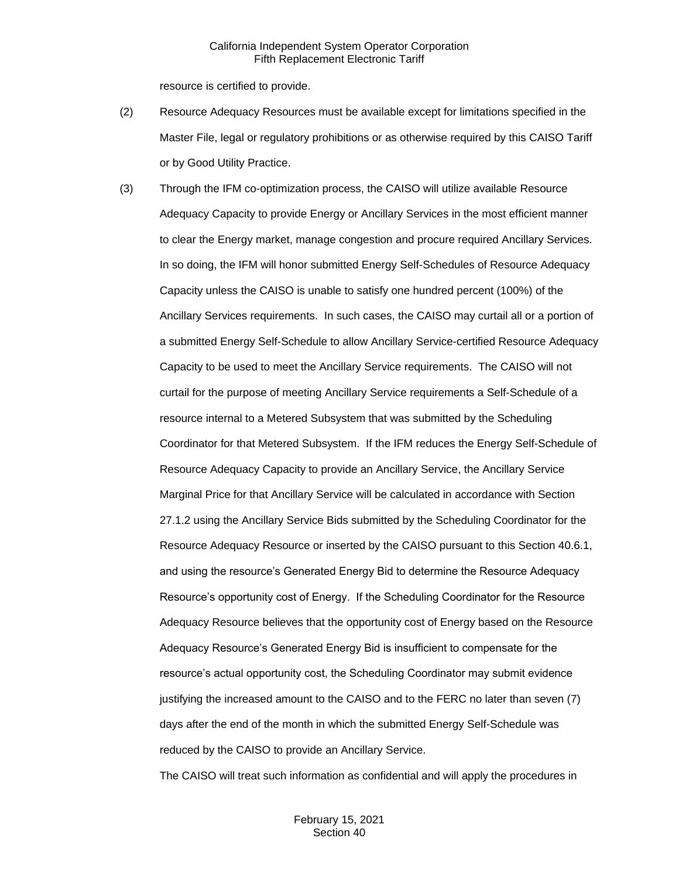resource is certified to provide.

(2) Resource Adequacy Resources must be available except for limitations specified in the Master File, legal or regulatory prohibitions or as otherwise required by this CAISO Tariff or by Good Utility Practice.

(3) Through the IFM co-optimization process, the CAISO will utilize available Resource Adequacy Capacity to provide Energy or Ancillary Services in the most efficient manner to clear the Energy market, manage congestion and procure required Ancillary Services. In so doing, the IFM will honor submitted Energy Self-Schedules of Resource Adequacy Capacity unless the CAISO is unable to satisfy one hundred percent (100%) of the Ancillary Services requirements. In such cases, the CAISO may curtail all or a portion of a submitted Energy Self-Schedule to allow Ancillary Service-certified Resource Adequacy Capacity to be used to meet the Ancillary Service requirements. The CAISO will not curtail for the purpose of meeting Ancillary Service requirements a Self-Schedule of a resource internal to a Metered Subsystem that was submitted by the Scheduling Coordinator for that Metered Subsystem. If the IFM reduces the Energy Self-Schedule of Resource Adequacy Capacity to provide an Ancillary Service, the Ancillary Service Marginal Price for that Ancillary Service will be calculated in accordance with Section 27.1.2 using the Ancillary Service Bids submitted by the Scheduling Coordinator for the Resource Adequacy Resource or inserted by the CAISO pursuant to this Section 40.6.1, and using the resource's Generated Energy Bid to determine the Resource Adequacy Resource's opportunity cost of Energy. If the Scheduling Coordinator for the Resource Adequacy Resource believes that the opportunity cost of Energy based on the Resource Adequacy Resource's Generated Energy Bid is insufficient to compensate for the resource's actual opportunity cost, the Scheduling Coordinator may submit evidence justifying the increased amount to the CAISO and to the FERC no later than seven (7) days after the end of the month in which the submitted Energy Self-Schedule was reduced by the CAISO to provide an Ancillary Service.

The CAISO will treat such information as confidential and will apply the procedures in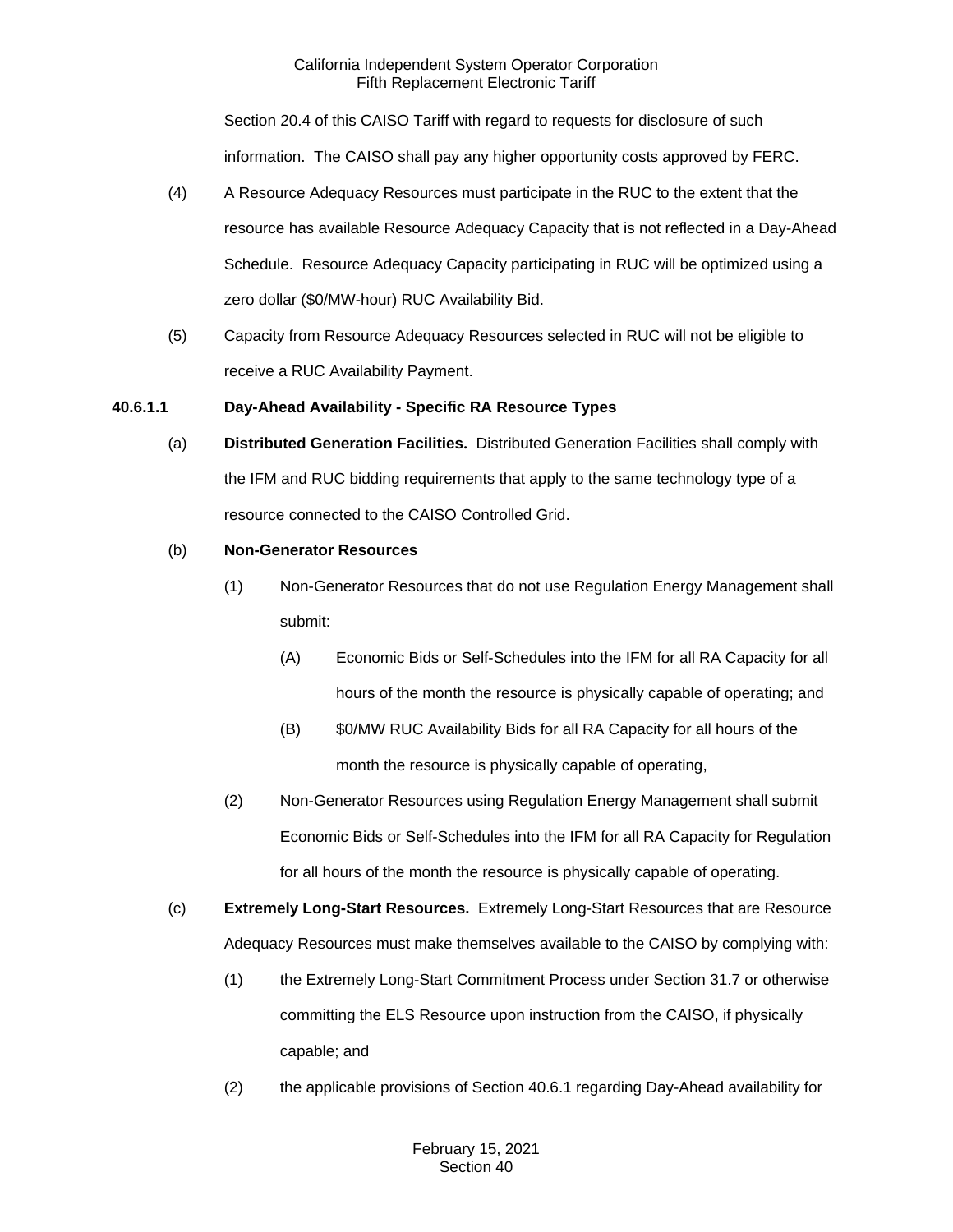Section 20.4 of this CAISO Tariff with regard to requests for disclosure of such information. The CAISO shall pay any higher opportunity costs approved by FERC.

(4) A Resource Adequacy Resources must participate in the RUC to the extent that the resource has available Resource Adequacy Capacity that is not reflected in a Day-Ahead Schedule. Resource Adequacy Capacity participating in RUC will be optimized using a zero dollar ($0/MW-hour) RUC Availability Bid.

(5) Capacity from Resource Adequacy Resources selected in RUC will not be eligible to receive a RUC Availability Payment.

**40.6.1.1 Day-Ahead Availability - Specific RA Resource Types**

(a) **Distributed Generation Facilities.** Distributed Generation Facilities shall comply with the IFM and RUC bidding requirements that apply to the same technology type of a resource connected to the CAISO Controlled Grid.

(b) **Non-Generator Resources**

(1) Non-Generator Resources that do not use Regulation Energy Management shall submit:

(A) Economic Bids or Self-Schedules into the IFM for all RA Capacity for all hours of the month the resource is physically capable of operating; and

(B) $0/MW RUC Availability Bids for all RA Capacity for all hours of the month the resource is physically capable of operating,

(2) Non-Generator Resources using Regulation Energy Management shall submit Economic Bids or Self-Schedules into the IFM for all RA Capacity for Regulation for all hours of the month the resource is physically capable of operating.

(c) **Extremely Long-Start Resources.** Extremely Long-Start Resources that are Resource Adequacy Resources must make themselves available to the CAISO by complying with:

(1) the Extremely Long-Start Commitment Process under Section 31.7 or otherwise committing the ELS Resource upon instruction from the CAISO, if physically capable; and

(2) the applicable provisions of Section 40.6.1 regarding Day-Ahead availability for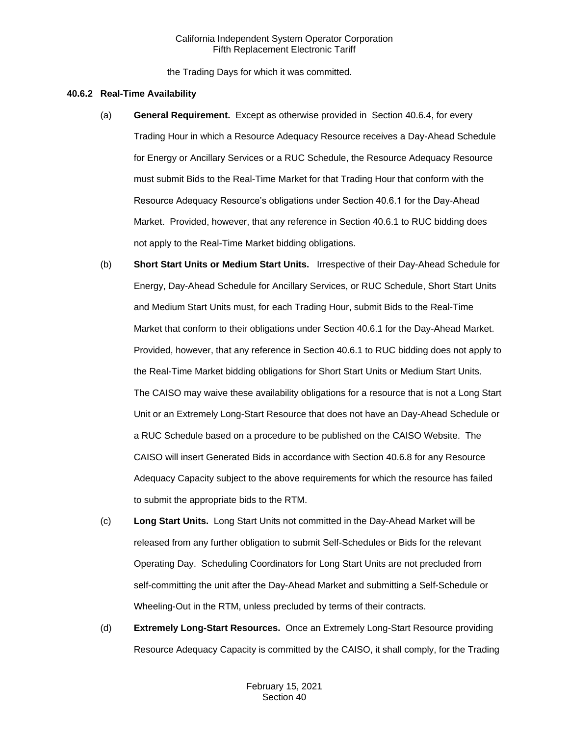the Trading Days for which it was committed.

### 40.6.2 Real-Time Availability

(a) **General Requirement.** Except as otherwise provided in Section 40.6.4, for every Trading Hour in which a Resource Adequacy Resource receives a Day-Ahead Schedule for Energy or Ancillary Services or a RUC Schedule, the Resource Adequacy Resource must submit Bids to the Real-Time Market for that Trading Hour that conform with the Resource Adequacy Resource's obligations under Section 40.6.1 for the Day-Ahead Market. Provided, however, that any reference in Section 40.6.1 to RUC bidding does not apply to the Real-Time Market bidding obligations.

(b) **Short Start Units or Medium Start Units.** Irrespective of their Day-Ahead Schedule for Energy, Day-Ahead Schedule for Ancillary Services, or RUC Schedule, Short Start Units and Medium Start Units must, for each Trading Hour, submit Bids to the Real-Time Market that conform to their obligations under Section 40.6.1 for the Day-Ahead Market. Provided, however, that any reference in Section 40.6.1 to RUC bidding does not apply to the Real-Time Market bidding obligations for Short Start Units or Medium Start Units. The CAISO may waive these availability obligations for a resource that is not a Long Start Unit or an Extremely Long-Start Resource that does not have an Day-Ahead Schedule or a RUC Schedule based on a procedure to be published on the CAISO Website. The CAISO will insert Generated Bids in accordance with Section 40.6.8 for any Resource Adequacy Capacity subject to the above requirements for which the resource has failed to submit the appropriate bids to the RTM.

(c) **Long Start Units.** Long Start Units not committed in the Day-Ahead Market will be released from any further obligation to submit Self-Schedules or Bids for the relevant Operating Day. Scheduling Coordinators for Long Start Units are not precluded from self-committing the unit after the Day-Ahead Market and submitting a Self-Schedule or Wheeling-Out in the RTM, unless precluded by terms of their contracts.

(d) **Extremely Long-Start Resources.** Once an Extremely Long-Start Resource providing Resource Adequacy Capacity is committed by the CAISO, it shall comply, for the Trading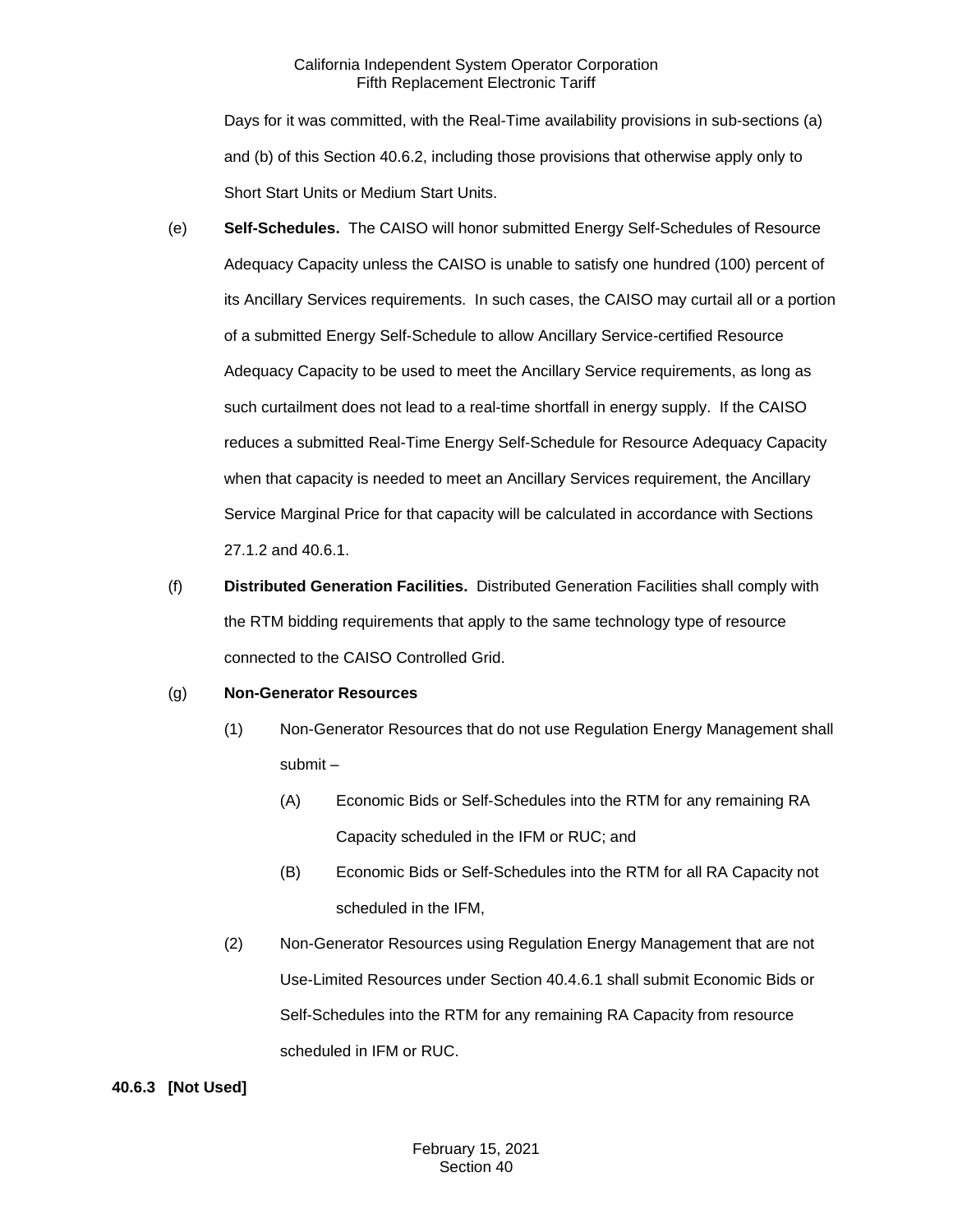Days for it was committed, with the Real-Time availability provisions in sub-sections (a) and (b) of this Section 40.6.2, including those provisions that otherwise apply only to Short Start Units or Medium Start Units.

(e) **Self-Schedules.** The CAISO will honor submitted Energy Self-Schedules of Resource Adequacy Capacity unless the CAISO is unable to satisfy one hundred (100) percent of its Ancillary Services requirements. In such cases, the CAISO may curtail all or a portion of a submitted Energy Self-Schedule to allow Ancillary Service-certified Resource Adequacy Capacity to be used to meet the Ancillary Service requirements, as long as such curtailment does not lead to a real-time shortfall in energy supply. If the CAISO reduces a submitted Real-Time Energy Self-Schedule for Resource Adequacy Capacity when that capacity is needed to meet an Ancillary Services requirement, the Ancillary Service Marginal Price for that capacity will be calculated in accordance with Sections 27.1.2 and 40.6.1.

(f) **Distributed Generation Facilities.** Distributed Generation Facilities shall comply with the RTM bidding requirements that apply to the same technology type of resource connected to the CAISO Controlled Grid.

(g) **Non-Generator Resources**

(1) Non-Generator Resources that do not use Regulation Energy Management shall submit –

(A) Economic Bids or Self-Schedules into the RTM for any remaining RA Capacity scheduled in the IFM or RUC; and

(B) Economic Bids or Self-Schedules into the RTM for all RA Capacity not scheduled in the IFM,

(2) Non-Generator Resources using Regulation Energy Management that are not Use-Limited Resources under Section 40.4.6.1 shall submit Economic Bids or Self-Schedules into the RTM for any remaining RA Capacity from resource scheduled in IFM or RUC.

**40.6.3 [Not Used]**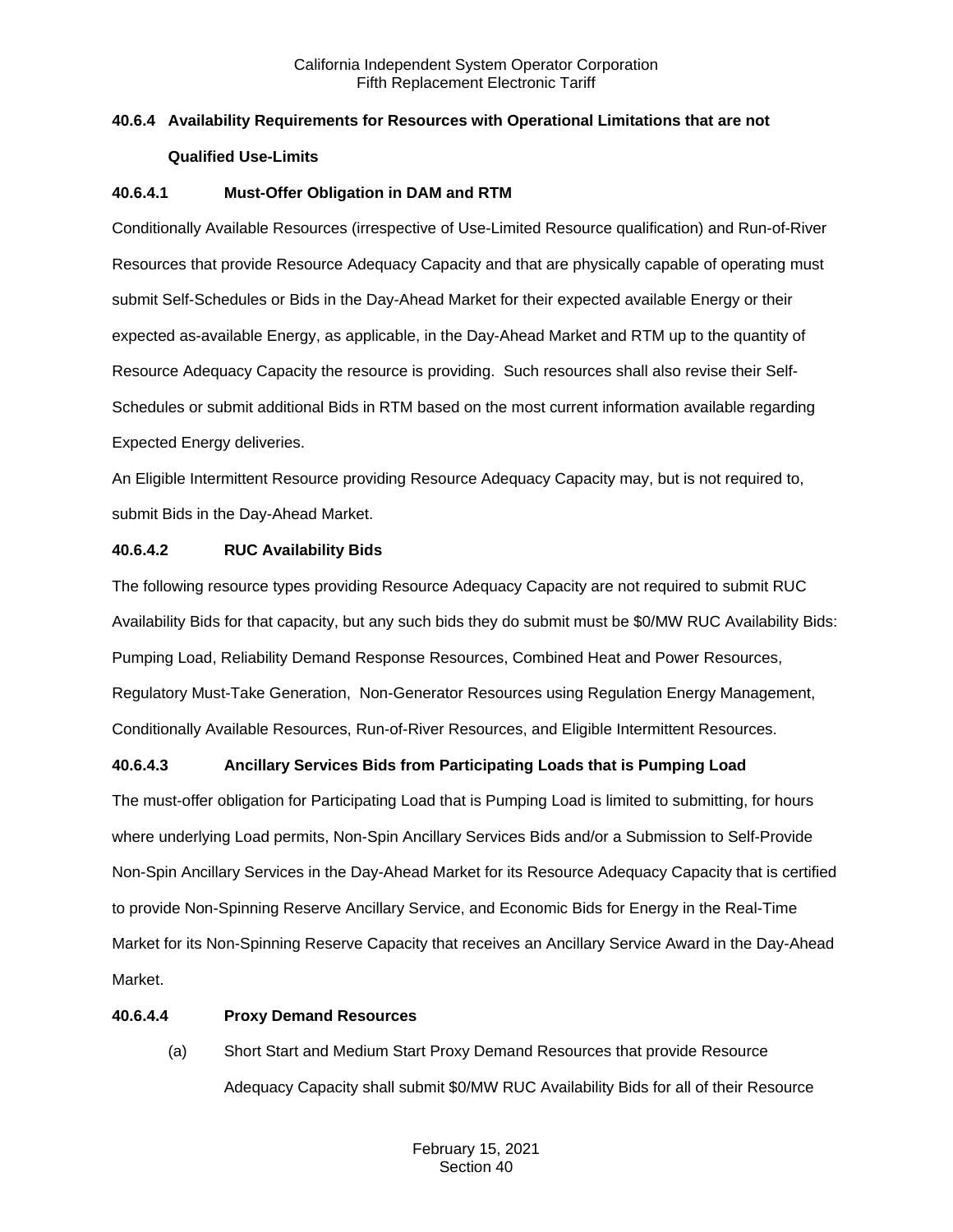### 40.6.4 Availability Requirements for Resources with Operational Limitations that are not Qualified Use-Limits

#### 40.6.4.1 Must-Offer Obligation in DAM and RTM

Conditionally Available Resources (irrespective of Use-Limited Resource qualification) and Run-of-River Resources that provide Resource Adequacy Capacity and that are physically capable of operating must submit Self-Schedules or Bids in the Day-Ahead Market for their expected available Energy or their expected as-available Energy, as applicable, in the Day-Ahead Market and RTM up to the quantity of Resource Adequacy Capacity the resource is providing. Such resources shall also revise their Self-Schedules or submit additional Bids in RTM based on the most current information available regarding Expected Energy deliveries.

An Eligible Intermittent Resource providing Resource Adequacy Capacity may, but is not required to, submit Bids in the Day-Ahead Market.

#### 40.6.4.2 RUC Availability Bids

The following resource types providing Resource Adequacy Capacity are not required to submit RUC Availability Bids for that capacity, but any such bids they do submit must be $0/MW RUC Availability Bids: Pumping Load, Reliability Demand Response Resources, Combined Heat and Power Resources, Regulatory Must-Take Generation, Non-Generator Resources using Regulation Energy Management, Conditionally Available Resources, Run-of-River Resources, and Eligible Intermittent Resources.

#### 40.6.4.3 Ancillary Services Bids from Participating Loads that is Pumping Load

The must-offer obligation for Participating Load that is Pumping Load is limited to submitting, for hours where underlying Load permits, Non-Spin Ancillary Services Bids and/or a Submission to Self-Provide Non-Spin Ancillary Services in the Day-Ahead Market for its Resource Adequacy Capacity that is certified to provide Non-Spinning Reserve Ancillary Service, and Economic Bids for Energy in the Real-Time Market for its Non-Spinning Reserve Capacity that receives an Ancillary Service Award in the Day-Ahead Market.

#### 40.6.4.4 Proxy Demand Resources

(a) Short Start and Medium Start Proxy Demand Resources that provide Resource Adequacy Capacity shall submit $0/MW RUC Availability Bids for all of their Resource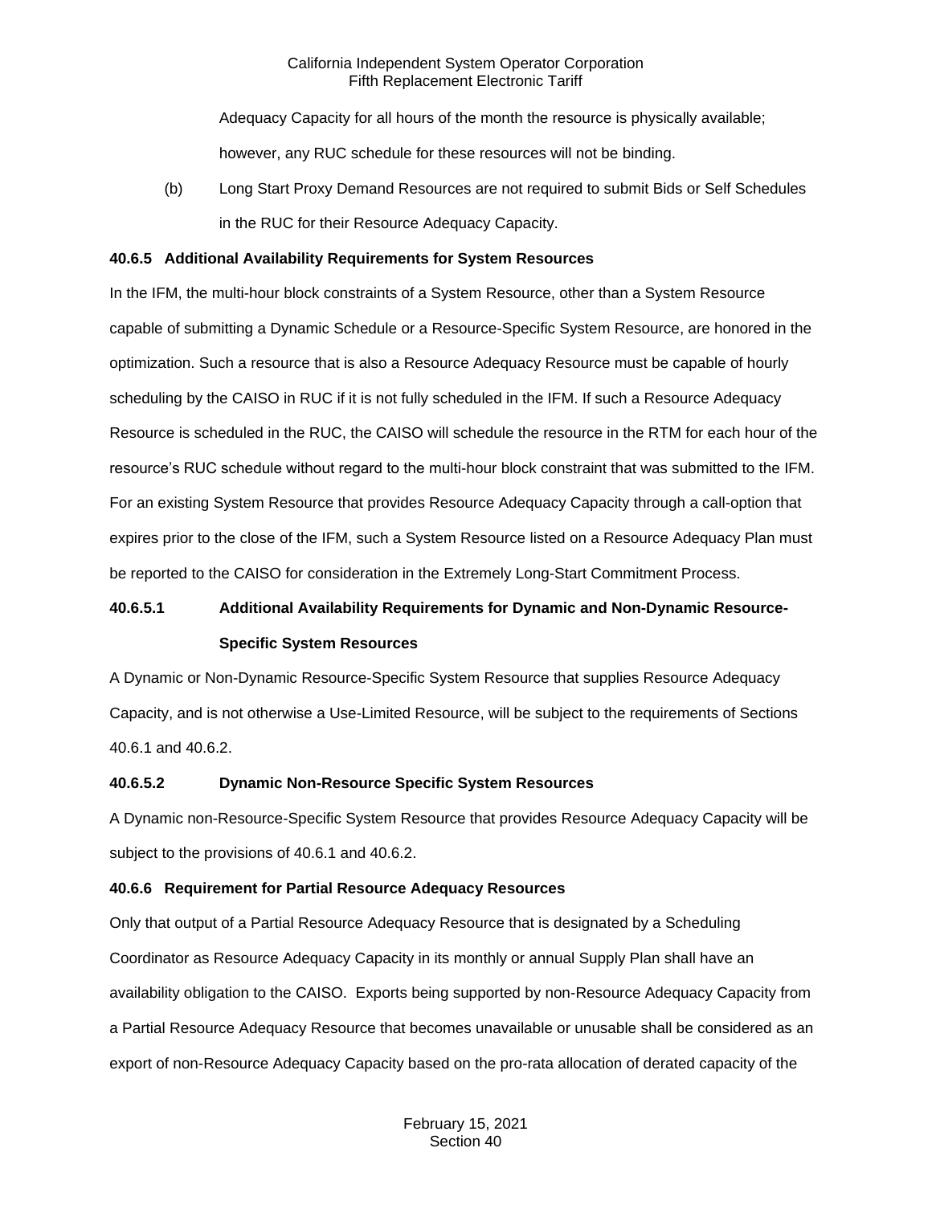Adequacy Capacity for all hours of the month the resource is physically available; however, any RUC schedule for these resources will not be binding.

(b) Long Start Proxy Demand Resources are not required to submit Bids or Self Schedules in the RUC for their Resource Adequacy Capacity.

**40.6.5 Additional Availability Requirements for System Resources**

In the IFM, the multi-hour block constraints of a System Resource, other than a System Resource capable of submitting a Dynamic Schedule or a Resource-Specific System Resource, are honored in the optimization. Such a resource that is also a Resource Adequacy Resource must be capable of hourly scheduling by the CAISO in RUC if it is not fully scheduled in the IFM. If such a Resource Adequacy Resource is scheduled in the RUC, the CAISO will schedule the resource in the RTM for each hour of the resource's RUC schedule without regard to the multi-hour block constraint that was submitted to the IFM. For an existing System Resource that provides Resource Adequacy Capacity through a call-option that expires prior to the close of the IFM, such a System Resource listed on a Resource Adequacy Plan must be reported to the CAISO for consideration in the Extremely Long-Start Commitment Process.

**40.6.5.1 Additional Availability Requirements for Dynamic and Non-Dynamic Resource-Specific System Resources**

A Dynamic or Non-Dynamic Resource-Specific System Resource that supplies Resource Adequacy Capacity, and is not otherwise a Use-Limited Resource, will be subject to the requirements of Sections 40.6.1 and 40.6.2.

**40.6.5.2 Dynamic Non-Resource Specific System Resources**

A Dynamic non-Resource-Specific System Resource that provides Resource Adequacy Capacity will be subject to the provisions of 40.6.1 and 40.6.2.

**40.6.6 Requirement for Partial Resource Adequacy Resources**

Only that output of a Partial Resource Adequacy Resource that is designated by a Scheduling Coordinator as Resource Adequacy Capacity in its monthly or annual Supply Plan shall have an availability obligation to the CAISO. Exports being supported by non-Resource Adequacy Capacity from a Partial Resource Adequacy Resource that becomes unavailable or unusable shall be considered as an export of non-Resource Adequacy Capacity based on the pro-rata allocation of derated capacity of the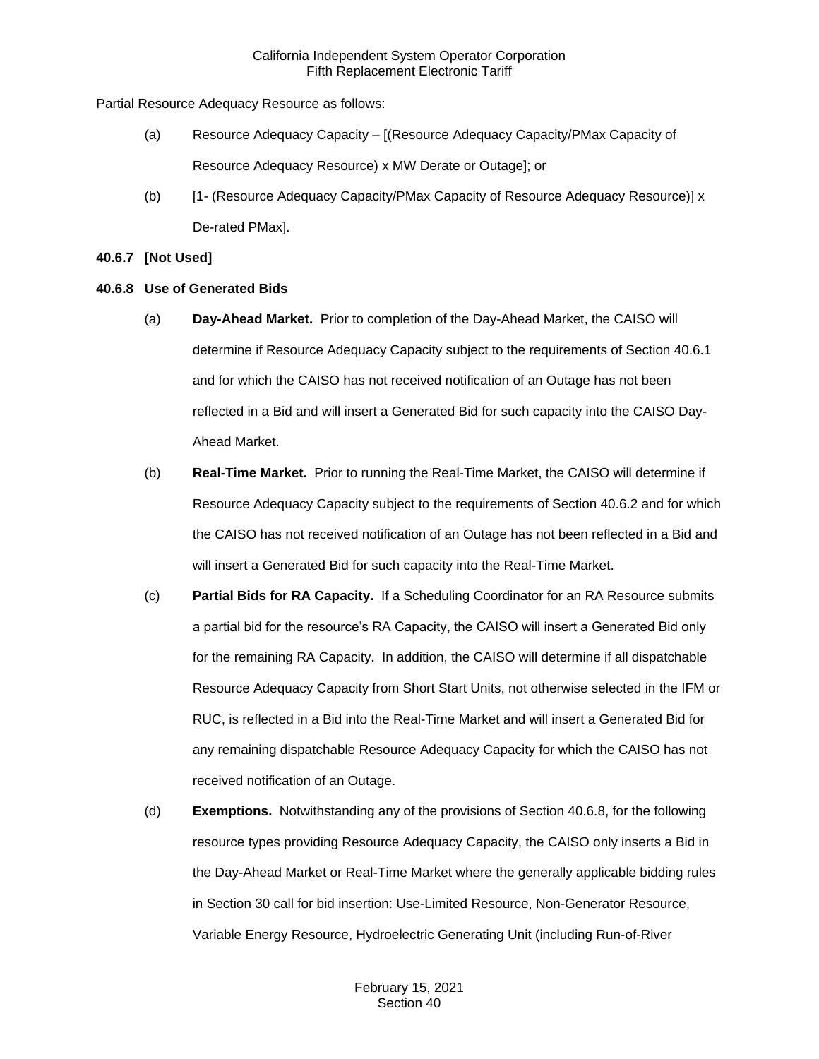Partial Resource Adequacy Resource as follows:

(a) Resource Adequacy Capacity – [(Resource Adequacy Capacity/PMax Capacity of Resource Adequacy Resource) x MW Derate or Outage]; or

(b) [1- (Resource Adequacy Capacity/PMax Capacity of Resource Adequacy Resource)] x De-rated PMax].

**40.6.7 [Not Used]**

**40.6.8 Use of Generated Bids**

(a) **Day-Ahead Market.** Prior to completion of the Day-Ahead Market, the CAISO will determine if Resource Adequacy Capacity subject to the requirements of Section 40.6.1 and for which the CAISO has not received notification of an Outage has not been reflected in a Bid and will insert a Generated Bid for such capacity into the CAISO Day-Ahead Market.

(b) **Real-Time Market.** Prior to running the Real-Time Market, the CAISO will determine if Resource Adequacy Capacity subject to the requirements of Section 40.6.2 and for which the CAISO has not received notification of an Outage has not been reflected in a Bid and will insert a Generated Bid for such capacity into the Real-Time Market.

(c) **Partial Bids for RA Capacity.** If a Scheduling Coordinator for an RA Resource submits a partial bid for the resource's RA Capacity, the CAISO will insert a Generated Bid only for the remaining RA Capacity. In addition, the CAISO will determine if all dispatchable Resource Adequacy Capacity from Short Start Units, not otherwise selected in the IFM or RUC, is reflected in a Bid into the Real-Time Market and will insert a Generated Bid for any remaining dispatchable Resource Adequacy Capacity for which the CAISO has not received notification of an Outage.

(d) **Exemptions.** Notwithstanding any of the provisions of Section 40.6.8, for the following resource types providing Resource Adequacy Capacity, the CAISO only inserts a Bid in the Day-Ahead Market or Real-Time Market where the generally applicable bidding rules in Section 30 call for bid insertion: Use-Limited Resource, Non-Generator Resource, Variable Energy Resource, Hydroelectric Generating Unit (including Run-of-River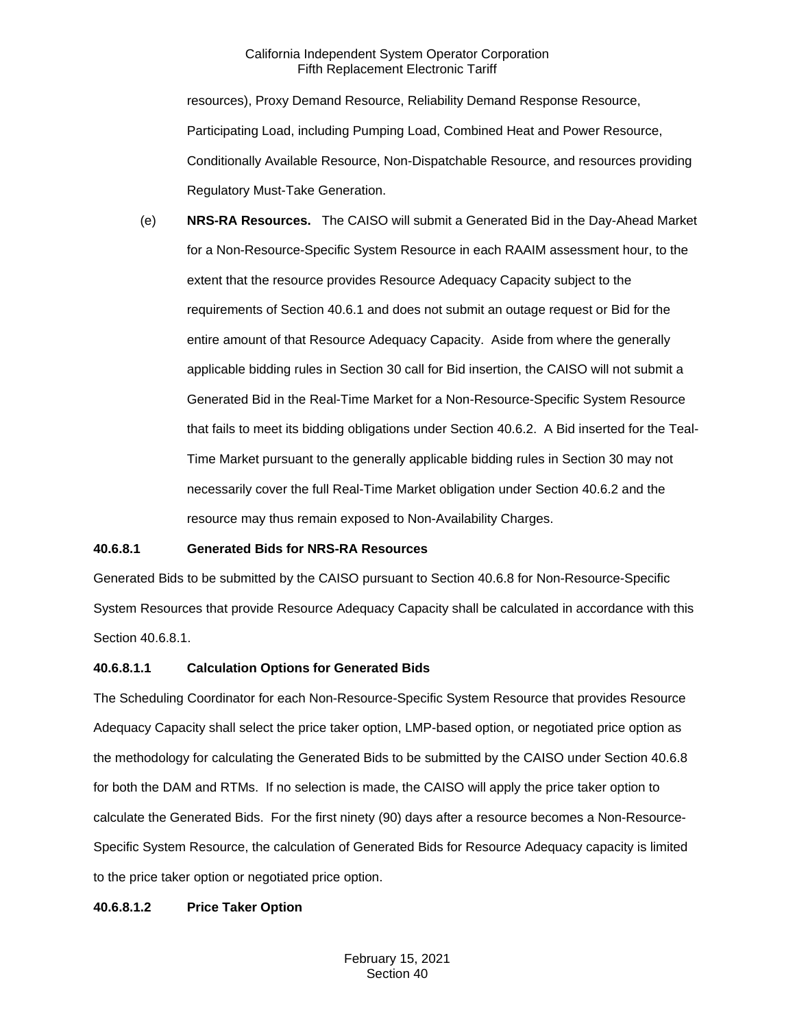resources), Proxy Demand Resource, Reliability Demand Response Resource, Participating Load, including Pumping Load, Combined Heat and Power Resource, Conditionally Available Resource, Non-Dispatchable Resource, and resources providing Regulatory Must-Take Generation.

(e) **NRS-RA Resources.** The CAISO will submit a Generated Bid in the Day-Ahead Market for a Non-Resource-Specific System Resource in each RAAIM assessment hour, to the extent that the resource provides Resource Adequacy Capacity subject to the requirements of Section 40.6.1 and does not submit an outage request or Bid for the entire amount of that Resource Adequacy Capacity. Aside from where the generally applicable bidding rules in Section 30 call for Bid insertion, the CAISO will not submit a Generated Bid in the Real-Time Market for a Non-Resource-Specific System Resource that fails to meet its bidding obligations under Section 40.6.2. A Bid inserted for the Teal-Time Market pursuant to the generally applicable bidding rules in Section 30 may not necessarily cover the full Real-Time Market obligation under Section 40.6.2 and the resource may thus remain exposed to Non-Availability Charges.

**40.6.8.1 Generated Bids for NRS-RA Resources**

Generated Bids to be submitted by the CAISO pursuant to Section 40.6.8 for Non-Resource-Specific System Resources that provide Resource Adequacy Capacity shall be calculated in accordance with this Section 40.6.8.1.

**40.6.8.1.1 Calculation Options for Generated Bids**

The Scheduling Coordinator for each Non-Resource-Specific System Resource that provides Resource Adequacy Capacity shall select the price taker option, LMP-based option, or negotiated price option as the methodology for calculating the Generated Bids to be submitted by the CAISO under Section 40.6.8 for both the DAM and RTMs. If no selection is made, the CAISO will apply the price taker option to calculate the Generated Bids. For the first ninety (90) days after a resource becomes a Non-Resource-Specific System Resource, the calculation of Generated Bids for Resource Adequacy capacity is limited to the price taker option or negotiated price option.

**40.6.8.1.2 Price Taker Option**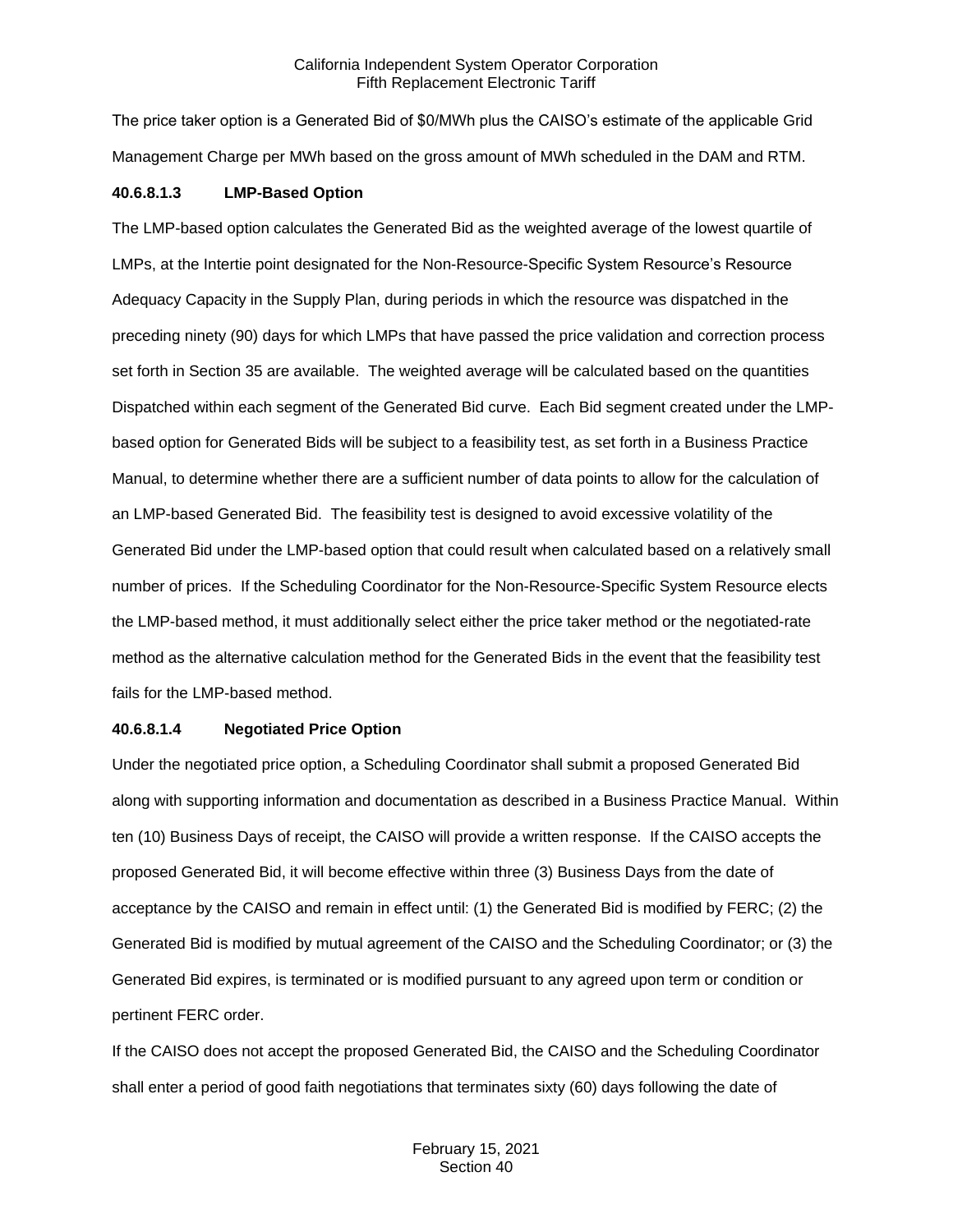The price taker option is a Generated Bid of $0/MWh plus the CAISO's estimate of the applicable Grid Management Charge per MWh based on the gross amount of MWh scheduled in the DAM and RTM.

**40.6.8.1.3 LMP-Based Option**

The LMP-based option calculates the Generated Bid as the weighted average of the lowest quartile of LMPs, at the Intertie point designated for the Non-Resource-Specific System Resource's Resource Adequacy Capacity in the Supply Plan, during periods in which the resource was dispatched in the preceding ninety (90) days for which LMPs that have passed the price validation and correction process set forth in Section 35 are available. The weighted average will be calculated based on the quantities Dispatched within each segment of the Generated Bid curve. Each Bid segment created under the LMP-based option for Generated Bids will be subject to a feasibility test, as set forth in a Business Practice Manual, to determine whether there are a sufficient number of data points to allow for the calculation of an LMP-based Generated Bid. The feasibility test is designed to avoid excessive volatility of the Generated Bid under the LMP-based option that could result when calculated based on a relatively small number of prices. If the Scheduling Coordinator for the Non-Resource-Specific System Resource elects the LMP-based method, it must additionally select either the price taker method or the negotiated-rate method as the alternative calculation method for the Generated Bids in the event that the feasibility test fails for the LMP-based method.

**40.6.8.1.4 Negotiated Price Option**

Under the negotiated price option, a Scheduling Coordinator shall submit a proposed Generated Bid along with supporting information and documentation as described in a Business Practice Manual. Within ten (10) Business Days of receipt, the CAISO will provide a written response. If the CAISO accepts the proposed Generated Bid, it will become effective within three (3) Business Days from the date of acceptance by the CAISO and remain in effect until: (1) the Generated Bid is modified by FERC; (2) the Generated Bid is modified by mutual agreement of the CAISO and the Scheduling Coordinator; or (3) the Generated Bid expires, is terminated or is modified pursuant to any agreed upon term or condition or pertinent FERC order.

If the CAISO does not accept the proposed Generated Bid, the CAISO and the Scheduling Coordinator shall enter a period of good faith negotiations that terminates sixty (60) days following the date of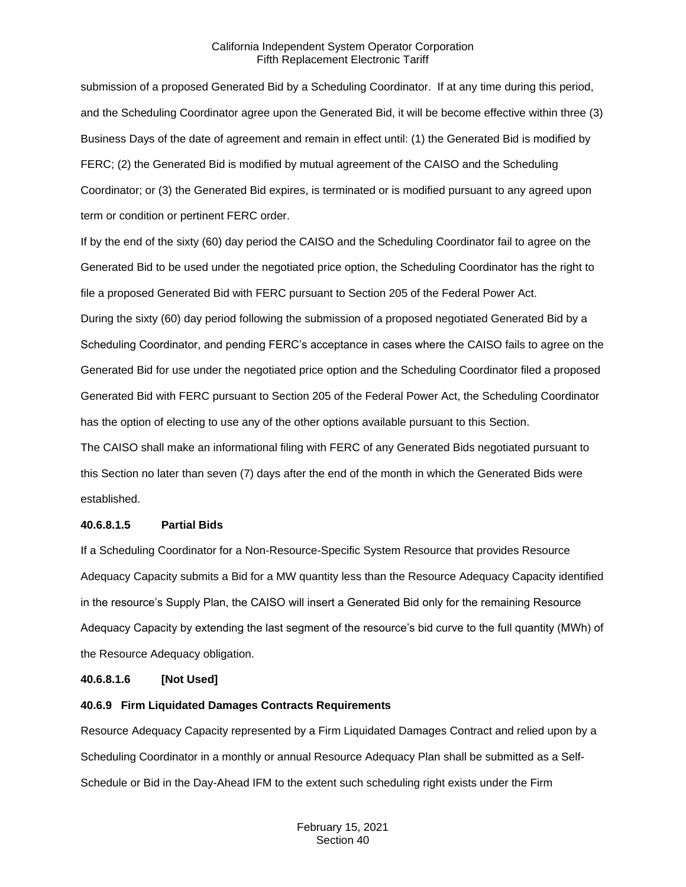submission of a proposed Generated Bid by a Scheduling Coordinator. If at any time during this period, and the Scheduling Coordinator agree upon the Generated Bid, it will be become effective within three (3) Business Days of the date of agreement and remain in effect until: (1) the Generated Bid is modified by FERC; (2) the Generated Bid is modified by mutual agreement of the CAISO and the Scheduling Coordinator; or (3) the Generated Bid expires, is terminated or is modified pursuant to any agreed upon term or condition or pertinent FERC order.

If by the end of the sixty (60) day period the CAISO and the Scheduling Coordinator fail to agree on the Generated Bid to be used under the negotiated price option, the Scheduling Coordinator has the right to file a proposed Generated Bid with FERC pursuant to Section 205 of the Federal Power Act.

During the sixty (60) day period following the submission of a proposed negotiated Generated Bid by a Scheduling Coordinator, and pending FERC's acceptance in cases where the CAISO fails to agree on the Generated Bid for use under the negotiated price option and the Scheduling Coordinator filed a proposed Generated Bid with FERC pursuant to Section 205 of the Federal Power Act, the Scheduling Coordinator has the option of electing to use any of the other options available pursuant to this Section.

The CAISO shall make an informational filing with FERC of any Generated Bids negotiated pursuant to this Section no later than seven (7) days after the end of the month in which the Generated Bids were established.

#### 40.6.8.1.5 Partial Bids

If a Scheduling Coordinator for a Non-Resource-Specific System Resource that provides Resource Adequacy Capacity submits a Bid for a MW quantity less than the Resource Adequacy Capacity identified in the resource's Supply Plan, the CAISO will insert a Generated Bid only for the remaining Resource Adequacy Capacity by extending the last segment of the resource's bid curve to the full quantity (MWh) of the Resource Adequacy obligation.

#### 40.6.8.1.6 [Not Used]

### 40.6.9 Firm Liquidated Damages Contracts Requirements

Resource Adequacy Capacity represented by a Firm Liquidated Damages Contract and relied upon by a Scheduling Coordinator in a monthly or annual Resource Adequacy Plan shall be submitted as a Self-Schedule or Bid in the Day-Ahead IFM to the extent such scheduling right exists under the Firm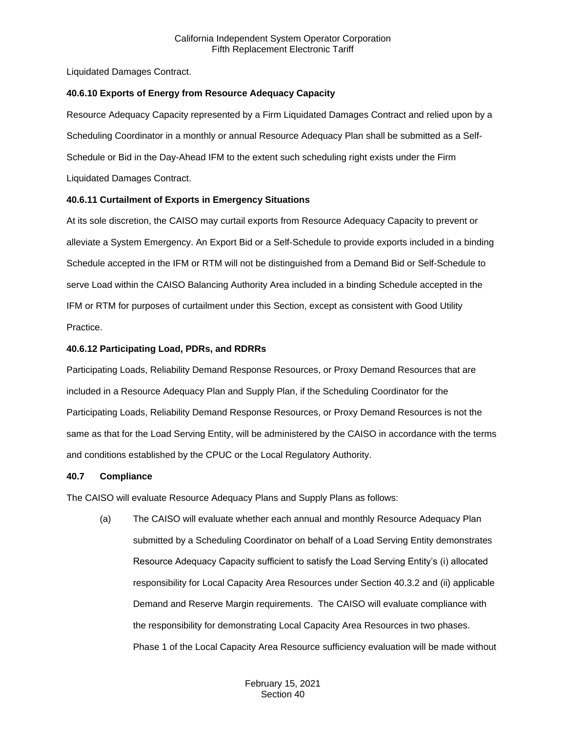Liquidated Damages Contract.

**40.6.10 Exports of Energy from Resource Adequacy Capacity**

Resource Adequacy Capacity represented by a Firm Liquidated Damages Contract and relied upon by a Scheduling Coordinator in a monthly or annual Resource Adequacy Plan shall be submitted as a Self-Schedule or Bid in the Day-Ahead IFM to the extent such scheduling right exists under the Firm Liquidated Damages Contract.

**40.6.11 Curtailment of Exports in Emergency Situations**

At its sole discretion, the CAISO may curtail exports from Resource Adequacy Capacity to prevent or alleviate a System Emergency. An Export Bid or a Self-Schedule to provide exports included in a binding Schedule accepted in the IFM or RTM will not be distinguished from a Demand Bid or Self-Schedule to serve Load within the CAISO Balancing Authority Area included in a binding Schedule accepted in the IFM or RTM for purposes of curtailment under this Section, except as consistent with Good Utility Practice.

**40.6.12 Participating Load, PDRs, and RDRRs**

Participating Loads, Reliability Demand Response Resources, or Proxy Demand Resources that are included in a Resource Adequacy Plan and Supply Plan, if the Scheduling Coordinator for the Participating Loads, Reliability Demand Response Resources, or Proxy Demand Resources is not the same as that for the Load Serving Entity, will be administered by the CAISO in accordance with the terms and conditions established by the CPUC or the Local Regulatory Authority.

**40.7 Compliance**

The CAISO will evaluate Resource Adequacy Plans and Supply Plans as follows:

(a) The CAISO will evaluate whether each annual and monthly Resource Adequacy Plan submitted by a Scheduling Coordinator on behalf of a Load Serving Entity demonstrates Resource Adequacy Capacity sufficient to satisfy the Load Serving Entity's (i) allocated responsibility for Local Capacity Area Resources under Section 40.3.2 and (ii) applicable Demand and Reserve Margin requirements. The CAISO will evaluate compliance with the responsibility for demonstrating Local Capacity Area Resources in two phases. Phase 1 of the Local Capacity Area Resource sufficiency evaluation will be made without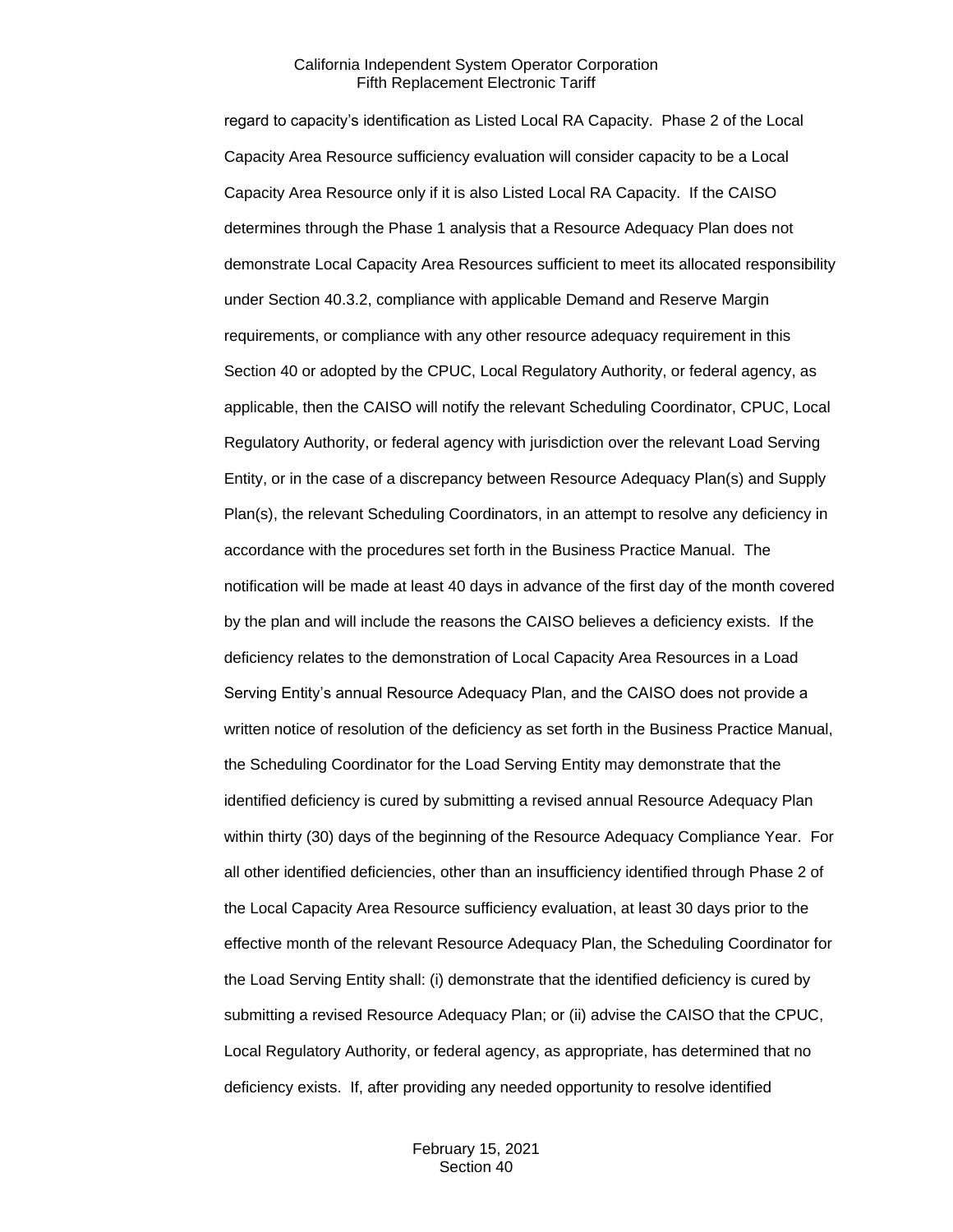regard to capacity's identification as Listed Local RA Capacity. Phase 2 of the Local Capacity Area Resource sufficiency evaluation will consider capacity to be a Local Capacity Area Resource only if it is also Listed Local RA Capacity. If the CAISO determines through the Phase 1 analysis that a Resource Adequacy Plan does not demonstrate Local Capacity Area Resources sufficient to meet its allocated responsibility under Section 40.3.2, compliance with applicable Demand and Reserve Margin requirements, or compliance with any other resource adequacy requirement in this Section 40 or adopted by the CPUC, Local Regulatory Authority, or federal agency, as applicable, then the CAISO will notify the relevant Scheduling Coordinator, CPUC, Local Regulatory Authority, or federal agency with jurisdiction over the relevant Load Serving Entity, or in the case of a discrepancy between Resource Adequacy Plan(s) and Supply Plan(s), the relevant Scheduling Coordinators, in an attempt to resolve any deficiency in accordance with the procedures set forth in the Business Practice Manual. The notification will be made at least 40 days in advance of the first day of the month covered by the plan and will include the reasons the CAISO believes a deficiency exists. If the deficiency relates to the demonstration of Local Capacity Area Resources in a Load Serving Entity's annual Resource Adequacy Plan, and the CAISO does not provide a written notice of resolution of the deficiency as set forth in the Business Practice Manual, the Scheduling Coordinator for the Load Serving Entity may demonstrate that the identified deficiency is cured by submitting a revised annual Resource Adequacy Plan within thirty (30) days of the beginning of the Resource Adequacy Compliance Year. For all other identified deficiencies, other than an insufficiency identified through Phase 2 of the Local Capacity Area Resource sufficiency evaluation, at least 30 days prior to the effective month of the relevant Resource Adequacy Plan, the Scheduling Coordinator for the Load Serving Entity shall: (i) demonstrate that the identified deficiency is cured by submitting a revised Resource Adequacy Plan; or (ii) advise the CAISO that the CPUC, Local Regulatory Authority, or federal agency, as appropriate, has determined that no deficiency exists. If, after providing any needed opportunity to resolve identified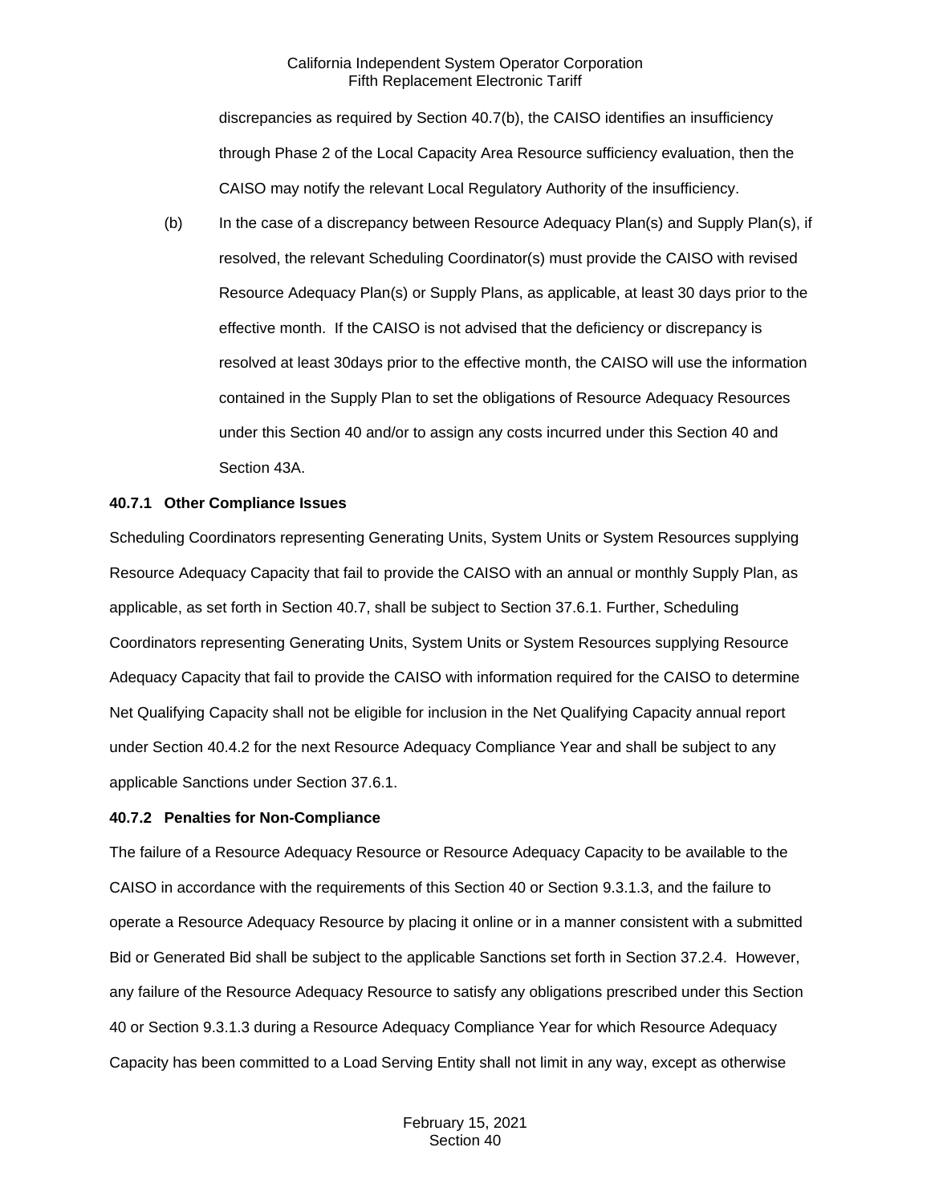discrepancies as required by Section 40.7(b), the CAISO identifies an insufficiency through Phase 2 of the Local Capacity Area Resource sufficiency evaluation, then the CAISO may notify the relevant Local Regulatory Authority of the insufficiency.

(b) In the case of a discrepancy between Resource Adequacy Plan(s) and Supply Plan(s), if resolved, the relevant Scheduling Coordinator(s) must provide the CAISO with revised Resource Adequacy Plan(s) or Supply Plans, as applicable, at least 30 days prior to the effective month. If the CAISO is not advised that the deficiency or discrepancy is resolved at least 30days prior to the effective month, the CAISO will use the information contained in the Supply Plan to set the obligations of Resource Adequacy Resources under this Section 40 and/or to assign any costs incurred under this Section 40 and Section 43A.

### 40.7.1 Other Compliance Issues

Scheduling Coordinators representing Generating Units, System Units or System Resources supplying Resource Adequacy Capacity that fail to provide the CAISO with an annual or monthly Supply Plan, as applicable, as set forth in Section 40.7, shall be subject to Section 37.6.1. Further, Scheduling Coordinators representing Generating Units, System Units or System Resources supplying Resource Adequacy Capacity that fail to provide the CAISO with information required for the CAISO to determine Net Qualifying Capacity shall not be eligible for inclusion in the Net Qualifying Capacity annual report under Section 40.4.2 for the next Resource Adequacy Compliance Year and shall be subject to any applicable Sanctions under Section 37.6.1.

### 40.7.2 Penalties for Non-Compliance

The failure of a Resource Adequacy Resource or Resource Adequacy Capacity to be available to the CAISO in accordance with the requirements of this Section 40 or Section 9.3.1.3, and the failure to operate a Resource Adequacy Resource by placing it online or in a manner consistent with a submitted Bid or Generated Bid shall be subject to the applicable Sanctions set forth in Section 37.2.4. However, any failure of the Resource Adequacy Resource to satisfy any obligations prescribed under this Section 40 or Section 9.3.1.3 during a Resource Adequacy Compliance Year for which Resource Adequacy Capacity has been committed to a Load Serving Entity shall not limit in any way, except as otherwise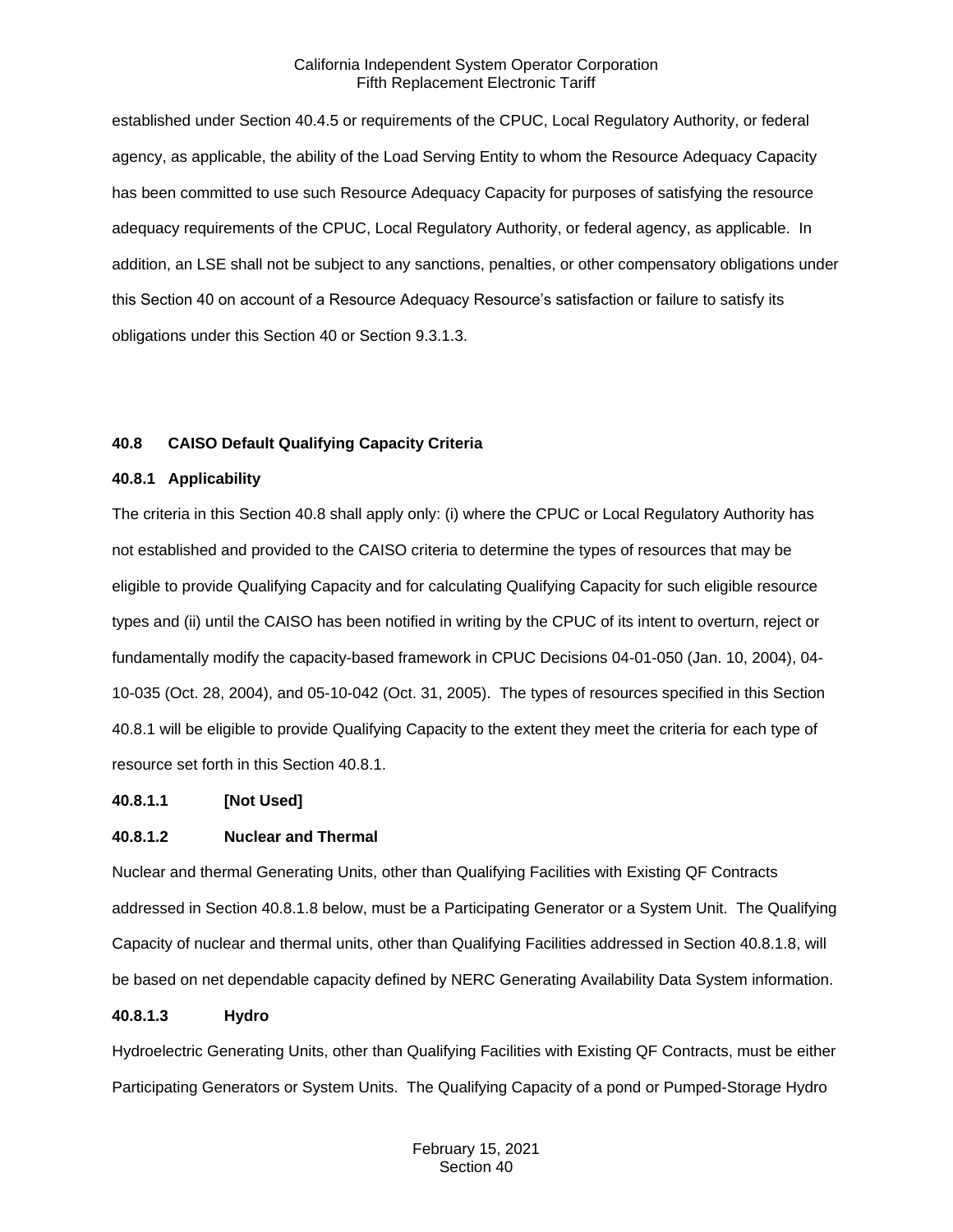established under Section 40.4.5 or requirements of the CPUC, Local Regulatory Authority, or federal agency, as applicable, the ability of the Load Serving Entity to whom the Resource Adequacy Capacity has been committed to use such Resource Adequacy Capacity for purposes of satisfying the resource adequacy requirements of the CPUC, Local Regulatory Authority, or federal agency, as applicable. In addition, an LSE shall not be subject to any sanctions, penalties, or other compensatory obligations under this Section 40 on account of a Resource Adequacy Resource's satisfaction or failure to satisfy its obligations under this Section 40 or Section 9.3.1.3.

## 40.8 CAISO Default Qualifying Capacity Criteria

### 40.8.1 Applicability

The criteria in this Section 40.8 shall apply only: (i) where the CPUC or Local Regulatory Authority has not established and provided to the CAISO criteria to determine the types of resources that may be eligible to provide Qualifying Capacity and for calculating Qualifying Capacity for such eligible resource types and (ii) until the CAISO has been notified in writing by the CPUC of its intent to overturn, reject or fundamentally modify the capacity-based framework in CPUC Decisions 04-01-050 (Jan. 10, 2004), 04-10-035 (Oct. 28, 2004), and 05-10-042 (Oct. 31, 2005). The types of resources specified in this Section 40.8.1 will be eligible to provide Qualifying Capacity to the extent they meet the criteria for each type of resource set forth in this Section 40.8.1.

#### 40.8.1.1 [Not Used]

#### 40.8.1.2 Nuclear and Thermal

Nuclear and thermal Generating Units, other than Qualifying Facilities with Existing QF Contracts addressed in Section 40.8.1.8 below, must be a Participating Generator or a System Unit. The Qualifying Capacity of nuclear and thermal units, other than Qualifying Facilities addressed in Section 40.8.1.8, will be based on net dependable capacity defined by NERC Generating Availability Data System information.

#### 40.8.1.3 Hydro

Hydroelectric Generating Units, other than Qualifying Facilities with Existing QF Contracts, must be either Participating Generators or System Units. The Qualifying Capacity of a pond or Pumped-Storage Hydro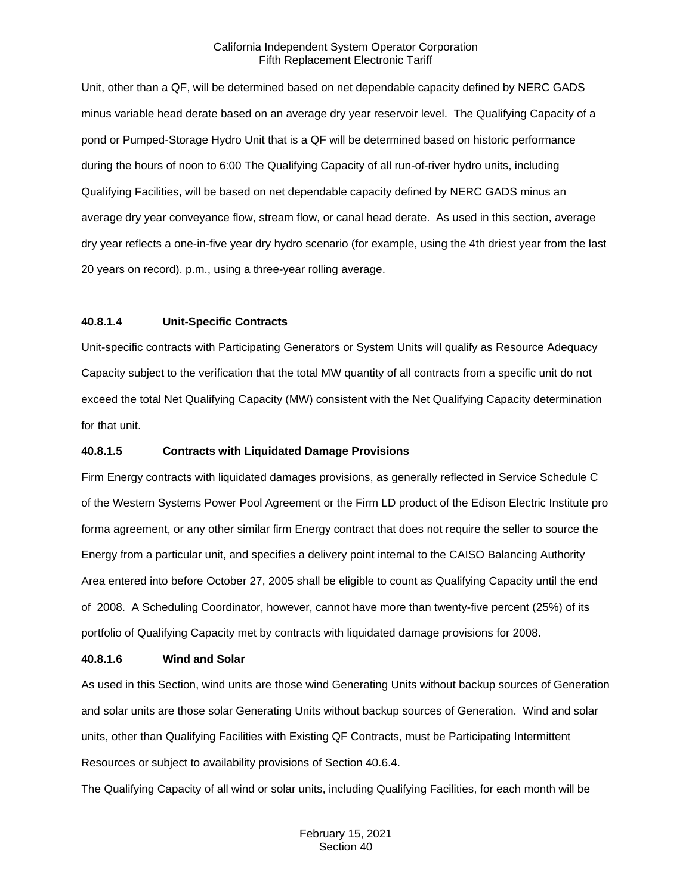Unit, other than a QF, will be determined based on net dependable capacity defined by NERC GADS minus variable head derate based on an average dry year reservoir level. The Qualifying Capacity of a pond or Pumped-Storage Hydro Unit that is a QF will be determined based on historic performance during the hours of noon to 6:00 The Qualifying Capacity of all run-of-river hydro units, including Qualifying Facilities, will be based on net dependable capacity defined by NERC GADS minus an average dry year conveyance flow, stream flow, or canal head derate. As used in this section, average dry year reflects a one-in-five year dry hydro scenario (for example, using the 4th driest year from the last 20 years on record). p.m., using a three-year rolling average.

**40.8.1.4 Unit-Specific Contracts**

Unit-specific contracts with Participating Generators or System Units will qualify as Resource Adequacy Capacity subject to the verification that the total MW quantity of all contracts from a specific unit do not exceed the total Net Qualifying Capacity (MW) consistent with the Net Qualifying Capacity determination for that unit.

**40.8.1.5 Contracts with Liquidated Damage Provisions**

Firm Energy contracts with liquidated damages provisions, as generally reflected in Service Schedule C of the Western Systems Power Pool Agreement or the Firm LD product of the Edison Electric Institute pro forma agreement, or any other similar firm Energy contract that does not require the seller to source the Energy from a particular unit, and specifies a delivery point internal to the CAISO Balancing Authority Area entered into before October 27, 2005 shall be eligible to count as Qualifying Capacity until the end of 2008. A Scheduling Coordinator, however, cannot have more than twenty-five percent (25%) of its portfolio of Qualifying Capacity met by contracts with liquidated damage provisions for 2008.

**40.8.1.6 Wind and Solar**

As used in this Section, wind units are those wind Generating Units without backup sources of Generation and solar units are those solar Generating Units without backup sources of Generation. Wind and solar units, other than Qualifying Facilities with Existing QF Contracts, must be Participating Intermittent Resources or subject to availability provisions of Section 40.6.4.

The Qualifying Capacity of all wind or solar units, including Qualifying Facilities, for each month will be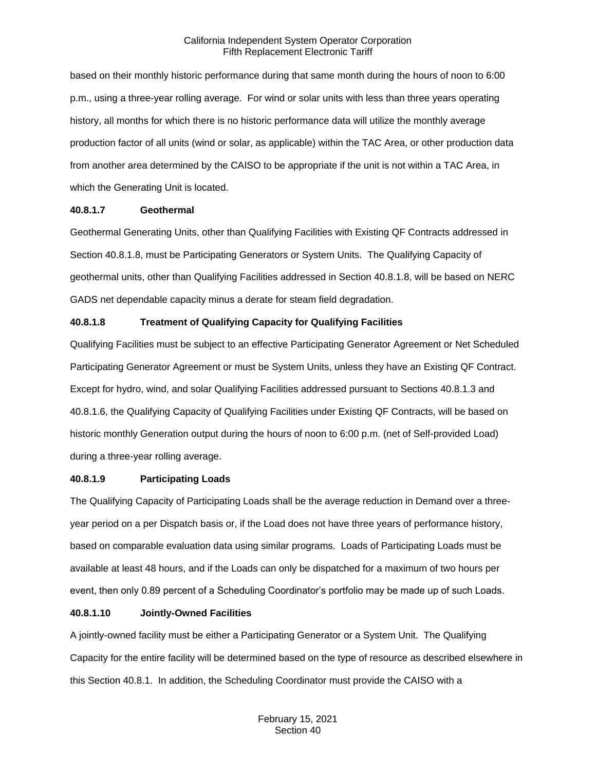based on their monthly historic performance during that same month during the hours of noon to 6:00 p.m., using a three-year rolling average. For wind or solar units with less than three years operating history, all months for which there is no historic performance data will utilize the monthly average production factor of all units (wind or solar, as applicable) within the TAC Area, or other production data from another area determined by the CAISO to be appropriate if the unit is not within a TAC Area, in which the Generating Unit is located.

**40.8.1.7 Geothermal**

Geothermal Generating Units, other than Qualifying Facilities with Existing QF Contracts addressed in Section 40.8.1.8, must be Participating Generators or System Units. The Qualifying Capacity of geothermal units, other than Qualifying Facilities addressed in Section 40.8.1.8, will be based on NERC GADS net dependable capacity minus a derate for steam field degradation.

**40.8.1.8 Treatment of Qualifying Capacity for Qualifying Facilities**

Qualifying Facilities must be subject to an effective Participating Generator Agreement or Net Scheduled Participating Generator Agreement or must be System Units, unless they have an Existing QF Contract. Except for hydro, wind, and solar Qualifying Facilities addressed pursuant to Sections 40.8.1.3 and 40.8.1.6, the Qualifying Capacity of Qualifying Facilities under Existing QF Contracts, will be based on historic monthly Generation output during the hours of noon to 6:00 p.m. (net of Self-provided Load) during a three-year rolling average.

**40.8.1.9 Participating Loads**

The Qualifying Capacity of Participating Loads shall be the average reduction in Demand over a three-year period on a per Dispatch basis or, if the Load does not have three years of performance history, based on comparable evaluation data using similar programs. Loads of Participating Loads must be available at least 48 hours, and if the Loads can only be dispatched for a maximum of two hours per event, then only 0.89 percent of a Scheduling Coordinator's portfolio may be made up of such Loads.

**40.8.1.10 Jointly-Owned Facilities**

A jointly-owned facility must be either a Participating Generator or a System Unit. The Qualifying Capacity for the entire facility will be determined based on the type of resource as described elsewhere in this Section 40.8.1. In addition, the Scheduling Coordinator must provide the CAISO with a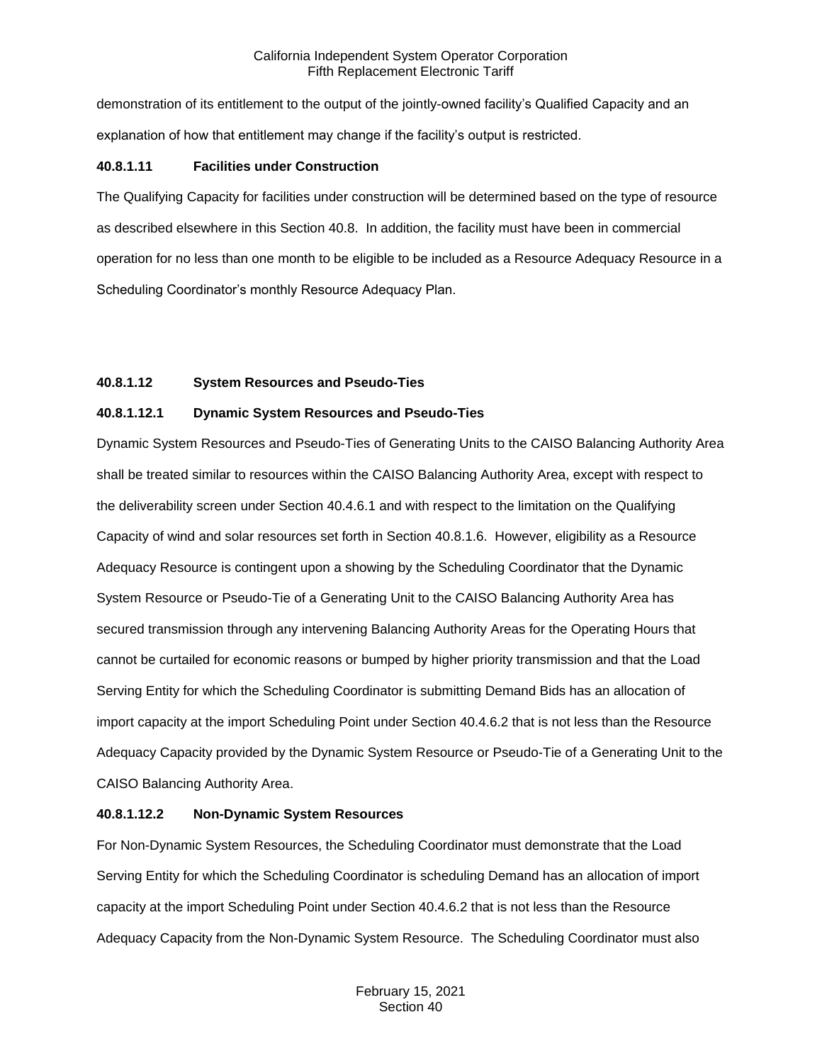demonstration of its entitlement to the output of the jointly-owned facility's Qualified Capacity and an explanation of how that entitlement may change if the facility's output is restricted.

**40.8.1.11 Facilities under Construction**

The Qualifying Capacity for facilities under construction will be determined based on the type of resource as described elsewhere in this Section 40.8. In addition, the facility must have been in commercial operation for no less than one month to be eligible to be included as a Resource Adequacy Resource in a Scheduling Coordinator's monthly Resource Adequacy Plan.

**40.8.1.12 System Resources and Pseudo-Ties**

**40.8.1.12.1 Dynamic System Resources and Pseudo-Ties**

Dynamic System Resources and Pseudo-Ties of Generating Units to the CAISO Balancing Authority Area shall be treated similar to resources within the CAISO Balancing Authority Area, except with respect to the deliverability screen under Section 40.4.6.1 and with respect to the limitation on the Qualifying Capacity of wind and solar resources set forth in Section 40.8.1.6. However, eligibility as a Resource Adequacy Resource is contingent upon a showing by the Scheduling Coordinator that the Dynamic System Resource or Pseudo-Tie of a Generating Unit to the CAISO Balancing Authority Area has secured transmission through any intervening Balancing Authority Areas for the Operating Hours that cannot be curtailed for economic reasons or bumped by higher priority transmission and that the Load Serving Entity for which the Scheduling Coordinator is submitting Demand Bids has an allocation of import capacity at the import Scheduling Point under Section 40.4.6.2 that is not less than the Resource Adequacy Capacity provided by the Dynamic System Resource or Pseudo-Tie of a Generating Unit to the CAISO Balancing Authority Area.

**40.8.1.12.2 Non-Dynamic System Resources**

For Non-Dynamic System Resources, the Scheduling Coordinator must demonstrate that the Load Serving Entity for which the Scheduling Coordinator is scheduling Demand has an allocation of import capacity at the import Scheduling Point under Section 40.4.6.2 that is not less than the Resource Adequacy Capacity from the Non-Dynamic System Resource. The Scheduling Coordinator must also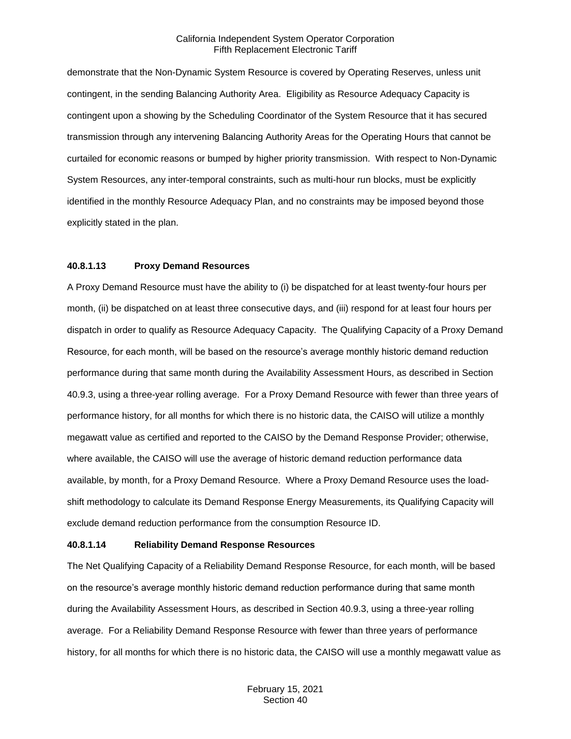demonstrate that the Non-Dynamic System Resource is covered by Operating Reserves, unless unit contingent, in the sending Balancing Authority Area. Eligibility as Resource Adequacy Capacity is contingent upon a showing by the Scheduling Coordinator of the System Resource that it has secured transmission through any intervening Balancing Authority Areas for the Operating Hours that cannot be curtailed for economic reasons or bumped by higher priority transmission. With respect to Non-Dynamic System Resources, any inter-temporal constraints, such as multi-hour run blocks, must be explicitly identified in the monthly Resource Adequacy Plan, and no constraints may be imposed beyond those explicitly stated in the plan.

**40.8.1.13 Proxy Demand Resources**

A Proxy Demand Resource must have the ability to (i) be dispatched for at least twenty-four hours per month, (ii) be dispatched on at least three consecutive days, and (iii) respond for at least four hours per dispatch in order to qualify as Resource Adequacy Capacity. The Qualifying Capacity of a Proxy Demand Resource, for each month, will be based on the resource's average monthly historic demand reduction performance during that same month during the Availability Assessment Hours, as described in Section 40.9.3, using a three-year rolling average. For a Proxy Demand Resource with fewer than three years of performance history, for all months for which there is no historic data, the CAISO will utilize a monthly megawatt value as certified and reported to the CAISO by the Demand Response Provider; otherwise, where available, the CAISO will use the average of historic demand reduction performance data available, by month, for a Proxy Demand Resource. Where a Proxy Demand Resource uses the load-shift methodology to calculate its Demand Response Energy Measurements, its Qualifying Capacity will exclude demand reduction performance from the consumption Resource ID.

**40.8.1.14 Reliability Demand Response Resources**

The Net Qualifying Capacity of a Reliability Demand Response Resource, for each month, will be based on the resource's average monthly historic demand reduction performance during that same month during the Availability Assessment Hours, as described in Section 40.9.3, using a three-year rolling average. For a Reliability Demand Response Resource with fewer than three years of performance history, for all months for which there is no historic data, the CAISO will use a monthly megawatt value as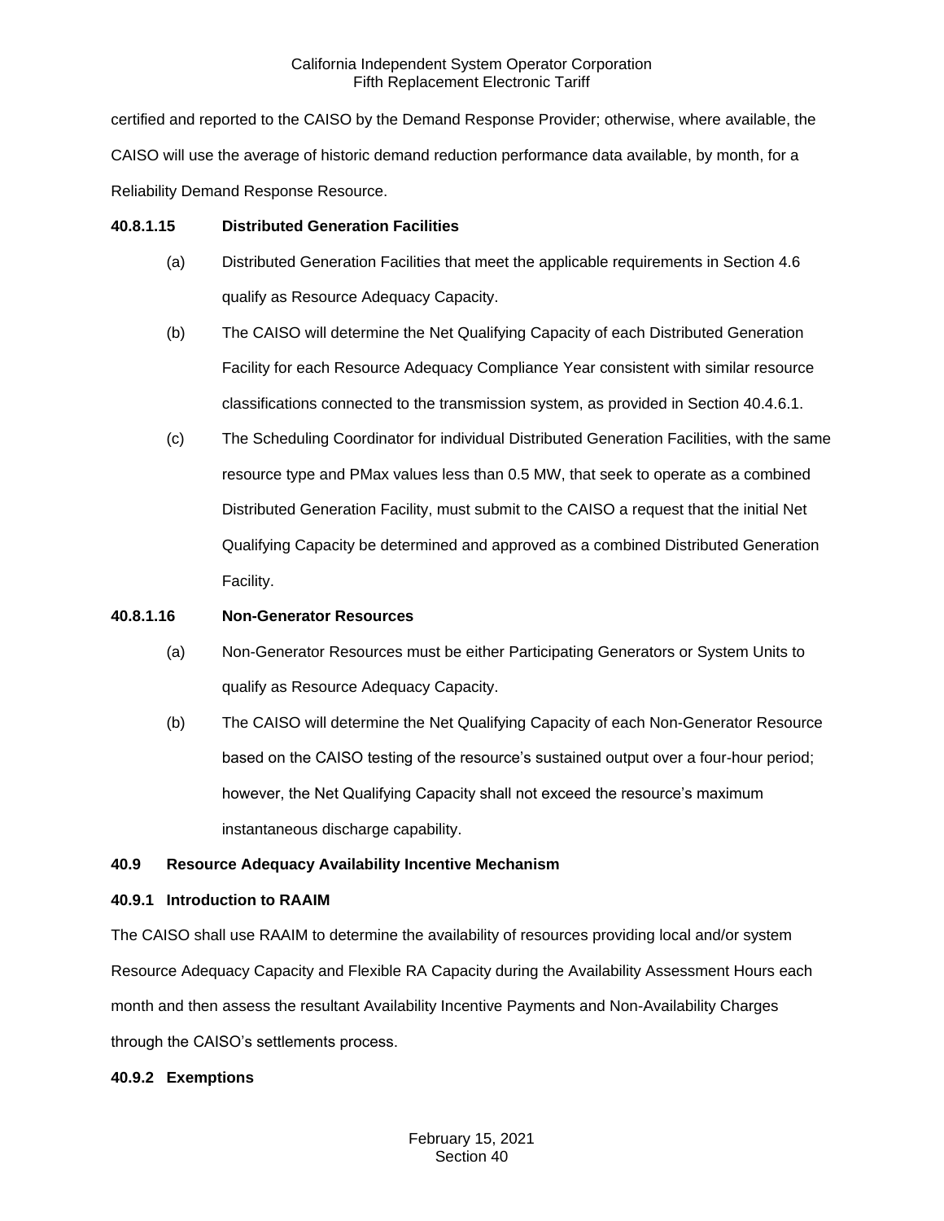certified and reported to the CAISO by the Demand Response Provider; otherwise, where available, the CAISO will use the average of historic demand reduction performance data available, by month, for a Reliability Demand Response Resource.

**40.8.1.15 Distributed Generation Facilities**

(a) Distributed Generation Facilities that meet the applicable requirements in Section 4.6 qualify as Resource Adequacy Capacity.

(b) The CAISO will determine the Net Qualifying Capacity of each Distributed Generation Facility for each Resource Adequacy Compliance Year consistent with similar resource classifications connected to the transmission system, as provided in Section 40.4.6.1.

(c) The Scheduling Coordinator for individual Distributed Generation Facilities, with the same resource type and PMax values less than 0.5 MW, that seek to operate as a combined Distributed Generation Facility, must submit to the CAISO a request that the initial Net Qualifying Capacity be determined and approved as a combined Distributed Generation Facility.

**40.8.1.16 Non-Generator Resources**

(a) Non-Generator Resources must be either Participating Generators or System Units to qualify as Resource Adequacy Capacity.

(b) The CAISO will determine the Net Qualifying Capacity of each Non-Generator Resource based on the CAISO testing of the resource's sustained output over a four-hour period; however, the Net Qualifying Capacity shall not exceed the resource's maximum instantaneous discharge capability.

**40.9 Resource Adequacy Availability Incentive Mechanism**

**40.9.1 Introduction to RAAIM**

The CAISO shall use RAAIM to determine the availability of resources providing local and/or system Resource Adequacy Capacity and Flexible RA Capacity during the Availability Assessment Hours each month and then assess the resultant Availability Incentive Payments and Non-Availability Charges through the CAISO's settlements process.

**40.9.2 Exemptions**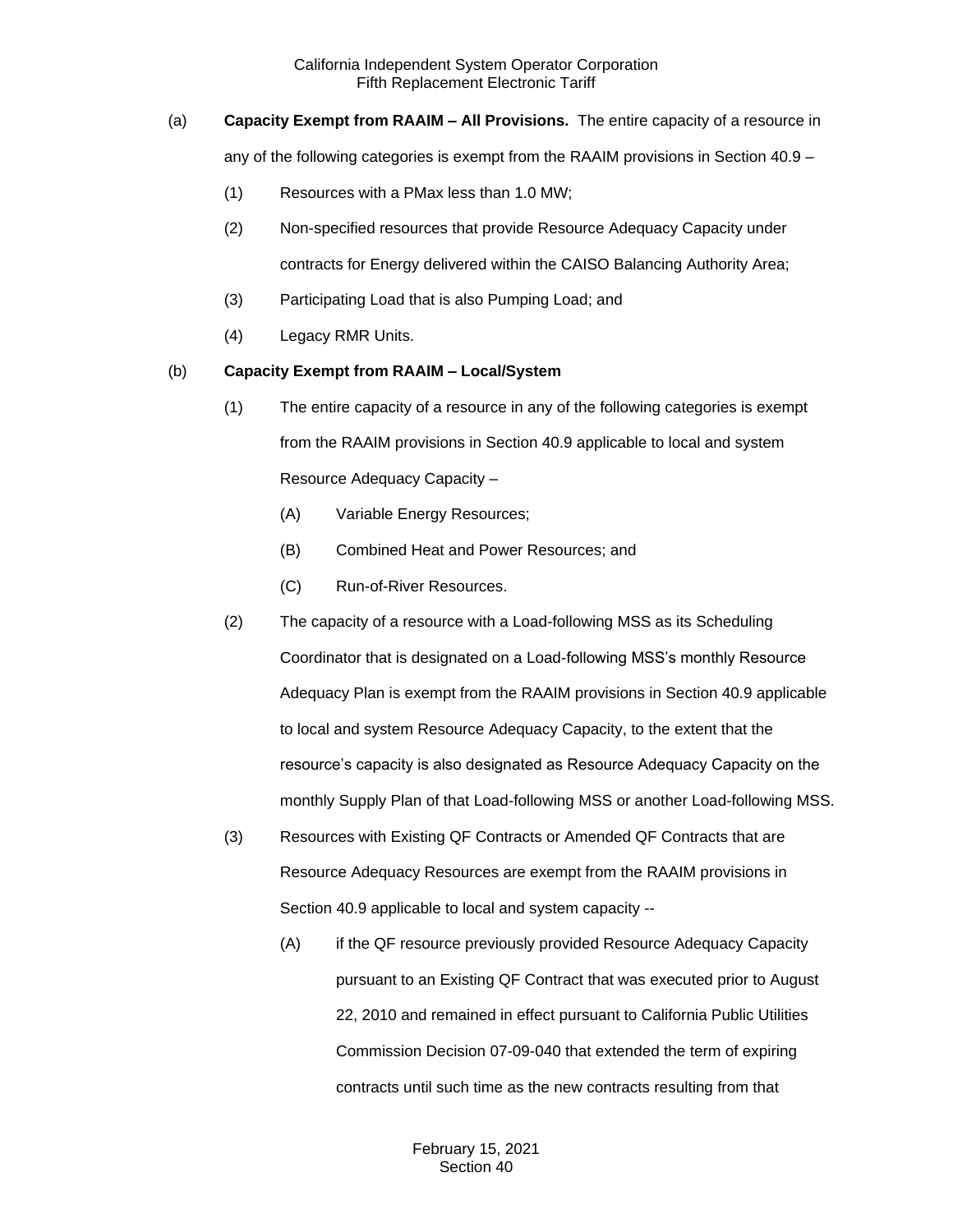(a) **Capacity Exempt from RAAIM – All Provisions.** The entire capacity of a resource in any of the following categories is exempt from the RAAIM provisions in Section 40.9 –

(1) Resources with a PMax less than 1.0 MW;

(2) Non-specified resources that provide Resource Adequacy Capacity under contracts for Energy delivered within the CAISO Balancing Authority Area;

(3) Participating Load that is also Pumping Load; and

(4) Legacy RMR Units.

(b) **Capacity Exempt from RAAIM – Local/System**

(1) The entire capacity of a resource in any of the following categories is exempt from the RAAIM provisions in Section 40.9 applicable to local and system Resource Adequacy Capacity –

(A) Variable Energy Resources;

(B) Combined Heat and Power Resources; and

(C) Run-of-River Resources.

(2) The capacity of a resource with a Load-following MSS as its Scheduling Coordinator that is designated on a Load-following MSS's monthly Resource Adequacy Plan is exempt from the RAAIM provisions in Section 40.9 applicable to local and system Resource Adequacy Capacity, to the extent that the resource's capacity is also designated as Resource Adequacy Capacity on the monthly Supply Plan of that Load-following MSS or another Load-following MSS.

(3) Resources with Existing QF Contracts or Amended QF Contracts that are Resource Adequacy Resources are exempt from the RAAIM provisions in Section 40.9 applicable to local and system capacity --

(A) if the QF resource previously provided Resource Adequacy Capacity pursuant to an Existing QF Contract that was executed prior to August 22, 2010 and remained in effect pursuant to California Public Utilities Commission Decision 07-09-040 that extended the term of expiring contracts until such time as the new contracts resulting from that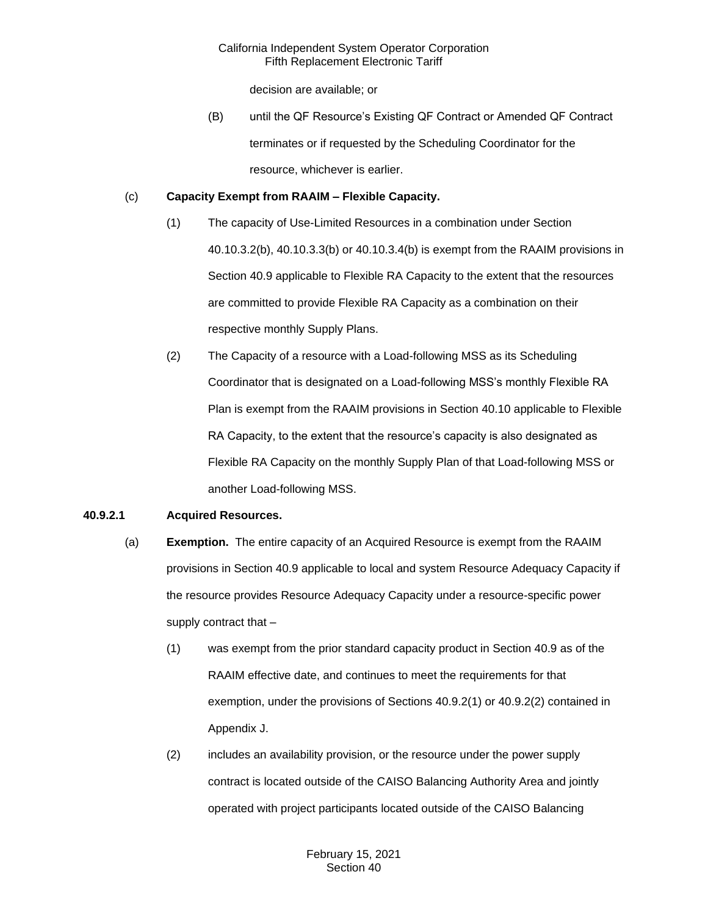decision are available; or

(B) until the QF Resource's Existing QF Contract or Amended QF Contract terminates or if requested by the Scheduling Coordinator for the resource, whichever is earlier.

(c) **Capacity Exempt from RAAIM – Flexible Capacity.**

(1) The capacity of Use-Limited Resources in a combination under Section 40.10.3.2(b), 40.10.3.3(b) or 40.10.3.4(b) is exempt from the RAAIM provisions in Section 40.9 applicable to Flexible RA Capacity to the extent that the resources are committed to provide Flexible RA Capacity as a combination on their respective monthly Supply Plans.

(2) The Capacity of a resource with a Load-following MSS as its Scheduling Coordinator that is designated on a Load-following MSS's monthly Flexible RA Plan is exempt from the RAAIM provisions in Section 40.10 applicable to Flexible RA Capacity, to the extent that the resource's capacity is also designated as Flexible RA Capacity on the monthly Supply Plan of that Load-following MSS or another Load-following MSS.

**40.9.2.1 Acquired Resources.**

(a) **Exemption.** The entire capacity of an Acquired Resource is exempt from the RAAIM provisions in Section 40.9 applicable to local and system Resource Adequacy Capacity if the resource provides Resource Adequacy Capacity under a resource-specific power supply contract that –

(1) was exempt from the prior standard capacity product in Section 40.9 as of the RAAIM effective date, and continues to meet the requirements for that exemption, under the provisions of Sections 40.9.2(1) or 40.9.2(2) contained in Appendix J.

(2) includes an availability provision, or the resource under the power supply contract is located outside of the CAISO Balancing Authority Area and jointly operated with project participants located outside of the CAISO Balancing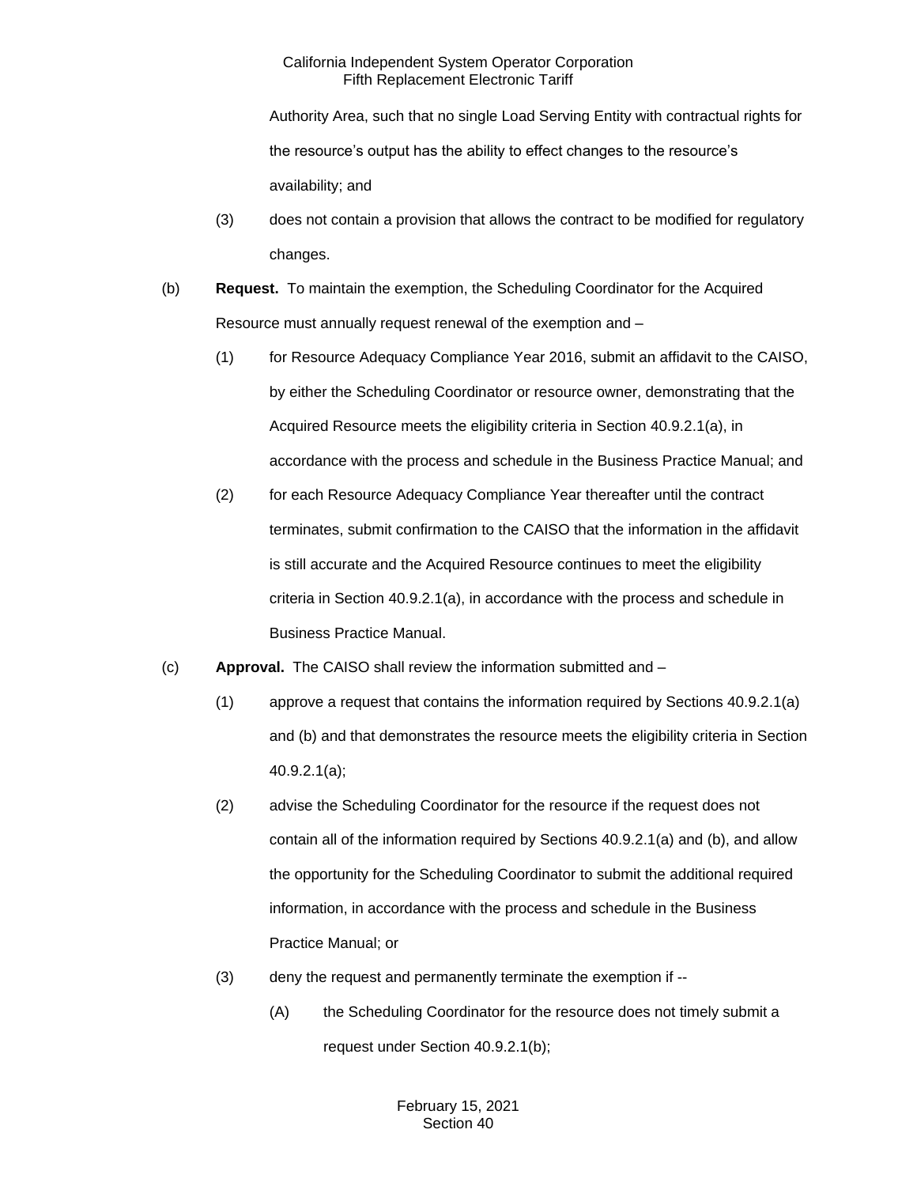Authority Area, such that no single Load Serving Entity with contractual rights for the resource's output has the ability to effect changes to the resource's availability; and

(3) does not contain a provision that allows the contract to be modified for regulatory changes.

(b) **Request.** To maintain the exemption, the Scheduling Coordinator for the Acquired Resource must annually request renewal of the exemption and –

(1) for Resource Adequacy Compliance Year 2016, submit an affidavit to the CAISO, by either the Scheduling Coordinator or resource owner, demonstrating that the Acquired Resource meets the eligibility criteria in Section 40.9.2.1(a), in accordance with the process and schedule in the Business Practice Manual; and

(2) for each Resource Adequacy Compliance Year thereafter until the contract terminates, submit confirmation to the CAISO that the information in the affidavit is still accurate and the Acquired Resource continues to meet the eligibility criteria in Section 40.9.2.1(a), in accordance with the process and schedule in Business Practice Manual.

(c) **Approval.** The CAISO shall review the information submitted and –

(1) approve a request that contains the information required by Sections 40.9.2.1(a) and (b) and that demonstrates the resource meets the eligibility criteria in Section 40.9.2.1(a);

(2) advise the Scheduling Coordinator for the resource if the request does not contain all of the information required by Sections 40.9.2.1(a) and (b), and allow the opportunity for the Scheduling Coordinator to submit the additional required information, in accordance with the process and schedule in the Business Practice Manual; or

(3) deny the request and permanently terminate the exemption if --

(A) the Scheduling Coordinator for the resource does not timely submit a request under Section 40.9.2.1(b);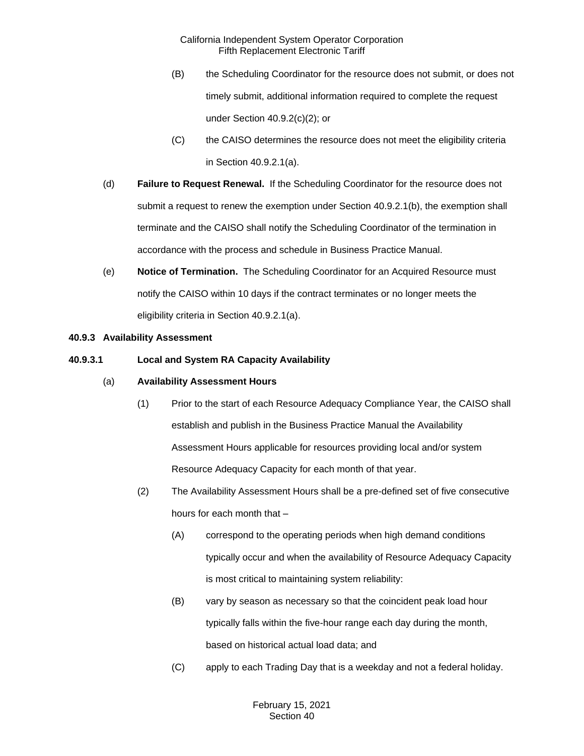(B) the Scheduling Coordinator for the resource does not submit, or does not timely submit, additional information required to complete the request under Section 40.9.2(c)(2); or

(C) the CAISO determines the resource does not meet the eligibility criteria in Section 40.9.2.1(a).

(d) **Failure to Request Renewal.** If the Scheduling Coordinator for the resource does not submit a request to renew the exemption under Section 40.9.2.1(b), the exemption shall terminate and the CAISO shall notify the Scheduling Coordinator of the termination in accordance with the process and schedule in Business Practice Manual.

(e) **Notice of Termination.** The Scheduling Coordinator for an Acquired Resource must notify the CAISO within 10 days if the contract terminates or no longer meets the eligibility criteria in Section 40.9.2.1(a).

**40.9.3 Availability Assessment**

**40.9.3.1 Local and System RA Capacity Availability**

(a) **Availability Assessment Hours**

(1) Prior to the start of each Resource Adequacy Compliance Year, the CAISO shall establish and publish in the Business Practice Manual the Availability Assessment Hours applicable for resources providing local and/or system Resource Adequacy Capacity for each month of that year.

(2) The Availability Assessment Hours shall be a pre-defined set of five consecutive hours for each month that –

(A) correspond to the operating periods when high demand conditions typically occur and when the availability of Resource Adequacy Capacity is most critical to maintaining system reliability:

(B) vary by season as necessary so that the coincident peak load hour typically falls within the five-hour range each day during the month, based on historical actual load data; and

(C) apply to each Trading Day that is a weekday and not a federal holiday.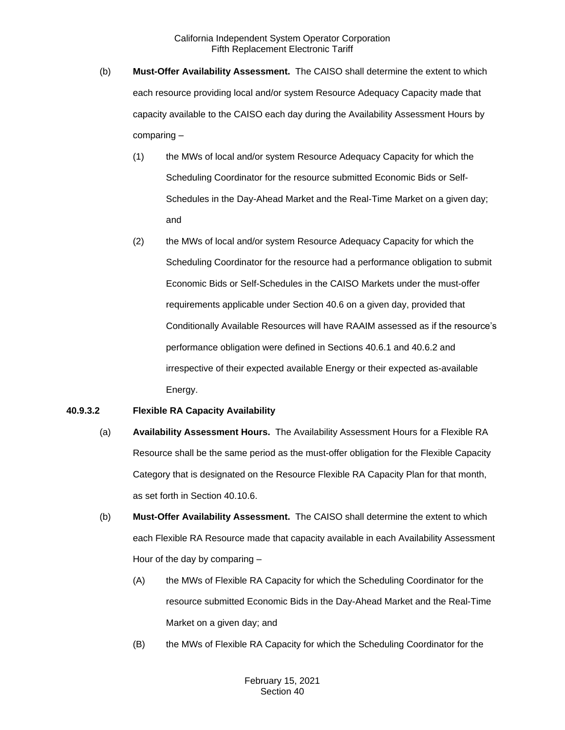(b) **Must-Offer Availability Assessment.** The CAISO shall determine the extent to which each resource providing local and/or system Resource Adequacy Capacity made that capacity available to the CAISO each day during the Availability Assessment Hours by comparing –

(1) the MWs of local and/or system Resource Adequacy Capacity for which the Scheduling Coordinator for the resource submitted Economic Bids or Self-Schedules in the Day-Ahead Market and the Real-Time Market on a given day; and

(2) the MWs of local and/or system Resource Adequacy Capacity for which the Scheduling Coordinator for the resource had a performance obligation to submit Economic Bids or Self-Schedules in the CAISO Markets under the must-offer requirements applicable under Section 40.6 on a given day, provided that Conditionally Available Resources will have RAAIM assessed as if the resource's performance obligation were defined in Sections 40.6.1 and 40.6.2 and irrespective of their expected available Energy or their expected as-available Energy.

**40.9.3.2 Flexible RA Capacity Availability**

(a) **Availability Assessment Hours.** The Availability Assessment Hours for a Flexible RA Resource shall be the same period as the must-offer obligation for the Flexible Capacity Category that is designated on the Resource Flexible RA Capacity Plan for that month, as set forth in Section 40.10.6.

(b) **Must-Offer Availability Assessment.** The CAISO shall determine the extent to which each Flexible RA Resource made that capacity available in each Availability Assessment Hour of the day by comparing –

(A) the MWs of Flexible RA Capacity for which the Scheduling Coordinator for the resource submitted Economic Bids in the Day-Ahead Market and the Real-Time Market on a given day; and

(B) the MWs of Flexible RA Capacity for which the Scheduling Coordinator for the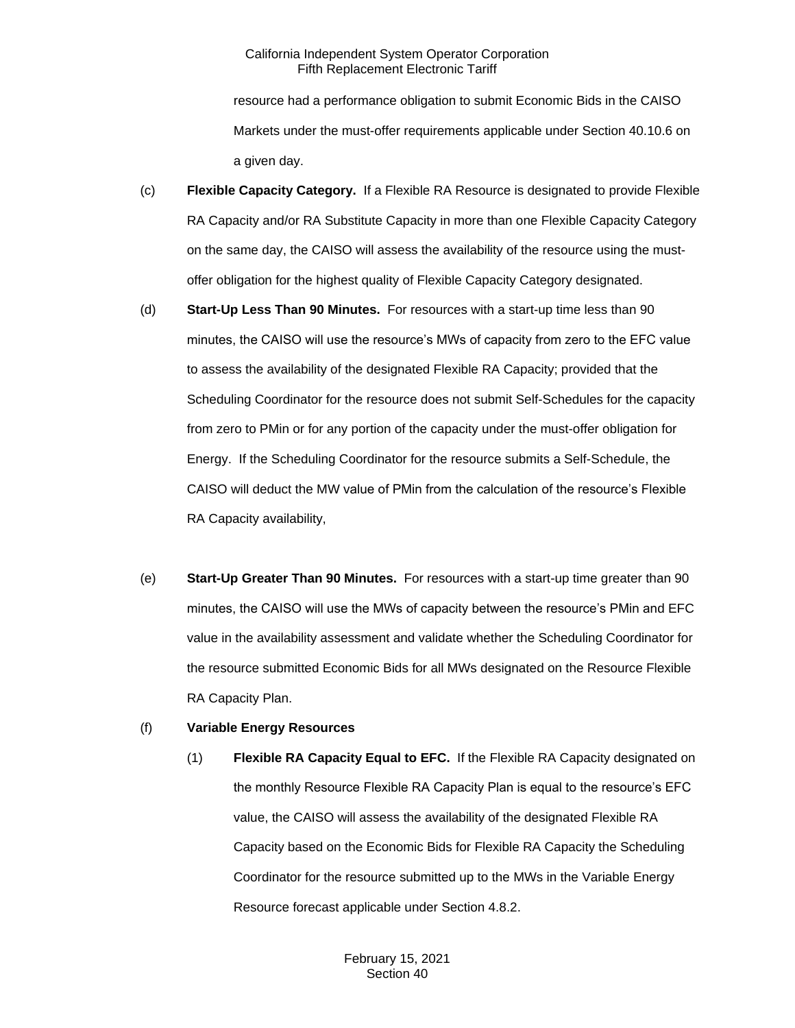resource had a performance obligation to submit Economic Bids in the CAISO Markets under the must-offer requirements applicable under Section 40.10.6 on a given day.

(c) **Flexible Capacity Category.** If a Flexible RA Resource is designated to provide Flexible RA Capacity and/or RA Substitute Capacity in more than one Flexible Capacity Category on the same day, the CAISO will assess the availability of the resource using the must-offer obligation for the highest quality of Flexible Capacity Category designated.

(d) **Start-Up Less Than 90 Minutes.** For resources with a start-up time less than 90 minutes, the CAISO will use the resource's MWs of capacity from zero to the EFC value to assess the availability of the designated Flexible RA Capacity; provided that the Scheduling Coordinator for the resource does not submit Self-Schedules for the capacity from zero to PMin or for any portion of the capacity under the must-offer obligation for Energy. If the Scheduling Coordinator for the resource submits a Self-Schedule, the CAISO will deduct the MW value of PMin from the calculation of the resource's Flexible RA Capacity availability,

(e) **Start-Up Greater Than 90 Minutes.** For resources with a start-up time greater than 90 minutes, the CAISO will use the MWs of capacity between the resource's PMin and EFC value in the availability assessment and validate whether the Scheduling Coordinator for the resource submitted Economic Bids for all MWs designated on the Resource Flexible RA Capacity Plan.

(f) **Variable Energy Resources**

(1) **Flexible RA Capacity Equal to EFC.** If the Flexible RA Capacity designated on the monthly Resource Flexible RA Capacity Plan is equal to the resource's EFC value, the CAISO will assess the availability of the designated Flexible RA Capacity based on the Economic Bids for Flexible RA Capacity the Scheduling Coordinator for the resource submitted up to the MWs in the Variable Energy Resource forecast applicable under Section 4.8.2.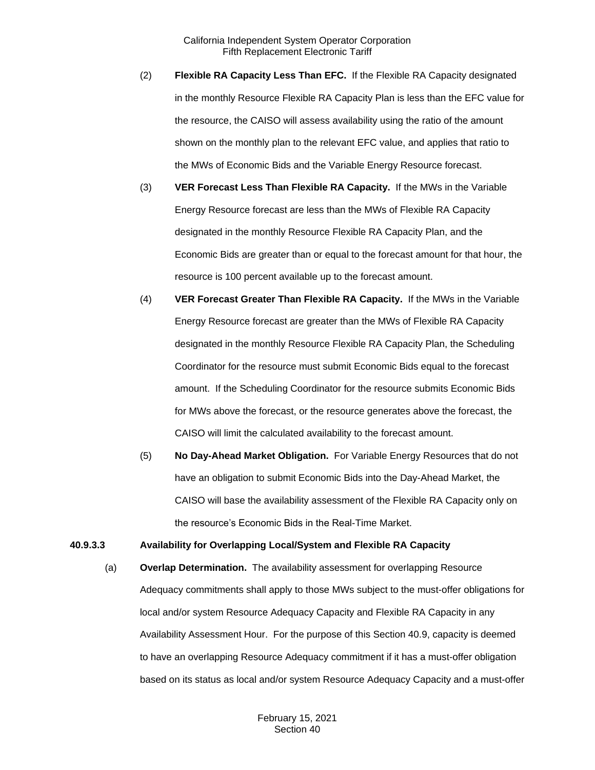(2) **Flexible RA Capacity Less Than EFC.** If the Flexible RA Capacity designated in the monthly Resource Flexible RA Capacity Plan is less than the EFC value for the resource, the CAISO will assess availability using the ratio of the amount shown on the monthly plan to the relevant EFC value, and applies that ratio to the MWs of Economic Bids and the Variable Energy Resource forecast.

(3) **VER Forecast Less Than Flexible RA Capacity.** If the MWs in the Variable Energy Resource forecast are less than the MWs of Flexible RA Capacity designated in the monthly Resource Flexible RA Capacity Plan, and the Economic Bids are greater than or equal to the forecast amount for that hour, the resource is 100 percent available up to the forecast amount.

(4) **VER Forecast Greater Than Flexible RA Capacity.** If the MWs in the Variable Energy Resource forecast are greater than the MWs of Flexible RA Capacity designated in the monthly Resource Flexible RA Capacity Plan, the Scheduling Coordinator for the resource must submit Economic Bids equal to the forecast amount. If the Scheduling Coordinator for the resource submits Economic Bids for MWs above the forecast, or the resource generates above the forecast, the CAISO will limit the calculated availability to the forecast amount.

(5) **No Day-Ahead Market Obligation.** For Variable Energy Resources that do not have an obligation to submit Economic Bids into the Day-Ahead Market, the CAISO will base the availability assessment of the Flexible RA Capacity only on the resource's Economic Bids in the Real-Time Market.

**40.9.3.3 Availability for Overlapping Local/System and Flexible RA Capacity**

(a) **Overlap Determination.** The availability assessment for overlapping Resource Adequacy commitments shall apply to those MWs subject to the must-offer obligations for local and/or system Resource Adequacy Capacity and Flexible RA Capacity in any Availability Assessment Hour. For the purpose of this Section 40.9, capacity is deemed to have an overlapping Resource Adequacy commitment if it has a must-offer obligation based on its status as local and/or system Resource Adequacy Capacity and a must-offer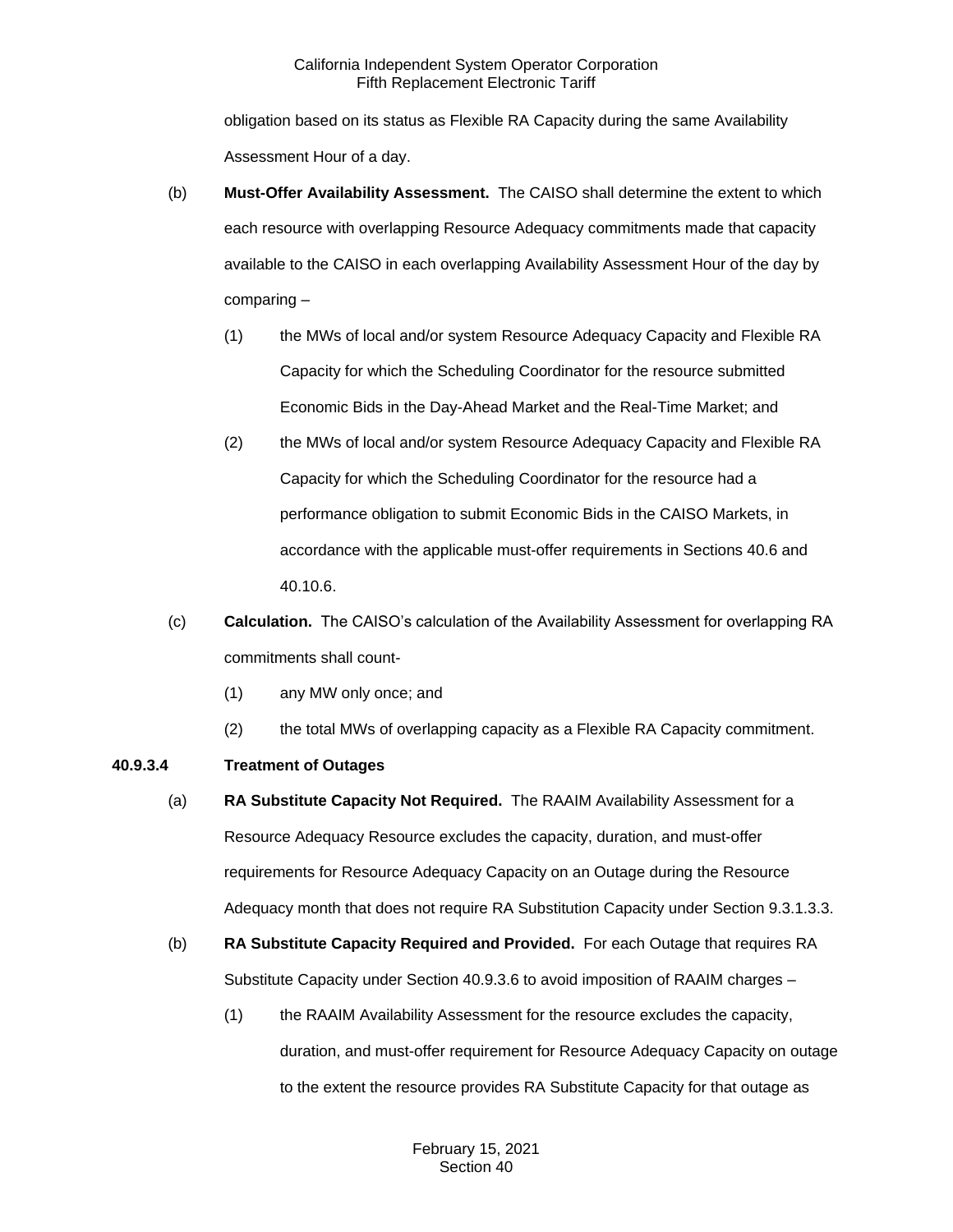obligation based on its status as Flexible RA Capacity during the same Availability Assessment Hour of a day.

(b) **Must-Offer Availability Assessment.** The CAISO shall determine the extent to which each resource with overlapping Resource Adequacy commitments made that capacity available to the CAISO in each overlapping Availability Assessment Hour of the day by comparing –

(1) the MWs of local and/or system Resource Adequacy Capacity and Flexible RA Capacity for which the Scheduling Coordinator for the resource submitted Economic Bids in the Day-Ahead Market and the Real-Time Market; and

(2) the MWs of local and/or system Resource Adequacy Capacity and Flexible RA Capacity for which the Scheduling Coordinator for the resource had a performance obligation to submit Economic Bids in the CAISO Markets, in accordance with the applicable must-offer requirements in Sections 40.6 and 40.10.6.

(c) **Calculation.** The CAISO's calculation of the Availability Assessment for overlapping RA commitments shall count-

(1) any MW only once; and

(2) the total MWs of overlapping capacity as a Flexible RA Capacity commitment.

**40.9.3.4 Treatment of Outages**

(a) **RA Substitute Capacity Not Required.** The RAAIM Availability Assessment for a Resource Adequacy Resource excludes the capacity, duration, and must-offer requirements for Resource Adequacy Capacity on an Outage during the Resource Adequacy month that does not require RA Substitution Capacity under Section 9.3.1.3.3.

(b) **RA Substitute Capacity Required and Provided.** For each Outage that requires RA Substitute Capacity under Section 40.9.3.6 to avoid imposition of RAAIM charges –

(1) the RAAIM Availability Assessment for the resource excludes the capacity, duration, and must-offer requirement for Resource Adequacy Capacity on outage to the extent the resource provides RA Substitute Capacity for that outage as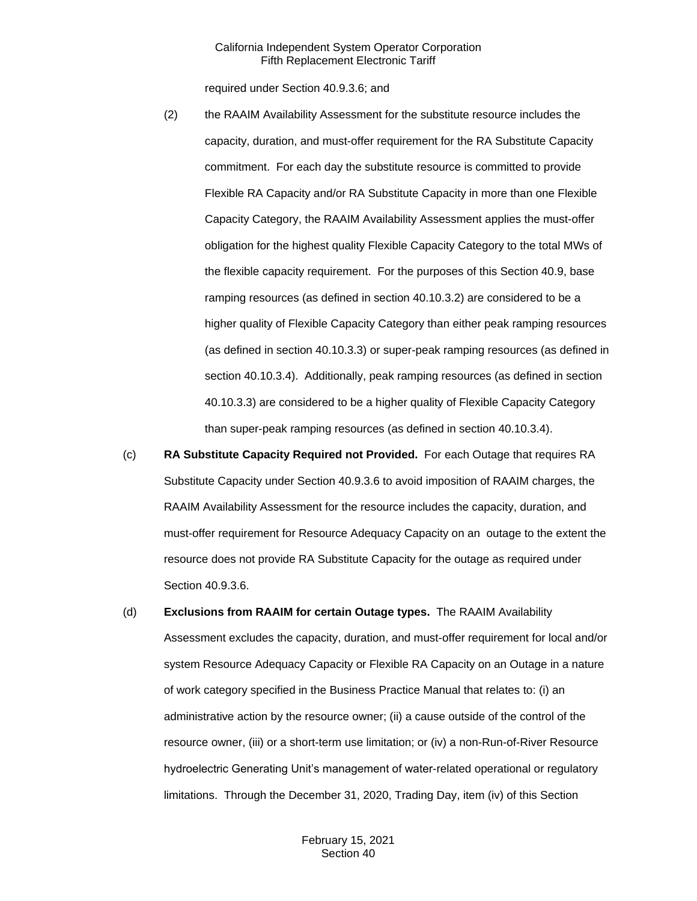required under Section 40.9.3.6; and

(2) the RAAIM Availability Assessment for the substitute resource includes the capacity, duration, and must-offer requirement for the RA Substitute Capacity commitment. For each day the substitute resource is committed to provide Flexible RA Capacity and/or RA Substitute Capacity in more than one Flexible Capacity Category, the RAAIM Availability Assessment applies the must-offer obligation for the highest quality Flexible Capacity Category to the total MWs of the flexible capacity requirement. For the purposes of this Section 40.9, base ramping resources (as defined in section 40.10.3.2) are considered to be a higher quality of Flexible Capacity Category than either peak ramping resources (as defined in section 40.10.3.3) or super-peak ramping resources (as defined in section 40.10.3.4). Additionally, peak ramping resources (as defined in section 40.10.3.3) are considered to be a higher quality of Flexible Capacity Category than super-peak ramping resources (as defined in section 40.10.3.4).

(c) **RA Substitute Capacity Required not Provided.** For each Outage that requires RA Substitute Capacity under Section 40.9.3.6 to avoid imposition of RAAIM charges, the RAAIM Availability Assessment for the resource includes the capacity, duration, and must-offer requirement for Resource Adequacy Capacity on an outage to the extent the resource does not provide RA Substitute Capacity for the outage as required under Section 40.9.3.6.

(d) **Exclusions from RAAIM for certain Outage types.** The RAAIM Availability Assessment excludes the capacity, duration, and must-offer requirement for local and/or system Resource Adequacy Capacity or Flexible RA Capacity on an Outage in a nature of work category specified in the Business Practice Manual that relates to: (i) an administrative action by the resource owner; (ii) a cause outside of the control of the resource owner, (iii) or a short-term use limitation; or (iv) a non-Run-of-River Resource hydroelectric Generating Unit's management of water-related operational or regulatory limitations. Through the December 31, 2020, Trading Day, item (iv) of this Section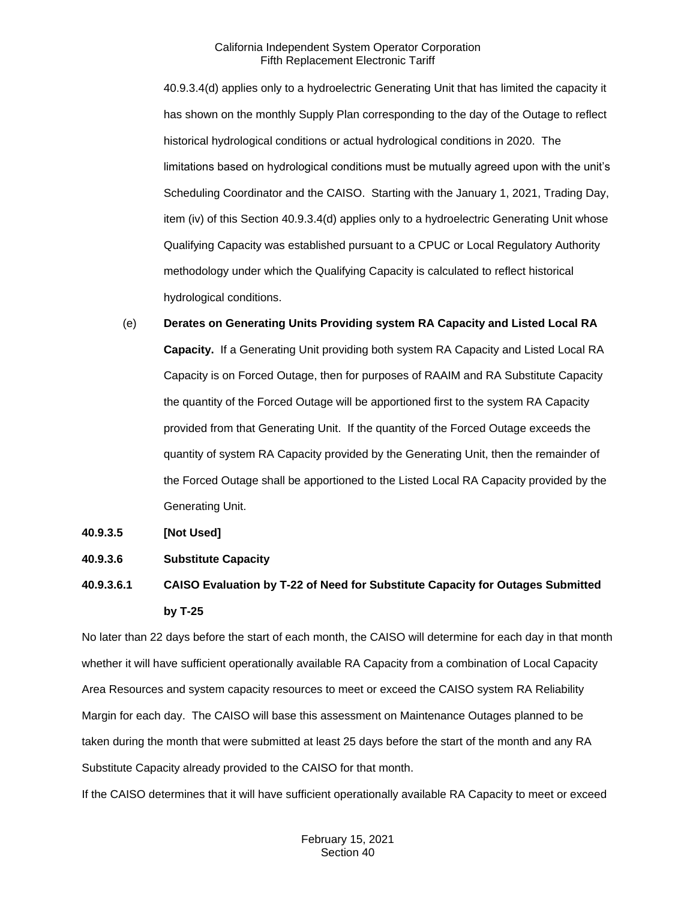40.9.3.4(d) applies only to a hydroelectric Generating Unit that has limited the capacity it has shown on the monthly Supply Plan corresponding to the day of the Outage to reflect historical hydrological conditions or actual hydrological conditions in 2020. The limitations based on hydrological conditions must be mutually agreed upon with the unit's Scheduling Coordinator and the CAISO. Starting with the January 1, 2021, Trading Day, item (iv) of this Section 40.9.3.4(d) applies only to a hydroelectric Generating Unit whose Qualifying Capacity was established pursuant to a CPUC or Local Regulatory Authority methodology under which the Qualifying Capacity is calculated to reflect historical hydrological conditions.

(e) **Derates on Generating Units Providing system RA Capacity and Listed Local RA Capacity.** If a Generating Unit providing both system RA Capacity and Listed Local RA Capacity is on Forced Outage, then for purposes of RAAIM and RA Substitute Capacity the quantity of the Forced Outage will be apportioned first to the system RA Capacity provided from that Generating Unit. If the quantity of the Forced Outage exceeds the quantity of system RA Capacity provided by the Generating Unit, then the remainder of the Forced Outage shall be apportioned to the Listed Local RA Capacity provided by the Generating Unit.

**40.9.3.5 [Not Used]**

**40.9.3.6 Substitute Capacity**

**40.9.3.6.1 CAISO Evaluation by T-22 of Need for Substitute Capacity for Outages Submitted by T-25**

No later than 22 days before the start of each month, the CAISO will determine for each day in that month whether it will have sufficient operationally available RA Capacity from a combination of Local Capacity Area Resources and system capacity resources to meet or exceed the CAISO system RA Reliability Margin for each day. The CAISO will base this assessment on Maintenance Outages planned to be taken during the month that were submitted at least 25 days before the start of the month and any RA Substitute Capacity already provided to the CAISO for that month.

If the CAISO determines that it will have sufficient operationally available RA Capacity to meet or exceed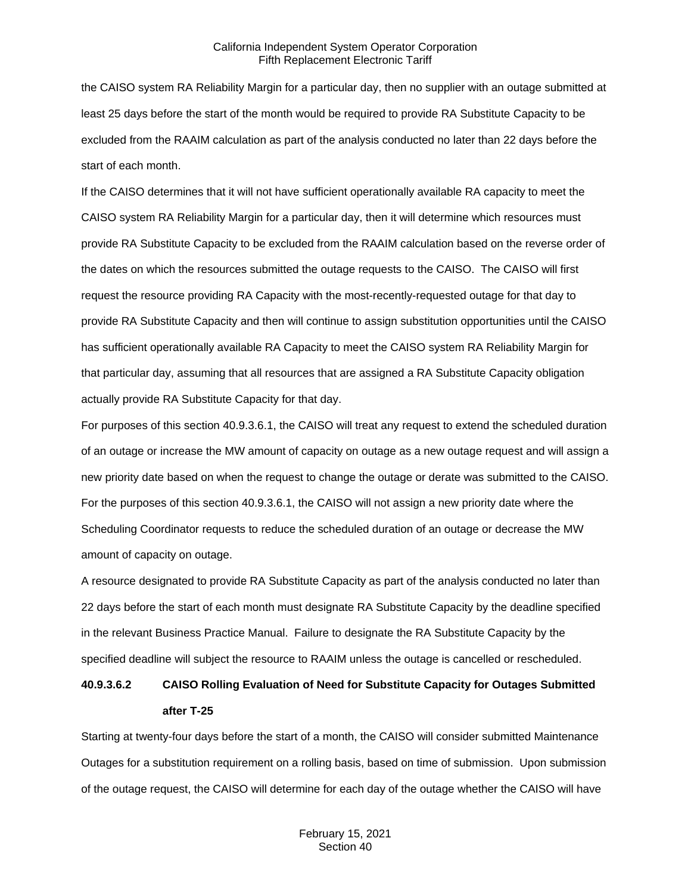the CAISO system RA Reliability Margin for a particular day, then no supplier with an outage submitted at least 25 days before the start of the month would be required to provide RA Substitute Capacity to be excluded from the RAAIM calculation as part of the analysis conducted no later than 22 days before the start of each month.

If the CAISO determines that it will not have sufficient operationally available RA capacity to meet the CAISO system RA Reliability Margin for a particular day, then it will determine which resources must provide RA Substitute Capacity to be excluded from the RAAIM calculation based on the reverse order of the dates on which the resources submitted the outage requests to the CAISO. The CAISO will first request the resource providing RA Capacity with the most-recently-requested outage for that day to provide RA Substitute Capacity and then will continue to assign substitution opportunities until the CAISO has sufficient operationally available RA Capacity to meet the CAISO system RA Reliability Margin for that particular day, assuming that all resources that are assigned a RA Substitute Capacity obligation actually provide RA Substitute Capacity for that day.

For purposes of this section 40.9.3.6.1, the CAISO will treat any request to extend the scheduled duration of an outage or increase the MW amount of capacity on outage as a new outage request and will assign a new priority date based on when the request to change the outage or derate was submitted to the CAISO. For the purposes of this section 40.9.3.6.1, the CAISO will not assign a new priority date where the Scheduling Coordinator requests to reduce the scheduled duration of an outage or decrease the MW amount of capacity on outage.

A resource designated to provide RA Substitute Capacity as part of the analysis conducted no later than 22 days before the start of each month must designate RA Substitute Capacity by the deadline specified in the relevant Business Practice Manual. Failure to designate the RA Substitute Capacity by the specified deadline will subject the resource to RAAIM unless the outage is cancelled or rescheduled.

**40.9.3.6.2 CAISO Rolling Evaluation of Need for Substitute Capacity for Outages Submitted after T-25**

Starting at twenty-four days before the start of a month, the CAISO will consider submitted Maintenance Outages for a substitution requirement on a rolling basis, based on time of submission. Upon submission of the outage request, the CAISO will determine for each day of the outage whether the CAISO will have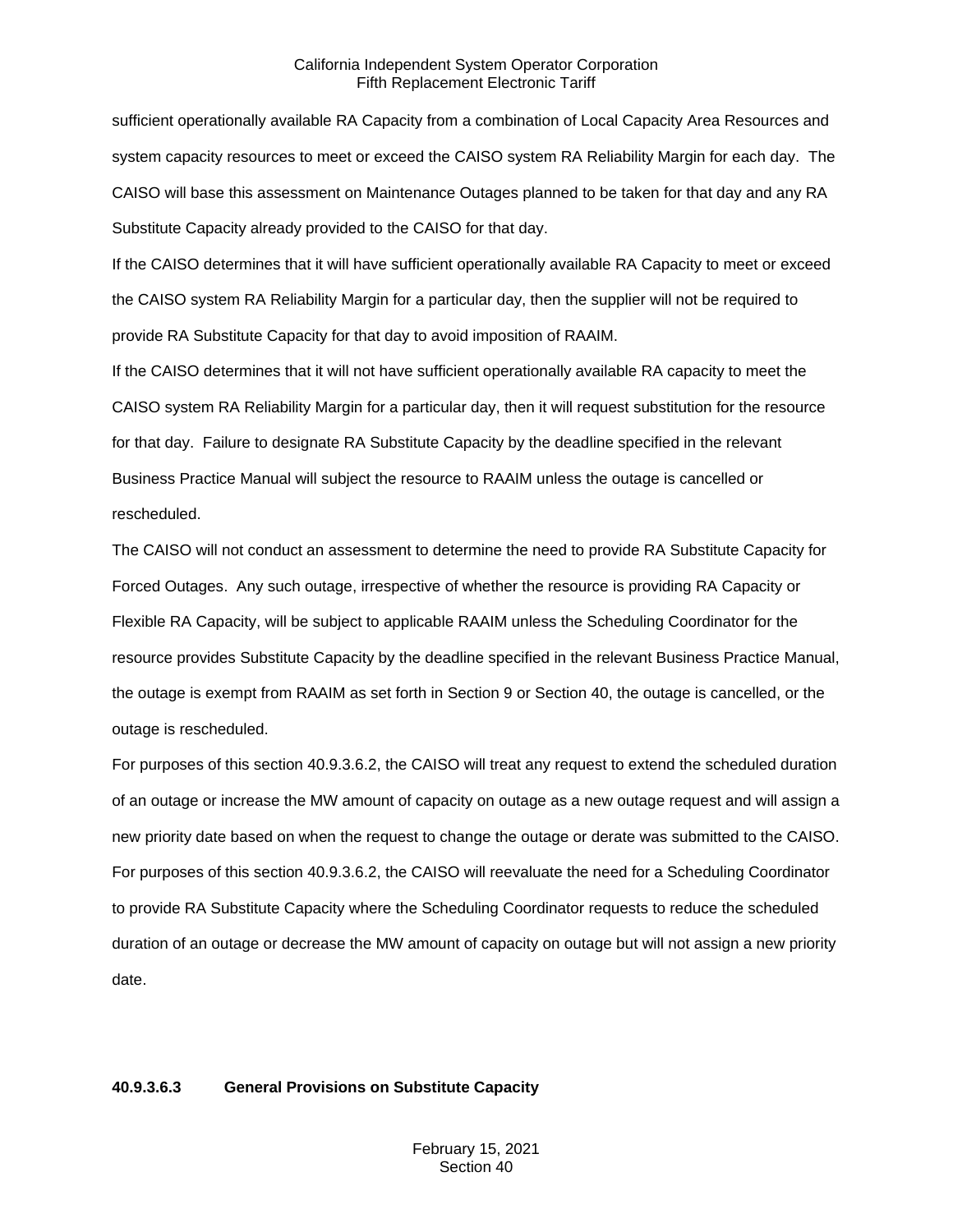sufficient operationally available RA Capacity from a combination of Local Capacity Area Resources and system capacity resources to meet or exceed the CAISO system RA Reliability Margin for each day. The CAISO will base this assessment on Maintenance Outages planned to be taken for that day and any RA Substitute Capacity already provided to the CAISO for that day.

If the CAISO determines that it will have sufficient operationally available RA Capacity to meet or exceed the CAISO system RA Reliability Margin for a particular day, then the supplier will not be required to provide RA Substitute Capacity for that day to avoid imposition of RAAIM.

If the CAISO determines that it will not have sufficient operationally available RA capacity to meet the CAISO system RA Reliability Margin for a particular day, then it will request substitution for the resource for that day. Failure to designate RA Substitute Capacity by the deadline specified in the relevant Business Practice Manual will subject the resource to RAAIM unless the outage is cancelled or rescheduled.

The CAISO will not conduct an assessment to determine the need to provide RA Substitute Capacity for Forced Outages. Any such outage, irrespective of whether the resource is providing RA Capacity or Flexible RA Capacity, will be subject to applicable RAAIM unless the Scheduling Coordinator for the resource provides Substitute Capacity by the deadline specified in the relevant Business Practice Manual, the outage is exempt from RAAIM as set forth in Section 9 or Section 40, the outage is cancelled, or the outage is rescheduled.

For purposes of this section 40.9.3.6.2, the CAISO will treat any request to extend the scheduled duration of an outage or increase the MW amount of capacity on outage as a new outage request and will assign a new priority date based on when the request to change the outage or derate was submitted to the CAISO.

For purposes of this section 40.9.3.6.2, the CAISO will reevaluate the need for a Scheduling Coordinator to provide RA Substitute Capacity where the Scheduling Coordinator requests to reduce the scheduled duration of an outage or decrease the MW amount of capacity on outage but will not assign a new priority date.

**40.9.3.6.3 General Provisions on Substitute Capacity**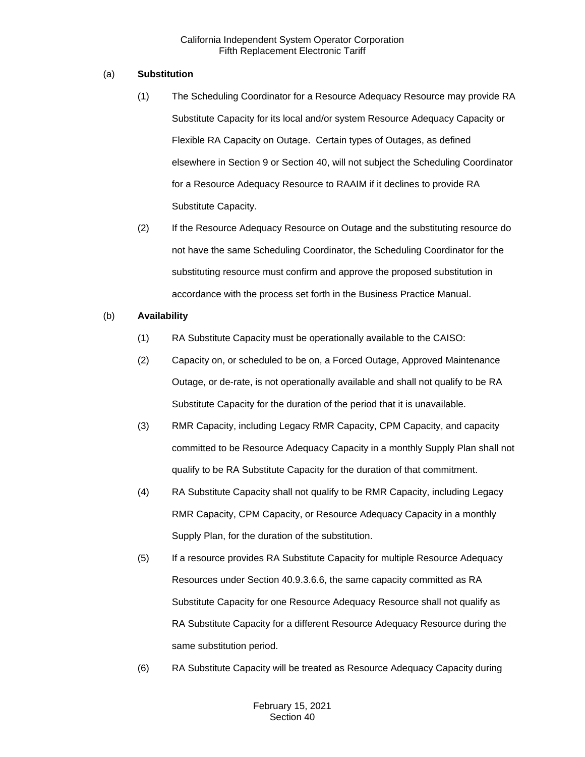(a) **Substitution**

(1) The Scheduling Coordinator for a Resource Adequacy Resource may provide RA Substitute Capacity for its local and/or system Resource Adequacy Capacity or Flexible RA Capacity on Outage. Certain types of Outages, as defined elsewhere in Section 9 or Section 40, will not subject the Scheduling Coordinator for a Resource Adequacy Resource to RAAIM if it declines to provide RA Substitute Capacity.

(2) If the Resource Adequacy Resource on Outage and the substituting resource do not have the same Scheduling Coordinator, the Scheduling Coordinator for the substituting resource must confirm and approve the proposed substitution in accordance with the process set forth in the Business Practice Manual.

(b) **Availability**

(1) RA Substitute Capacity must be operationally available to the CAISO:

(2) Capacity on, or scheduled to be on, a Forced Outage, Approved Maintenance Outage, or de-rate, is not operationally available and shall not qualify to be RA Substitute Capacity for the duration of the period that it is unavailable.

(3) RMR Capacity, including Legacy RMR Capacity, CPM Capacity, and capacity committed to be Resource Adequacy Capacity in a monthly Supply Plan shall not qualify to be RA Substitute Capacity for the duration of that commitment.

(4) RA Substitute Capacity shall not qualify to be RMR Capacity, including Legacy RMR Capacity, CPM Capacity, or Resource Adequacy Capacity in a monthly Supply Plan, for the duration of the substitution.

(5) If a resource provides RA Substitute Capacity for multiple Resource Adequacy Resources under Section 40.9.3.6.6, the same capacity committed as RA Substitute Capacity for one Resource Adequacy Resource shall not qualify as RA Substitute Capacity for a different Resource Adequacy Resource during the same substitution period.

(6) RA Substitute Capacity will be treated as Resource Adequacy Capacity during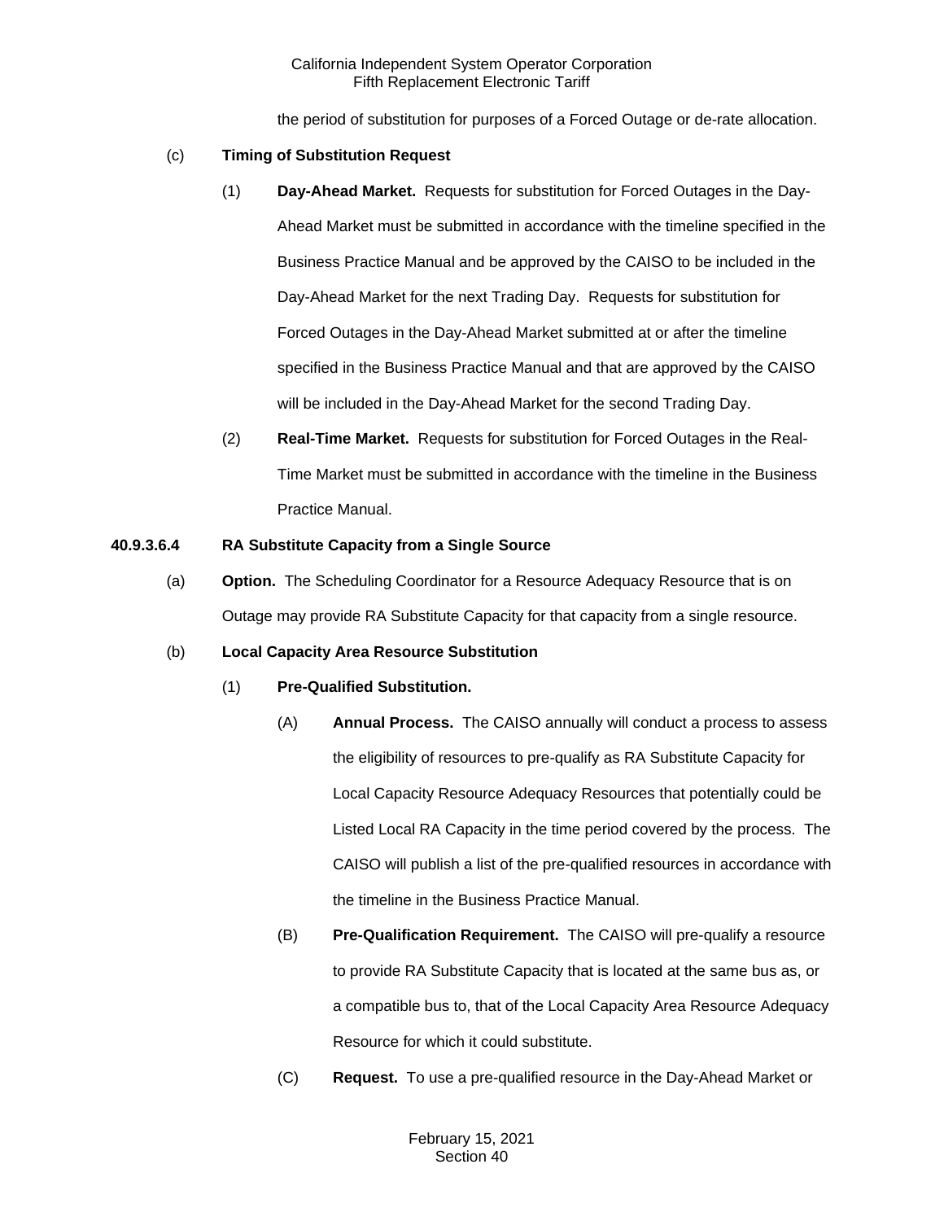the period of substitution for purposes of a Forced Outage or de-rate allocation.

(c) **Timing of Substitution Request**

(1) **Day-Ahead Market.** Requests for substitution for Forced Outages in the Day-Ahead Market must be submitted in accordance with the timeline specified in the Business Practice Manual and be approved by the CAISO to be included in the Day-Ahead Market for the next Trading Day. Requests for substitution for Forced Outages in the Day-Ahead Market submitted at or after the timeline specified in the Business Practice Manual and that are approved by the CAISO will be included in the Day-Ahead Market for the second Trading Day.

(2) **Real-Time Market.** Requests for substitution for Forced Outages in the Real-Time Market must be submitted in accordance with the timeline in the Business Practice Manual.

**40.9.3.6.4 RA Substitute Capacity from a Single Source**

(a) **Option.** The Scheduling Coordinator for a Resource Adequacy Resource that is on Outage may provide RA Substitute Capacity for that capacity from a single resource.

(b) **Local Capacity Area Resource Substitution**

(1) **Pre-Qualified Substitution.**

(A) **Annual Process.** The CAISO annually will conduct a process to assess the eligibility of resources to pre-qualify as RA Substitute Capacity for Local Capacity Resource Adequacy Resources that potentially could be Listed Local RA Capacity in the time period covered by the process. The CAISO will publish a list of the pre-qualified resources in accordance with the timeline in the Business Practice Manual.

(B) **Pre-Qualification Requirement.** The CAISO will pre-qualify a resource to provide RA Substitute Capacity that is located at the same bus as, or a compatible bus to, that of the Local Capacity Area Resource Adequacy Resource for which it could substitute.

(C) **Request.** To use a pre-qualified resource in the Day-Ahead Market or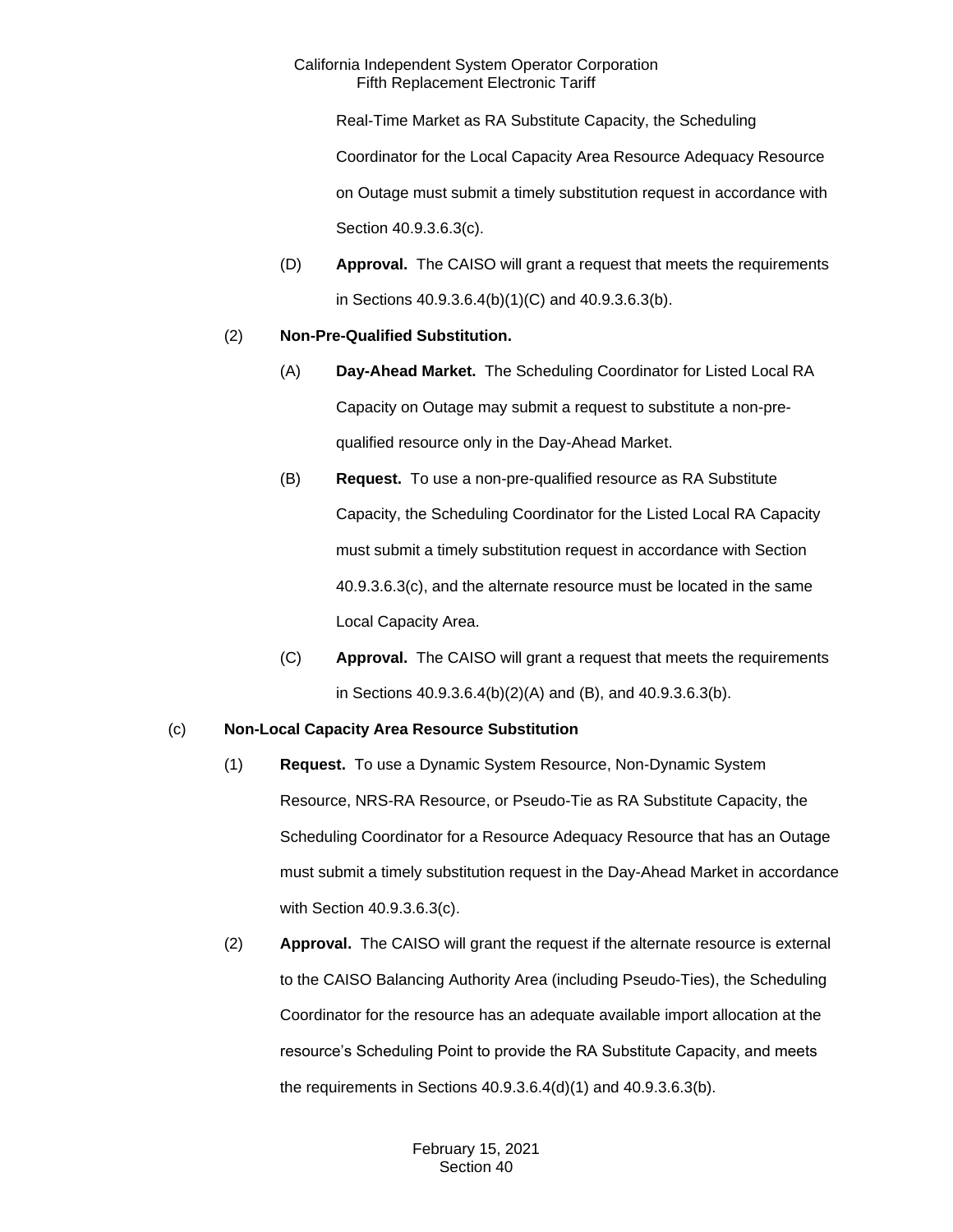Real-Time Market as RA Substitute Capacity, the Scheduling Coordinator for the Local Capacity Area Resource Adequacy Resource on Outage must submit a timely substitution request in accordance with Section 40.9.3.6.3(c).

(D) **Approval.** The CAISO will grant a request that meets the requirements in Sections 40.9.3.6.4(b)(1)(C) and 40.9.3.6.3(b).

(2) **Non-Pre-Qualified Substitution.**

(A) **Day-Ahead Market.** The Scheduling Coordinator for Listed Local RA Capacity on Outage may submit a request to substitute a non-pre-qualified resource only in the Day-Ahead Market.

(B) **Request.** To use a non-pre-qualified resource as RA Substitute Capacity, the Scheduling Coordinator for the Listed Local RA Capacity must submit a timely substitution request in accordance with Section 40.9.3.6.3(c), and the alternate resource must be located in the same Local Capacity Area.

(C) **Approval.** The CAISO will grant a request that meets the requirements in Sections 40.9.3.6.4(b)(2)(A) and (B), and 40.9.3.6.3(b).

(c) **Non-Local Capacity Area Resource Substitution**

(1) **Request.** To use a Dynamic System Resource, Non-Dynamic System Resource, NRS-RA Resource, or Pseudo-Tie as RA Substitute Capacity, the Scheduling Coordinator for a Resource Adequacy Resource that has an Outage must submit a timely substitution request in the Day-Ahead Market in accordance with Section 40.9.3.6.3(c).

(2) **Approval.** The CAISO will grant the request if the alternate resource is external to the CAISO Balancing Authority Area (including Pseudo-Ties), the Scheduling Coordinator for the resource has an adequate available import allocation at the resource's Scheduling Point to provide the RA Substitute Capacity, and meets the requirements in Sections 40.9.3.6.4(d)(1) and 40.9.3.6.3(b).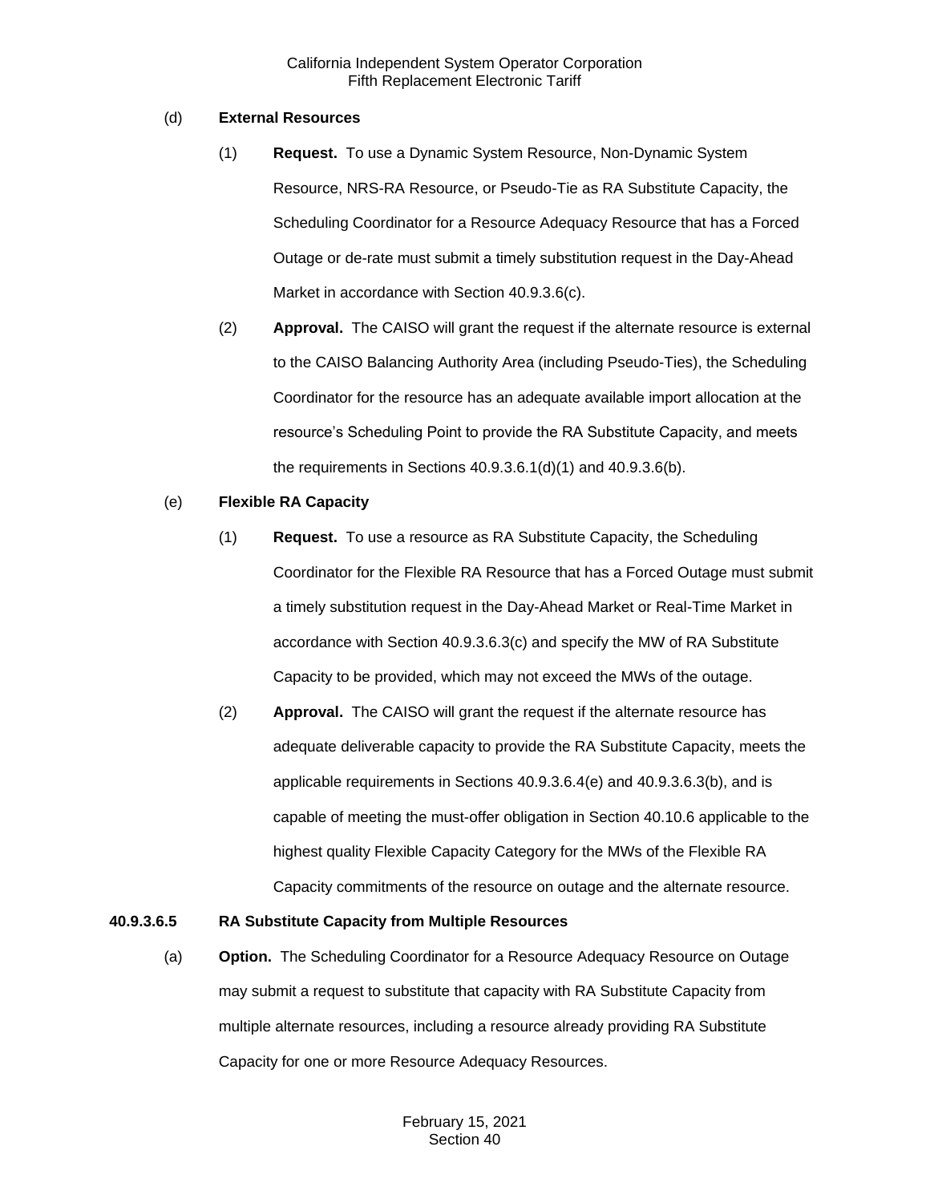(d) **External Resources**

(1) **Request.** To use a Dynamic System Resource, Non-Dynamic System Resource, NRS-RA Resource, or Pseudo-Tie as RA Substitute Capacity, the Scheduling Coordinator for a Resource Adequacy Resource that has a Forced Outage or de-rate must submit a timely substitution request in the Day-Ahead Market in accordance with Section 40.9.3.6(c).

(2) **Approval.** The CAISO will grant the request if the alternate resource is external to the CAISO Balancing Authority Area (including Pseudo-Ties), the Scheduling Coordinator for the resource has an adequate available import allocation at the resource's Scheduling Point to provide the RA Substitute Capacity, and meets the requirements in Sections 40.9.3.6.1(d)(1) and 40.9.3.6(b).

(e) **Flexible RA Capacity**

(1) **Request.** To use a resource as RA Substitute Capacity, the Scheduling Coordinator for the Flexible RA Resource that has a Forced Outage must submit a timely substitution request in the Day-Ahead Market or Real-Time Market in accordance with Section 40.9.3.6.3(c) and specify the MW of RA Substitute Capacity to be provided, which may not exceed the MWs of the outage.

(2) **Approval.** The CAISO will grant the request if the alternate resource has adequate deliverable capacity to provide the RA Substitute Capacity, meets the applicable requirements in Sections 40.9.3.6.4(e) and 40.9.3.6.3(b), and is capable of meeting the must-offer obligation in Section 40.10.6 applicable to the highest quality Flexible Capacity Category for the MWs of the Flexible RA Capacity commitments of the resource on outage and the alternate resource.

**40.9.3.6.5 RA Substitute Capacity from Multiple Resources**

(a) **Option.** The Scheduling Coordinator for a Resource Adequacy Resource on Outage may submit a request to substitute that capacity with RA Substitute Capacity from multiple alternate resources, including a resource already providing RA Substitute Capacity for one or more Resource Adequacy Resources.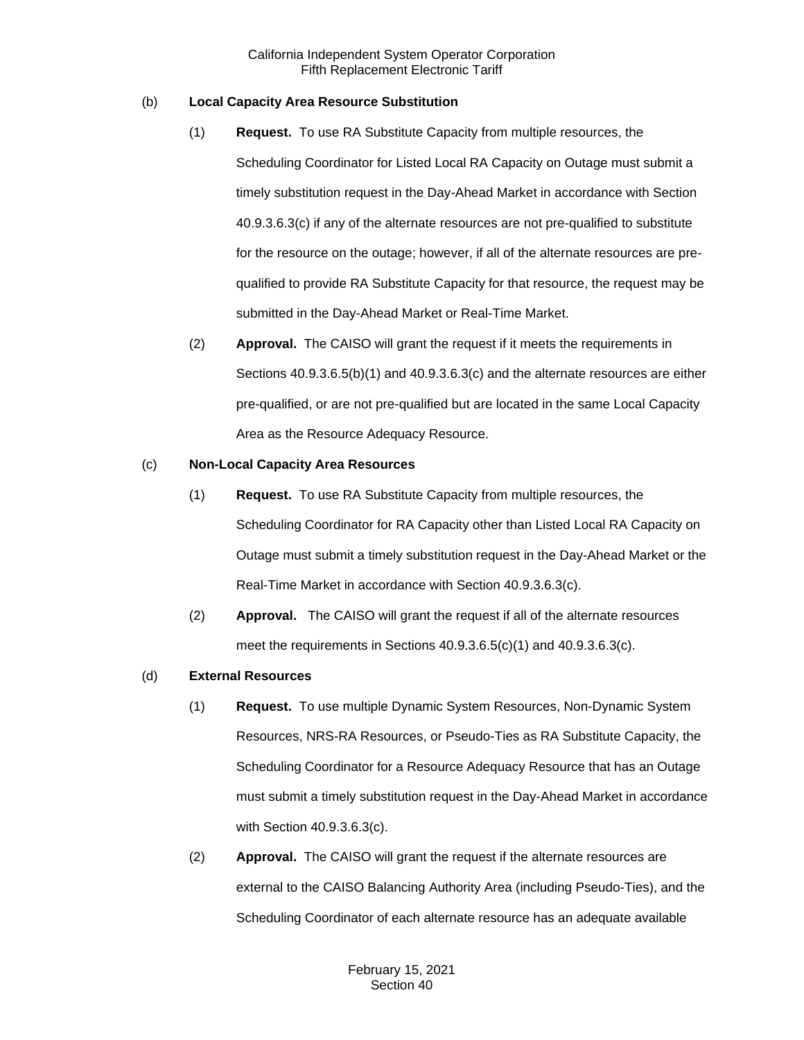(b) **Local Capacity Area Resource Substitution**

(1) **Request.** To use RA Substitute Capacity from multiple resources, the Scheduling Coordinator for Listed Local RA Capacity on Outage must submit a timely substitution request in the Day-Ahead Market in accordance with Section 40.9.3.6.3(c) if any of the alternate resources are not pre-qualified to substitute for the resource on the outage; however, if all of the alternate resources are pre-qualified to provide RA Substitute Capacity for that resource, the request may be submitted in the Day-Ahead Market or Real-Time Market.

(2) **Approval.** The CAISO will grant the request if it meets the requirements in Sections 40.9.3.6.5(b)(1) and 40.9.3.6.3(c) and the alternate resources are either pre-qualified, or are not pre-qualified but are located in the same Local Capacity Area as the Resource Adequacy Resource.

(c) **Non-Local Capacity Area Resources**

(1) **Request.** To use RA Substitute Capacity from multiple resources, the Scheduling Coordinator for RA Capacity other than Listed Local RA Capacity on Outage must submit a timely substitution request in the Day-Ahead Market or the Real-Time Market in accordance with Section 40.9.3.6.3(c).

(2) **Approval.** The CAISO will grant the request if all of the alternate resources meet the requirements in Sections 40.9.3.6.5(c)(1) and 40.9.3.6.3(c).

(d) **External Resources**

(1) **Request.** To use multiple Dynamic System Resources, Non-Dynamic System Resources, NRS-RA Resources, or Pseudo-Ties as RA Substitute Capacity, the Scheduling Coordinator for a Resource Adequacy Resource that has an Outage must submit a timely substitution request in the Day-Ahead Market in accordance with Section 40.9.3.6.3(c).

(2) **Approval.** The CAISO will grant the request if the alternate resources are external to the CAISO Balancing Authority Area (including Pseudo-Ties), and the Scheduling Coordinator of each alternate resource has an adequate available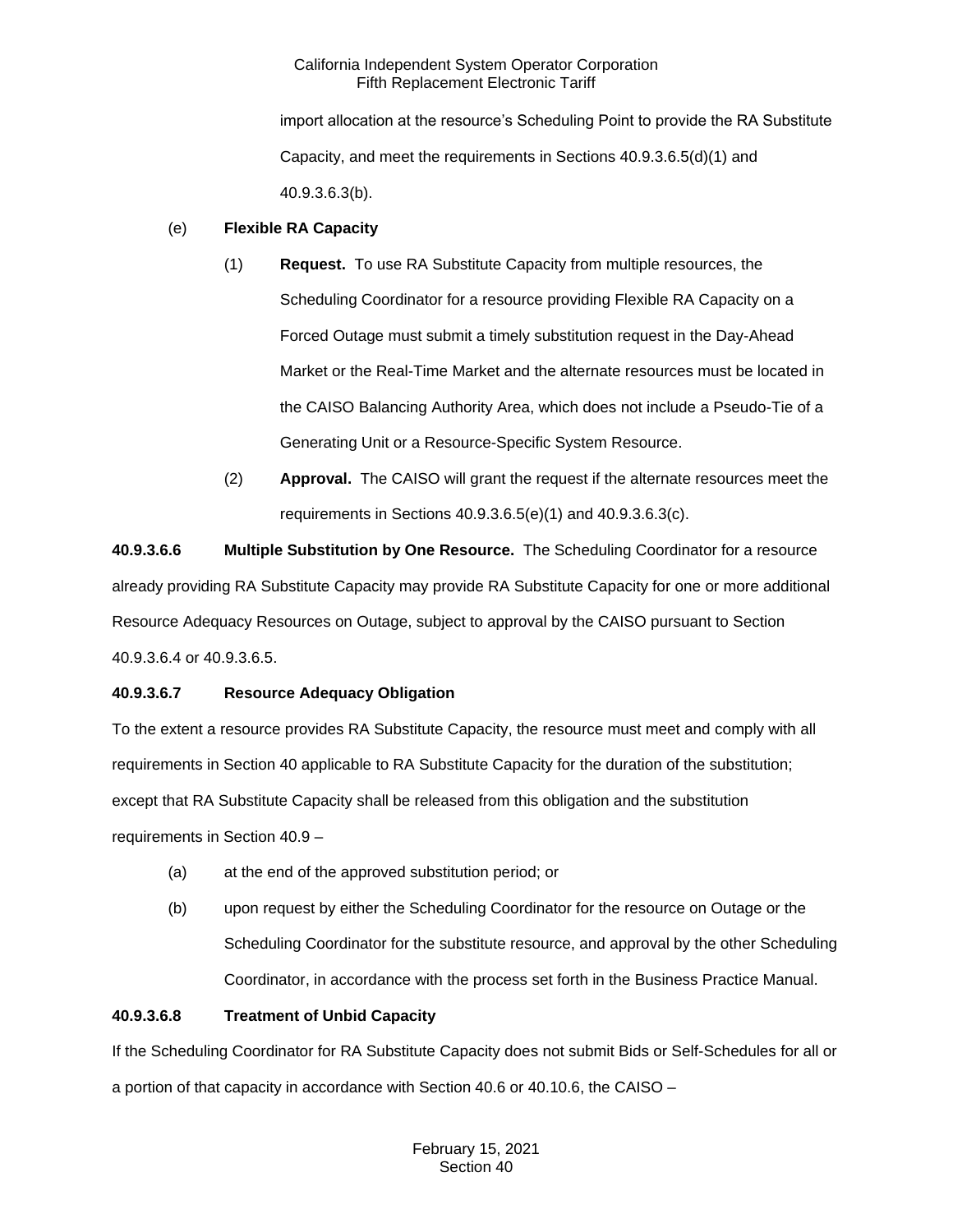import allocation at the resource's Scheduling Point to provide the RA Substitute Capacity, and meet the requirements in Sections 40.9.3.6.5(d)(1) and 40.9.3.6.3(b).

(e) **Flexible RA Capacity**

(1) **Request.** To use RA Substitute Capacity from multiple resources, the Scheduling Coordinator for a resource providing Flexible RA Capacity on a Forced Outage must submit a timely substitution request in the Day-Ahead Market or the Real-Time Market and the alternate resources must be located in the CAISO Balancing Authority Area, which does not include a Pseudo-Tie of a Generating Unit or a Resource-Specific System Resource.

(2) **Approval.** The CAISO will grant the request if the alternate resources meet the requirements in Sections 40.9.3.6.5(e)(1) and 40.9.3.6.3(c).

**40.9.3.6.6 Multiple Substitution by One Resource.** The Scheduling Coordinator for a resource already providing RA Substitute Capacity may provide RA Substitute Capacity for one or more additional Resource Adequacy Resources on Outage, subject to approval by the CAISO pursuant to Section 40.9.3.6.4 or 40.9.3.6.5.

**40.9.3.6.7 Resource Adequacy Obligation**

To the extent a resource provides RA Substitute Capacity, the resource must meet and comply with all requirements in Section 40 applicable to RA Substitute Capacity for the duration of the substitution; except that RA Substitute Capacity shall be released from this obligation and the substitution requirements in Section 40.9 –

(a) at the end of the approved substitution period; or

(b) upon request by either the Scheduling Coordinator for the resource on Outage or the Scheduling Coordinator for the substitute resource, and approval by the other Scheduling Coordinator, in accordance with the process set forth in the Business Practice Manual.

**40.9.3.6.8 Treatment of Unbid Capacity**

If the Scheduling Coordinator for RA Substitute Capacity does not submit Bids or Self-Schedules for all or a portion of that capacity in accordance with Section 40.6 or 40.10.6, the CAISO –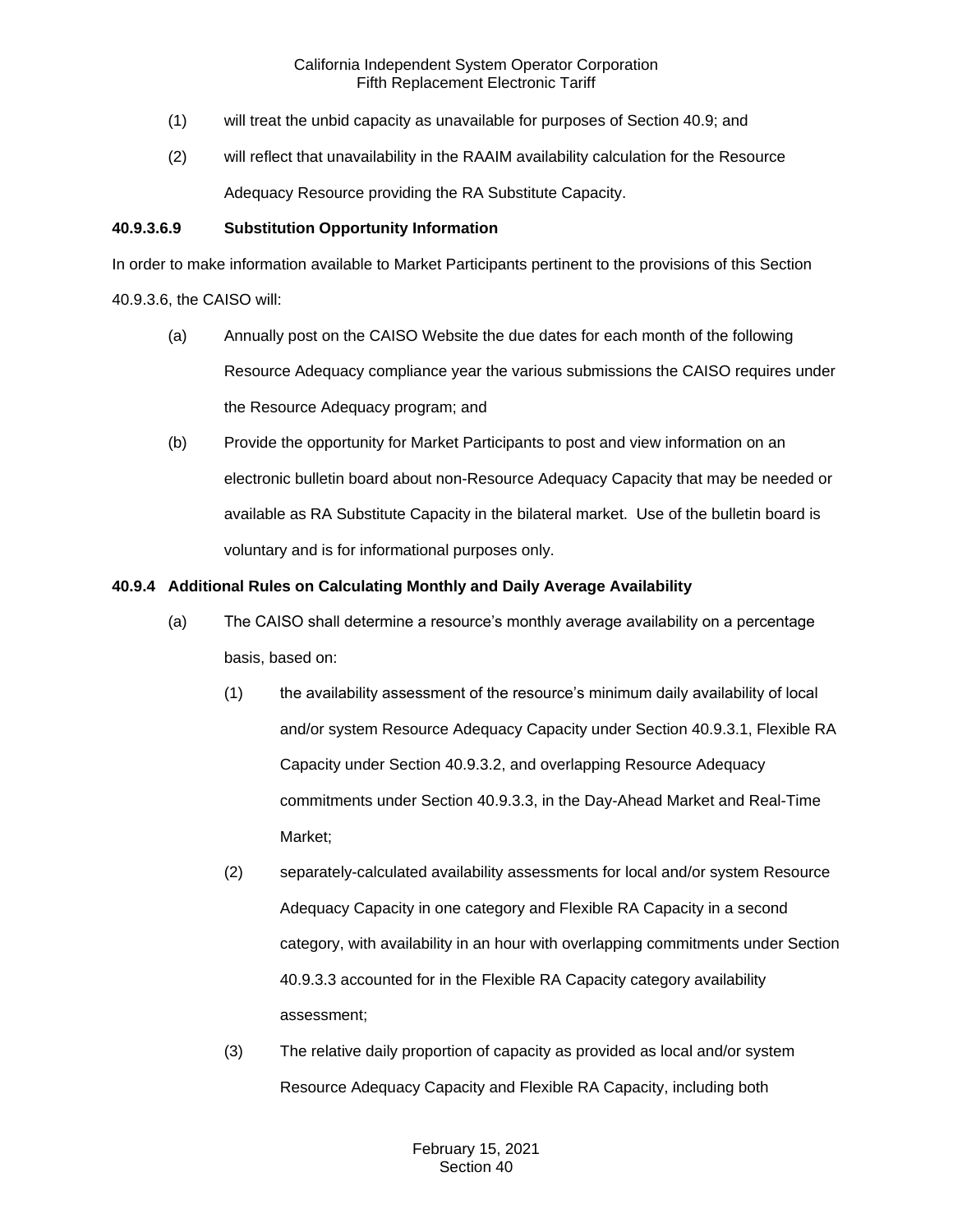(1) will treat the unbid capacity as unavailable for purposes of Section 40.9; and

(2) will reflect that unavailability in the RAAIM availability calculation for the Resource Adequacy Resource providing the RA Substitute Capacity.

**40.9.3.6.9 Substitution Opportunity Information**

In order to make information available to Market Participants pertinent to the provisions of this Section 40.9.3.6, the CAISO will:

(a) Annually post on the CAISO Website the due dates for each month of the following Resource Adequacy compliance year the various submissions the CAISO requires under the Resource Adequacy program; and

(b) Provide the opportunity for Market Participants to post and view information on an electronic bulletin board about non-Resource Adequacy Capacity that may be needed or available as RA Substitute Capacity in the bilateral market. Use of the bulletin board is voluntary and is for informational purposes only.

**40.9.4 Additional Rules on Calculating Monthly and Daily Average Availability**

(a) The CAISO shall determine a resource's monthly average availability on a percentage basis, based on:

(1) the availability assessment of the resource's minimum daily availability of local and/or system Resource Adequacy Capacity under Section 40.9.3.1, Flexible RA Capacity under Section 40.9.3.2, and overlapping Resource Adequacy commitments under Section 40.9.3.3, in the Day-Ahead Market and Real-Time Market;

(2) separately-calculated availability assessments for local and/or system Resource Adequacy Capacity in one category and Flexible RA Capacity in a second category, with availability in an hour with overlapping commitments under Section 40.9.3.3 accounted for in the Flexible RA Capacity category availability assessment;

(3) The relative daily proportion of capacity as provided as local and/or system Resource Adequacy Capacity and Flexible RA Capacity, including both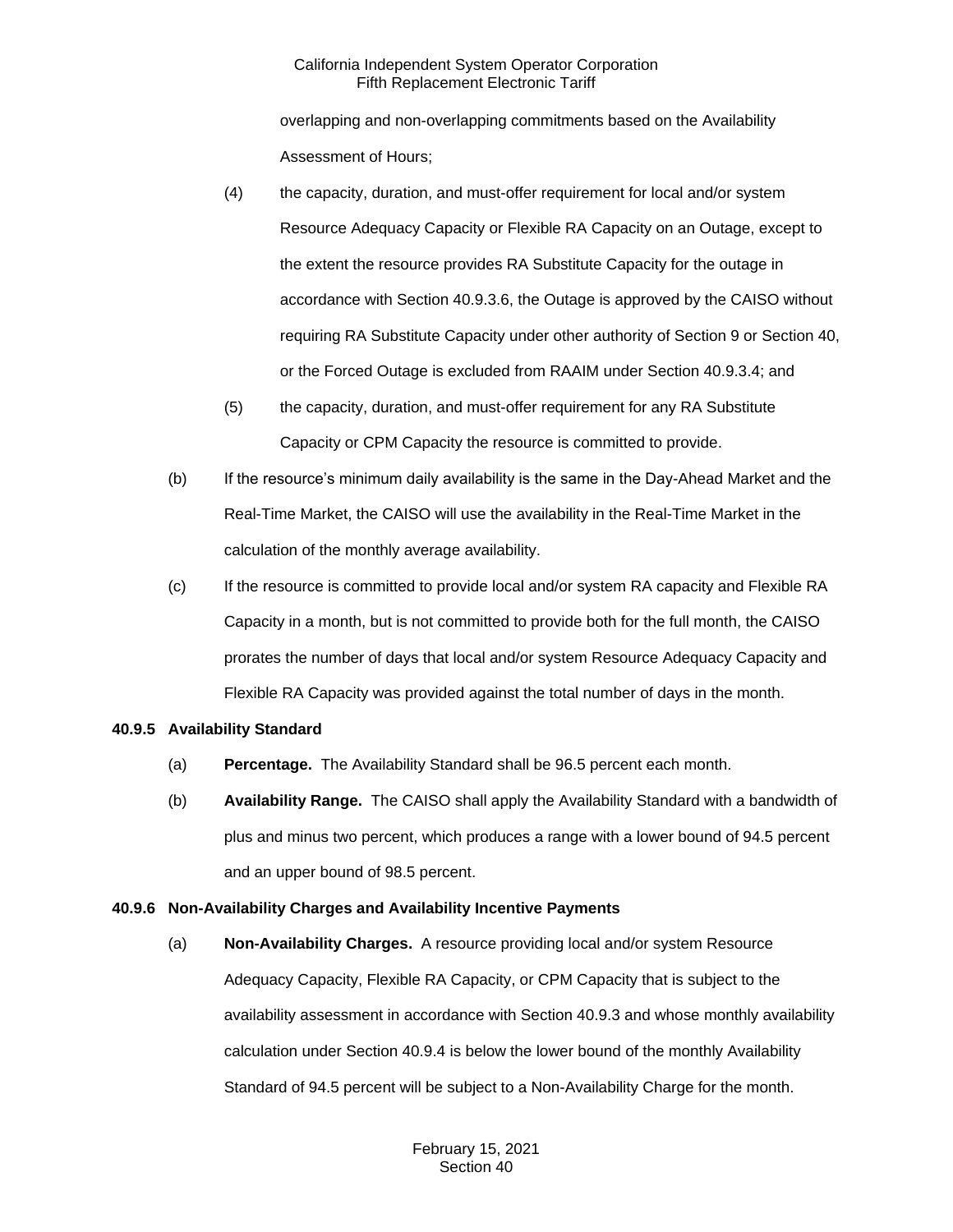overlapping and non-overlapping commitments based on the Availability Assessment of Hours;

(4) the capacity, duration, and must-offer requirement for local and/or system Resource Adequacy Capacity or Flexible RA Capacity on an Outage, except to the extent the resource provides RA Substitute Capacity for the outage in accordance with Section 40.9.3.6, the Outage is approved by the CAISO without requiring RA Substitute Capacity under other authority of Section 9 or Section 40, or the Forced Outage is excluded from RAAIM under Section 40.9.3.4; and

(5) the capacity, duration, and must-offer requirement for any RA Substitute Capacity or CPM Capacity the resource is committed to provide.

(b) If the resource's minimum daily availability is the same in the Day-Ahead Market and the Real-Time Market, the CAISO will use the availability in the Real-Time Market in the calculation of the monthly average availability.

(c) If the resource is committed to provide local and/or system RA capacity and Flexible RA Capacity in a month, but is not committed to provide both for the full month, the CAISO prorates the number of days that local and/or system Resource Adequacy Capacity and Flexible RA Capacity was provided against the total number of days in the month.

### 40.9.5 Availability Standard

(a) **Percentage.** The Availability Standard shall be 96.5 percent each month.

(b) **Availability Range.** The CAISO shall apply the Availability Standard with a bandwidth of plus and minus two percent, which produces a range with a lower bound of 94.5 percent and an upper bound of 98.5 percent.

### 40.9.6 Non-Availability Charges and Availability Incentive Payments

(a) **Non-Availability Charges.** A resource providing local and/or system Resource Adequacy Capacity, Flexible RA Capacity, or CPM Capacity that is subject to the availability assessment in accordance with Section 40.9.3 and whose monthly availability calculation under Section 40.9.4 is below the lower bound of the monthly Availability Standard of 94.5 percent will be subject to a Non-Availability Charge for the month.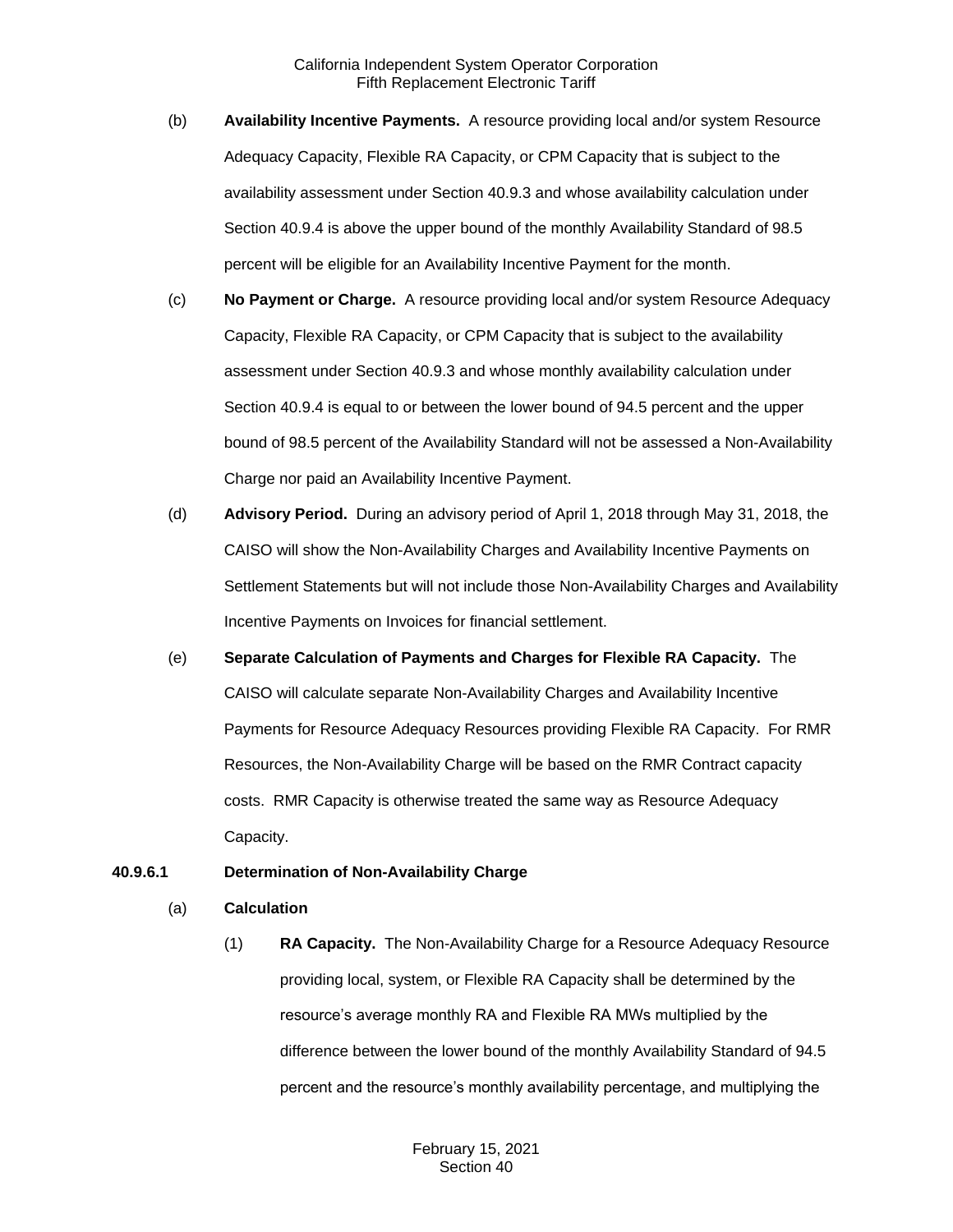(b) **Availability Incentive Payments.** A resource providing local and/or system Resource Adequacy Capacity, Flexible RA Capacity, or CPM Capacity that is subject to the availability assessment under Section 40.9.3 and whose availability calculation under Section 40.9.4 is above the upper bound of the monthly Availability Standard of 98.5 percent will be eligible for an Availability Incentive Payment for the month.

(c) **No Payment or Charge.** A resource providing local and/or system Resource Adequacy Capacity, Flexible RA Capacity, or CPM Capacity that is subject to the availability assessment under Section 40.9.3 and whose monthly availability calculation under Section 40.9.4 is equal to or between the lower bound of 94.5 percent and the upper bound of 98.5 percent of the Availability Standard will not be assessed a Non-Availability Charge nor paid an Availability Incentive Payment.

(d) **Advisory Period.** During an advisory period of April 1, 2018 through May 31, 2018, the CAISO will show the Non-Availability Charges and Availability Incentive Payments on Settlement Statements but will not include those Non-Availability Charges and Availability Incentive Payments on Invoices for financial settlement.

(e) **Separate Calculation of Payments and Charges for Flexible RA Capacity.** The CAISO will calculate separate Non-Availability Charges and Availability Incentive Payments for Resource Adequacy Resources providing Flexible RA Capacity. For RMR Resources, the Non-Availability Charge will be based on the RMR Contract capacity costs. RMR Capacity is otherwise treated the same way as Resource Adequacy Capacity.

**40.9.6.1 Determination of Non-Availability Charge**

(a) **Calculation**

(1) **RA Capacity.** The Non-Availability Charge for a Resource Adequacy Resource providing local, system, or Flexible RA Capacity shall be determined by the resource's average monthly RA and Flexible RA MWs multiplied by the difference between the lower bound of the monthly Availability Standard of 94.5 percent and the resource's monthly availability percentage, and multiplying the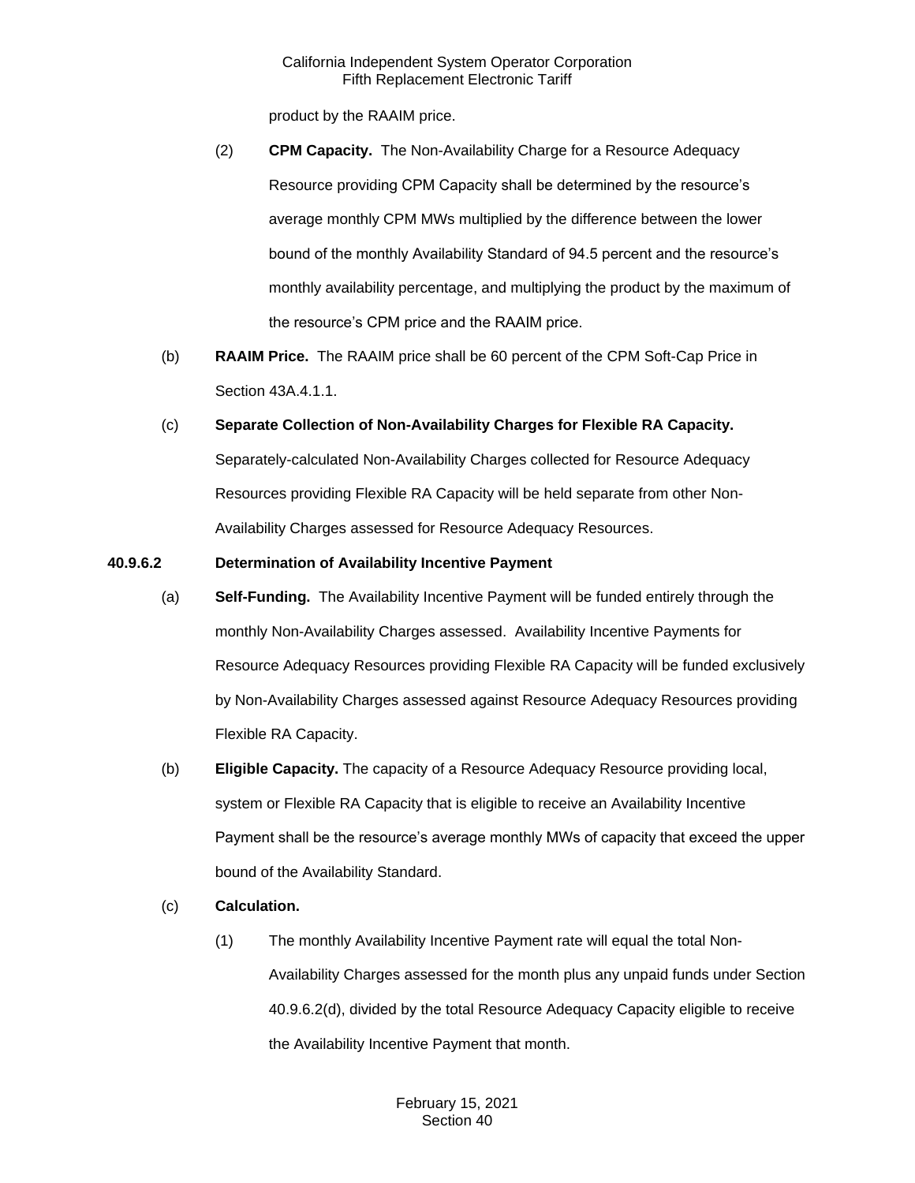product by the RAAIM price.

(2) **CPM Capacity.** The Non-Availability Charge for a Resource Adequacy Resource providing CPM Capacity shall be determined by the resource's average monthly CPM MWs multiplied by the difference between the lower bound of the monthly Availability Standard of 94.5 percent and the resource's monthly availability percentage, and multiplying the product by the maximum of the resource's CPM price and the RAAIM price.

(b) **RAAIM Price.** The RAAIM price shall be 60 percent of the CPM Soft-Cap Price in Section 43A.4.1.1.

(c) **Separate Collection of Non-Availability Charges for Flexible RA Capacity.** Separately-calculated Non-Availability Charges collected for Resource Adequacy Resources providing Flexible RA Capacity will be held separate from other Non-Availability Charges assessed for Resource Adequacy Resources.

**40.9.6.2 Determination of Availability Incentive Payment**

(a) **Self-Funding.** The Availability Incentive Payment will be funded entirely through the monthly Non-Availability Charges assessed. Availability Incentive Payments for Resource Adequacy Resources providing Flexible RA Capacity will be funded exclusively by Non-Availability Charges assessed against Resource Adequacy Resources providing Flexible RA Capacity.

(b) **Eligible Capacity.** The capacity of a Resource Adequacy Resource providing local, system or Flexible RA Capacity that is eligible to receive an Availability Incentive Payment shall be the resource's average monthly MWs of capacity that exceed the upper bound of the Availability Standard.

(c) **Calculation.**

(1) The monthly Availability Incentive Payment rate will equal the total Non-Availability Charges assessed for the month plus any unpaid funds under Section 40.9.6.2(d), divided by the total Resource Adequacy Capacity eligible to receive the Availability Incentive Payment that month.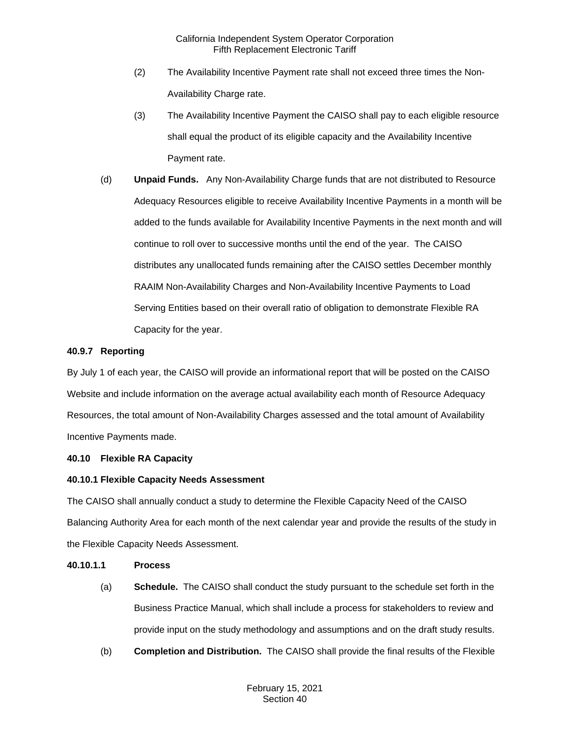(2) The Availability Incentive Payment rate shall not exceed three times the Non-Availability Charge rate.

(3) The Availability Incentive Payment the CAISO shall pay to each eligible resource shall equal the product of its eligible capacity and the Availability Incentive Payment rate.

(d) **Unpaid Funds.** Any Non-Availability Charge funds that are not distributed to Resource Adequacy Resources eligible to receive Availability Incentive Payments in a month will be added to the funds available for Availability Incentive Payments in the next month and will continue to roll over to successive months until the end of the year. The CAISO distributes any unallocated funds remaining after the CAISO settles December monthly RAAIM Non-Availability Charges and Non-Availability Incentive Payments to Load Serving Entities based on their overall ratio of obligation to demonstrate Flexible RA Capacity for the year.

**40.9.7 Reporting**

By July 1 of each year, the CAISO will provide an informational report that will be posted on the CAISO Website and include information on the average actual availability each month of Resource Adequacy Resources, the total amount of Non-Availability Charges assessed and the total amount of Availability Incentive Payments made.

**40.10 Flexible RA Capacity**

**40.10.1 Flexible Capacity Needs Assessment**

The CAISO shall annually conduct a study to determine the Flexible Capacity Need of the CAISO Balancing Authority Area for each month of the next calendar year and provide the results of the study in the Flexible Capacity Needs Assessment.

**40.10.1.1 Process**

(a) **Schedule.** The CAISO shall conduct the study pursuant to the schedule set forth in the Business Practice Manual, which shall include a process for stakeholders to review and provide input on the study methodology and assumptions and on the draft study results.

(b) **Completion and Distribution.** The CAISO shall provide the final results of the Flexible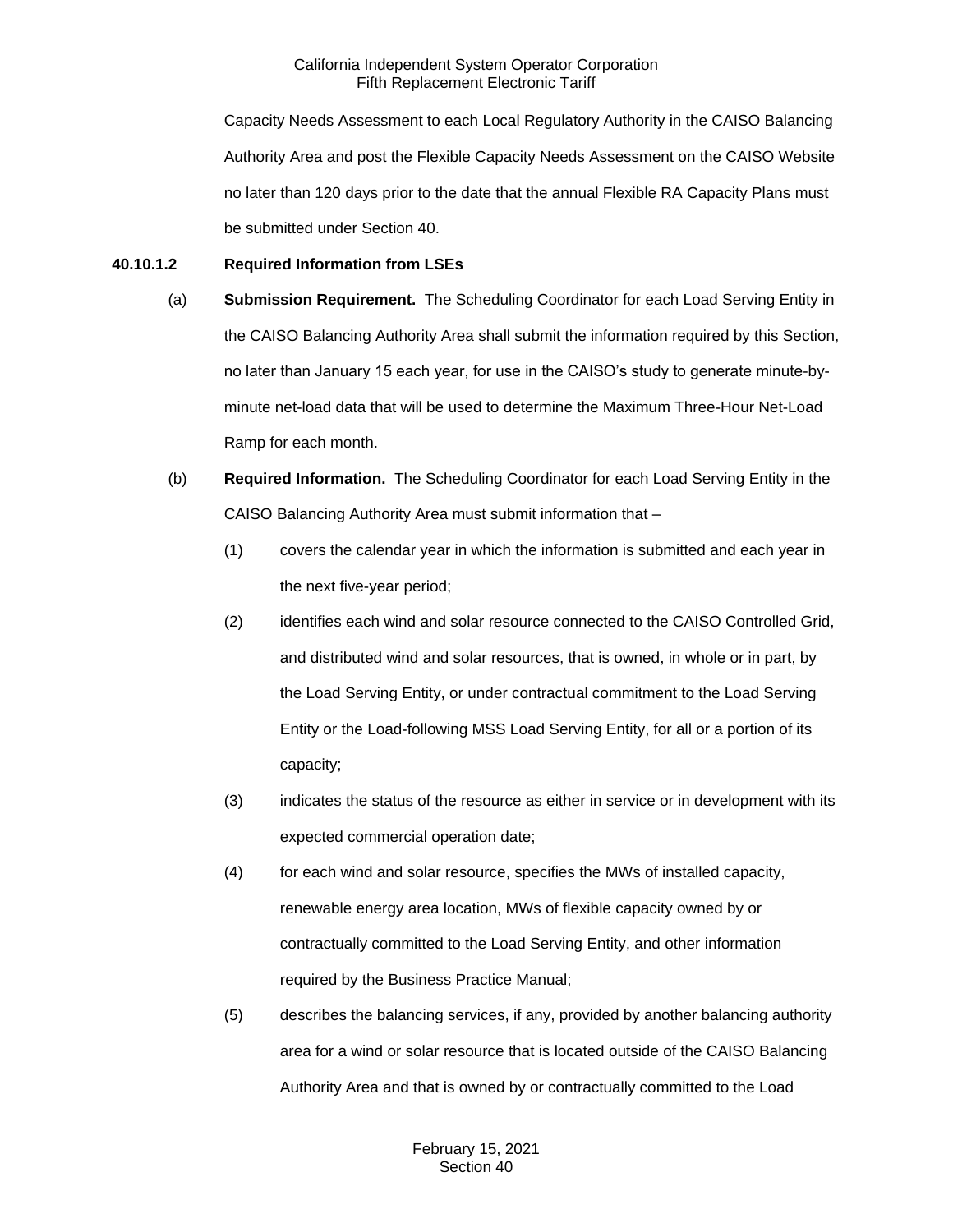Capacity Needs Assessment to each Local Regulatory Authority in the CAISO Balancing Authority Area and post the Flexible Capacity Needs Assessment on the CAISO Website no later than 120 days prior to the date that the annual Flexible RA Capacity Plans must be submitted under Section 40.

**40.10.1.2 Required Information from LSEs**

(a) **Submission Requirement.** The Scheduling Coordinator for each Load Serving Entity in the CAISO Balancing Authority Area shall submit the information required by this Section, no later than January 15 each year, for use in the CAISO's study to generate minute-by-minute net-load data that will be used to determine the Maximum Three-Hour Net-Load Ramp for each month.

(b) **Required Information.** The Scheduling Coordinator for each Load Serving Entity in the CAISO Balancing Authority Area must submit information that –

(1) covers the calendar year in which the information is submitted and each year in the next five-year period;

(2) identifies each wind and solar resource connected to the CAISO Controlled Grid, and distributed wind and solar resources, that is owned, in whole or in part, by the Load Serving Entity, or under contractual commitment to the Load Serving Entity or the Load-following MSS Load Serving Entity, for all or a portion of its capacity;

(3) indicates the status of the resource as either in service or in development with its expected commercial operation date;

(4) for each wind and solar resource, specifies the MWs of installed capacity, renewable energy area location, MWs of flexible capacity owned by or contractually committed to the Load Serving Entity, and other information required by the Business Practice Manual;

(5) describes the balancing services, if any, provided by another balancing authority area for a wind or solar resource that is located outside of the CAISO Balancing Authority Area and that is owned by or contractually committed to the Load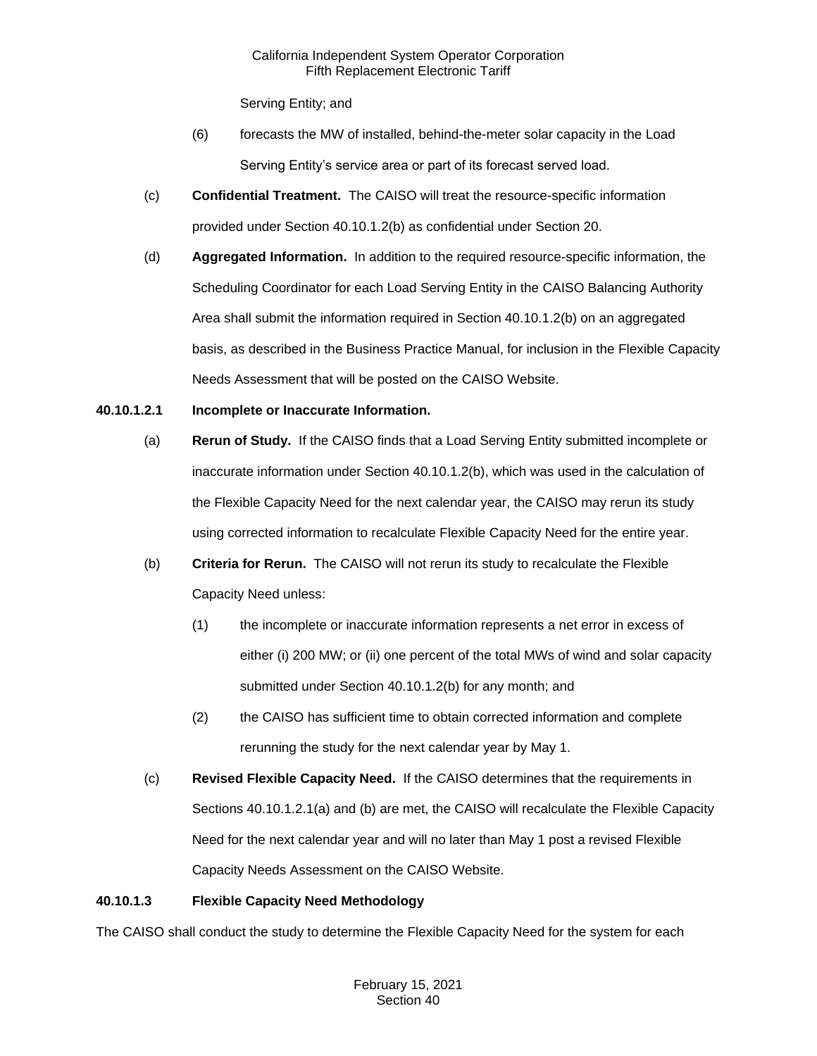Serving Entity; and

(6) forecasts the MW of installed, behind-the-meter solar capacity in the Load Serving Entity's service area or part of its forecast served load.

(c) **Confidential Treatment.** The CAISO will treat the resource-specific information provided under Section 40.10.1.2(b) as confidential under Section 20.

(d) **Aggregated Information.** In addition to the required resource-specific information, the Scheduling Coordinator for each Load Serving Entity in the CAISO Balancing Authority Area shall submit the information required in Section 40.10.1.2(b) on an aggregated basis, as described in the Business Practice Manual, for inclusion in the Flexible Capacity Needs Assessment that will be posted on the CAISO Website.

**40.10.1.2.1 Incomplete or Inaccurate Information.**

(a) **Rerun of Study.** If the CAISO finds that a Load Serving Entity submitted incomplete or inaccurate information under Section 40.10.1.2(b), which was used in the calculation of the Flexible Capacity Need for the next calendar year, the CAISO may rerun its study using corrected information to recalculate Flexible Capacity Need for the entire year.

(b) **Criteria for Rerun.** The CAISO will not rerun its study to recalculate the Flexible Capacity Need unless:

(1) the incomplete or inaccurate information represents a net error in excess of either (i) 200 MW; or (ii) one percent of the total MWs of wind and solar capacity submitted under Section 40.10.1.2(b) for any month; and

(2) the CAISO has sufficient time to obtain corrected information and complete rerunning the study for the next calendar year by May 1.

(c) **Revised Flexible Capacity Need.** If the CAISO determines that the requirements in Sections 40.10.1.2.1(a) and (b) are met, the CAISO will recalculate the Flexible Capacity Need for the next calendar year and will no later than May 1 post a revised Flexible Capacity Needs Assessment on the CAISO Website.

**40.10.1.3 Flexible Capacity Need Methodology**

The CAISO shall conduct the study to determine the Flexible Capacity Need for the system for each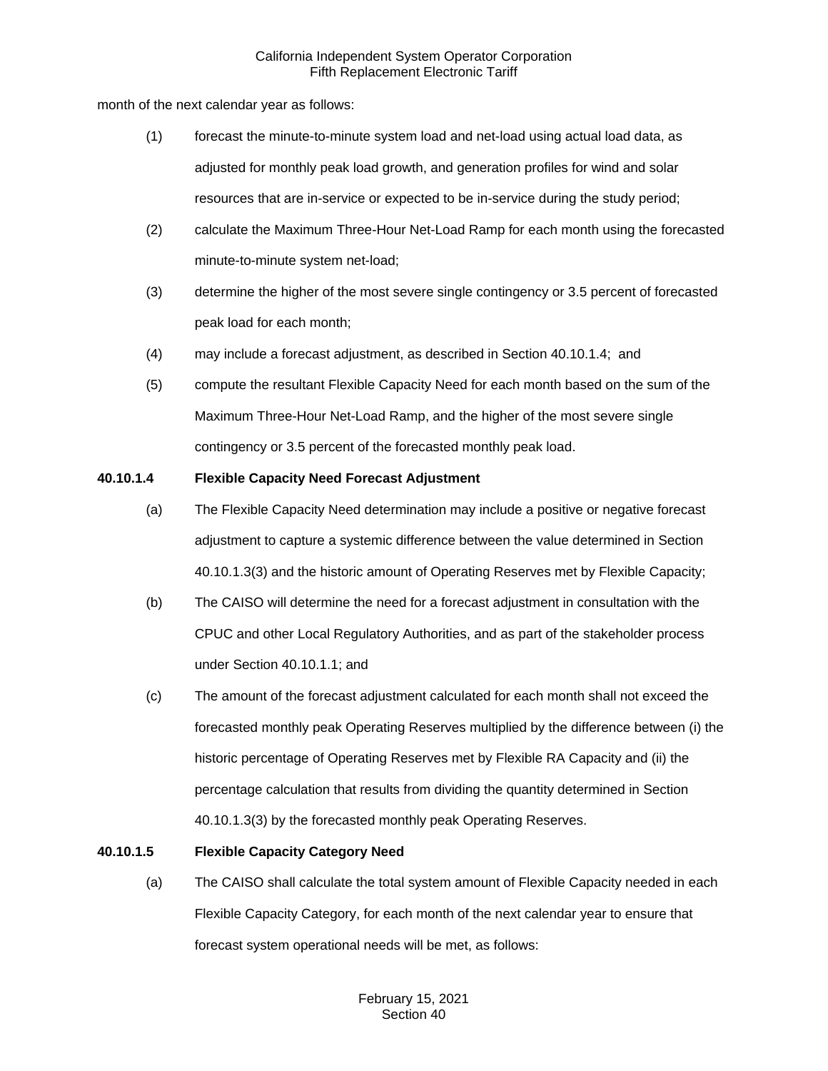month of the next calendar year as follows:

(1) forecast the minute-to-minute system load and net-load using actual load data, as adjusted for monthly peak load growth, and generation profiles for wind and solar resources that are in-service or expected to be in-service during the study period;

(2) calculate the Maximum Three-Hour Net-Load Ramp for each month using the forecasted minute-to-minute system net-load;

(3) determine the higher of the most severe single contingency or 3.5 percent of forecasted peak load for each month;

(4) may include a forecast adjustment, as described in Section 40.10.1.4; and

(5) compute the resultant Flexible Capacity Need for each month based on the sum of the Maximum Three-Hour Net-Load Ramp, and the higher of the most severe single contingency or 3.5 percent of the forecasted monthly peak load.

**40.10.1.4 Flexible Capacity Need Forecast Adjustment**

(a) The Flexible Capacity Need determination may include a positive or negative forecast adjustment to capture a systemic difference between the value determined in Section 40.10.1.3(3) and the historic amount of Operating Reserves met by Flexible Capacity;

(b) The CAISO will determine the need for a forecast adjustment in consultation with the CPUC and other Local Regulatory Authorities, and as part of the stakeholder process under Section 40.10.1.1; and

(c) The amount of the forecast adjustment calculated for each month shall not exceed the forecasted monthly peak Operating Reserves multiplied by the difference between (i) the historic percentage of Operating Reserves met by Flexible RA Capacity and (ii) the percentage calculation that results from dividing the quantity determined in Section 40.10.1.3(3) by the forecasted monthly peak Operating Reserves.

**40.10.1.5 Flexible Capacity Category Need**

(a) The CAISO shall calculate the total system amount of Flexible Capacity needed in each Flexible Capacity Category, for each month of the next calendar year to ensure that forecast system operational needs will be met, as follows: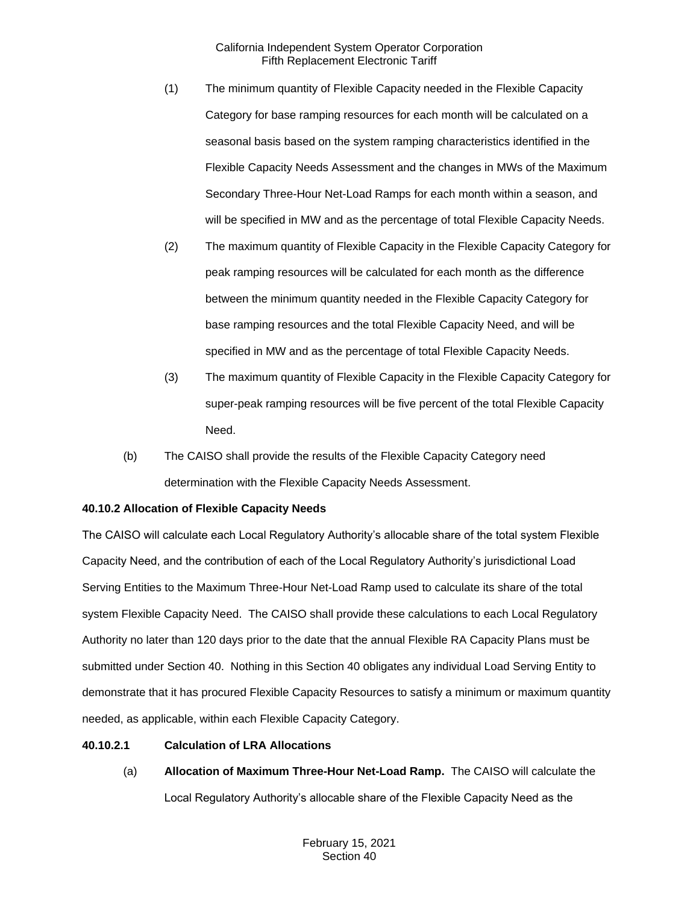(1) The minimum quantity of Flexible Capacity needed in the Flexible Capacity Category for base ramping resources for each month will be calculated on a seasonal basis based on the system ramping characteristics identified in the Flexible Capacity Needs Assessment and the changes in MWs of the Maximum Secondary Three-Hour Net-Load Ramps for each month within a season, and will be specified in MW and as the percentage of total Flexible Capacity Needs.

(2) The maximum quantity of Flexible Capacity in the Flexible Capacity Category for peak ramping resources will be calculated for each month as the difference between the minimum quantity needed in the Flexible Capacity Category for base ramping resources and the total Flexible Capacity Need, and will be specified in MW and as the percentage of total Flexible Capacity Needs.

(3) The maximum quantity of Flexible Capacity in the Flexible Capacity Category for super-peak ramping resources will be five percent of the total Flexible Capacity Need.

(b) The CAISO shall provide the results of the Flexible Capacity Category need determination with the Flexible Capacity Needs Assessment.

**40.10.2 Allocation of Flexible Capacity Needs**

The CAISO will calculate each Local Regulatory Authority's allocable share of the total system Flexible Capacity Need, and the contribution of each of the Local Regulatory Authority's jurisdictional Load Serving Entities to the Maximum Three-Hour Net-Load Ramp used to calculate its share of the total system Flexible Capacity Need. The CAISO shall provide these calculations to each Local Regulatory Authority no later than 120 days prior to the date that the annual Flexible RA Capacity Plans must be submitted under Section 40. Nothing in this Section 40 obligates any individual Load Serving Entity to demonstrate that it has procured Flexible Capacity Resources to satisfy a minimum or maximum quantity needed, as applicable, within each Flexible Capacity Category.

**40.10.2.1 Calculation of LRA Allocations**

(a) **Allocation of Maximum Three-Hour Net-Load Ramp.** The CAISO will calculate the Local Regulatory Authority's allocable share of the Flexible Capacity Need as the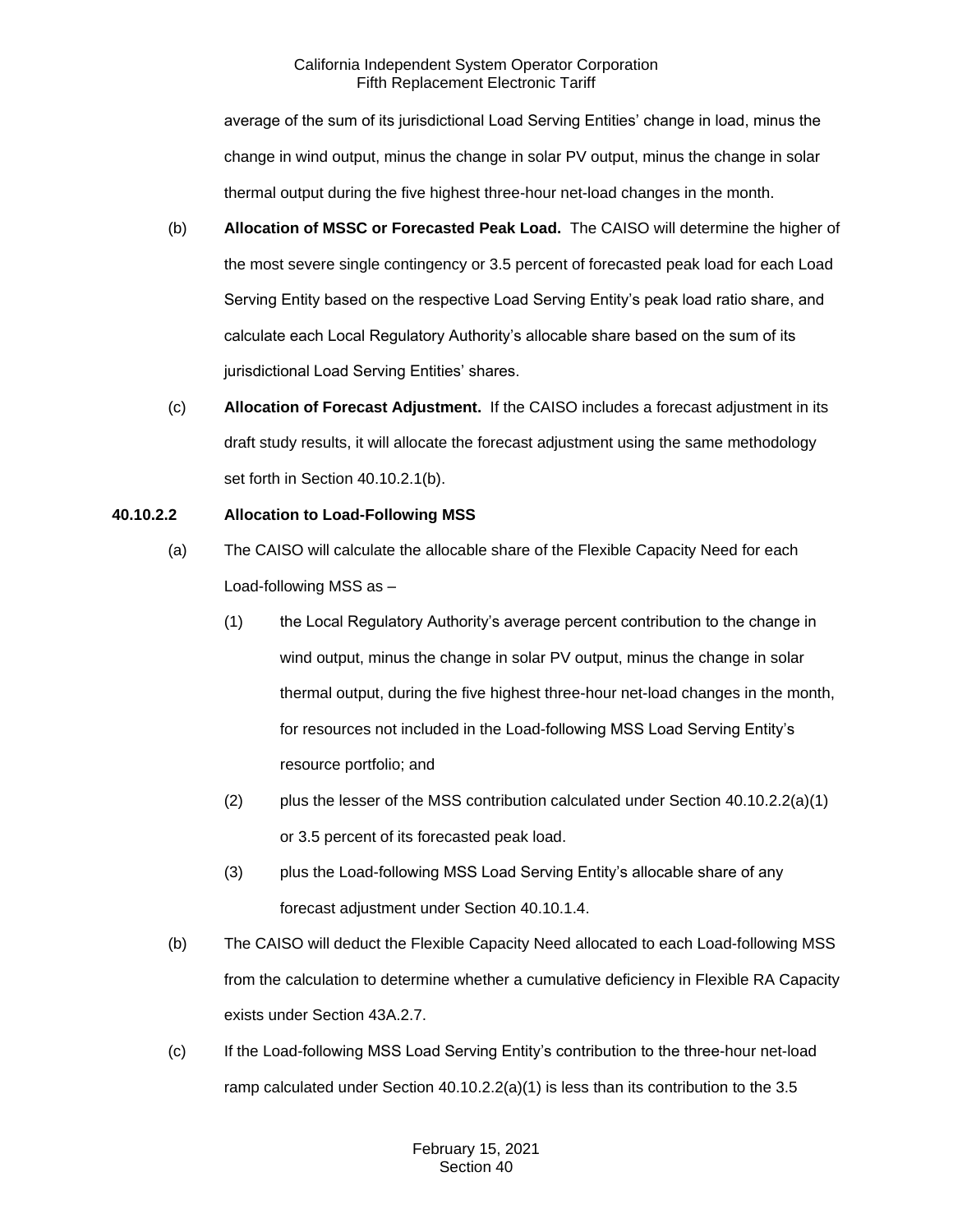average of the sum of its jurisdictional Load Serving Entities' change in load, minus the change in wind output, minus the change in solar PV output, minus the change in solar thermal output during the five highest three-hour net-load changes in the month.

(b) **Allocation of MSSC or Forecasted Peak Load.** The CAISO will determine the higher of the most severe single contingency or 3.5 percent of forecasted peak load for each Load Serving Entity based on the respective Load Serving Entity's peak load ratio share, and calculate each Local Regulatory Authority's allocable share based on the sum of its jurisdictional Load Serving Entities' shares.

(c) **Allocation of Forecast Adjustment.** If the CAISO includes a forecast adjustment in its draft study results, it will allocate the forecast adjustment using the same methodology set forth in Section 40.10.2.1(b).

**40.10.2.2 Allocation to Load-Following MSS**

(a) The CAISO will calculate the allocable share of the Flexible Capacity Need for each Load-following MSS as –

(1) the Local Regulatory Authority's average percent contribution to the change in wind output, minus the change in solar PV output, minus the change in solar thermal output, during the five highest three-hour net-load changes in the month, for resources not included in the Load-following MSS Load Serving Entity's resource portfolio; and

(2) plus the lesser of the MSS contribution calculated under Section 40.10.2.2(a)(1) or 3.5 percent of its forecasted peak load.

(3) plus the Load-following MSS Load Serving Entity's allocable share of any forecast adjustment under Section 40.10.1.4.

(b) The CAISO will deduct the Flexible Capacity Need allocated to each Load-following MSS from the calculation to determine whether a cumulative deficiency in Flexible RA Capacity exists under Section 43A.2.7.

(c) If the Load-following MSS Load Serving Entity's contribution to the three-hour net-load ramp calculated under Section 40.10.2.2(a)(1) is less than its contribution to the 3.5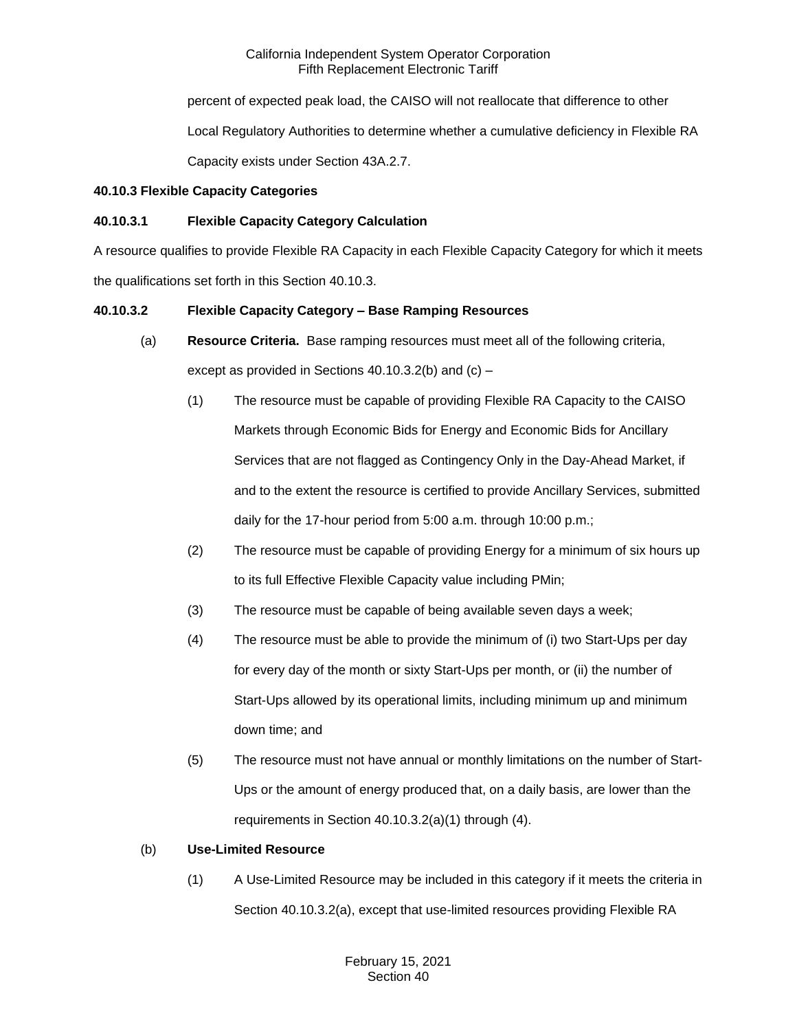percent of expected peak load, the CAISO will not reallocate that difference to other Local Regulatory Authorities to determine whether a cumulative deficiency in Flexible RA Capacity exists under Section 43A.2.7.

**40.10.3 Flexible Capacity Categories**

**40.10.3.1 Flexible Capacity Category Calculation**

A resource qualifies to provide Flexible RA Capacity in each Flexible Capacity Category for which it meets the qualifications set forth in this Section 40.10.3.

**40.10.3.2 Flexible Capacity Category – Base Ramping Resources**

(a) **Resource Criteria.** Base ramping resources must meet all of the following criteria, except as provided in Sections 40.10.3.2(b) and (c) –

(1) The resource must be capable of providing Flexible RA Capacity to the CAISO Markets through Economic Bids for Energy and Economic Bids for Ancillary Services that are not flagged as Contingency Only in the Day-Ahead Market, if and to the extent the resource is certified to provide Ancillary Services, submitted daily for the 17-hour period from 5:00 a.m. through 10:00 p.m.;

(2) The resource must be capable of providing Energy for a minimum of six hours up to its full Effective Flexible Capacity value including PMin;

(3) The resource must be capable of being available seven days a week;

(4) The resource must be able to provide the minimum of (i) two Start-Ups per day for every day of the month or sixty Start-Ups per month, or (ii) the number of Start-Ups allowed by its operational limits, including minimum up and minimum down time; and

(5) The resource must not have annual or monthly limitations on the number of Start-Ups or the amount of energy produced that, on a daily basis, are lower than the requirements in Section 40.10.3.2(a)(1) through (4).

(b) **Use-Limited Resource**

(1) A Use-Limited Resource may be included in this category if it meets the criteria in Section 40.10.3.2(a), except that use-limited resources providing Flexible RA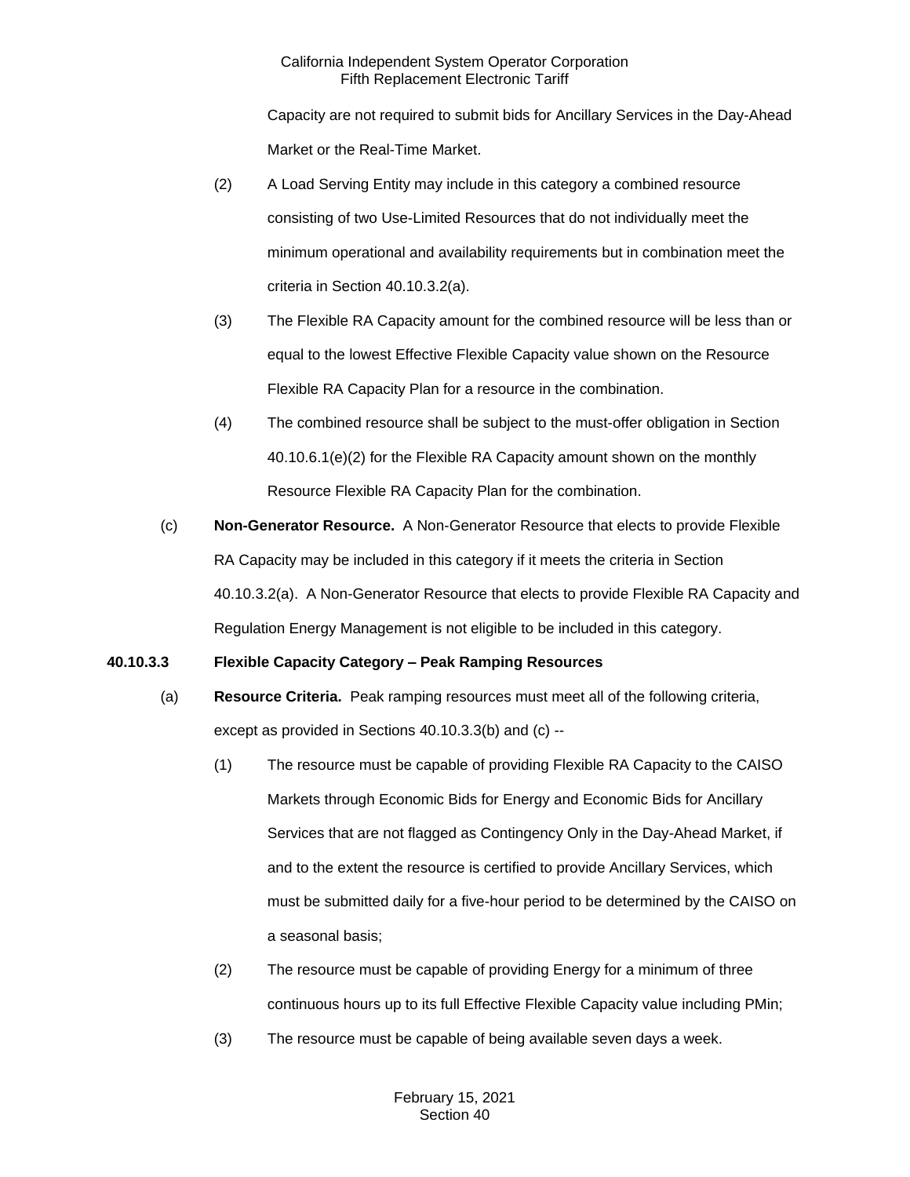Capacity are not required to submit bids for Ancillary Services in the Day-Ahead Market or the Real-Time Market.

(2) A Load Serving Entity may include in this category a combined resource consisting of two Use-Limited Resources that do not individually meet the minimum operational and availability requirements but in combination meet the criteria in Section 40.10.3.2(a).

(3) The Flexible RA Capacity amount for the combined resource will be less than or equal to the lowest Effective Flexible Capacity value shown on the Resource Flexible RA Capacity Plan for a resource in the combination.

(4) The combined resource shall be subject to the must-offer obligation in Section 40.10.6.1(e)(2) for the Flexible RA Capacity amount shown on the monthly Resource Flexible RA Capacity Plan for the combination.

(c) **Non-Generator Resource.** A Non-Generator Resource that elects to provide Flexible RA Capacity may be included in this category if it meets the criteria in Section 40.10.3.2(a). A Non-Generator Resource that elects to provide Flexible RA Capacity and Regulation Energy Management is not eligible to be included in this category.

**40.10.3.3 Flexible Capacity Category – Peak Ramping Resources**

(a) **Resource Criteria.** Peak ramping resources must meet all of the following criteria, except as provided in Sections 40.10.3.3(b) and (c) --

(1) The resource must be capable of providing Flexible RA Capacity to the CAISO Markets through Economic Bids for Energy and Economic Bids for Ancillary Services that are not flagged as Contingency Only in the Day-Ahead Market, if and to the extent the resource is certified to provide Ancillary Services, which must be submitted daily for a five-hour period to be determined by the CAISO on a seasonal basis;

(2) The resource must be capable of providing Energy for a minimum of three continuous hours up to its full Effective Flexible Capacity value including PMin;

(3) The resource must be capable of being available seven days a week.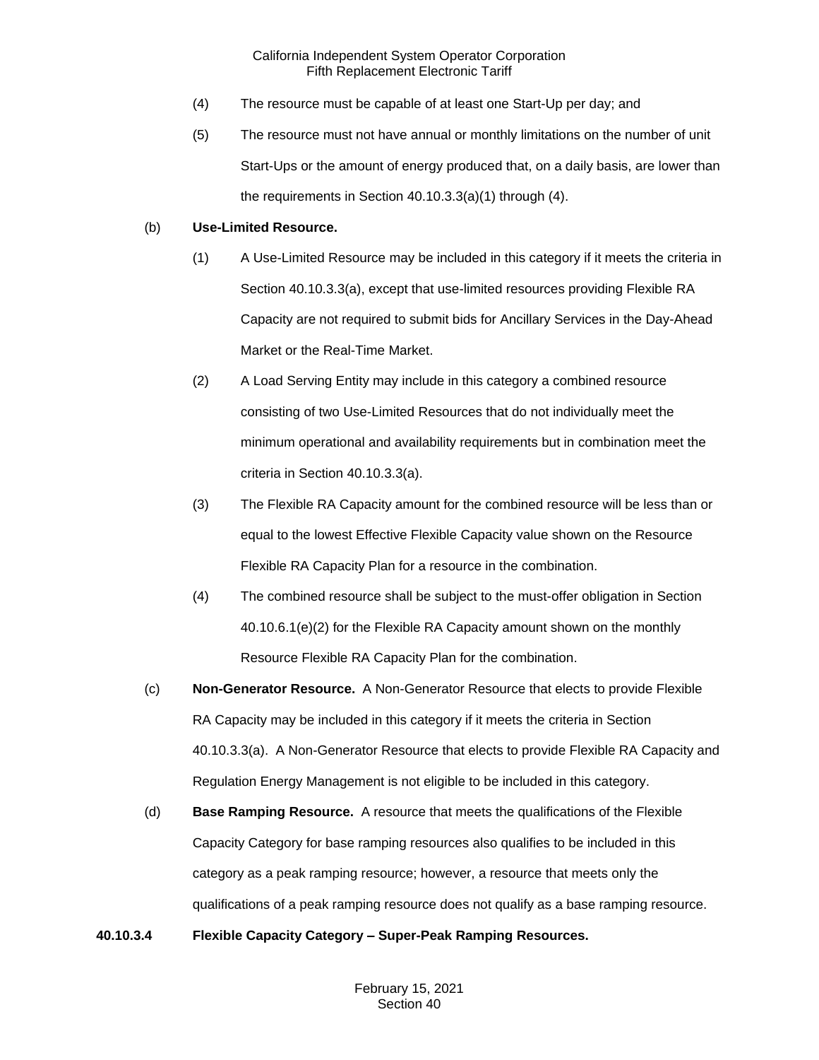(4) The resource must be capable of at least one Start-Up per day; and

(5) The resource must not have annual or monthly limitations on the number of unit Start-Ups or the amount of energy produced that, on a daily basis, are lower than the requirements in Section 40.10.3.3(a)(1) through (4).

(b) **Use-Limited Resource.**

(1) A Use-Limited Resource may be included in this category if it meets the criteria in Section 40.10.3.3(a), except that use-limited resources providing Flexible RA Capacity are not required to submit bids for Ancillary Services in the Day-Ahead Market or the Real-Time Market.

(2) A Load Serving Entity may include in this category a combined resource consisting of two Use-Limited Resources that do not individually meet the minimum operational and availability requirements but in combination meet the criteria in Section 40.10.3.3(a).

(3) The Flexible RA Capacity amount for the combined resource will be less than or equal to the lowest Effective Flexible Capacity value shown on the Resource Flexible RA Capacity Plan for a resource in the combination.

(4) The combined resource shall be subject to the must-offer obligation in Section 40.10.6.1(e)(2) for the Flexible RA Capacity amount shown on the monthly Resource Flexible RA Capacity Plan for the combination.

(c) **Non-Generator Resource.** A Non-Generator Resource that elects to provide Flexible RA Capacity may be included in this category if it meets the criteria in Section 40.10.3.3(a). A Non-Generator Resource that elects to provide Flexible RA Capacity and Regulation Energy Management is not eligible to be included in this category.

(d) **Base Ramping Resource.** A resource that meets the qualifications of the Flexible Capacity Category for base ramping resources also qualifies to be included in this category as a peak ramping resource; however, a resource that meets only the qualifications of a peak ramping resource does not qualify as a base ramping resource.

**40.10.3.4 Flexible Capacity Category – Super-Peak Ramping Resources.**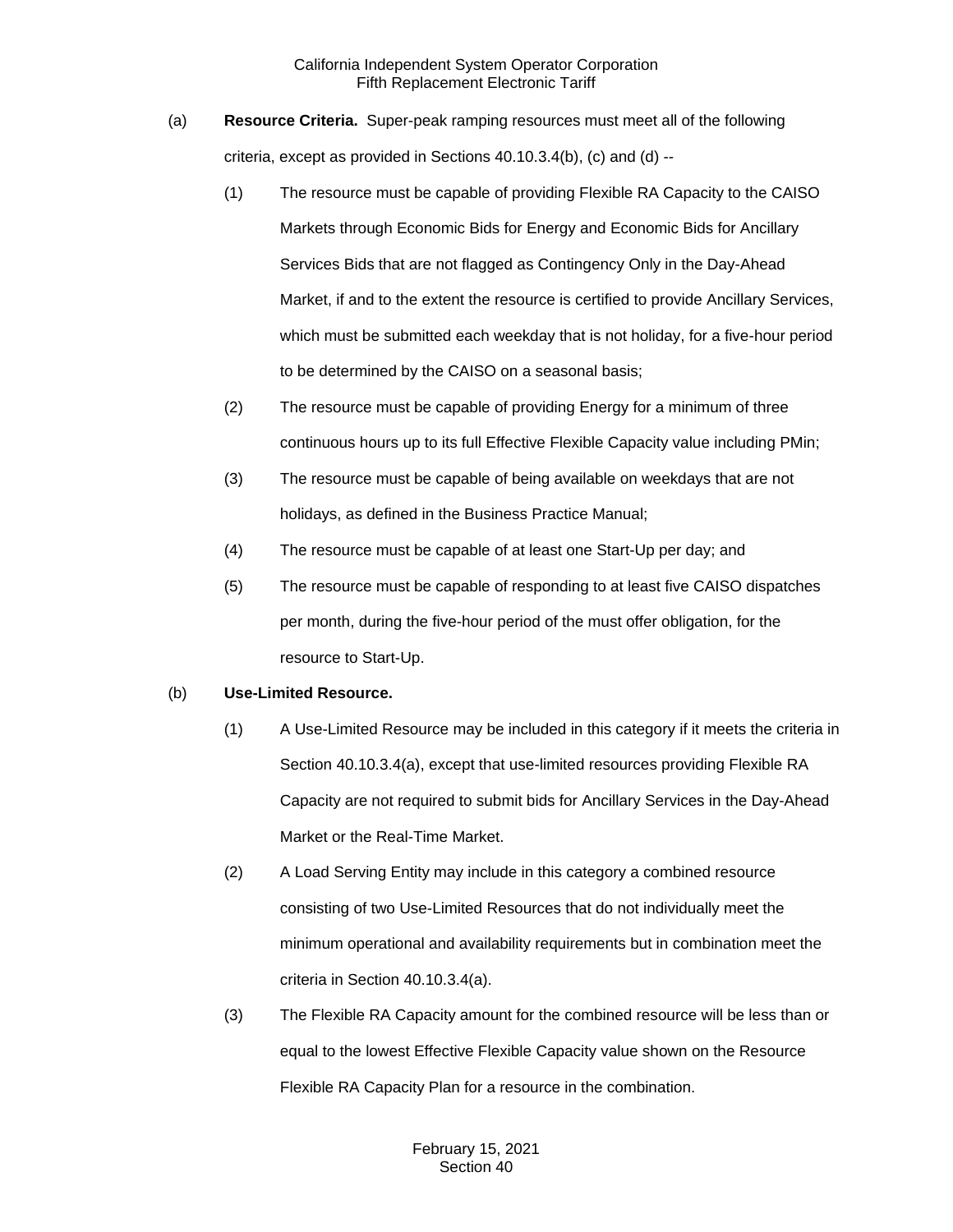(a) **Resource Criteria.** Super-peak ramping resources must meet all of the following criteria, except as provided in Sections 40.10.3.4(b), (c) and (d) --

(1) The resource must be capable of providing Flexible RA Capacity to the CAISO Markets through Economic Bids for Energy and Economic Bids for Ancillary Services Bids that are not flagged as Contingency Only in the Day-Ahead Market, if and to the extent the resource is certified to provide Ancillary Services, which must be submitted each weekday that is not holiday, for a five-hour period to be determined by the CAISO on a seasonal basis;

(2) The resource must be capable of providing Energy for a minimum of three continuous hours up to its full Effective Flexible Capacity value including PMin;

(3) The resource must be capable of being available on weekdays that are not holidays, as defined in the Business Practice Manual;

(4) The resource must be capable of at least one Start-Up per day; and

(5) The resource must be capable of responding to at least five CAISO dispatches per month, during the five-hour period of the must offer obligation, for the resource to Start-Up.

(b) **Use-Limited Resource.**

(1) A Use-Limited Resource may be included in this category if it meets the criteria in Section 40.10.3.4(a), except that use-limited resources providing Flexible RA Capacity are not required to submit bids for Ancillary Services in the Day-Ahead Market or the Real-Time Market.

(2) A Load Serving Entity may include in this category a combined resource consisting of two Use-Limited Resources that do not individually meet the minimum operational and availability requirements but in combination meet the criteria in Section 40.10.3.4(a).

(3) The Flexible RA Capacity amount for the combined resource will be less than or equal to the lowest Effective Flexible Capacity value shown on the Resource Flexible RA Capacity Plan for a resource in the combination.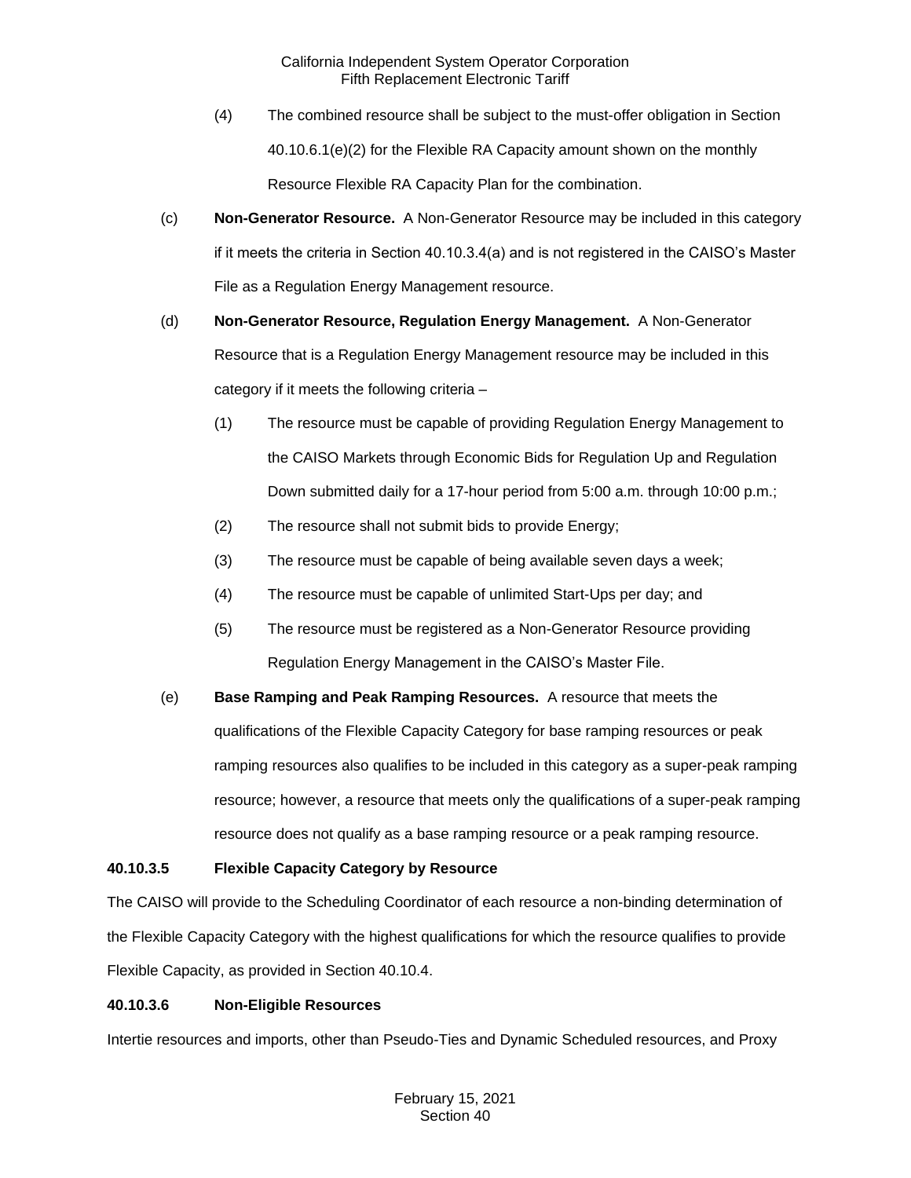(4) The combined resource shall be subject to the must-offer obligation in Section 40.10.6.1(e)(2) for the Flexible RA Capacity amount shown on the monthly Resource Flexible RA Capacity Plan for the combination.

(c) **Non-Generator Resource.** A Non-Generator Resource may be included in this category if it meets the criteria in Section 40.10.3.4(a) and is not registered in the CAISO's Master File as a Regulation Energy Management resource.

(d) **Non-Generator Resource, Regulation Energy Management.** A Non-Generator Resource that is a Regulation Energy Management resource may be included in this category if it meets the following criteria –

(1) The resource must be capable of providing Regulation Energy Management to the CAISO Markets through Economic Bids for Regulation Up and Regulation Down submitted daily for a 17-hour period from 5:00 a.m. through 10:00 p.m.;

(2) The resource shall not submit bids to provide Energy;

(3) The resource must be capable of being available seven days a week;

(4) The resource must be capable of unlimited Start-Ups per day; and

(5) The resource must be registered as a Non-Generator Resource providing Regulation Energy Management in the CAISO's Master File.

(e) **Base Ramping and Peak Ramping Resources.** A resource that meets the qualifications of the Flexible Capacity Category for base ramping resources or peak ramping resources also qualifies to be included in this category as a super-peak ramping resource; however, a resource that meets only the qualifications of a super-peak ramping resource does not qualify as a base ramping resource or a peak ramping resource.

**40.10.3.5 Flexible Capacity Category by Resource**

The CAISO will provide to the Scheduling Coordinator of each resource a non-binding determination of the Flexible Capacity Category with the highest qualifications for which the resource qualifies to provide Flexible Capacity, as provided in Section 40.10.4.

**40.10.3.6 Non-Eligible Resources**

Intertie resources and imports, other than Pseudo-Ties and Dynamic Scheduled resources, and Proxy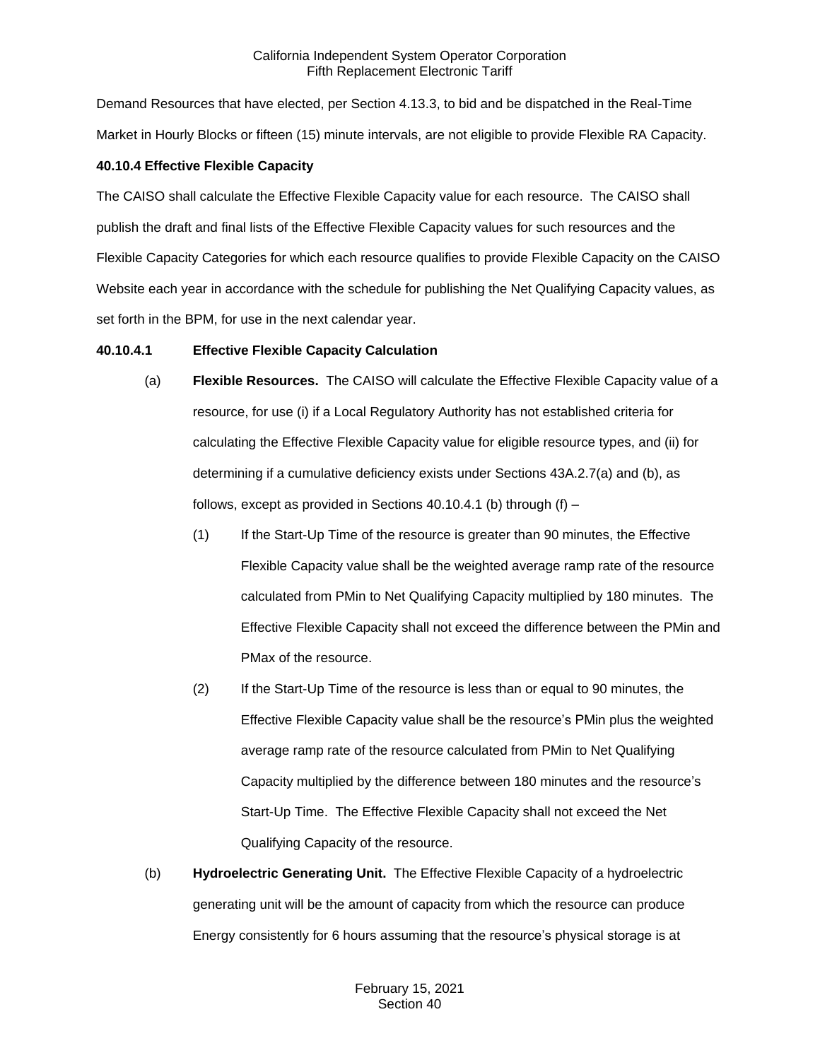Demand Resources that have elected, per Section 4.13.3, to bid and be dispatched in the Real-Time Market in Hourly Blocks or fifteen (15) minute intervals, are not eligible to provide Flexible RA Capacity.

**40.10.4 Effective Flexible Capacity**

The CAISO shall calculate the Effective Flexible Capacity value for each resource. The CAISO shall publish the draft and final lists of the Effective Flexible Capacity values for such resources and the Flexible Capacity Categories for which each resource qualifies to provide Flexible Capacity on the CAISO Website each year in accordance with the schedule for publishing the Net Qualifying Capacity values, as set forth in the BPM, for use in the next calendar year.

**40.10.4.1 Effective Flexible Capacity Calculation**

(a) **Flexible Resources.** The CAISO will calculate the Effective Flexible Capacity value of a resource, for use (i) if a Local Regulatory Authority has not established criteria for calculating the Effective Flexible Capacity value for eligible resource types, and (ii) for determining if a cumulative deficiency exists under Sections 43A.2.7(a) and (b), as follows, except as provided in Sections 40.10.4.1 (b) through (f) –

(1) If the Start-Up Time of the resource is greater than 90 minutes, the Effective Flexible Capacity value shall be the weighted average ramp rate of the resource calculated from PMin to Net Qualifying Capacity multiplied by 180 minutes. The Effective Flexible Capacity shall not exceed the difference between the PMin and PMax of the resource.

(2) If the Start-Up Time of the resource is less than or equal to 90 minutes, the Effective Flexible Capacity value shall be the resource's PMin plus the weighted average ramp rate of the resource calculated from PMin to Net Qualifying Capacity multiplied by the difference between 180 minutes and the resource's Start-Up Time. The Effective Flexible Capacity shall not exceed the Net Qualifying Capacity of the resource.

(b) **Hydroelectric Generating Unit.** The Effective Flexible Capacity of a hydroelectric generating unit will be the amount of capacity from which the resource can produce Energy consistently for 6 hours assuming that the resource's physical storage is at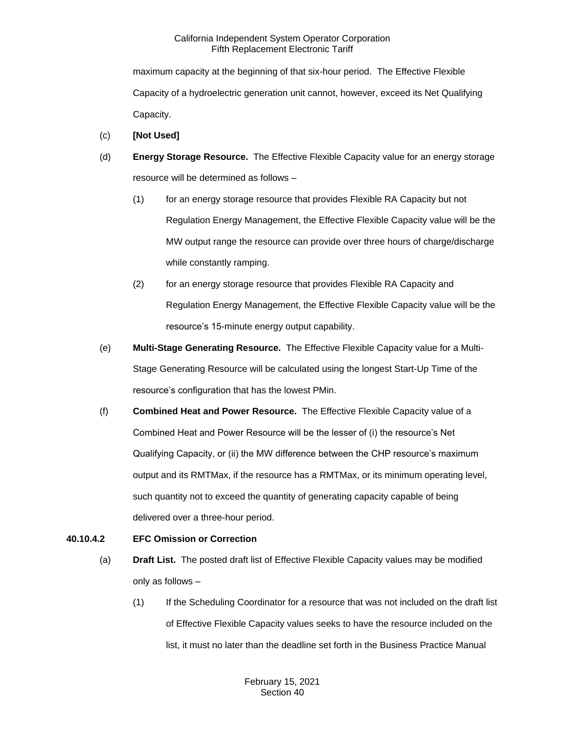maximum capacity at the beginning of that six-hour period. The Effective Flexible Capacity of a hydroelectric generation unit cannot, however, exceed its Net Qualifying Capacity.

(c) **[Not Used]**

(d) **Energy Storage Resource.** The Effective Flexible Capacity value for an energy storage resource will be determined as follows –

(1) for an energy storage resource that provides Flexible RA Capacity but not Regulation Energy Management, the Effective Flexible Capacity value will be the MW output range the resource can provide over three hours of charge/discharge while constantly ramping.

(2) for an energy storage resource that provides Flexible RA Capacity and Regulation Energy Management, the Effective Flexible Capacity value will be the resource's 15-minute energy output capability.

(e) **Multi-Stage Generating Resource.** The Effective Flexible Capacity value for a Multi-Stage Generating Resource will be calculated using the longest Start-Up Time of the resource's configuration that has the lowest PMin.

(f) **Combined Heat and Power Resource.** The Effective Flexible Capacity value of a Combined Heat and Power Resource will be the lesser of (i) the resource's Net Qualifying Capacity, or (ii) the MW difference between the CHP resource's maximum output and its RMTMax, if the resource has a RMTMax, or its minimum operating level, such quantity not to exceed the quantity of generating capacity capable of being delivered over a three-hour period.

**40.10.4.2 EFC Omission or Correction**

(a) **Draft List.** The posted draft list of Effective Flexible Capacity values may be modified only as follows –

(1) If the Scheduling Coordinator for a resource that was not included on the draft list of Effective Flexible Capacity values seeks to have the resource included on the list, it must no later than the deadline set forth in the Business Practice Manual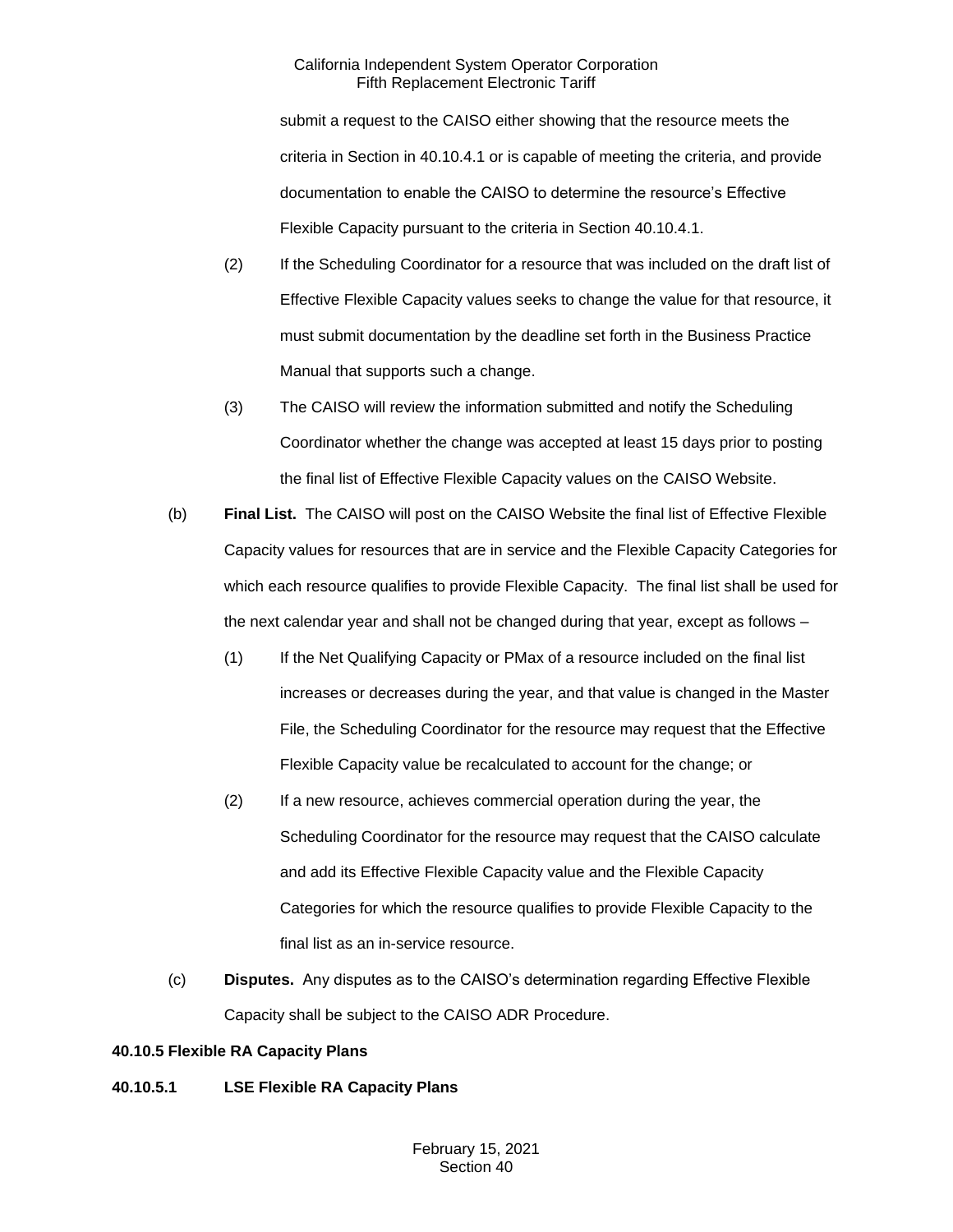submit a request to the CAISO either showing that the resource meets the criteria in Section in 40.10.4.1 or is capable of meeting the criteria, and provide documentation to enable the CAISO to determine the resource's Effective Flexible Capacity pursuant to the criteria in Section 40.10.4.1.

(2) If the Scheduling Coordinator for a resource that was included on the draft list of Effective Flexible Capacity values seeks to change the value for that resource, it must submit documentation by the deadline set forth in the Business Practice Manual that supports such a change.

(3) The CAISO will review the information submitted and notify the Scheduling Coordinator whether the change was accepted at least 15 days prior to posting the final list of Effective Flexible Capacity values on the CAISO Website.

(b) **Final List.** The CAISO will post on the CAISO Website the final list of Effective Flexible Capacity values for resources that are in service and the Flexible Capacity Categories for which each resource qualifies to provide Flexible Capacity. The final list shall be used for the next calendar year and shall not be changed during that year, except as follows –

(1) If the Net Qualifying Capacity or PMax of a resource included on the final list increases or decreases during the year, and that value is changed in the Master File, the Scheduling Coordinator for the resource may request that the Effective Flexible Capacity value be recalculated to account for the change; or

(2) If a new resource, achieves commercial operation during the year, the Scheduling Coordinator for the resource may request that the CAISO calculate and add its Effective Flexible Capacity value and the Flexible Capacity Categories for which the resource qualifies to provide Flexible Capacity to the final list as an in-service resource.

(c) **Disputes.** Any disputes as to the CAISO's determination regarding Effective Flexible Capacity shall be subject to the CAISO ADR Procedure.

**40.10.5 Flexible RA Capacity Plans**

**40.10.5.1 LSE Flexible RA Capacity Plans**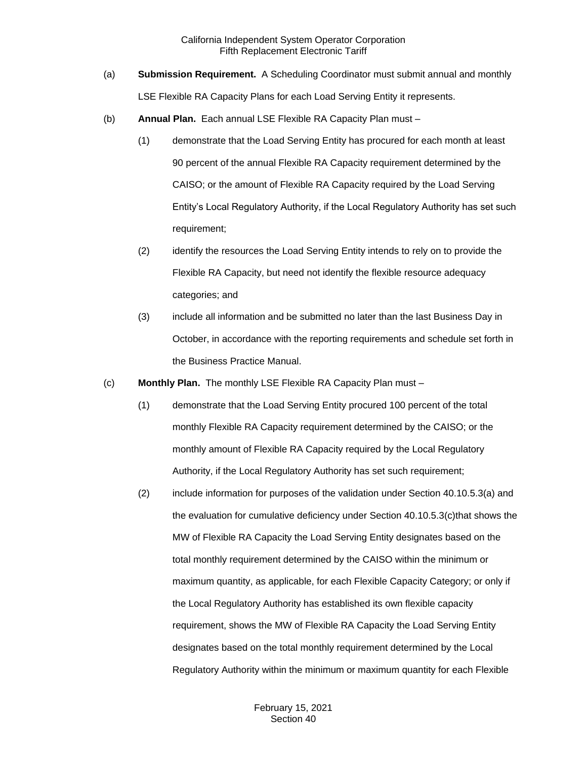(a) **Submission Requirement.** A Scheduling Coordinator must submit annual and monthly LSE Flexible RA Capacity Plans for each Load Serving Entity it represents.

(b) **Annual Plan.** Each annual LSE Flexible RA Capacity Plan must –

(1) demonstrate that the Load Serving Entity has procured for each month at least 90 percent of the annual Flexible RA Capacity requirement determined by the CAISO; or the amount of Flexible RA Capacity required by the Load Serving Entity's Local Regulatory Authority, if the Local Regulatory Authority has set such requirement;

(2) identify the resources the Load Serving Entity intends to rely on to provide the Flexible RA Capacity, but need not identify the flexible resource adequacy categories; and

(3) include all information and be submitted no later than the last Business Day in October, in accordance with the reporting requirements and schedule set forth in the Business Practice Manual.

(c) **Monthly Plan.** The monthly LSE Flexible RA Capacity Plan must –

(1) demonstrate that the Load Serving Entity procured 100 percent of the total monthly Flexible RA Capacity requirement determined by the CAISO; or the monthly amount of Flexible RA Capacity required by the Local Regulatory Authority, if the Local Regulatory Authority has set such requirement;

(2) include information for purposes of the validation under Section 40.10.5.3(a) and the evaluation for cumulative deficiency under Section 40.10.5.3(c)that shows the MW of Flexible RA Capacity the Load Serving Entity designates based on the total monthly requirement determined by the CAISO within the minimum or maximum quantity, as applicable, for each Flexible Capacity Category; or only if the Local Regulatory Authority has established its own flexible capacity requirement, shows the MW of Flexible RA Capacity the Load Serving Entity designates based on the total monthly requirement determined by the Local Regulatory Authority within the minimum or maximum quantity for each Flexible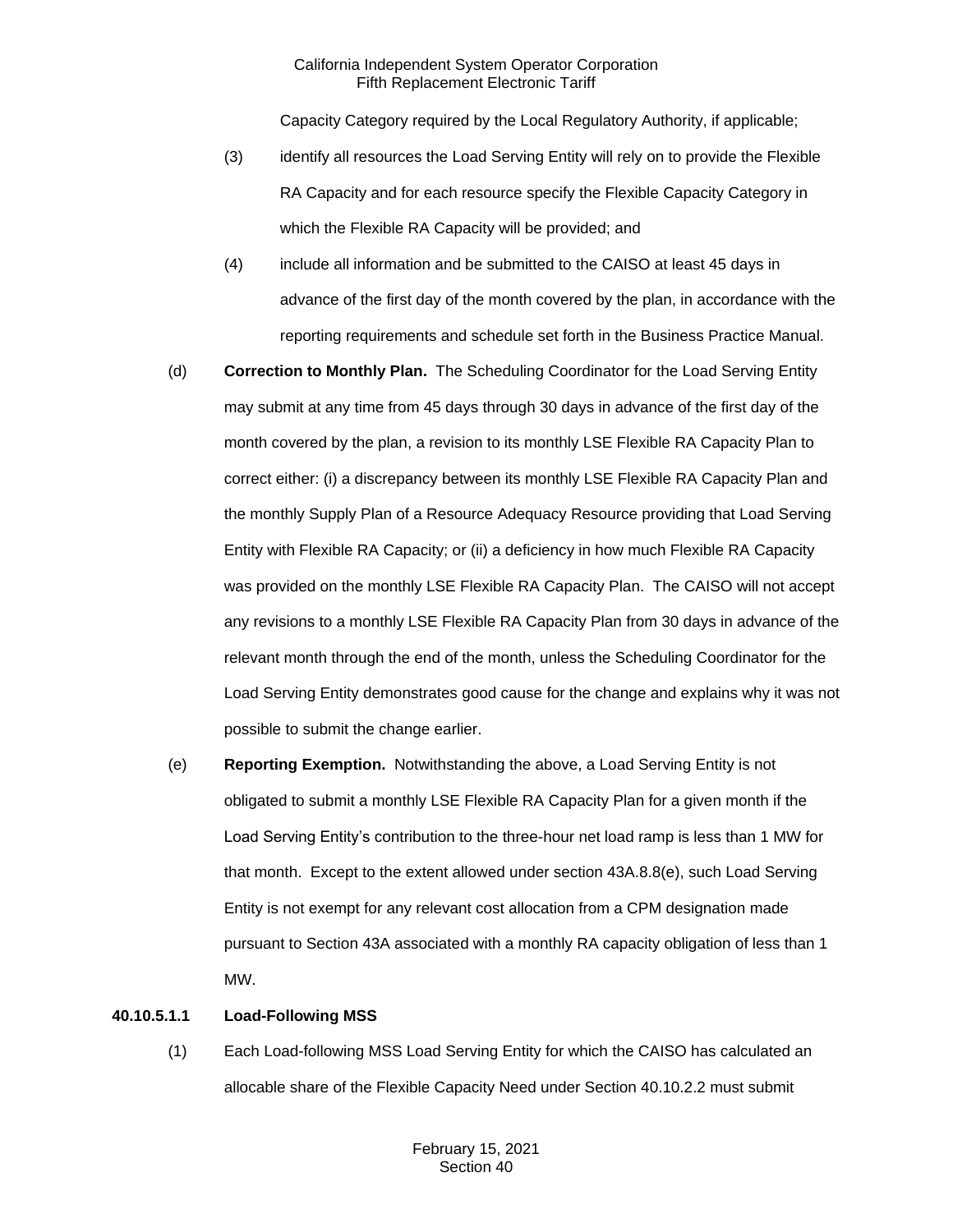Capacity Category required by the Local Regulatory Authority, if applicable;

(3) identify all resources the Load Serving Entity will rely on to provide the Flexible RA Capacity and for each resource specify the Flexible Capacity Category in which the Flexible RA Capacity will be provided; and

(4) include all information and be submitted to the CAISO at least 45 days in advance of the first day of the month covered by the plan, in accordance with the reporting requirements and schedule set forth in the Business Practice Manual.

(d) **Correction to Monthly Plan.** The Scheduling Coordinator for the Load Serving Entity may submit at any time from 45 days through 30 days in advance of the first day of the month covered by the plan, a revision to its monthly LSE Flexible RA Capacity Plan to correct either: (i) a discrepancy between its monthly LSE Flexible RA Capacity Plan and the monthly Supply Plan of a Resource Adequacy Resource providing that Load Serving Entity with Flexible RA Capacity; or (ii) a deficiency in how much Flexible RA Capacity was provided on the monthly LSE Flexible RA Capacity Plan. The CAISO will not accept any revisions to a monthly LSE Flexible RA Capacity Plan from 30 days in advance of the relevant month through the end of the month, unless the Scheduling Coordinator for the Load Serving Entity demonstrates good cause for the change and explains why it was not possible to submit the change earlier.

(e) **Reporting Exemption.** Notwithstanding the above, a Load Serving Entity is not obligated to submit a monthly LSE Flexible RA Capacity Plan for a given month if the Load Serving Entity's contribution to the three-hour net load ramp is less than 1 MW for that month. Except to the extent allowed under section 43A.8.8(e), such Load Serving Entity is not exempt for any relevant cost allocation from a CPM designation made pursuant to Section 43A associated with a monthly RA capacity obligation of less than 1 MW.

**40.10.5.1.1 Load-Following MSS**

(1) Each Load-following MSS Load Serving Entity for which the CAISO has calculated an allocable share of the Flexible Capacity Need under Section 40.10.2.2 must submit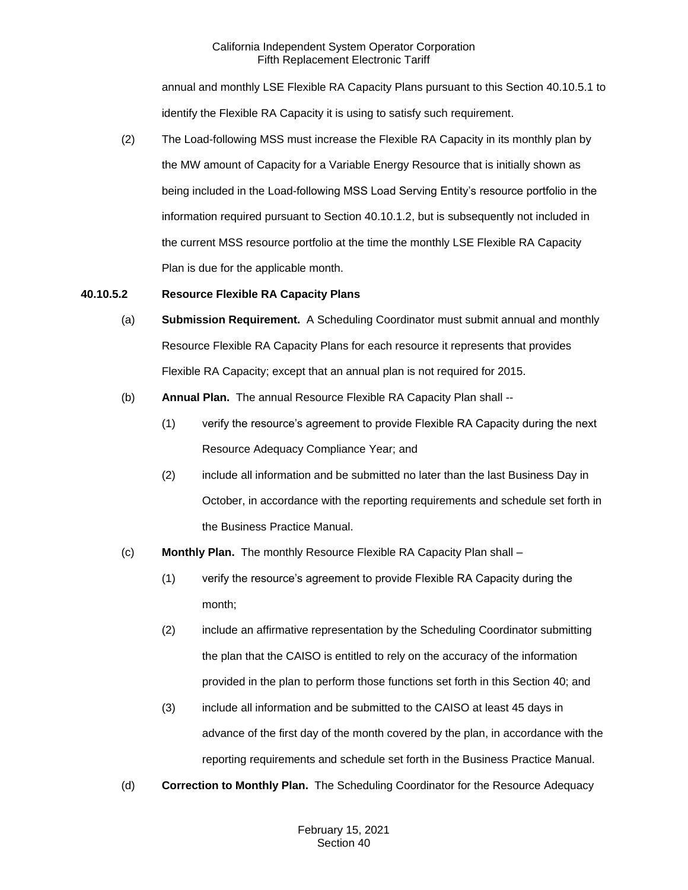annual and monthly LSE Flexible RA Capacity Plans pursuant to this Section 40.10.5.1 to identify the Flexible RA Capacity it is using to satisfy such requirement.

(2) The Load-following MSS must increase the Flexible RA Capacity in its monthly plan by the MW amount of Capacity for a Variable Energy Resource that is initially shown as being included in the Load-following MSS Load Serving Entity's resource portfolio in the information required pursuant to Section 40.10.1.2, but is subsequently not included in the current MSS resource portfolio at the time the monthly LSE Flexible RA Capacity Plan is due for the applicable month.

**40.10.5.2 Resource Flexible RA Capacity Plans**

(a) **Submission Requirement.** A Scheduling Coordinator must submit annual and monthly Resource Flexible RA Capacity Plans for each resource it represents that provides Flexible RA Capacity; except that an annual plan is not required for 2015.

(b) **Annual Plan.** The annual Resource Flexible RA Capacity Plan shall --

(1) verify the resource's agreement to provide Flexible RA Capacity during the next Resource Adequacy Compliance Year; and

(2) include all information and be submitted no later than the last Business Day in October, in accordance with the reporting requirements and schedule set forth in the Business Practice Manual.

(c) **Monthly Plan.** The monthly Resource Flexible RA Capacity Plan shall –

(1) verify the resource's agreement to provide Flexible RA Capacity during the month;

(2) include an affirmative representation by the Scheduling Coordinator submitting the plan that the CAISO is entitled to rely on the accuracy of the information provided in the plan to perform those functions set forth in this Section 40; and

(3) include all information and be submitted to the CAISO at least 45 days in advance of the first day of the month covered by the plan, in accordance with the reporting requirements and schedule set forth in the Business Practice Manual.

(d) **Correction to Monthly Plan.** The Scheduling Coordinator for the Resource Adequacy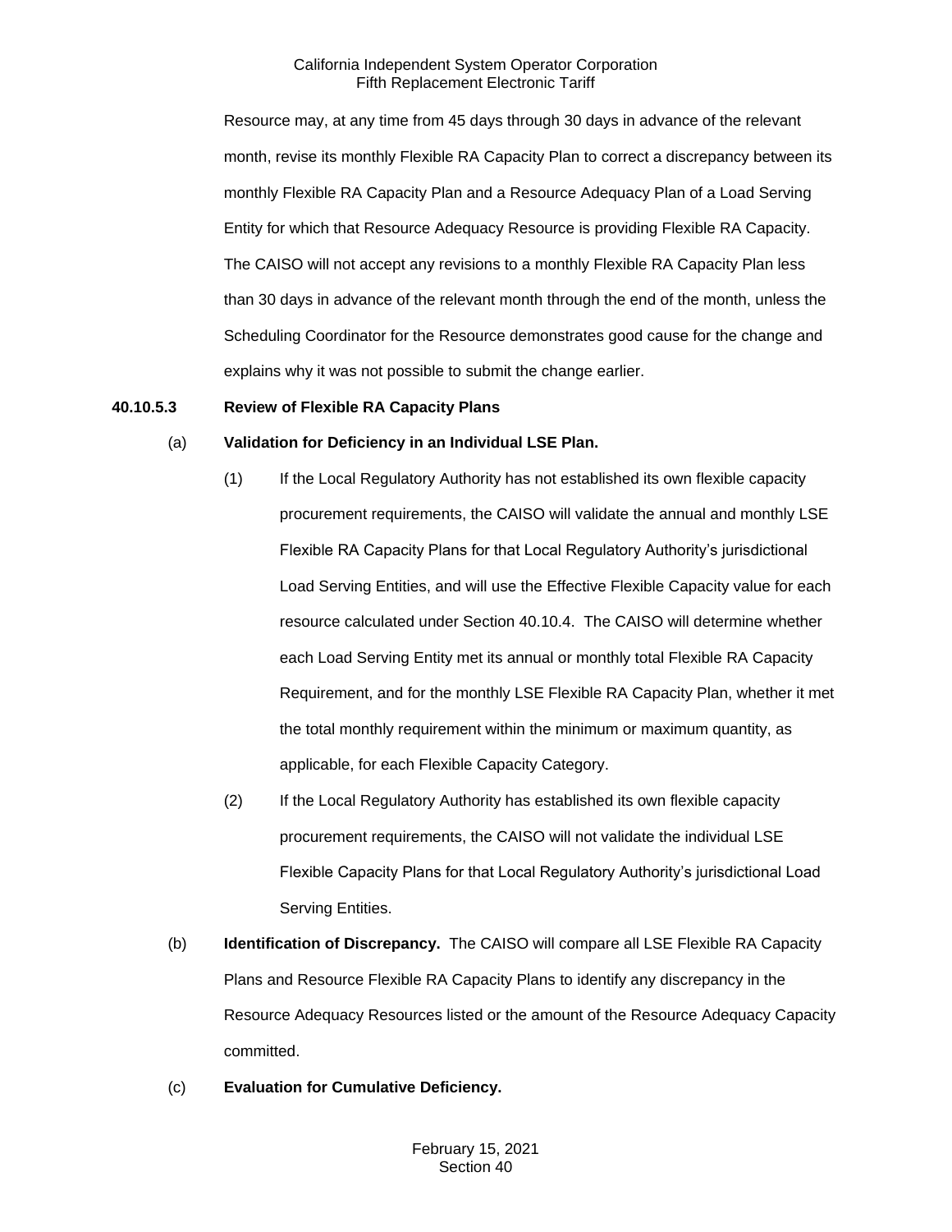Resource may, at any time from 45 days through 30 days in advance of the relevant month, revise its monthly Flexible RA Capacity Plan to correct a discrepancy between its monthly Flexible RA Capacity Plan and a Resource Adequacy Plan of a Load Serving Entity for which that Resource Adequacy Resource is providing Flexible RA Capacity. The CAISO will not accept any revisions to a monthly Flexible RA Capacity Plan less than 30 days in advance of the relevant month through the end of the month, unless the Scheduling Coordinator for the Resource demonstrates good cause for the change and explains why it was not possible to submit the change earlier.

**40.10.5.3 Review of Flexible RA Capacity Plans**

(a) **Validation for Deficiency in an Individual LSE Plan.**

(1) If the Local Regulatory Authority has not established its own flexible capacity procurement requirements, the CAISO will validate the annual and monthly LSE Flexible RA Capacity Plans for that Local Regulatory Authority's jurisdictional Load Serving Entities, and will use the Effective Flexible Capacity value for each resource calculated under Section 40.10.4. The CAISO will determine whether each Load Serving Entity met its annual or monthly total Flexible RA Capacity Requirement, and for the monthly LSE Flexible RA Capacity Plan, whether it met the total monthly requirement within the minimum or maximum quantity, as applicable, for each Flexible Capacity Category.

(2) If the Local Regulatory Authority has established its own flexible capacity procurement requirements, the CAISO will not validate the individual LSE Flexible Capacity Plans for that Local Regulatory Authority's jurisdictional Load Serving Entities.

(b) **Identification of Discrepancy.** The CAISO will compare all LSE Flexible RA Capacity Plans and Resource Flexible RA Capacity Plans to identify any discrepancy in the Resource Adequacy Resources listed or the amount of the Resource Adequacy Capacity committed.

(c) **Evaluation for Cumulative Deficiency.**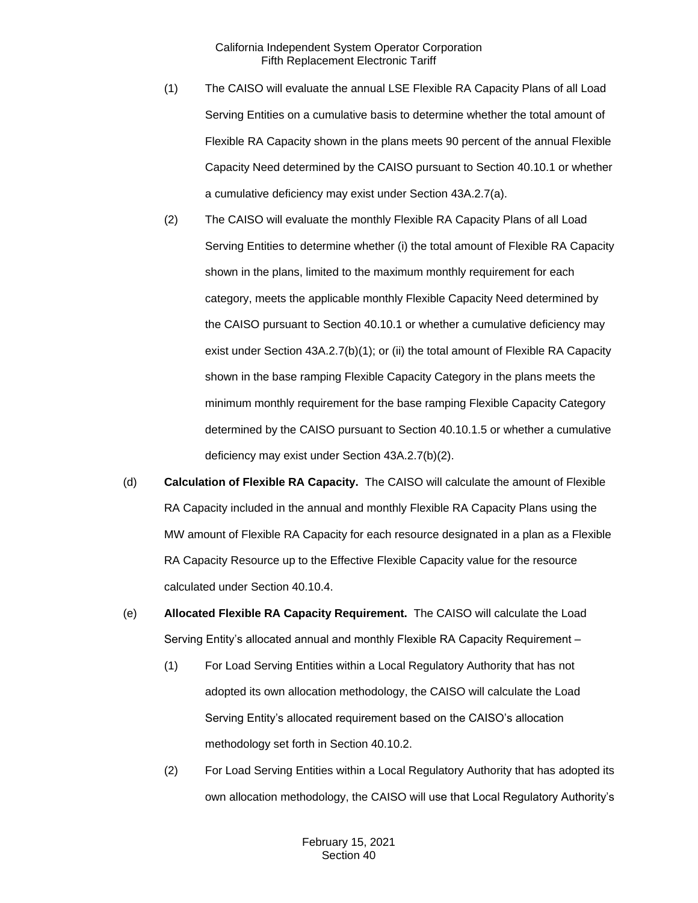(1) The CAISO will evaluate the annual LSE Flexible RA Capacity Plans of all Load Serving Entities on a cumulative basis to determine whether the total amount of Flexible RA Capacity shown in the plans meets 90 percent of the annual Flexible Capacity Need determined by the CAISO pursuant to Section 40.10.1 or whether a cumulative deficiency may exist under Section 43A.2.7(a).

(2) The CAISO will evaluate the monthly Flexible RA Capacity Plans of all Load Serving Entities to determine whether (i) the total amount of Flexible RA Capacity shown in the plans, limited to the maximum monthly requirement for each category, meets the applicable monthly Flexible Capacity Need determined by the CAISO pursuant to Section 40.10.1 or whether a cumulative deficiency may exist under Section 43A.2.7(b)(1); or (ii) the total amount of Flexible RA Capacity shown in the base ramping Flexible Capacity Category in the plans meets the minimum monthly requirement for the base ramping Flexible Capacity Category determined by the CAISO pursuant to Section 40.10.1.5 or whether a cumulative deficiency may exist under Section 43A.2.7(b)(2).

(d) **Calculation of Flexible RA Capacity.** The CAISO will calculate the amount of Flexible RA Capacity included in the annual and monthly Flexible RA Capacity Plans using the MW amount of Flexible RA Capacity for each resource designated in a plan as a Flexible RA Capacity Resource up to the Effective Flexible Capacity value for the resource calculated under Section 40.10.4.

(e) **Allocated Flexible RA Capacity Requirement.** The CAISO will calculate the Load Serving Entity's allocated annual and monthly Flexible RA Capacity Requirement –

(1) For Load Serving Entities within a Local Regulatory Authority that has not adopted its own allocation methodology, the CAISO will calculate the Load Serving Entity's allocated requirement based on the CAISO's allocation methodology set forth in Section 40.10.2.

(2) For Load Serving Entities within a Local Regulatory Authority that has adopted its own allocation methodology, the CAISO will use that Local Regulatory Authority's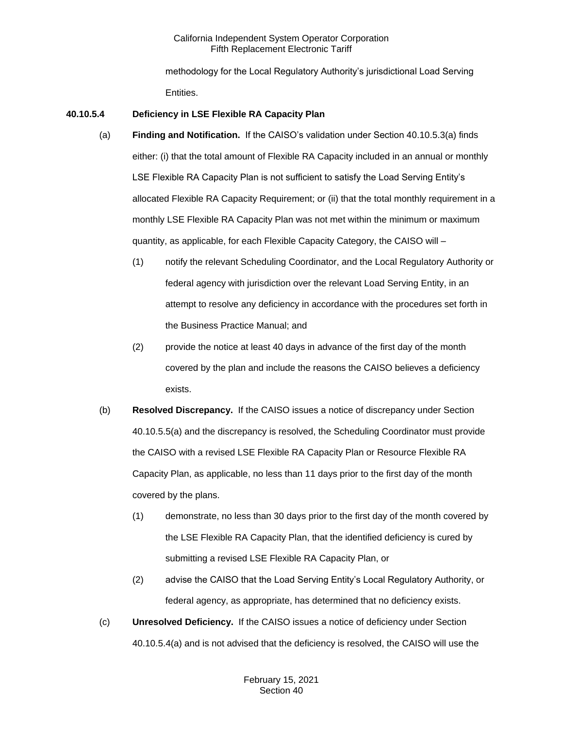methodology for the Local Regulatory Authority's jurisdictional Load Serving Entities.

**40.10.5.4 Deficiency in LSE Flexible RA Capacity Plan**

(a) **Finding and Notification.** If the CAISO's validation under Section 40.10.5.3(a) finds either: (i) that the total amount of Flexible RA Capacity included in an annual or monthly LSE Flexible RA Capacity Plan is not sufficient to satisfy the Load Serving Entity's allocated Flexible RA Capacity Requirement; or (ii) that the total monthly requirement in a monthly LSE Flexible RA Capacity Plan was not met within the minimum or maximum quantity, as applicable, for each Flexible Capacity Category, the CAISO will –

(1) notify the relevant Scheduling Coordinator, and the Local Regulatory Authority or federal agency with jurisdiction over the relevant Load Serving Entity, in an attempt to resolve any deficiency in accordance with the procedures set forth in the Business Practice Manual; and

(2) provide the notice at least 40 days in advance of the first day of the month covered by the plan and include the reasons the CAISO believes a deficiency exists.

(b) **Resolved Discrepancy.** If the CAISO issues a notice of discrepancy under Section 40.10.5.5(a) and the discrepancy is resolved, the Scheduling Coordinator must provide the CAISO with a revised LSE Flexible RA Capacity Plan or Resource Flexible RA Capacity Plan, as applicable, no less than 11 days prior to the first day of the month covered by the plans.

(1) demonstrate, no less than 30 days prior to the first day of the month covered by the LSE Flexible RA Capacity Plan, that the identified deficiency is cured by submitting a revised LSE Flexible RA Capacity Plan, or

(2) advise the CAISO that the Load Serving Entity's Local Regulatory Authority, or federal agency, as appropriate, has determined that no deficiency exists.

(c) **Unresolved Deficiency.** If the CAISO issues a notice of deficiency under Section 40.10.5.4(a) and is not advised that the deficiency is resolved, the CAISO will use the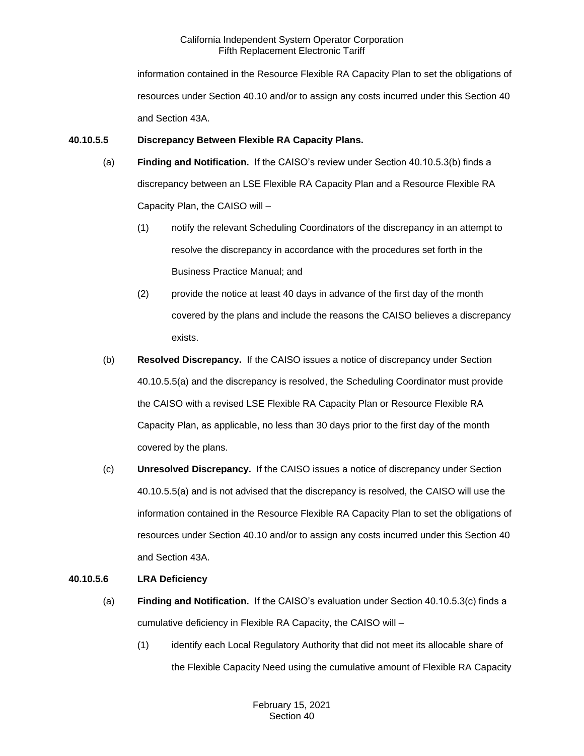information contained in the Resource Flexible RA Capacity Plan to set the obligations of resources under Section 40.10 and/or to assign any costs incurred under this Section 40 and Section 43A.

**40.10.5.5 Discrepancy Between Flexible RA Capacity Plans.**

(a) **Finding and Notification.** If the CAISO's review under Section 40.10.5.3(b) finds a discrepancy between an LSE Flexible RA Capacity Plan and a Resource Flexible RA Capacity Plan, the CAISO will –

(1) notify the relevant Scheduling Coordinators of the discrepancy in an attempt to resolve the discrepancy in accordance with the procedures set forth in the Business Practice Manual; and

(2) provide the notice at least 40 days in advance of the first day of the month covered by the plans and include the reasons the CAISO believes a discrepancy exists.

(b) **Resolved Discrepancy.** If the CAISO issues a notice of discrepancy under Section 40.10.5.5(a) and the discrepancy is resolved, the Scheduling Coordinator must provide the CAISO with a revised LSE Flexible RA Capacity Plan or Resource Flexible RA Capacity Plan, as applicable, no less than 30 days prior to the first day of the month covered by the plans.

(c) **Unresolved Discrepancy.** If the CAISO issues a notice of discrepancy under Section 40.10.5.5(a) and is not advised that the discrepancy is resolved, the CAISO will use the information contained in the Resource Flexible RA Capacity Plan to set the obligations of resources under Section 40.10 and/or to assign any costs incurred under this Section 40 and Section 43A.

**40.10.5.6 LRA Deficiency**

(a) **Finding and Notification.** If the CAISO's evaluation under Section 40.10.5.3(c) finds a cumulative deficiency in Flexible RA Capacity, the CAISO will –

(1) identify each Local Regulatory Authority that did not meet its allocable share of the Flexible Capacity Need using the cumulative amount of Flexible RA Capacity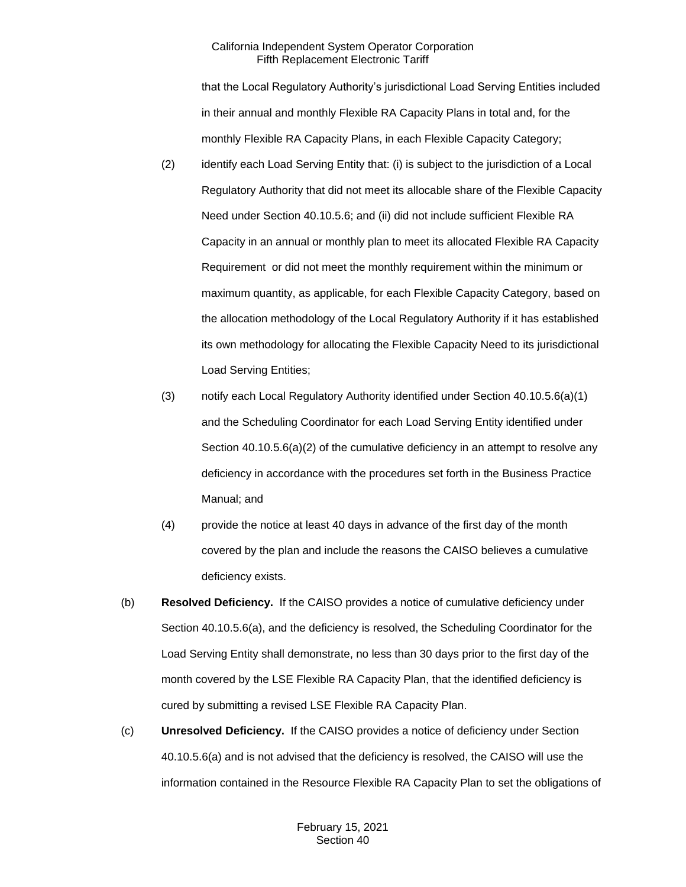that the Local Regulatory Authority's jurisdictional Load Serving Entities included in their annual and monthly Flexible RA Capacity Plans in total and, for the monthly Flexible RA Capacity Plans, in each Flexible Capacity Category;

(2) identify each Load Serving Entity that: (i) is subject to the jurisdiction of a Local Regulatory Authority that did not meet its allocable share of the Flexible Capacity Need under Section 40.10.5.6; and (ii) did not include sufficient Flexible RA Capacity in an annual or monthly plan to meet its allocated Flexible RA Capacity Requirement or did not meet the monthly requirement within the minimum or maximum quantity, as applicable, for each Flexible Capacity Category, based on the allocation methodology of the Local Regulatory Authority if it has established its own methodology for allocating the Flexible Capacity Need to its jurisdictional Load Serving Entities;

(3) notify each Local Regulatory Authority identified under Section 40.10.5.6(a)(1) and the Scheduling Coordinator for each Load Serving Entity identified under Section 40.10.5.6(a)(2) of the cumulative deficiency in an attempt to resolve any deficiency in accordance with the procedures set forth in the Business Practice Manual; and

(4) provide the notice at least 40 days in advance of the first day of the month covered by the plan and include the reasons the CAISO believes a cumulative deficiency exists.

(b) **Resolved Deficiency.** If the CAISO provides a notice of cumulative deficiency under Section 40.10.5.6(a), and the deficiency is resolved, the Scheduling Coordinator for the Load Serving Entity shall demonstrate, no less than 30 days prior to the first day of the month covered by the LSE Flexible RA Capacity Plan, that the identified deficiency is cured by submitting a revised LSE Flexible RA Capacity Plan.

(c) **Unresolved Deficiency.** If the CAISO provides a notice of deficiency under Section 40.10.5.6(a) and is not advised that the deficiency is resolved, the CAISO will use the information contained in the Resource Flexible RA Capacity Plan to set the obligations of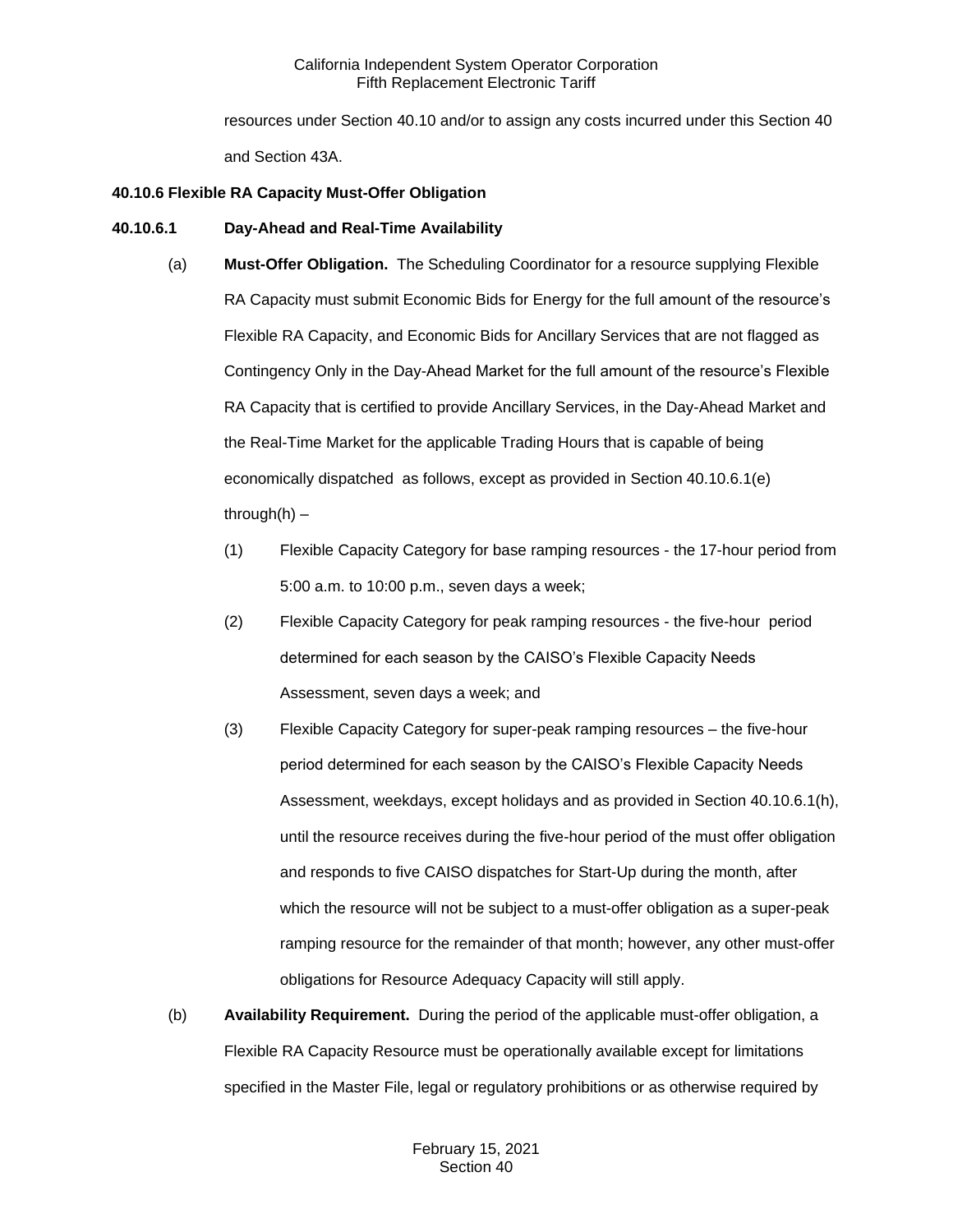resources under Section 40.10 and/or to assign any costs incurred under this Section 40 and Section 43A.

**40.10.6 Flexible RA Capacity Must-Offer Obligation**

**40.10.6.1 Day-Ahead and Real-Time Availability**

(a) **Must-Offer Obligation.** The Scheduling Coordinator for a resource supplying Flexible RA Capacity must submit Economic Bids for Energy for the full amount of the resource's Flexible RA Capacity, and Economic Bids for Ancillary Services that are not flagged as Contingency Only in the Day-Ahead Market for the full amount of the resource's Flexible RA Capacity that is certified to provide Ancillary Services, in the Day-Ahead Market and the Real-Time Market for the applicable Trading Hours that is capable of being economically dispatched as follows, except as provided in Section 40.10.6.1(e) through(h) –

(1) Flexible Capacity Category for base ramping resources - the 17-hour period from 5:00 a.m. to 10:00 p.m., seven days a week;

(2) Flexible Capacity Category for peak ramping resources - the five-hour period determined for each season by the CAISO's Flexible Capacity Needs Assessment, seven days a week; and

(3) Flexible Capacity Category for super-peak ramping resources – the five-hour period determined for each season by the CAISO's Flexible Capacity Needs Assessment, weekdays, except holidays and as provided in Section 40.10.6.1(h), until the resource receives during the five-hour period of the must offer obligation and responds to five CAISO dispatches for Start-Up during the month, after which the resource will not be subject to a must-offer obligation as a super-peak ramping resource for the remainder of that month; however, any other must-offer obligations for Resource Adequacy Capacity will still apply.

(b) **Availability Requirement.** During the period of the applicable must-offer obligation, a Flexible RA Capacity Resource must be operationally available except for limitations specified in the Master File, legal or regulatory prohibitions or as otherwise required by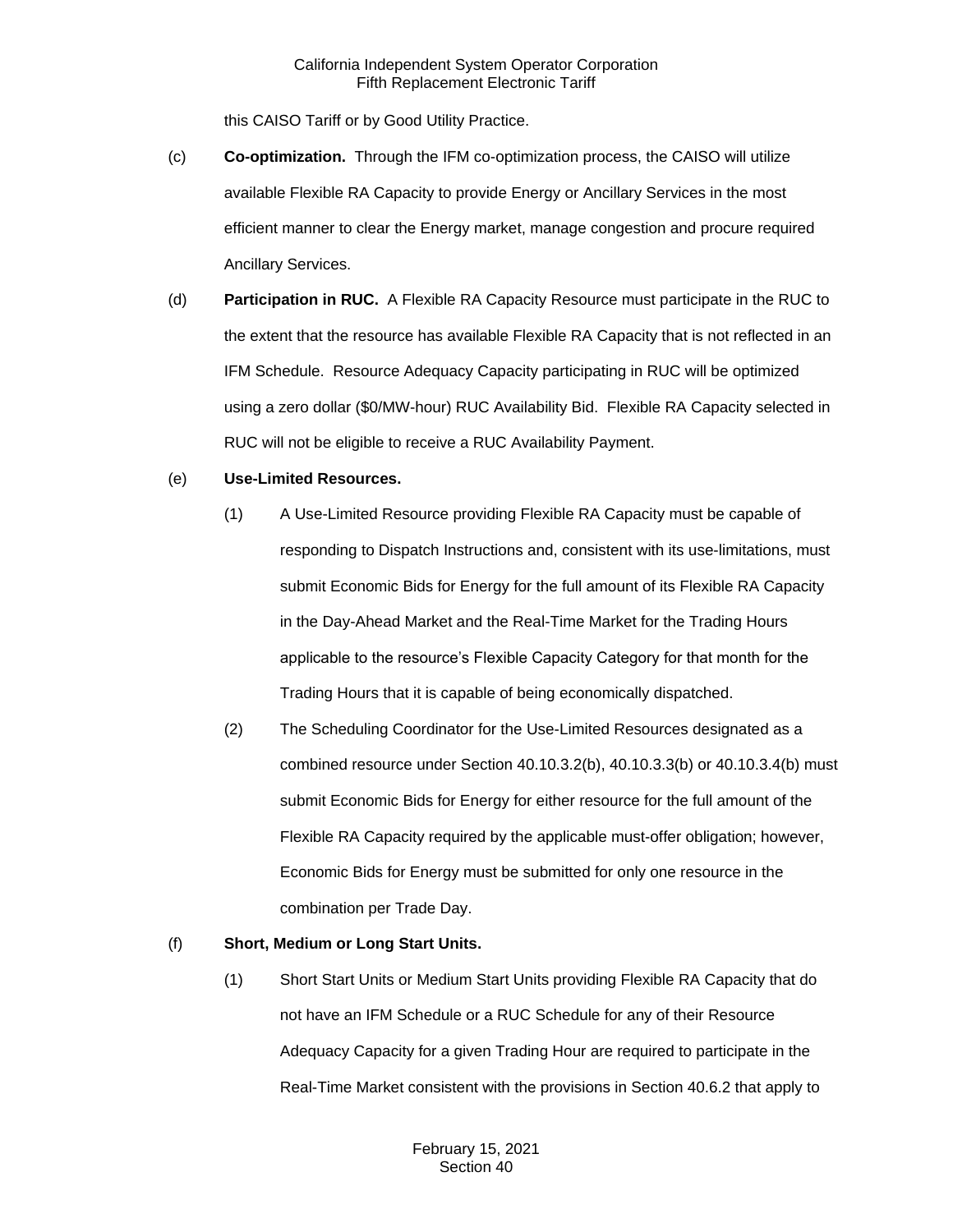this CAISO Tariff or by Good Utility Practice.

(c) **Co-optimization.** Through the IFM co-optimization process, the CAISO will utilize available Flexible RA Capacity to provide Energy or Ancillary Services in the most efficient manner to clear the Energy market, manage congestion and procure required Ancillary Services.

(d) **Participation in RUC.** A Flexible RA Capacity Resource must participate in the RUC to the extent that the resource has available Flexible RA Capacity that is not reflected in an IFM Schedule. Resource Adequacy Capacity participating in RUC will be optimized using a zero dollar ($0/MW-hour) RUC Availability Bid. Flexible RA Capacity selected in RUC will not be eligible to receive a RUC Availability Payment.

(e) **Use-Limited Resources.**

(1) A Use-Limited Resource providing Flexible RA Capacity must be capable of responding to Dispatch Instructions and, consistent with its use-limitations, must submit Economic Bids for Energy for the full amount of its Flexible RA Capacity in the Day-Ahead Market and the Real-Time Market for the Trading Hours applicable to the resource's Flexible Capacity Category for that month for the Trading Hours that it is capable of being economically dispatched.

(2) The Scheduling Coordinator for the Use-Limited Resources designated as a combined resource under Section 40.10.3.2(b), 40.10.3.3(b) or 40.10.3.4(b) must submit Economic Bids for Energy for either resource for the full amount of the Flexible RA Capacity required by the applicable must-offer obligation; however, Economic Bids for Energy must be submitted for only one resource in the combination per Trade Day.

(f) **Short, Medium or Long Start Units.**

(1) Short Start Units or Medium Start Units providing Flexible RA Capacity that do not have an IFM Schedule or a RUC Schedule for any of their Resource Adequacy Capacity for a given Trading Hour are required to participate in the Real-Time Market consistent with the provisions in Section 40.6.2 that apply to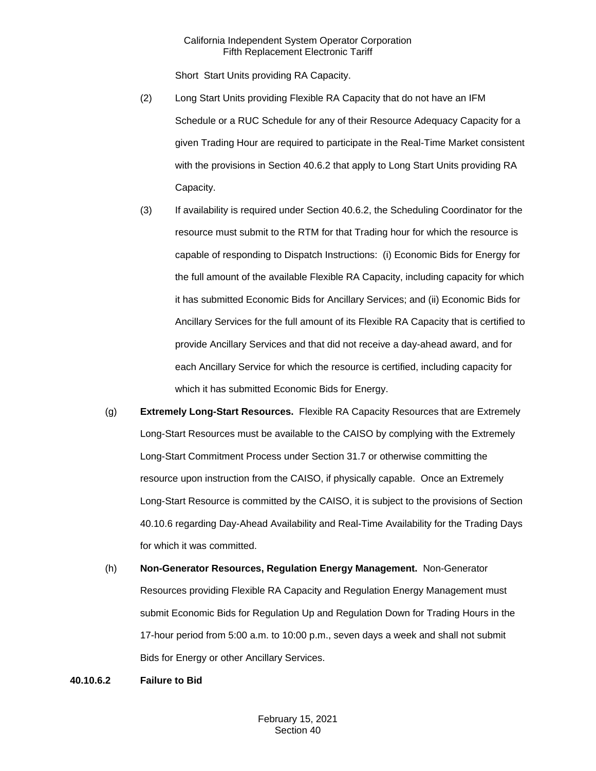Short Start Units providing RA Capacity.

(2) Long Start Units providing Flexible RA Capacity that do not have an IFM Schedule or a RUC Schedule for any of their Resource Adequacy Capacity for a given Trading Hour are required to participate in the Real-Time Market consistent with the provisions in Section 40.6.2 that apply to Long Start Units providing RA Capacity.

(3) If availability is required under Section 40.6.2, the Scheduling Coordinator for the resource must submit to the RTM for that Trading hour for which the resource is capable of responding to Dispatch Instructions: (i) Economic Bids for Energy for the full amount of the available Flexible RA Capacity, including capacity for which it has submitted Economic Bids for Ancillary Services; and (ii) Economic Bids for Ancillary Services for the full amount of its Flexible RA Capacity that is certified to provide Ancillary Services and that did not receive a day-ahead award, and for each Ancillary Service for which the resource is certified, including capacity for which it has submitted Economic Bids for Energy.

(g) **Extremely Long-Start Resources.** Flexible RA Capacity Resources that are Extremely Long-Start Resources must be available to the CAISO by complying with the Extremely Long-Start Commitment Process under Section 31.7 or otherwise committing the resource upon instruction from the CAISO, if physically capable. Once an Extremely Long-Start Resource is committed by the CAISO, it is subject to the provisions of Section 40.10.6 regarding Day-Ahead Availability and Real-Time Availability for the Trading Days for which it was committed.

(h) **Non-Generator Resources, Regulation Energy Management.** Non-Generator Resources providing Flexible RA Capacity and Regulation Energy Management must submit Economic Bids for Regulation Up and Regulation Down for Trading Hours in the 17-hour period from 5:00 a.m. to 10:00 p.m., seven days a week and shall not submit Bids for Energy or other Ancillary Services.

**40.10.6.2 Failure to Bid**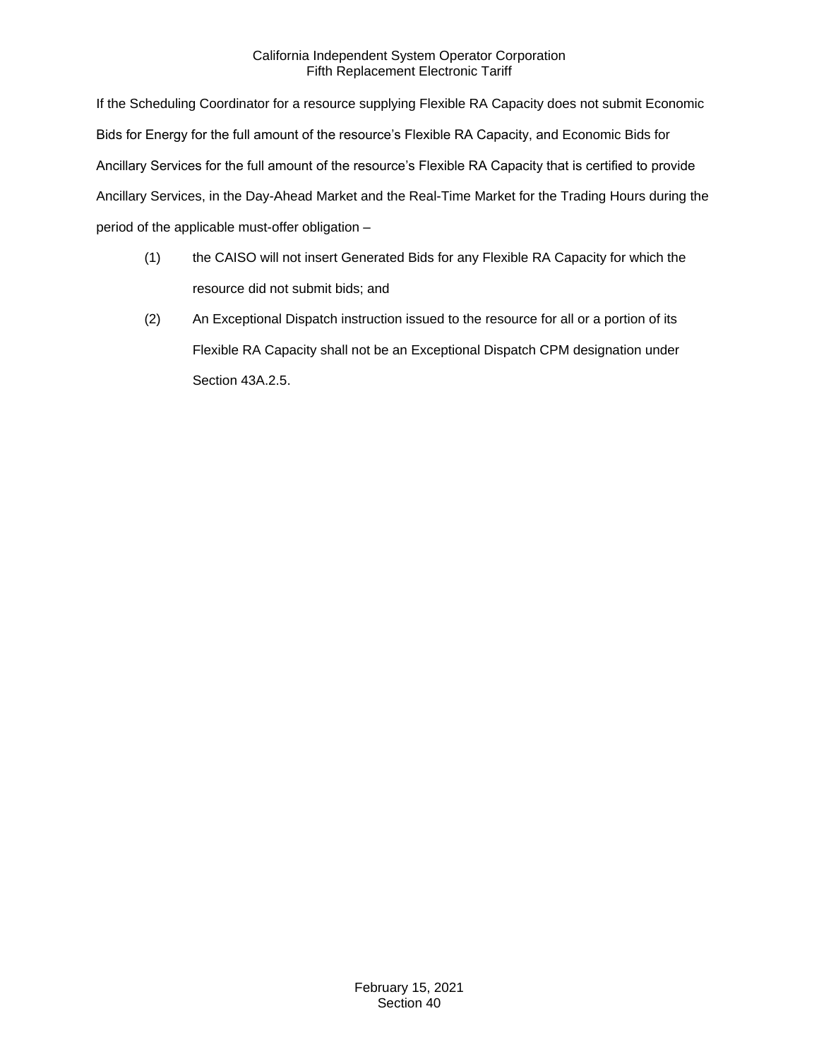If the Scheduling Coordinator for a resource supplying Flexible RA Capacity does not submit Economic Bids for Energy for the full amount of the resource's Flexible RA Capacity, and Economic Bids for Ancillary Services for the full amount of the resource's Flexible RA Capacity that is certified to provide Ancillary Services, in the Day-Ahead Market and the Real-Time Market for the Trading Hours during the period of the applicable must-offer obligation –

(1) the CAISO will not insert Generated Bids for any Flexible RA Capacity for which the resource did not submit bids; and

(2) An Exceptional Dispatch instruction issued to the resource for all or a portion of its Flexible RA Capacity shall not be an Exceptional Dispatch CPM designation under Section 43A.2.5.